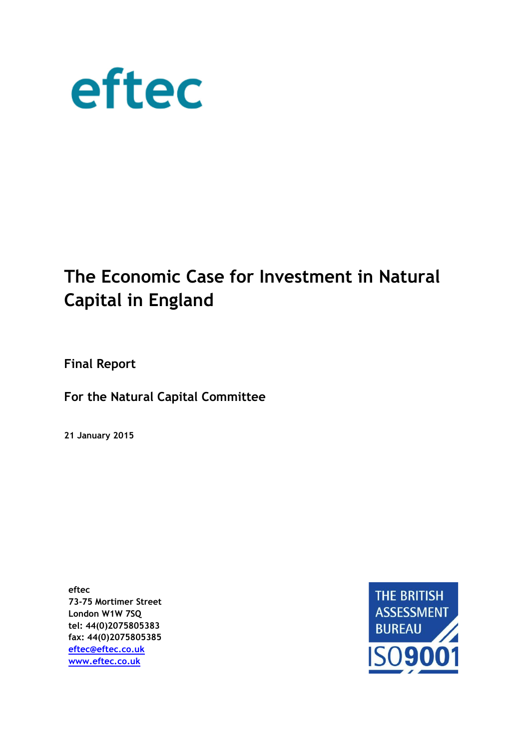eftec

# The Economic Case for Investment in Natural Capital in England

**Final Report**

**For the Natural Capital Committee**

**21 January 2015**

**eftec**
**73-75 Mortimer Street**
**London W1W 7SQ**
**tel: 44(0)2075805383**
**fax: 44(0)2075805385**
**eftec@eftec.co.uk**
**www.eftec.co.uk**

THE BRITISH ASSESSMENT BUREAU ISO9001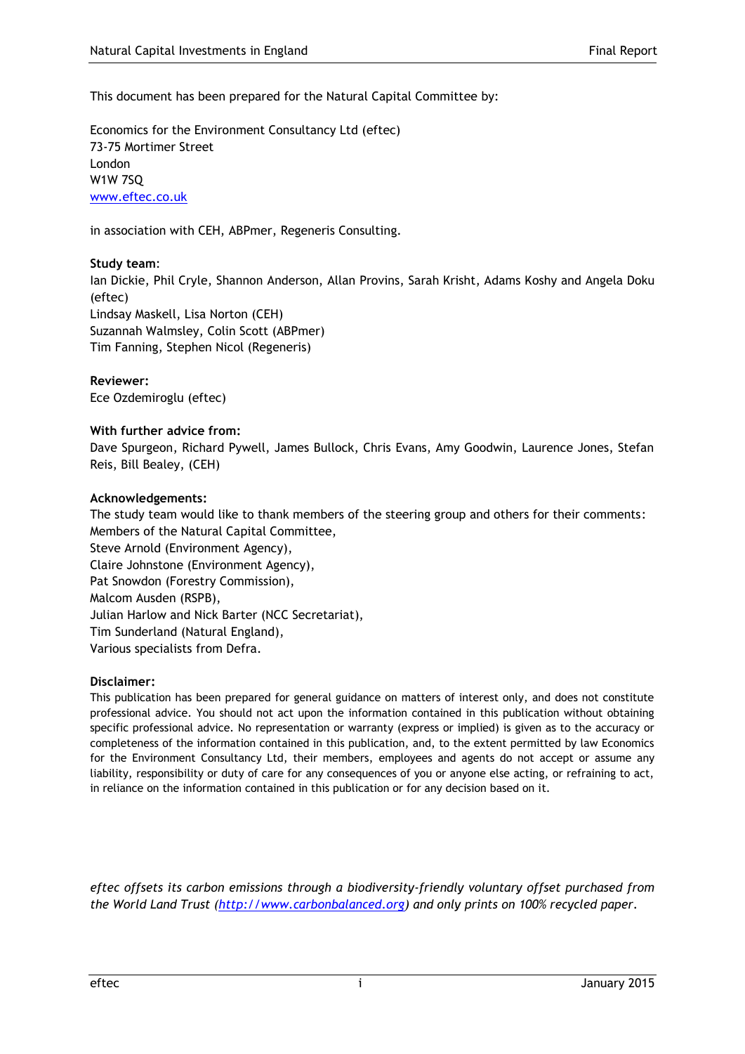This document has been prepared for the Natural Capital Committee by:

Economics for the Environment Consultancy Ltd (eftec)
73-75 Mortimer Street
London
W1W 7SQ
[www.eftec.co.uk](www.eftec.co.uk)

in association with CEH, ABPmer, Regeneris Consulting.

**Study team**:
Ian Dickie, Phil Cryle, Shannon Anderson, Allan Provins, Sarah Krisht, Adams Koshy and Angela Doku (eftec)
Lindsay Maskell, Lisa Norton (CEH)
Suzannah Walmsley, Colin Scott (ABPmer)
Tim Fanning, Stephen Nicol (Regeneris)

**Reviewer:**
Ece Ozdemiroglu (eftec)

**With further advice from:**
Dave Spurgeon, Richard Pywell, James Bullock, Chris Evans, Amy Goodwin, Laurence Jones, Stefan Reis, Bill Bealey, (CEH)

**Acknowledgements:**
The study team would like to thank members of the steering group and others for their comments:
Members of the Natural Capital Committee,
Steve Arnold (Environment Agency),
Claire Johnstone (Environment Agency),
Pat Snowdon (Forestry Commission),
Malcom Ausden (RSPB),
Julian Harlow and Nick Barter (NCC Secretariat),
Tim Sunderland (Natural England),
Various specialists from Defra.

**Disclaimer:**
This publication has been prepared for general guidance on matters of interest only, and does not constitute professional advice. You should not act upon the information contained in this publication without obtaining specific professional advice. No representation or warranty (express or implied) is given as to the accuracy or completeness of the information contained in this publication, and, to the extent permitted by law Economics for the Environment Consultancy Ltd, their members, employees and agents do not accept or assume any liability, responsibility or duty of care for any consequences of you or anyone else acting, or refraining to act, in reliance on the information contained in this publication or for any decision based on it.

*eftec offsets its carbon emissions through a biodiversity-friendly voluntary offset purchased from the World Land Trust ([http://www.carbonbalanced.org](http://www.carbonbalanced.org)) and only prints on 100% recycled paper.*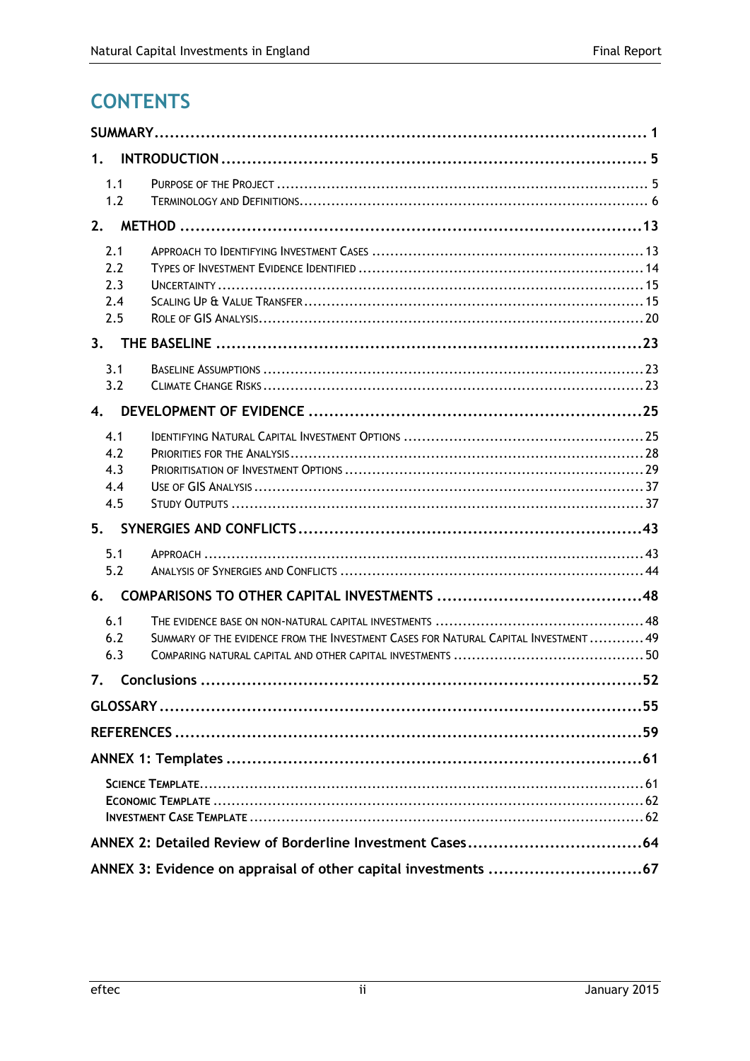# CONTENTS

**SUMMARY** ..................................................................................... 1

**1. INTRODUCTION** ......................................................................... 5

- 1.1 Purpose of the Project ..................................................................... 5
- 1.2 Terminology and Definitions ............................................................. 6

**2. METHOD** ...................................................................................... 13

- 2.1 Approach to Identifying Investment Cases ............................................ 13
- 2.2 Types of Investment Evidence Identified .............................................. 14
- 2.3 Uncertainty ...................................................................................... 15
- 2.4 Scaling Up & Value Transfer ................................................................ 15
- 2.5 Role of GIS Analysis ........................................................................... 20

**3. THE BASELINE** ............................................................................. 23

- 3.1 Baseline Assumptions ......................................................................... 23
- 3.2 Climate Change Risks .......................................................................... 23

**4. DEVELOPMENT OF EVIDENCE** ........................................................... 25

- 4.1 Identifying Natural Capital Investment Options ..................................... 25
- 4.2 Priorities for the Analysis ..................................................................... 28
- 4.3 Prioritisation of Investment Options ..................................................... 29
- 4.4 Use of GIS Analysis .............................................................................. 37
- 4.5 Study Outputs ...................................................................................... 37

**5. SYNERGIES AND CONFLICTS** ............................................................ 43

- 5.1 Approach ............................................................................................. 43
- 5.2 Analysis of Synergies and Conflicts ....................................................... 44

**6. COMPARISONS TO OTHER CAPITAL INVESTMENTS** ................................ 48

- 6.1 The evidence base on non-natural capital investments ........................... 48
- 6.2 Summary of the evidence from the Investment Cases for Natural Capital Investment ............ 49
- 6.3 Comparing natural capital and other capital investments ......................... 50

**7. Conclusions** ..................................................................................... 52

**GLOSSARY** ......................................................................................... 55

**REFERENCES** ....................................................................................... 59

**ANNEX 1: Templates** ............................................................................ 61

- Science Template ...................................................................................... 61
- Economic Template ................................................................................... 62
- Investment Case Template ......................................................................... 62

**ANNEX 2: Detailed Review of Borderline Investment Cases** ......................... 64

**ANNEX 3: Evidence on appraisal of other capital investments** ...................... 67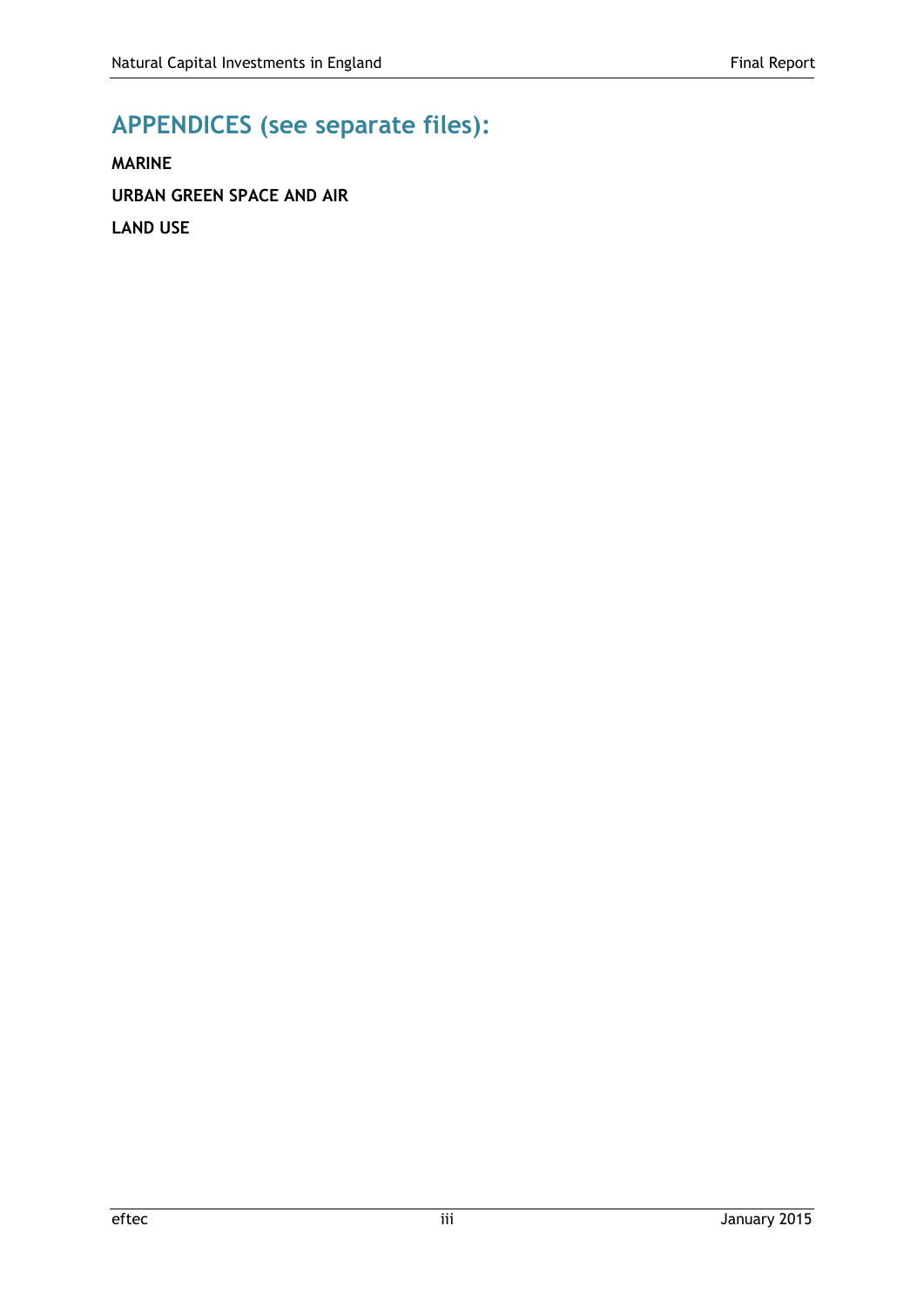# APPENDICES (see separate files):

**MARINE**

**URBAN GREEN SPACE AND AIR**

**LAND USE**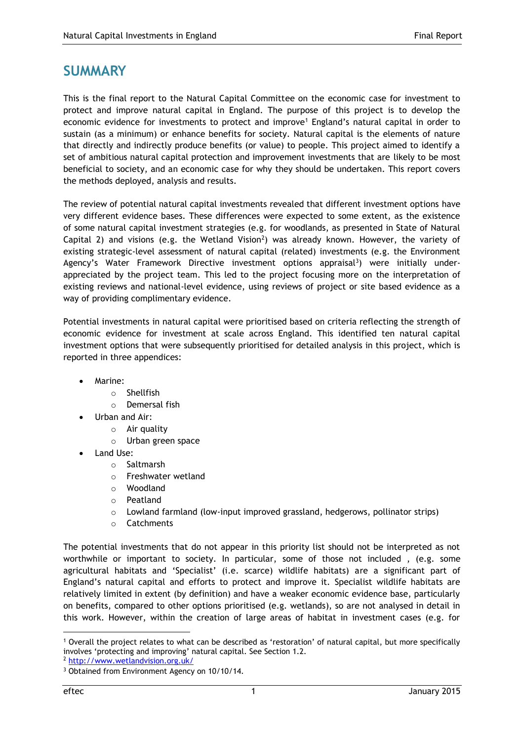# SUMMARY

This is the final report to the Natural Capital Committee on the economic case for investment to protect and improve natural capital in England. The purpose of this project is to develop the economic evidence for investments to protect and improve[1] England's natural capital in order to sustain (as a minimum) or enhance benefits for society. Natural capital is the elements of nature that directly and indirectly produce benefits (or value) to people. This project aimed to identify a set of ambitious natural capital protection and improvement investments that are likely to be most beneficial to society, and an economic case for why they should be undertaken. This report covers the methods deployed, analysis and results.

The review of potential natural capital investments revealed that different investment options have very different evidence bases. These differences were expected to some extent, as the existence of some natural capital investment strategies (e.g. for woodlands, as presented in State of Natural Capital 2) and visions (e.g. the Wetland Vision[2]) was already known. However, the variety of existing strategic-level assessment of natural capital (related) investments (e.g. the Environment Agency's Water Framework Directive investment options appraisal[3]) were initially under-appreciated by the project team. This led to the project focusing more on the interpretation of existing reviews and national-level evidence, using reviews of project or site based evidence as a way of providing complimentary evidence.

Potential investments in natural capital were prioritised based on criteria reflecting the strength of economic evidence for investment at scale across England. This identified ten natural capital investment options that were subsequently prioritised for detailed analysis in this project, which is reported in three appendices:

- Marine:
  - Shellfish
  - Demersal fish
- Urban and Air:
  - Air quality
  - Urban green space
- Land Use:
  - Saltmarsh
  - Freshwater wetland
  - Woodland
  - Peatland
  - Lowland farmland (low-input improved grassland, hedgerows, pollinator strips)
  - Catchments

The potential investments that do not appear in this priority list should not be interpreted as not worthwhile or important to society. In particular, some of those not included , (e.g. some agricultural habitats and 'Specialist' (i.e. scarce) wildlife habitats) are a significant part of England's natural capital and efforts to protect and improve it. Specialist wildlife habitats are relatively limited in extent (by definition) and have a weaker economic evidence base, particularly on benefits, compared to other options prioritised (e.g. wetlands), so are not analysed in detail in this work. However, within the creation of large areas of habitat in investment cases (e.g. for

---

[1] Overall the project relates to what can be described as 'restoration' of natural capital, but more specifically involves 'protecting and improving' natural capital. See Section 1.2.

[2] http://www.wetlandvision.org.uk/

[3] Obtained from Environment Agency on 10/10/14.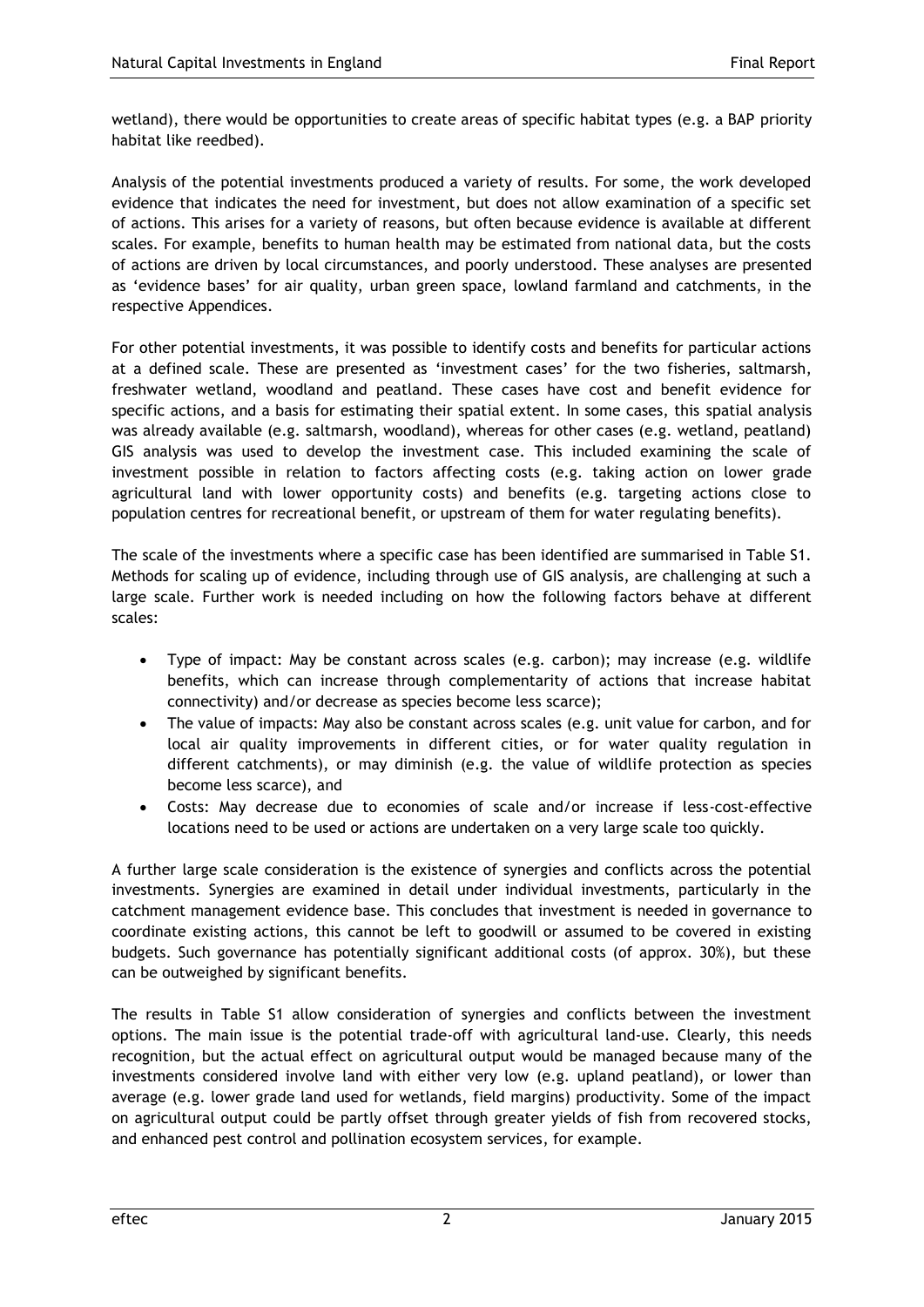wetland), there would be opportunities to create areas of specific habitat types (e.g. a BAP priority habitat like reedbed).

Analysis of the potential investments produced a variety of results. For some, the work developed evidence that indicates the need for investment, but does not allow examination of a specific set of actions. This arises for a variety of reasons, but often because evidence is available at different scales. For example, benefits to human health may be estimated from national data, but the costs of actions are driven by local circumstances, and poorly understood. These analyses are presented as 'evidence bases' for air quality, urban green space, lowland farmland and catchments, in the respective Appendices.

For other potential investments, it was possible to identify costs and benefits for particular actions at a defined scale. These are presented as 'investment cases' for the two fisheries, saltmarsh, freshwater wetland, woodland and peatland. These cases have cost and benefit evidence for specific actions, and a basis for estimating their spatial extent. In some cases, this spatial analysis was already available (e.g. saltmarsh, woodland), whereas for other cases (e.g. wetland, peatland) GIS analysis was used to develop the investment case. This included examining the scale of investment possible in relation to factors affecting costs (e.g. taking action on lower grade agricultural land with lower opportunity costs) and benefits (e.g. targeting actions close to population centres for recreational benefit, or upstream of them for water regulating benefits).

The scale of the investments where a specific case has been identified are summarised in Table S1. Methods for scaling up of evidence, including through use of GIS analysis, are challenging at such a large scale. Further work is needed including on how the following factors behave at different scales:

- Type of impact: May be constant across scales (e.g. carbon); may increase (e.g. wildlife benefits, which can increase through complementarity of actions that increase habitat connectivity) and/or decrease as species become less scarce);
- The value of impacts: May also be constant across scales (e.g. unit value for carbon, and for local air quality improvements in different cities, or for water quality regulation in different catchments), or may diminish (e.g. the value of wildlife protection as species become less scarce), and
- Costs: May decrease due to economies of scale and/or increase if less-cost-effective locations need to be used or actions are undertaken on a very large scale too quickly.

A further large scale consideration is the existence of synergies and conflicts across the potential investments. Synergies are examined in detail under individual investments, particularly in the catchment management evidence base. This concludes that investment is needed in governance to coordinate existing actions, this cannot be left to goodwill or assumed to be covered in existing budgets. Such governance has potentially significant additional costs (of approx. 30%), but these can be outweighed by significant benefits.

The results in Table S1 allow consideration of synergies and conflicts between the investment options. The main issue is the potential trade-off with agricultural land-use. Clearly, this needs recognition, but the actual effect on agricultural output would be managed because many of the investments considered involve land with either very low (e.g. upland peatland), or lower than average (e.g. lower grade land used for wetlands, field margins) productivity. Some of the impact on agricultural output could be partly offset through greater yields of fish from recovered stocks, and enhanced pest control and pollination ecosystem services, for example.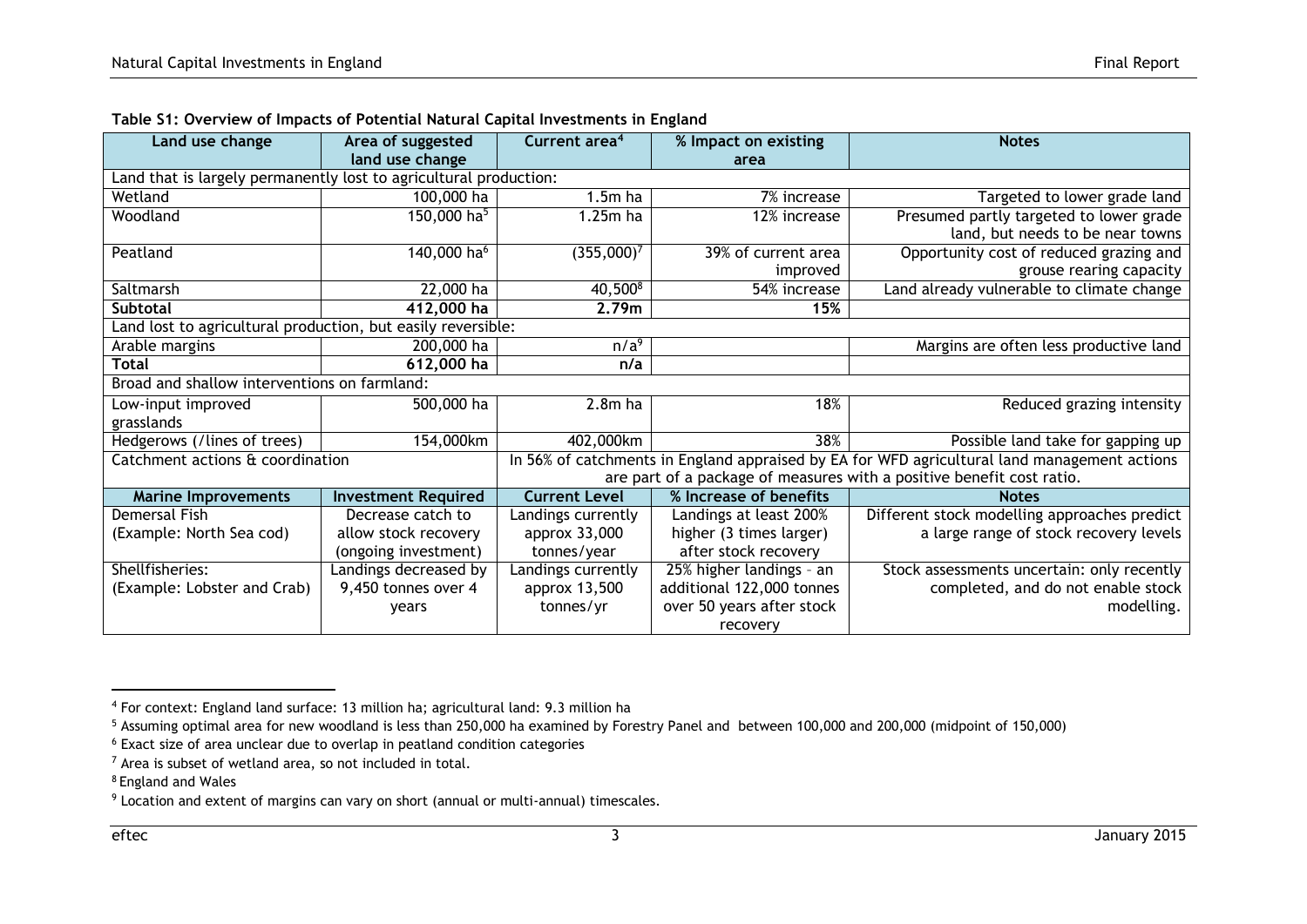**Table S1: Overview of Impacts of Potential Natural Capital Investments in England**

| Land use change | Area of suggested land use change | Current area[4] | % Impact on existing area | Notes |
|---|---|---|---|---|
| Land that is largely permanently lost to agricultural production: | | | | |
| Wetland | 100,000 ha | 1.5m ha | 7% increase | Targeted to lower grade land |
| Woodland | 150,000 ha[5] | 1.25m ha | 12% increase | Presumed partly targeted to lower grade land, but needs to be near towns |
| Peatland | 140,000 ha[6] | (355,000)[7] | 39% of current area improved | Opportunity cost of reduced grazing and grouse rearing capacity |
| Saltmarsh | 22,000 ha | 40,500[8] | 54% increase | Land already vulnerable to climate change |
| **Subtotal** | **412,000 ha** | **2.79m** | **15%** | |
| Land lost to agricultural production, but easily reversible: | | | | |
| Arable margins | 200,000 ha | n/a[9] | | Margins are often less productive land |
| **Total** | **612,000 ha** | **n/a** | | |
| Broad and shallow interventions on farmland: | | | | |
| Low-input improved grasslands | 500,000 ha | 2.8m ha | 18% | Reduced grazing intensity |
| Hedgerows (/lines of trees) | 154,000km | 402,000km | 38% | Possible land take for gapping up |
| Catchment actions & coordination | | In 56% of catchments in England appraised by EA for WFD agricultural land management actions are part of a package of measures with a positive benefit cost ratio. | | |
| **Marine Improvements** | **Investment Required** | **Current Level** | **% Increase of benefits** | **Notes** |
| Demersal Fish (Example: North Sea cod) | Decrease catch to allow stock recovery (ongoing investment) | Landings currently approx 33,000 tonnes/year | Landings at least 200% higher (3 times larger) after stock recovery | Different stock modelling approaches predict a large range of stock recovery levels |
| Shellfisheries: (Example: Lobster and Crab) | Landings decreased by 9,450 tonnes over 4 years | Landings currently approx 13,500 tonnes/yr | 25% higher landings - an additional 122,000 tonnes over 50 years after stock recovery | Stock assessments uncertain: only recently completed, and do not enable stock modelling. |

---

[4] For context: England land surface: 13 million ha; agricultural land: 9.3 million ha

[5] Assuming optimal area for new woodland is less than 250,000 ha examined by Forestry Panel and between 100,000 and 200,000 (midpoint of 150,000)

[6] Exact size of area unclear due to overlap in peatland condition categories

[7] Area is subset of wetland area, so not included in total.

[8] England and Wales

[9] Location and extent of margins can vary on short (annual or multi-annual) timescales.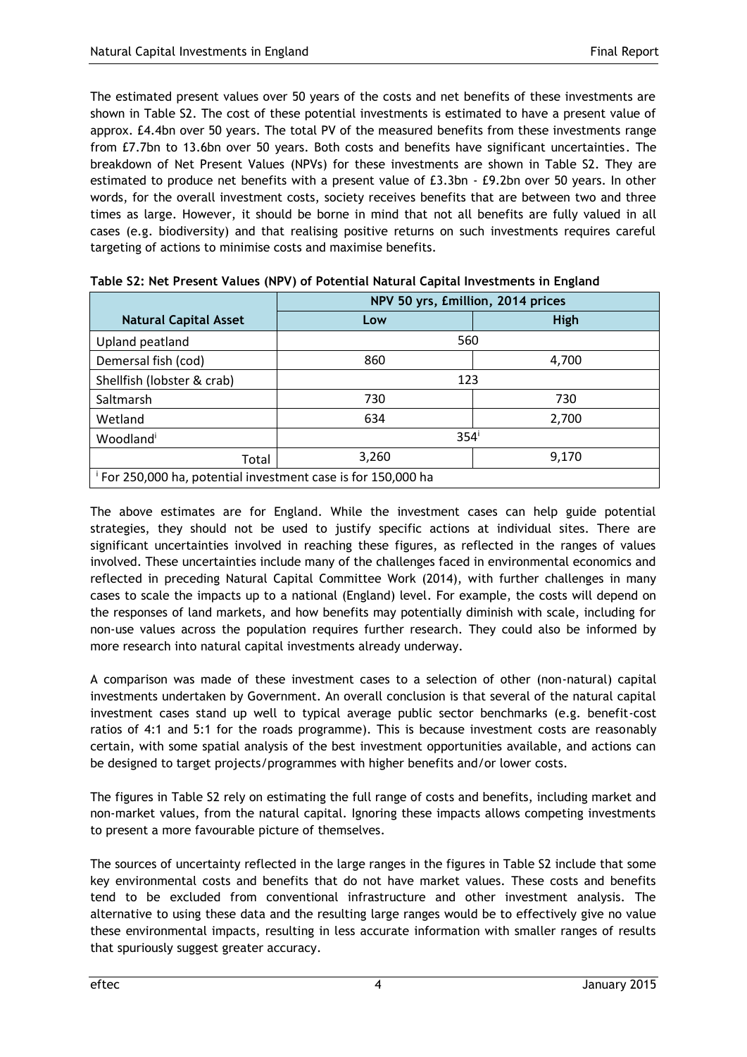The estimated present values over 50 years of the costs and net benefits of these investments are shown in Table S2. The cost of these potential investments is estimated to have a present value of approx. £4.4bn over 50 years. The total PV of the measured benefits from these investments range from £7.7bn to 13.6bn over 50 years. Both costs and benefits have significant uncertainties. The breakdown of Net Present Values (NPVs) for these investments are shown in Table S2. They are estimated to produce net benefits with a present value of £3.3bn - £9.2bn over 50 years. In other words, for the overall investment costs, society receives benefits that are between two and three times as large. However, it should be borne in mind that not all benefits are fully valued in all cases (e.g. biodiversity) and that realising positive returns on such investments requires careful targeting of actions to minimise costs and maximise benefits.

**Table S2: Net Present Values (NPV) of Potential Natural Capital Investments in England**

| | NPV 50 yrs, £million, 2014 prices | |
|---|---|---|
| **Natural Capital Asset** | **Low** | **High** |
| Upland peatland | 560 | |
| Demersal fish (cod) | 860 | 4,700 |
| Shellfish (lobster & crab) | 123 | |
| Saltmarsh | 730 | 730 |
| Wetland | 634 | 2,700 |
| Woodland[i] | 354[i] | |
| Total | 3,260 | 9,170 |

[i] For 250,000 ha, potential investment case is for 150,000 ha

The above estimates are for England. While the investment cases can help guide potential strategies, they should not be used to justify specific actions at individual sites. There are significant uncertainties involved in reaching these figures, as reflected in the ranges of values involved. These uncertainties include many of the challenges faced in environmental economics and reflected in preceding Natural Capital Committee Work (2014), with further challenges in many cases to scale the impacts up to a national (England) level. For example, the costs will depend on the responses of land markets, and how benefits may potentially diminish with scale, including for non-use values across the population requires further research. They could also be informed by more research into natural capital investments already underway.

A comparison was made of these investment cases to a selection of other (non-natural) capital investments undertaken by Government. An overall conclusion is that several of the natural capital investment cases stand up well to typical average public sector benchmarks (e.g. benefit-cost ratios of 4:1 and 5:1 for the roads programme). This is because investment costs are reasonably certain, with some spatial analysis of the best investment opportunities available, and actions can be designed to target projects/programmes with higher benefits and/or lower costs.

The figures in Table S2 rely on estimating the full range of costs and benefits, including market and non-market values, from the natural capital. Ignoring these impacts allows competing investments to present a more favourable picture of themselves.

The sources of uncertainty reflected in the large ranges in the figures in Table S2 include that some key environmental costs and benefits that do not have market values. These costs and benefits tend to be excluded from conventional infrastructure and other investment analysis. The alternative to using these data and the resulting large ranges would be to effectively give no value these environmental impacts, resulting in less accurate information with smaller ranges of results that spuriously suggest greater accuracy.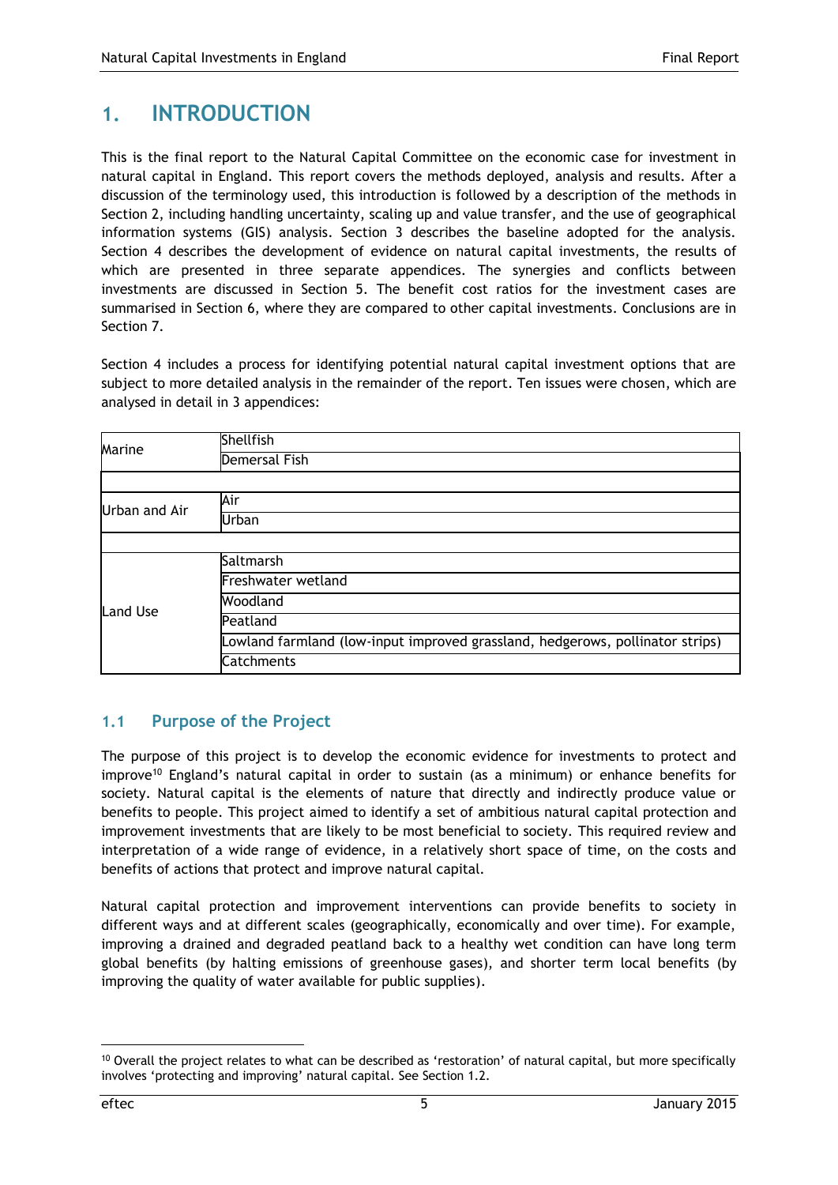# 1. INTRODUCTION

This is the final report to the Natural Capital Committee on the economic case for investment in natural capital in England. This report covers the methods deployed, analysis and results. After a discussion of the terminology used, this introduction is followed by a description of the methods in Section 2, including handling uncertainty, scaling up and value transfer, and the use of geographical information systems (GIS) analysis. Section 3 describes the baseline adopted for the analysis. Section 4 describes the development of evidence on natural capital investments, the results of which are presented in three separate appendices. The synergies and conflicts between investments are discussed in Section 5. The benefit cost ratios for the investment cases are summarised in Section 6, where they are compared to other capital investments. Conclusions are in Section 7.

Section 4 includes a process for identifying potential natural capital investment options that are subject to more detailed analysis in the remainder of the report. Ten issues were chosen, which are analysed in detail in 3 appendices:

| | |
|---|---|
| Marine | Shellfish |
| | Demersal Fish |
| | |
| Urban and Air | Air |
| | Urban |
| | |
| Land Use | Saltmarsh |
| | Freshwater wetland |
| | Woodland |
| | Peatland |
| | Lowland farmland (low-input improved grassland, hedgerows, pollinator strips) |
| | Catchments |

## 1.1 Purpose of the Project

The purpose of this project is to develop the economic evidence for investments to protect and improve[10] England's natural capital in order to sustain (as a minimum) or enhance benefits for society. Natural capital is the elements of nature that directly and indirectly produce value or benefits to people. This project aimed to identify a set of ambitious natural capital protection and improvement investments that are likely to be most beneficial to society. This required review and interpretation of a wide range of evidence, in a relatively short space of time, on the costs and benefits of actions that protect and improve natural capital.

Natural capital protection and improvement interventions can provide benefits to society in different ways and at different scales (geographically, economically and over time). For example, improving a drained and degraded peatland back to a healthy wet condition can have long term global benefits (by halting emissions of greenhouse gases), and shorter term local benefits (by improving the quality of water available for public supplies).

[10] Overall the project relates to what can be described as 'restoration' of natural capital, but more specifically involves 'protecting and improving' natural capital. See Section 1.2.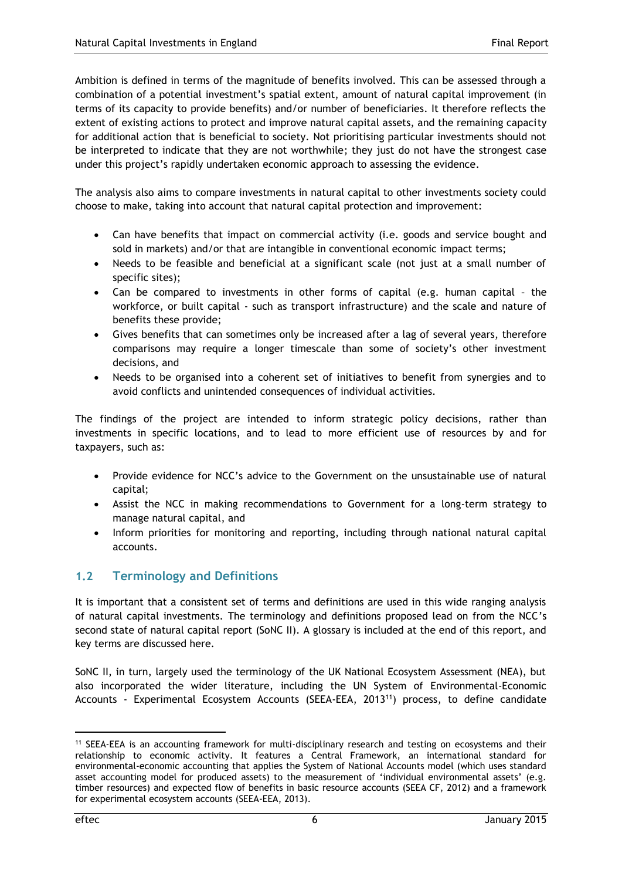Ambition is defined in terms of the magnitude of benefits involved. This can be assessed through a combination of a potential investment's spatial extent, amount of natural capital improvement (in terms of its capacity to provide benefits) and/or number of beneficiaries. It therefore reflects the extent of existing actions to protect and improve natural capital assets, and the remaining capacity for additional action that is beneficial to society. Not prioritising particular investments should not be interpreted to indicate that they are not worthwhile; they just do not have the strongest case under this project's rapidly undertaken economic approach to assessing the evidence.

The analysis also aims to compare investments in natural capital to other investments society could choose to make, taking into account that natural capital protection and improvement:

- Can have benefits that impact on commercial activity (i.e. goods and service bought and sold in markets) and/or that are intangible in conventional economic impact terms;
- Needs to be feasible and beneficial at a significant scale (not just at a small number of specific sites);
- Can be compared to investments in other forms of capital (e.g. human capital – the workforce, or built capital - such as transport infrastructure) and the scale and nature of benefits these provide;
- Gives benefits that can sometimes only be increased after a lag of several years, therefore comparisons may require a longer timescale than some of society's other investment decisions, and
- Needs to be organised into a coherent set of initiatives to benefit from synergies and to avoid conflicts and unintended consequences of individual activities.

The findings of the project are intended to inform strategic policy decisions, rather than investments in specific locations, and to lead to more efficient use of resources by and for taxpayers, such as:

- Provide evidence for NCC's advice to the Government on the unsustainable use of natural capital;
- Assist the NCC in making recommendations to Government for a long-term strategy to manage natural capital, and
- Inform priorities for monitoring and reporting, including through national natural capital accounts.

## 1.2 Terminology and Definitions

It is important that a consistent set of terms and definitions are used in this wide ranging analysis of natural capital investments. The terminology and definitions proposed lead on from the NCC's second state of natural capital report (SoNC II). A glossary is included at the end of this report, and key terms are discussed here.

SoNC II, in turn, largely used the terminology of the UK National Ecosystem Assessment (NEA), but also incorporated the wider literature, including the UN System of Environmental-Economic Accounts - Experimental Ecosystem Accounts (SEEA-EEA, 2013[11]) process, to define candidate

[11] SEEA-EEA is an accounting framework for multi-disciplinary research and testing on ecosystems and their relationship to economic activity. It features a Central Framework, an international standard for environmental-economic accounting that applies the System of National Accounts model (which uses standard asset accounting model for produced assets) to the measurement of 'individual environmental assets' (e.g. timber resources) and expected flow of benefits in basic resource accounts (SEEA CF, 2012) and a framework for experimental ecosystem accounts (SEEA-EEA, 2013).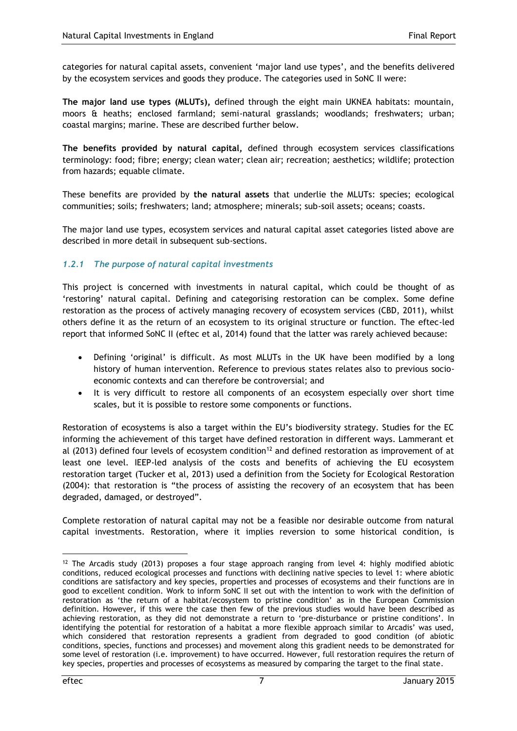categories for natural capital assets, convenient 'major land use types', and the benefits delivered by the ecosystem services and goods they produce. The categories used in SoNC II were:

**The major land use types (MLUTs),** defined through the eight main UKNEA habitats: mountain, moors & heaths; enclosed farmland; semi-natural grasslands; woodlands; freshwaters; urban; coastal margins; marine. These are described further below.

**The benefits provided by natural capital,** defined through ecosystem services classifications terminology: food; fibre; energy; clean water; clean air; recreation; aesthetics; wildlife; protection from hazards; equable climate.

These benefits are provided by **the natural assets** that underlie the MLUTs: species; ecological communities; soils; freshwaters; land; atmosphere; minerals; sub-soil assets; oceans; coasts.

The major land use types, ecosystem services and natural capital asset categories listed above are described in more detail in subsequent sub-sections.

### *1.2.1 The purpose of natural capital investments*

This project is concerned with investments in natural capital, which could be thought of as 'restoring' natural capital. Defining and categorising restoration can be complex. Some define restoration as the process of actively managing recovery of ecosystem services (CBD, 2011), whilst others define it as the return of an ecosystem to its original structure or function. The eftec-led report that informed SoNC II (eftec et al, 2014) found that the latter was rarely achieved because:

- Defining 'original' is difficult. As most MLUTs in the UK have been modified by a long history of human intervention. Reference to previous states relates also to previous socio-economic contexts and can therefore be controversial; and
- It is very difficult to restore all components of an ecosystem especially over short time scales, but it is possible to restore some components or functions.

Restoration of ecosystems is also a target within the EU's biodiversity strategy. Studies for the EC informing the achievement of this target have defined restoration in different ways. Lammerant et al (2013) defined four levels of ecosystem condition[12] and defined restoration as improvement of at least one level. IEEP-led analysis of the costs and benefits of achieving the EU ecosystem restoration target (Tucker et al, 2013) used a definition from the Society for Ecological Restoration (2004): that restoration is "the process of assisting the recovery of an ecosystem that has been degraded, damaged, or destroyed".

Complete restoration of natural capital may not be a feasible nor desirable outcome from natural capital investments. Restoration, where it implies reversion to some historical condition, is

[12] The Arcadis study (2013) proposes a four stage approach ranging from level 4: highly modified abiotic conditions, reduced ecological processes and functions with declining native species to level 1: where abiotic conditions are satisfactory and key species, properties and processes of ecosystems and their functions are in good to excellent condition. Work to inform SoNC II set out with the intention to work with the definition of restoration as 'the return of a habitat/ecosystem to pristine condition' as in the European Commission definition. However, if this were the case then few of the previous studies would have been described as achieving restoration, as they did not demonstrate a return to 'pre-disturbance or pristine conditions'. In identifying the potential for restoration of a habitat a more flexible approach similar to Arcadis' was used, which considered that restoration represents a gradient from degraded to good condition (of abiotic conditions, species, functions and processes) and movement along this gradient needs to be demonstrated for some level of restoration (i.e. improvement) to have occurred. However, full restoration requires the return of key species, properties and processes of ecosystems as measured by comparing the target to the final state.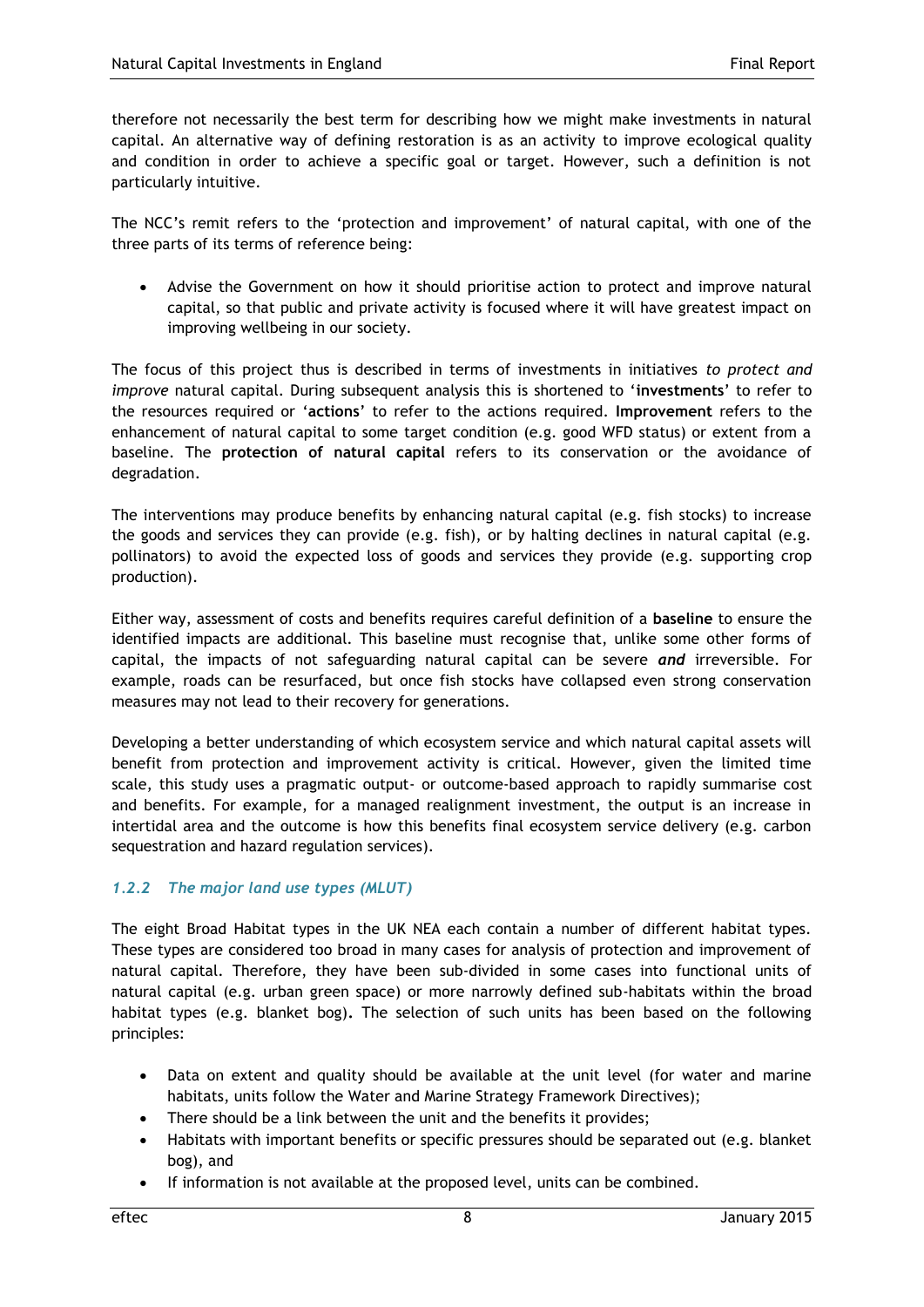therefore not necessarily the best term for describing how we might make investments in natural capital. An alternative way of defining restoration is as an activity to improve ecological quality and condition in order to achieve a specific goal or target. However, such a definition is not particularly intuitive.

The NCC's remit refers to the 'protection and improvement' of natural capital, with one of the three parts of its terms of reference being:

- Advise the Government on how it should prioritise action to protect and improve natural capital, so that public and private activity is focused where it will have greatest impact on improving wellbeing in our society.

The focus of this project thus is described in terms of investments in initiatives *to protect and improve* natural capital. During subsequent analysis this is shortened to '**investments**' to refer to the resources required or '**actions**' to refer to the actions required. **Improvement** refers to the enhancement of natural capital to some target condition (e.g. good WFD status) or extent from a baseline. The **protection of natural capital** refers to its conservation or the avoidance of degradation.

The interventions may produce benefits by enhancing natural capital (e.g. fish stocks) to increase the goods and services they can provide (e.g. fish), or by halting declines in natural capital (e.g. pollinators) to avoid the expected loss of goods and services they provide (e.g. supporting crop production).

Either way, assessment of costs and benefits requires careful definition of a **baseline** to ensure the identified impacts are additional. This baseline must recognise that, unlike some other forms of capital, the impacts of not safeguarding natural capital can be severe ***and*** irreversible. For example, roads can be resurfaced, but once fish stocks have collapsed even strong conservation measures may not lead to their recovery for generations.

Developing a better understanding of which ecosystem service and which natural capital assets will benefit from protection and improvement activity is critical. However, given the limited time scale, this study uses a pragmatic output- or outcome-based approach to rapidly summarise cost and benefits. For example, for a managed realignment investment, the output is an increase in intertidal area and the outcome is how this benefits final ecosystem service delivery (e.g. carbon sequestration and hazard regulation services).

### *1.2.2 The major land use types (MLUT)*

The eight Broad Habitat types in the UK NEA each contain a number of different habitat types. These types are considered too broad in many cases for analysis of protection and improvement of natural capital. Therefore, they have been sub-divided in some cases into functional units of natural capital (e.g. urban green space) or more narrowly defined sub-habitats within the broad habitat types (e.g. blanket bog). The selection of such units has been based on the following principles:

- Data on extent and quality should be available at the unit level (for water and marine habitats, units follow the Water and Marine Strategy Framework Directives);
- There should be a link between the unit and the benefits it provides;
- Habitats with important benefits or specific pressures should be separated out (e.g. blanket bog), and
- If information is not available at the proposed level, units can be combined.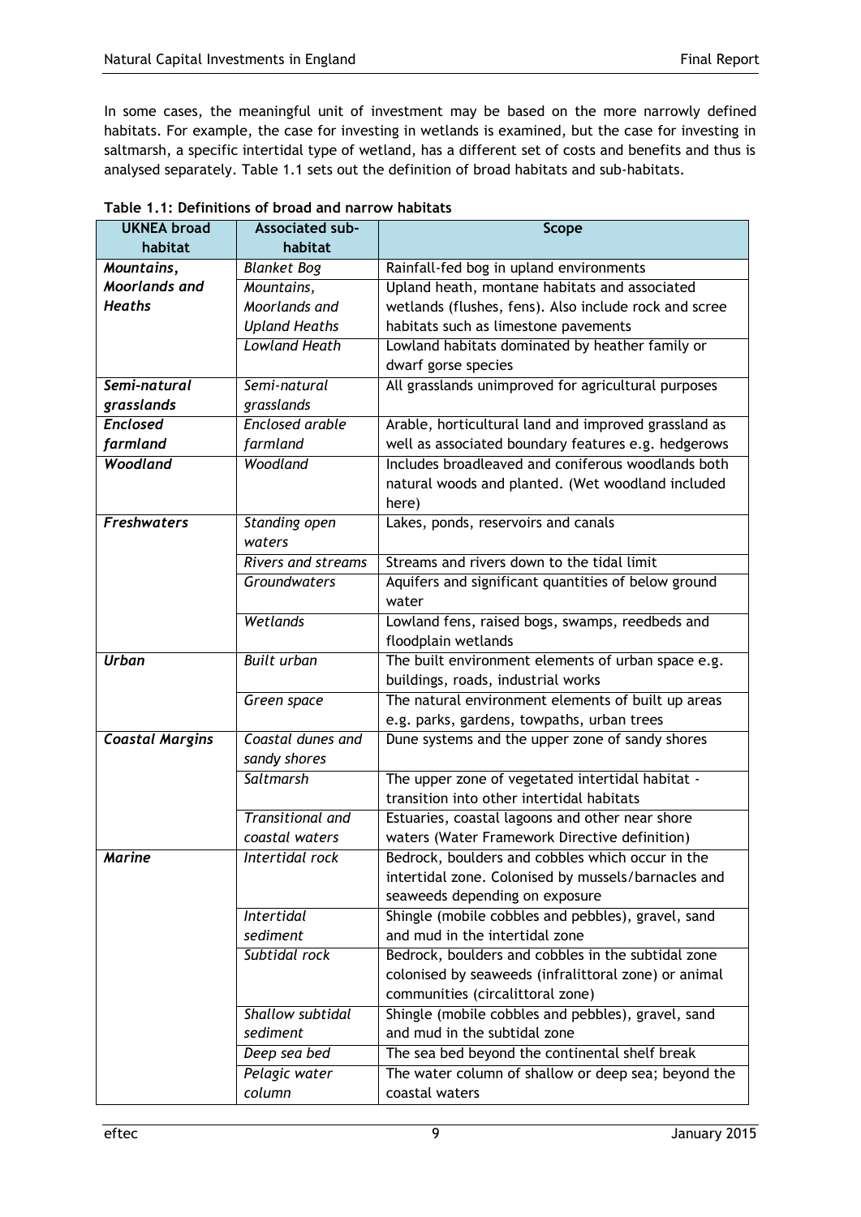In some cases, the meaningful unit of investment may be based on the more narrowly defined habitats. For example, the case for investing in wetlands is examined, but the case for investing in saltmarsh, a specific intertidal type of wetland, has a different set of costs and benefits and thus is analysed separately. Table 1.1 sets out the definition of broad habitats and sub-habitats.

**Table 1.1: Definitions of broad and narrow habitats**

| UKNEA broad habitat | Associated sub-habitat | Scope |
|---|---|---|
| ***Mountains, Moorlands and Heaths*** | *Blanket Bog* | Rainfall-fed bog in upland environments |
| | *Mountains, Moorlands and Upland Heaths* | Upland heath, montane habitats and associated wetlands (flushes, fens). Also include rock and scree habitats such as limestone pavements |
| | *Lowland Heath* | Lowland habitats dominated by heather family or dwarf gorse species |
| ***Semi-natural grasslands*** | *Semi-natural grasslands* | All grasslands unimproved for agricultural purposes |
| ***Enclosed farmland*** | *Enclosed arable farmland* | Arable, horticultural land and improved grassland as well as associated boundary features e.g. hedgerows |
| ***Woodland*** | *Woodland* | Includes broadleaved and coniferous woodlands both natural woods and planted. (Wet woodland included here) |
| ***Freshwaters*** | *Standing open waters* | Lakes, ponds, reservoirs and canals |
| | *Rivers and streams* | Streams and rivers down to the tidal limit |
| | *Groundwaters* | Aquifers and significant quantities of below ground water |
| | *Wetlands* | Lowland fens, raised bogs, swamps, reedbeds and floodplain wetlands |
| ***Urban*** | *Built urban* | The built environment elements of urban space e.g. buildings, roads, industrial works |
| | *Green space* | The natural environment elements of built up areas e.g. parks, gardens, towpaths, urban trees |
| ***Coastal Margins*** | *Coastal dunes and sandy shores* | Dune systems and the upper zone of sandy shores |
| | *Saltmarsh* | The upper zone of vegetated intertidal habitat - transition into other intertidal habitats |
| | *Transitional and coastal waters* | Estuaries, coastal lagoons and other near shore waters (Water Framework Directive definition) |
| ***Marine*** | *Intertidal rock* | Bedrock, boulders and cobbles which occur in the intertidal zone. Colonised by mussels/barnacles and seaweeds depending on exposure |
| | *Intertidal sediment* | Shingle (mobile cobbles and pebbles), gravel, sand and mud in the intertidal zone |
| | *Subtidal rock* | Bedrock, boulders and cobbles in the subtidal zone colonised by seaweeds (infralittoral zone) or animal communities (circalittoral zone) |
| | *Shallow subtidal sediment* | Shingle (mobile cobbles and pebbles), gravel, sand and mud in the subtidal zone |
| | *Deep sea bed* | The sea bed beyond the continental shelf break |
| | *Pelagic water column* | The water column of shallow or deep sea; beyond the coastal waters |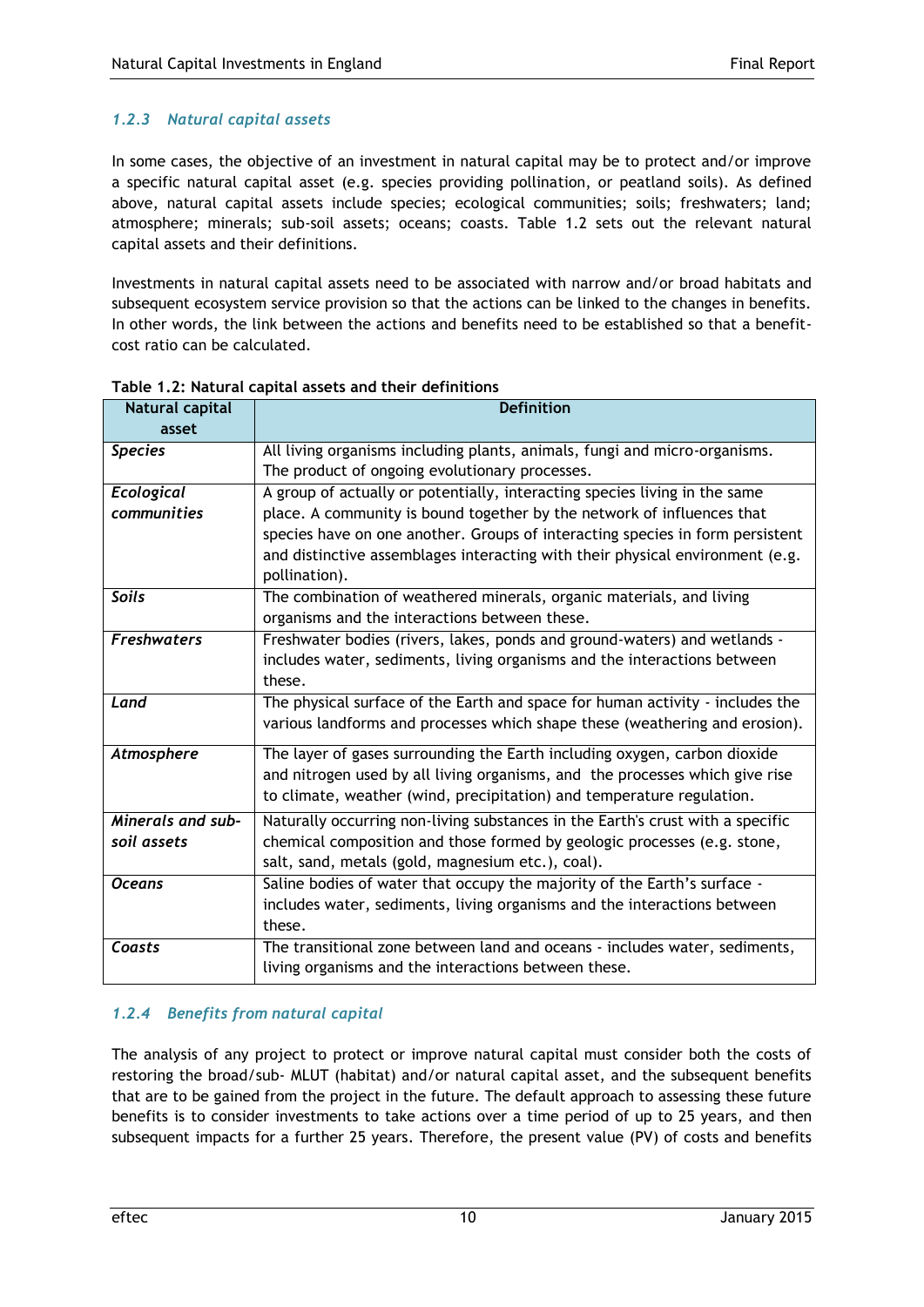### *1.2.3 Natural capital assets*

In some cases, the objective of an investment in natural capital may be to protect and/or improve a specific natural capital asset (e.g. species providing pollination, or peatland soils). As defined above, natural capital assets include species; ecological communities; soils; freshwaters; land; atmosphere; minerals; sub-soil assets; oceans; coasts. Table 1.2 sets out the relevant natural capital assets and their definitions.

Investments in natural capital assets need to be associated with narrow and/or broad habitats and subsequent ecosystem service provision so that the actions can be linked to the changes in benefits. In other words, the link between the actions and benefits need to be established so that a benefit-cost ratio can be calculated.

**Table 1.2: Natural capital assets and their definitions**

| Natural capital asset | Definition |
|---|---|
| ***Species*** | All living organisms including plants, animals, fungi and micro-organisms. The product of ongoing evolutionary processes. |
| ***Ecological communities*** | A group of actually or potentially, interacting species living in the same place. A community is bound together by the network of influences that species have on one another. Groups of interacting species in form persistent and distinctive assemblages interacting with their physical environment (e.g. pollination). |
| ***Soils*** | The combination of weathered minerals, organic materials, and living organisms and the interactions between these. |
| ***Freshwaters*** | Freshwater bodies (rivers, lakes, ponds and ground-waters) and wetlands - includes water, sediments, living organisms and the interactions between these. |
| ***Land*** | The physical surface of the Earth and space for human activity - includes the various landforms and processes which shape these (weathering and erosion). |
| ***Atmosphere*** | The layer of gases surrounding the Earth including oxygen, carbon dioxide and nitrogen used by all living organisms, and the processes which give rise to climate, weather (wind, precipitation) and temperature regulation. |
| ***Minerals and sub-soil assets*** | Naturally occurring non-living substances in the Earth's crust with a specific chemical composition and those formed by geologic processes (e.g. stone, salt, sand, metals (gold, magnesium etc.), coal). |
| ***Oceans*** | Saline bodies of water that occupy the majority of the Earth's surface - includes water, sediments, living organisms and the interactions between these. |
| ***Coasts*** | The transitional zone between land and oceans - includes water, sediments, living organisms and the interactions between these. |

### *1.2.4 Benefits from natural capital*

The analysis of any project to protect or improve natural capital must consider both the costs of restoring the broad/sub- MLUT (habitat) and/or natural capital asset, and the subsequent benefits that are to be gained from the project in the future. The default approach to assessing these future benefits is to consider investments to take actions over a time period of up to 25 years, and then subsequent impacts for a further 25 years. Therefore, the present value (PV) of costs and benefits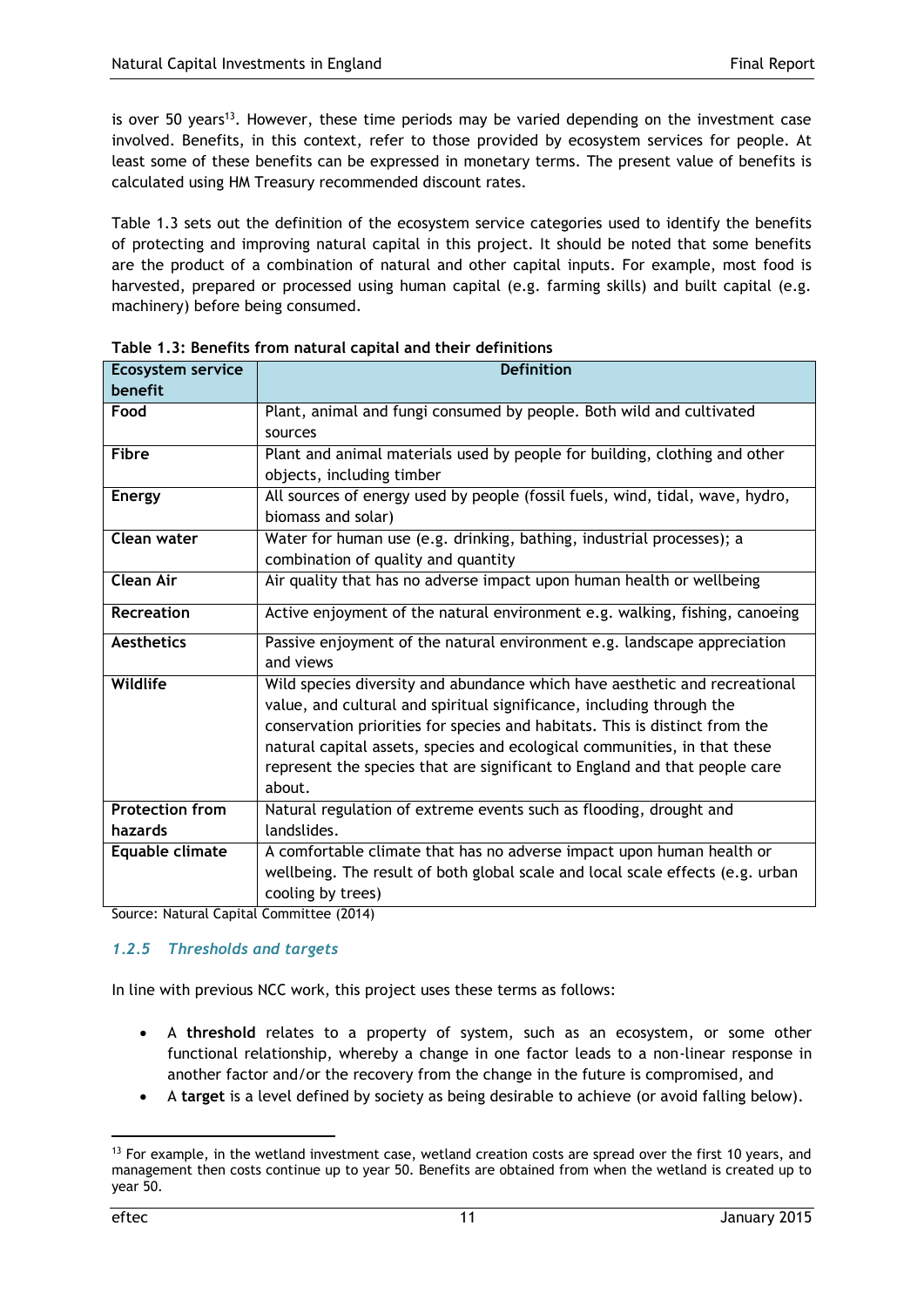is over 50 years[13]. However, these time periods may be varied depending on the investment case involved. Benefits, in this context, refer to those provided by ecosystem services for people. At least some of these benefits can be expressed in monetary terms. The present value of benefits is calculated using HM Treasury recommended discount rates.

Table 1.3 sets out the definition of the ecosystem service categories used to identify the benefits of protecting and improving natural capital in this project. It should be noted that some benefits are the product of a combination of natural and other capital inputs. For example, most food is harvested, prepared or processed using human capital (e.g. farming skills) and built capital (e.g. machinery) before being consumed.

**Table 1.3: Benefits from natural capital and their definitions**

| Ecosystem service benefit | Definition |
|---|---|
| **Food** | Plant, animal and fungi consumed by people. Both wild and cultivated sources |
| **Fibre** | Plant and animal materials used by people for building, clothing and other objects, including timber |
| **Energy** | All sources of energy used by people (fossil fuels, wind, tidal, wave, hydro, biomass and solar) |
| **Clean water** | Water for human use (e.g. drinking, bathing, industrial processes); a combination of quality and quantity |
| **Clean Air** | Air quality that has no adverse impact upon human health or wellbeing |
| **Recreation** | Active enjoyment of the natural environment e.g. walking, fishing, canoeing |
| **Aesthetics** | Passive enjoyment of the natural environment e.g. landscape appreciation and views |
| **Wildlife** | Wild species diversity and abundance which have aesthetic and recreational value, and cultural and spiritual significance, including through the conservation priorities for species and habitats. This is distinct from the natural capital assets, species and ecological communities, in that these represent the species that are significant to England and that people care about. |
| **Protection from hazards** | Natural regulation of extreme events such as flooding, drought and landslides. |
| **Equable climate** | A comfortable climate that has no adverse impact upon human health or wellbeing. The result of both global scale and local scale effects (e.g. urban cooling by trees) |

Source: Natural Capital Committee (2014)

### *1.2.5 Thresholds and targets*

In line with previous NCC work, this project uses these terms as follows:

- A **threshold** relates to a property of system, such as an ecosystem, or some other functional relationship, whereby a change in one factor leads to a non-linear response in another factor and/or the recovery from the change in the future is compromised, and
- A **target** is a level defined by society as being desirable to achieve (or avoid falling below).

[13] For example, in the wetland investment case, wetland creation costs are spread over the first 10 years, and management then costs continue up to year 50. Benefits are obtained from when the wetland is created up to year 50.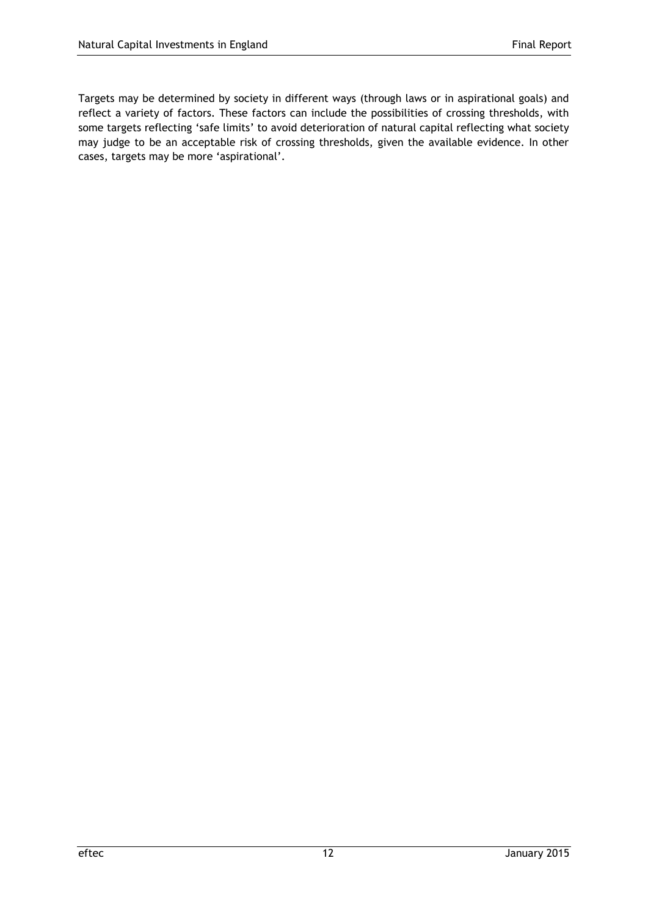Targets may be determined by society in different ways (through laws or in aspirational goals) and reflect a variety of factors. These factors can include the possibilities of crossing thresholds, with some targets reflecting 'safe limits' to avoid deterioration of natural capital reflecting what society may judge to be an acceptable risk of crossing thresholds, given the available evidence. In other cases, targets may be more 'aspirational'.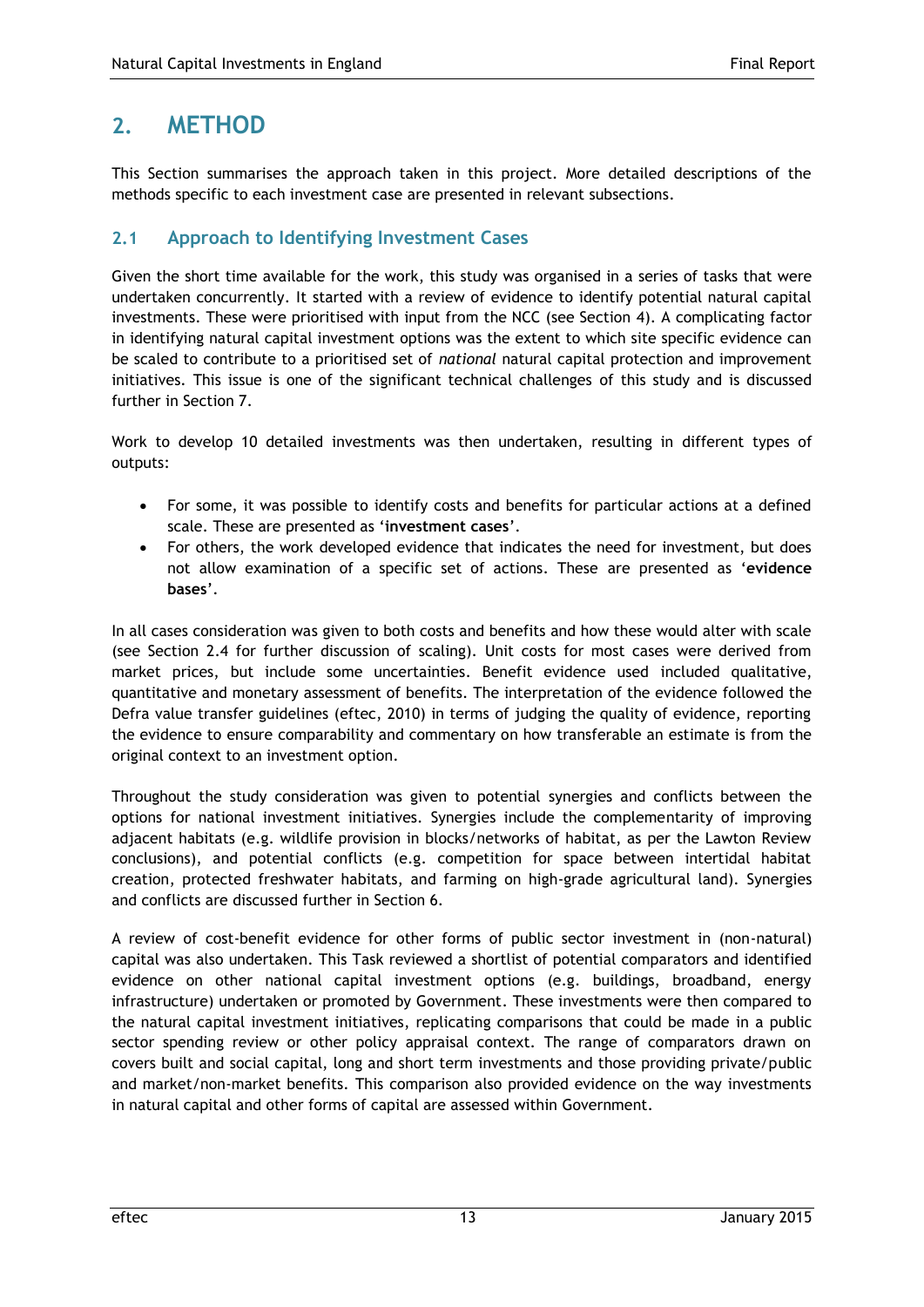# 2. METHOD

This Section summarises the approach taken in this project. More detailed descriptions of the methods specific to each investment case are presented in relevant subsections.

## 2.1 Approach to Identifying Investment Cases

Given the short time available for the work, this study was organised in a series of tasks that were undertaken concurrently. It started with a review of evidence to identify potential natural capital investments. These were prioritised with input from the NCC (see Section 4). A complicating factor in identifying natural capital investment options was the extent to which site specific evidence can be scaled to contribute to a prioritised set of *national* natural capital protection and improvement initiatives. This issue is one of the significant technical challenges of this study and is discussed further in Section 7.

Work to develop 10 detailed investments was then undertaken, resulting in different types of outputs:

- For some, it was possible to identify costs and benefits for particular actions at a defined scale. These are presented as '**investment cases**'.
- For others, the work developed evidence that indicates the need for investment, but does not allow examination of a specific set of actions. These are presented as '**evidence bases**'.

In all cases consideration was given to both costs and benefits and how these would alter with scale (see Section 2.4 for further discussion of scaling). Unit costs for most cases were derived from market prices, but include some uncertainties. Benefit evidence used included qualitative, quantitative and monetary assessment of benefits. The interpretation of the evidence followed the Defra value transfer guidelines (eftec, 2010) in terms of judging the quality of evidence, reporting the evidence to ensure comparability and commentary on how transferable an estimate is from the original context to an investment option.

Throughout the study consideration was given to potential synergies and conflicts between the options for national investment initiatives. Synergies include the complementarity of improving adjacent habitats (e.g. wildlife provision in blocks/networks of habitat, as per the Lawton Review conclusions), and potential conflicts (e.g. competition for space between intertidal habitat creation, protected freshwater habitats, and farming on high-grade agricultural land). Synergies and conflicts are discussed further in Section 6.

A review of cost-benefit evidence for other forms of public sector investment in (non-natural) capital was also undertaken. This Task reviewed a shortlist of potential comparators and identified evidence on other national capital investment options (e.g. buildings, broadband, energy infrastructure) undertaken or promoted by Government. These investments were then compared to the natural capital investment initiatives, replicating comparisons that could be made in a public sector spending review or other policy appraisal context. The range of comparators drawn on covers built and social capital, long and short term investments and those providing private/public and market/non-market benefits. This comparison also provided evidence on the way investments in natural capital and other forms of capital are assessed within Government.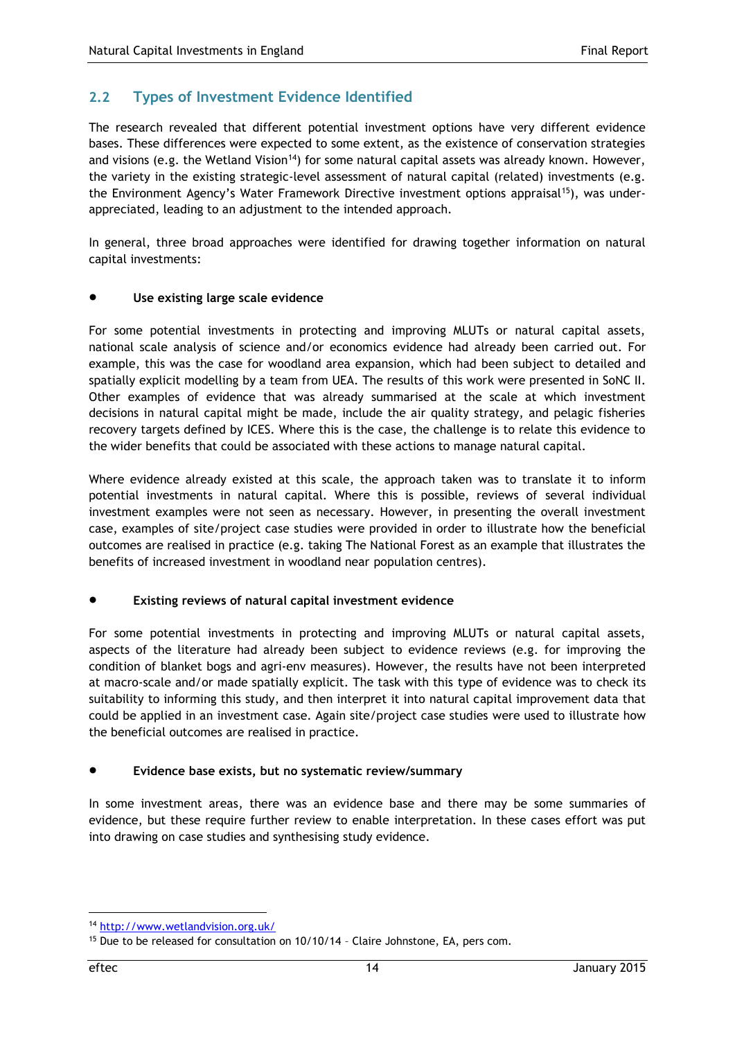## 2.2 Types of Investment Evidence Identified

The research revealed that different potential investment options have very different evidence bases. These differences were expected to some extent, as the existence of conservation strategies and visions (e.g. the Wetland Vision[14]) for some natural capital assets was already known. However, the variety in the existing strategic-level assessment of natural capital (related) investments (e.g. the Environment Agency's Water Framework Directive investment options appraisal[15]), was under-appreciated, leading to an adjustment to the intended approach.

In general, three broad approaches were identified for drawing together information on natural capital investments:

- **Use existing large scale evidence**

For some potential investments in protecting and improving MLUTs or natural capital assets, national scale analysis of science and/or economics evidence had already been carried out. For example, this was the case for woodland area expansion, which had been subject to detailed and spatially explicit modelling by a team from UEA. The results of this work were presented in SoNC II. Other examples of evidence that was already summarised at the scale at which investment decisions in natural capital might be made, include the air quality strategy, and pelagic fisheries recovery targets defined by ICES. Where this is the case, the challenge is to relate this evidence to the wider benefits that could be associated with these actions to manage natural capital.

Where evidence already existed at this scale, the approach taken was to translate it to inform potential investments in natural capital. Where this is possible, reviews of several individual investment examples were not seen as necessary. However, in presenting the overall investment case, examples of site/project case studies were provided in order to illustrate how the beneficial outcomes are realised in practice (e.g. taking The National Forest as an example that illustrates the benefits of increased investment in woodland near population centres).

- **Existing reviews of natural capital investment evidence**

For some potential investments in protecting and improving MLUTs or natural capital assets, aspects of the literature had already been subject to evidence reviews (e.g. for improving the condition of blanket bogs and agri-env measures). However, the results have not been interpreted at macro-scale and/or made spatially explicit. The task with this type of evidence was to check its suitability to informing this study, and then interpret it into natural capital improvement data that could be applied in an investment case. Again site/project case studies were used to illustrate how the beneficial outcomes are realised in practice.

- **Evidence base exists, but no systematic review/summary**

In some investment areas, there was an evidence base and there may be some summaries of evidence, but these require further review to enable interpretation. In these cases effort was put into drawing on case studies and synthesising study evidence.

---

[14] http://www.wetlandvision.org.uk/

[15] Due to be released for consultation on 10/10/14 – Claire Johnstone, EA, pers com.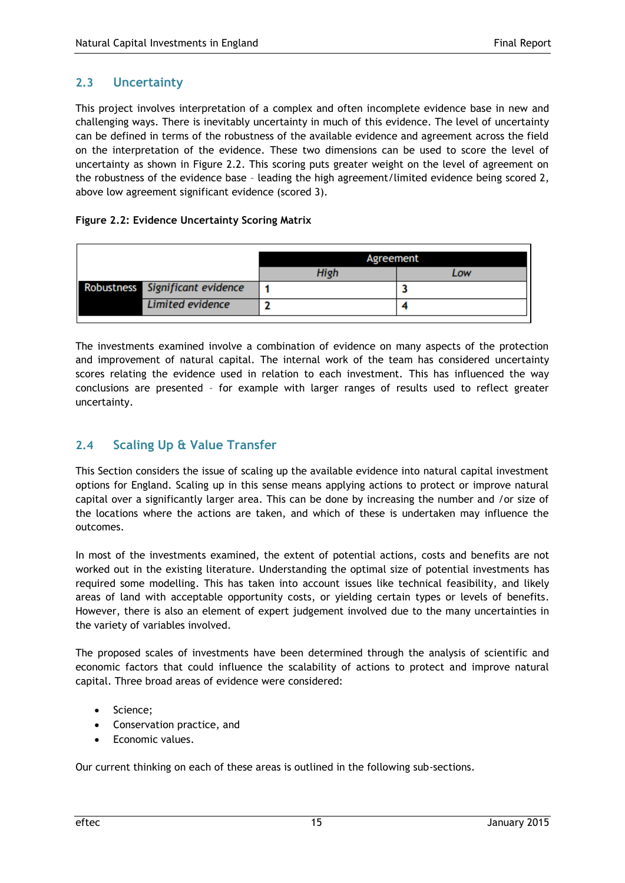## 2.3 Uncertainty

This project involves interpretation of a complex and often incomplete evidence base in new and challenging ways. There is inevitably uncertainty in much of this evidence. The level of uncertainty can be defined in terms of the robustness of the available evidence and agreement across the field on the interpretation of the evidence. These two dimensions can be used to score the level of uncertainty as shown in Figure 2.2. This scoring puts greater weight on the level of agreement on the robustness of the evidence base - leading the high agreement/limited evidence being scored 2, above low agreement significant evidence (scored 3).

**Figure 2.2: Evidence Uncertainty Scoring Matrix**

| | | Agreement | |
|---|---|---|---|
| | | *High* | *Low* |
| Robustness | *Significant evidence* | **1** | **3** |
| | *Limited evidence* | **2** | **4** |

The investments examined involve a combination of evidence on many aspects of the protection and improvement of natural capital. The internal work of the team has considered uncertainty scores relating the evidence used in relation to each investment. This has influenced the way conclusions are presented - for example with larger ranges of results used to reflect greater uncertainty.

## 2.4 Scaling Up & Value Transfer

This Section considers the issue of scaling up the available evidence into natural capital investment options for England. Scaling up in this sense means applying actions to protect or improve natural capital over a significantly larger area. This can be done by increasing the number and /or size of the locations where the actions are taken, and which of these is undertaken may influence the outcomes.

In most of the investments examined, the extent of potential actions, costs and benefits are not worked out in the existing literature. Understanding the optimal size of potential investments has required some modelling. This has taken into account issues like technical feasibility, and likely areas of land with acceptable opportunity costs, or yielding certain types or levels of benefits. However, there is also an element of expert judgement involved due to the many uncertainties in the variety of variables involved.

The proposed scales of investments have been determined through the analysis of scientific and economic factors that could influence the scalability of actions to protect and improve natural capital. Three broad areas of evidence were considered:

- Science;
- Conservation practice, and
- Economic values.

Our current thinking on each of these areas is outlined in the following sub-sections.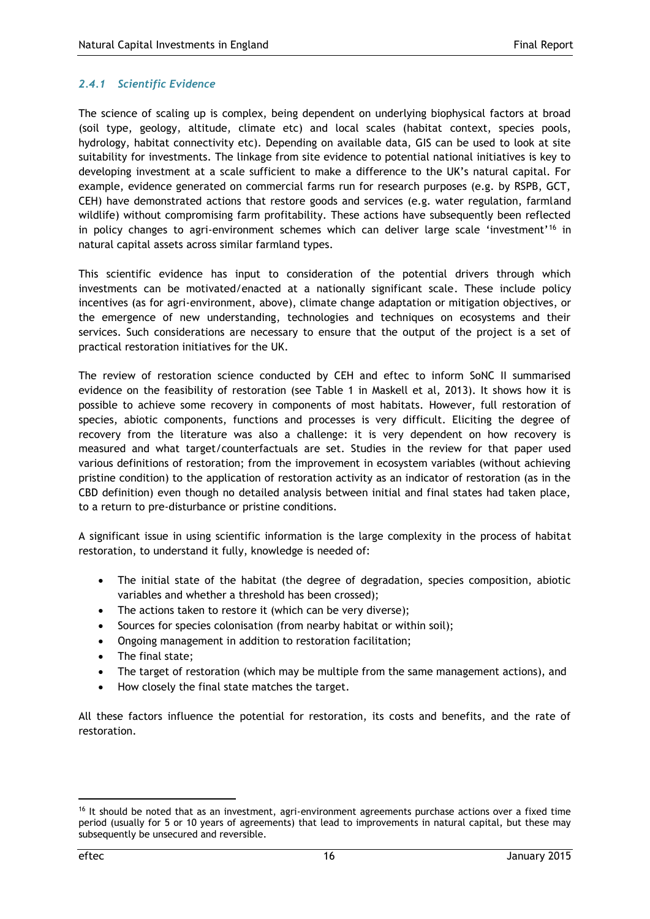### *2.4.1 Scientific Evidence*

The science of scaling up is complex, being dependent on underlying biophysical factors at broad (soil type, geology, altitude, climate etc) and local scales (habitat context, species pools, hydrology, habitat connectivity etc). Depending on available data, GIS can be used to look at site suitability for investments. The linkage from site evidence to potential national initiatives is key to developing investment at a scale sufficient to make a difference to the UK's natural capital. For example, evidence generated on commercial farms run for research purposes (e.g. by RSPB, GCT, CEH) have demonstrated actions that restore goods and services (e.g. water regulation, farmland wildlife) without compromising farm profitability. These actions have subsequently been reflected in policy changes to agri-environment schemes which can deliver large scale 'investment'[16] in natural capital assets across similar farmland types.

This scientific evidence has input to consideration of the potential drivers through which investments can be motivated/enacted at a nationally significant scale. These include policy incentives (as for agri-environment, above), climate change adaptation or mitigation objectives, or the emergence of new understanding, technologies and techniques on ecosystems and their services. Such considerations are necessary to ensure that the output of the project is a set of practical restoration initiatives for the UK.

The review of restoration science conducted by CEH and eftec to inform SoNC II summarised evidence on the feasibility of restoration (see Table 1 in Maskell et al, 2013). It shows how it is possible to achieve some recovery in components of most habitats. However, full restoration of species, abiotic components, functions and processes is very difficult. Eliciting the degree of recovery from the literature was also a challenge: it is very dependent on how recovery is measured and what target/counterfactuals are set. Studies in the review for that paper used various definitions of restoration; from the improvement in ecosystem variables (without achieving pristine condition) to the application of restoration activity as an indicator of restoration (as in the CBD definition) even though no detailed analysis between initial and final states had taken place, to a return to pre-disturbance or pristine conditions.

A significant issue in using scientific information is the large complexity in the process of habitat restoration, to understand it fully, knowledge is needed of:

- The initial state of the habitat (the degree of degradation, species composition, abiotic variables and whether a threshold has been crossed);
- The actions taken to restore it (which can be very diverse);
- Sources for species colonisation (from nearby habitat or within soil);
- Ongoing management in addition to restoration facilitation;
- The final state;
- The target of restoration (which may be multiple from the same management actions), and
- How closely the final state matches the target.

All these factors influence the potential for restoration, its costs and benefits, and the rate of restoration.

[16] It should be noted that as an investment, agri-environment agreements purchase actions over a fixed time period (usually for 5 or 10 years of agreements) that lead to improvements in natural capital, but these may subsequently be unsecured and reversible.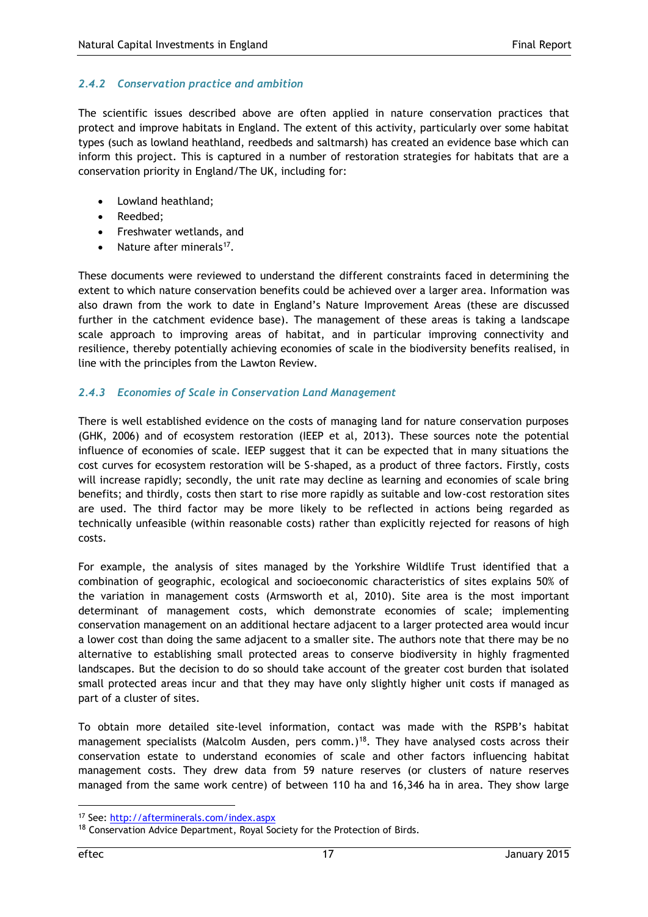### *2.4.2 Conservation practice and ambition*

The scientific issues described above are often applied in nature conservation practices that protect and improve habitats in England. The extent of this activity, particularly over some habitat types (such as lowland heathland, reedbeds and saltmarsh) has created an evidence base which can inform this project. This is captured in a number of restoration strategies for habitats that are a conservation priority in England/The UK, including for:

- Lowland heathland;
- Reedbed;
- Freshwater wetlands, and
- Nature after minerals[17].

These documents were reviewed to understand the different constraints faced in determining the extent to which nature conservation benefits could be achieved over a larger area. Information was also drawn from the work to date in England's Nature Improvement Areas (these are discussed further in the catchment evidence base). The management of these areas is taking a landscape scale approach to improving areas of habitat, and in particular improving connectivity and resilience, thereby potentially achieving economies of scale in the biodiversity benefits realised, in line with the principles from the Lawton Review.

### *2.4.3 Economies of Scale in Conservation Land Management*

There is well established evidence on the costs of managing land for nature conservation purposes (GHK, 2006) and of ecosystem restoration (IEEP et al, 2013). These sources note the potential influence of economies of scale. IEEP suggest that it can be expected that in many situations the cost curves for ecosystem restoration will be S-shaped, as a product of three factors. Firstly, costs will increase rapidly; secondly, the unit rate may decline as learning and economies of scale bring benefits; and thirdly, costs then start to rise more rapidly as suitable and low-cost restoration sites are used. The third factor may be more likely to be reflected in actions being regarded as technically unfeasible (within reasonable costs) rather than explicitly rejected for reasons of high costs.

For example, the analysis of sites managed by the Yorkshire Wildlife Trust identified that a combination of geographic, ecological and socioeconomic characteristics of sites explains 50% of the variation in management costs (Armsworth et al, 2010). Site area is the most important determinant of management costs, which demonstrate economies of scale; implementing conservation management on an additional hectare adjacent to a larger protected area would incur a lower cost than doing the same adjacent to a smaller site. The authors note that there may be no alternative to establishing small protected areas to conserve biodiversity in highly fragmented landscapes. But the decision to do so should take account of the greater cost burden that isolated small protected areas incur and that they may have only slightly higher unit costs if managed as part of a cluster of sites.

To obtain more detailed site-level information, contact was made with the RSPB's habitat management specialists (Malcolm Ausden, pers comm.)[18]. They have analysed costs across their conservation estate to understand economies of scale and other factors influencing habitat management costs. They drew data from 59 nature reserves (or clusters of nature reserves managed from the same work centre) of between 110 ha and 16,346 ha in area. They show large

---

[17] See: http://afterminerals.com/index.aspx

[18] Conservation Advice Department, Royal Society for the Protection of Birds.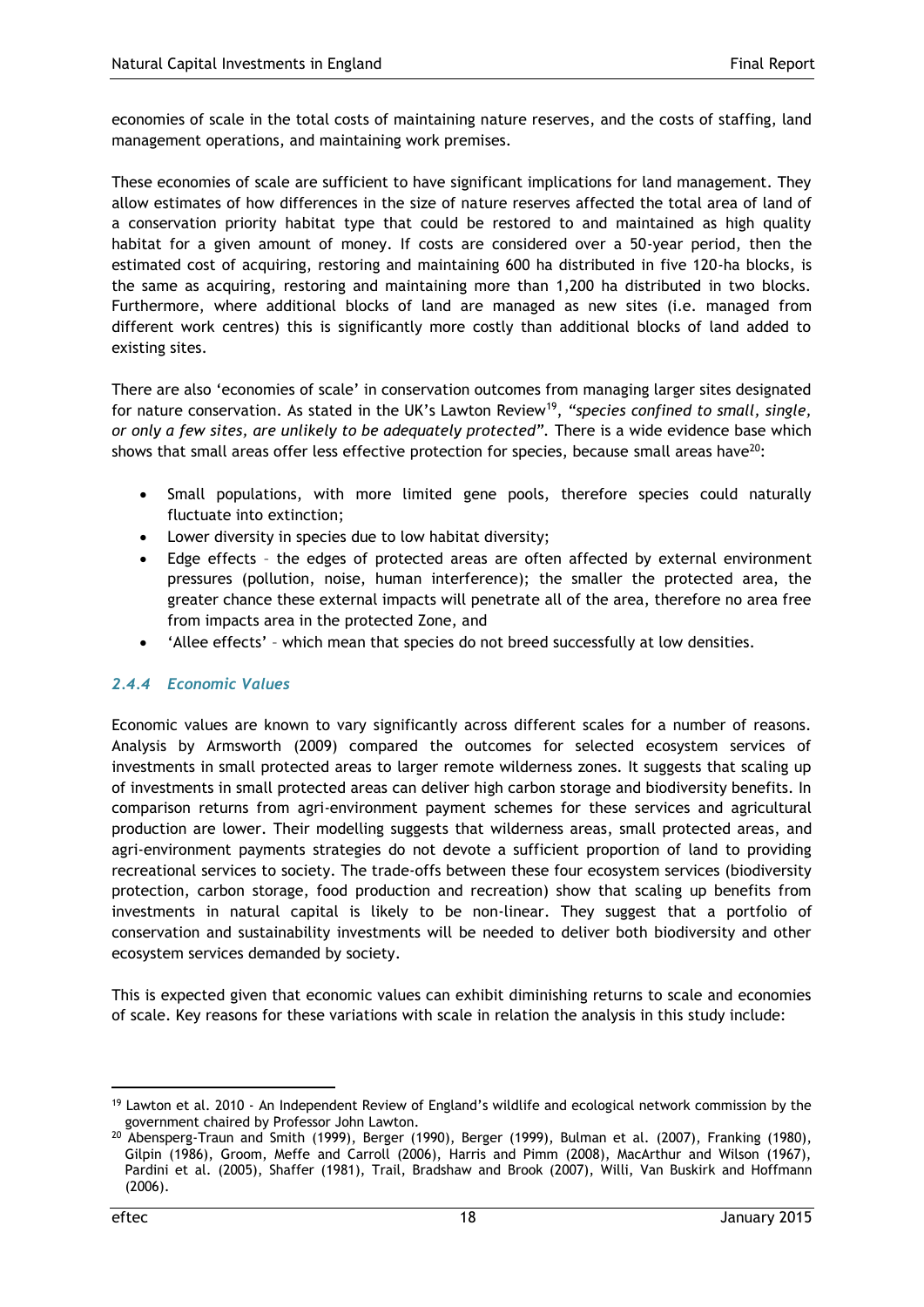economies of scale in the total costs of maintaining nature reserves, and the costs of staffing, land management operations, and maintaining work premises.

These economies of scale are sufficient to have significant implications for land management. They allow estimates of how differences in the size of nature reserves affected the total area of land of a conservation priority habitat type that could be restored to and maintained as high quality habitat for a given amount of money. If costs are considered over a 50-year period, then the estimated cost of acquiring, restoring and maintaining 600 ha distributed in five 120-ha blocks, is the same as acquiring, restoring and maintaining more than 1,200 ha distributed in two blocks. Furthermore, where additional blocks of land are managed as new sites (i.e. managed from different work centres) this is significantly more costly than additional blocks of land added to existing sites.

There are also 'economies of scale' in conservation outcomes from managing larger sites designated for nature conservation. As stated in the UK's Lawton Review[19], *"species confined to small, single, or only a few sites, are unlikely to be adequately protected"*. There is a wide evidence base which shows that small areas offer less effective protection for species, because small areas have[20]:

- Small populations, with more limited gene pools, therefore species could naturally fluctuate into extinction;
- Lower diversity in species due to low habitat diversity;
- Edge effects – the edges of protected areas are often affected by external environment pressures (pollution, noise, human interference); the smaller the protected area, the greater chance these external impacts will penetrate all of the area, therefore no area free from impacts area in the protected Zone, and
- 'Allee effects' – which mean that species do not breed successfully at low densities.

### *2.4.4 Economic Values*

Economic values are known to vary significantly across different scales for a number of reasons. Analysis by Armsworth (2009) compared the outcomes for selected ecosystem services of investments in small protected areas to larger remote wilderness zones. It suggests that scaling up of investments in small protected areas can deliver high carbon storage and biodiversity benefits. In comparison returns from agri-environment payment schemes for these services and agricultural production are lower. Their modelling suggests that wilderness areas, small protected areas, and agri-environment payments strategies do not devote a sufficient proportion of land to providing recreational services to society. The trade-offs between these four ecosystem services (biodiversity protection, carbon storage, food production and recreation) show that scaling up benefits from investments in natural capital is likely to be non-linear. They suggest that a portfolio of conservation and sustainability investments will be needed to deliver both biodiversity and other ecosystem services demanded by society.

This is expected given that economic values can exhibit diminishing returns to scale and economies of scale. Key reasons for these variations with scale in relation the analysis in this study include:

---

[19] Lawton et al. 2010 - An Independent Review of England's wildlife and ecological network commission by the government chaired by Professor John Lawton.

[20] Abensperg-Traun and Smith (1999), Berger (1990), Berger (1999), Bulman et al. (2007), Franking (1980), Gilpin (1986), Groom, Meffe and Carroll (2006), Harris and Pimm (2008), MacArthur and Wilson (1967), Pardini et al. (2005), Shaffer (1981), Trail, Bradshaw and Brook (2007), Willi, Van Buskirk and Hoffmann (2006).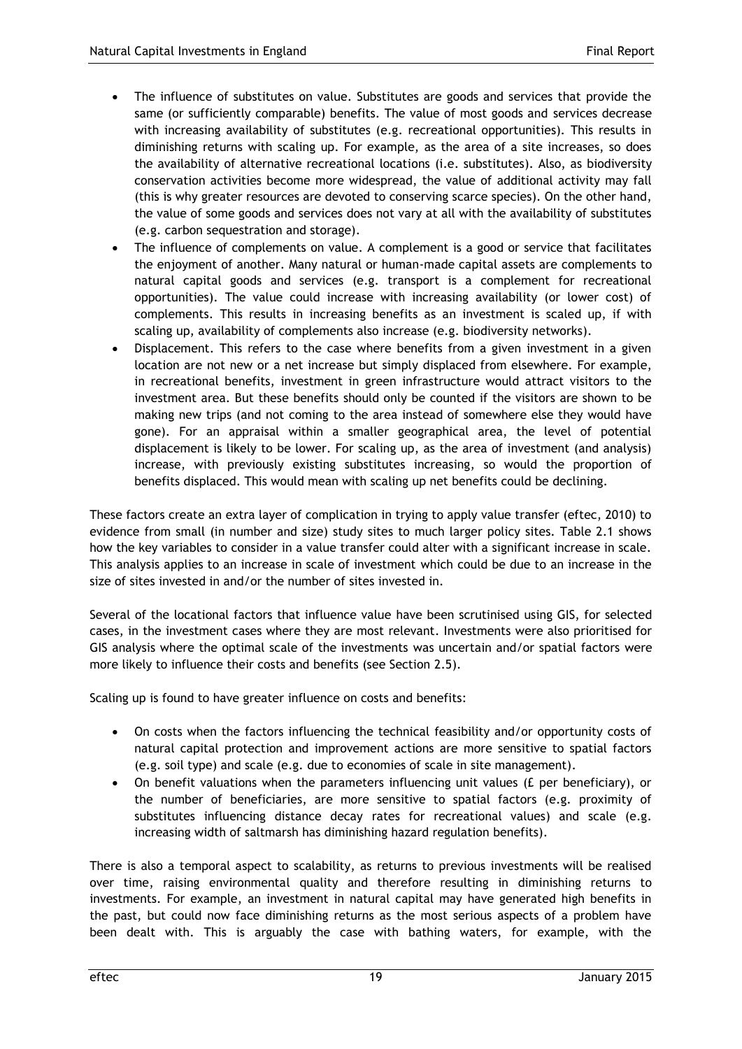- The influence of substitutes on value. Substitutes are goods and services that provide the same (or sufficiently comparable) benefits. The value of most goods and services decrease with increasing availability of substitutes (e.g. recreational opportunities). This results in diminishing returns with scaling up. For example, as the area of a site increases, so does the availability of alternative recreational locations (i.e. substitutes). Also, as biodiversity conservation activities become more widespread, the value of additional activity may fall (this is why greater resources are devoted to conserving scarce species). On the other hand, the value of some goods and services does not vary at all with the availability of substitutes (e.g. carbon sequestration and storage).
- The influence of complements on value. A complement is a good or service that facilitates the enjoyment of another. Many natural or human-made capital assets are complements to natural capital goods and services (e.g. transport is a complement for recreational opportunities). The value could increase with increasing availability (or lower cost) of complements. This results in increasing benefits as an investment is scaled up, if with scaling up, availability of complements also increase (e.g. biodiversity networks).
- Displacement. This refers to the case where benefits from a given investment in a given location are not new or a net increase but simply displaced from elsewhere. For example, in recreational benefits, investment in green infrastructure would attract visitors to the investment area. But these benefits should only be counted if the visitors are shown to be making new trips (and not coming to the area instead of somewhere else they would have gone). For an appraisal within a smaller geographical area, the level of potential displacement is likely to be lower. For scaling up, as the area of investment (and analysis) increase, with previously existing substitutes increasing, so would the proportion of benefits displaced. This would mean with scaling up net benefits could be declining.

These factors create an extra layer of complication in trying to apply value transfer (eftec, 2010) to evidence from small (in number and size) study sites to much larger policy sites. Table 2.1 shows how the key variables to consider in a value transfer could alter with a significant increase in scale. This analysis applies to an increase in scale of investment which could be due to an increase in the size of sites invested in and/or the number of sites invested in.

Several of the locational factors that influence value have been scrutinised using GIS, for selected cases, in the investment cases where they are most relevant. Investments were also prioritised for GIS analysis where the optimal scale of the investments was uncertain and/or spatial factors were more likely to influence their costs and benefits (see Section 2.5).

Scaling up is found to have greater influence on costs and benefits:

- On costs when the factors influencing the technical feasibility and/or opportunity costs of natural capital protection and improvement actions are more sensitive to spatial factors (e.g. soil type) and scale (e.g. due to economies of scale in site management).
- On benefit valuations when the parameters influencing unit values (£ per beneficiary), or the number of beneficiaries, are more sensitive to spatial factors (e.g. proximity of substitutes influencing distance decay rates for recreational values) and scale (e.g. increasing width of saltmarsh has diminishing hazard regulation benefits).

There is also a temporal aspect to scalability, as returns to previous investments will be realised over time, raising environmental quality and therefore resulting in diminishing returns to investments. For example, an investment in natural capital may have generated high benefits in the past, but could now face diminishing returns as the most serious aspects of a problem have been dealt with. This is arguably the case with bathing waters, for example, with the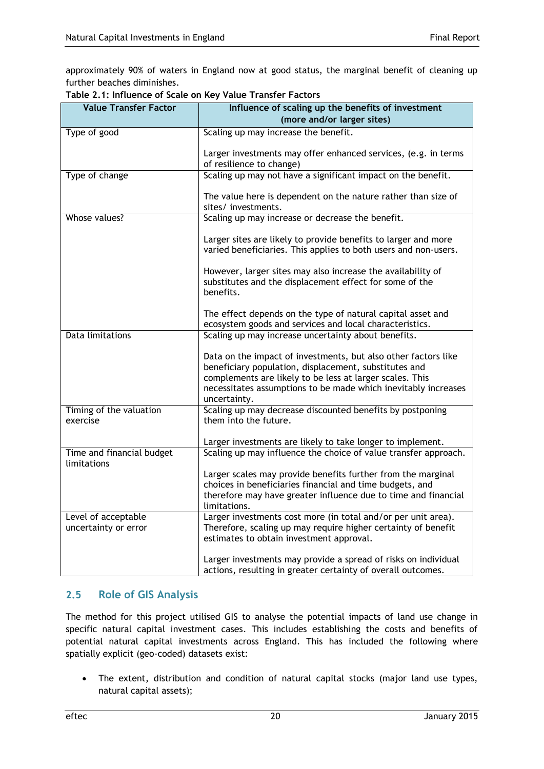approximately 90% of waters in England now at good status, the marginal benefit of cleaning up further beaches diminishes.

**Table 2.1: Influence of Scale on Key Value Transfer Factors**

| Value Transfer Factor | Influence of scaling up the benefits of investment (more and/or larger sites) |
|---|---|
| Type of good | Scaling up may increase the benefit.<br><br>Larger investments may offer enhanced services, (e.g. in terms of resilience to change) |
| Type of change | Scaling up may not have a significant impact on the benefit.<br><br>The value here is dependent on the nature rather than size of sites/ investments. |
| Whose values? | Scaling up may increase or decrease the benefit.<br><br>Larger sites are likely to provide benefits to larger and more varied beneficiaries. This applies to both users and non-users.<br><br>However, larger sites may also increase the availability of substitutes and the displacement effect for some of the benefits.<br><br>The effect depends on the type of natural capital asset and ecosystem goods and services and local characteristics. |
| Data limitations | Scaling up may increase uncertainty about benefits.<br><br>Data on the impact of investments, but also other factors like beneficiary population, displacement, substitutes and complements are likely to be less at larger scales. This necessitates assumptions to be made which inevitably increases uncertainty. |
| Timing of the valuation exercise | Scaling up may decrease discounted benefits by postponing them into the future.<br><br>Larger investments are likely to take longer to implement. |
| Time and financial budget limitations | Scaling up may influence the choice of value transfer approach.<br><br>Larger scales may provide benefits further from the marginal choices in beneficiaries financial and time budgets, and therefore may have greater influence due to time and financial limitations. |
| Level of acceptable uncertainty or error | Larger investments cost more (in total and/or per unit area). Therefore, scaling up may require higher certainty of benefit estimates to obtain investment approval.<br><br>Larger investments may provide a spread of risks on individual actions, resulting in greater certainty of overall outcomes. |

## 2.5 Role of GIS Analysis

The method for this project utilised GIS to analyse the potential impacts of land use change in specific natural capital investment cases. This includes establishing the costs and benefits of potential natural capital investments across England. This has included the following where spatially explicit (geo-coded) datasets exist:

- The extent, distribution and condition of natural capital stocks (major land use types, natural capital assets);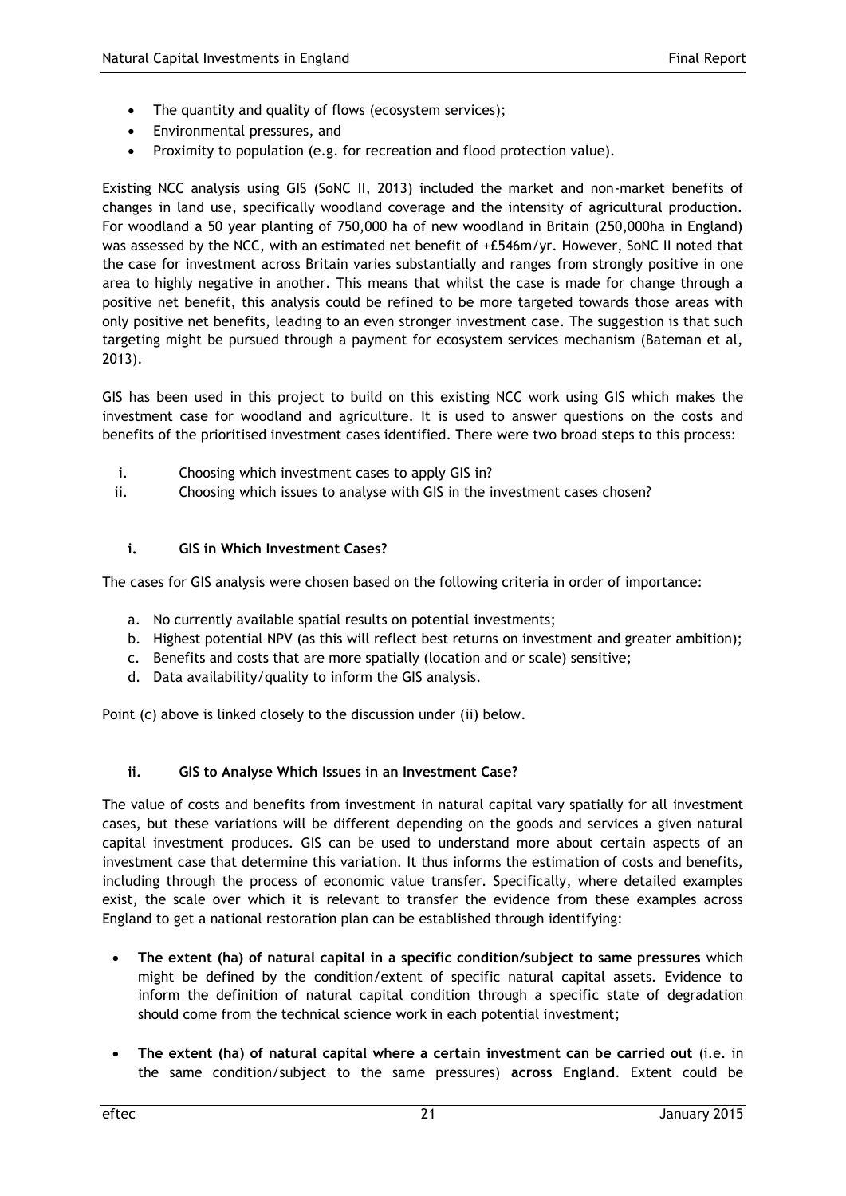- The quantity and quality of flows (ecosystem services);
- Environmental pressures, and
- Proximity to population (e.g. for recreation and flood protection value).

Existing NCC analysis using GIS (SoNC II, 2013) included the market and non-market benefits of changes in land use, specifically woodland coverage and the intensity of agricultural production. For woodland a 50 year planting of 750,000 ha of new woodland in Britain (250,000ha in England) was assessed by the NCC, with an estimated net benefit of +£546m/yr. However, SoNC II noted that the case for investment across Britain varies substantially and ranges from strongly positive in one area to highly negative in another. This means that whilst the case is made for change through a positive net benefit, this analysis could be refined to be more targeted towards those areas with only positive net benefits, leading to an even stronger investment case. The suggestion is that such targeting might be pursued through a payment for ecosystem services mechanism (Bateman et al, 2013).

GIS has been used in this project to build on this existing NCC work using GIS which makes the investment case for woodland and agriculture. It is used to answer questions on the costs and benefits of the prioritised investment cases identified. There were two broad steps to this process:

i. Choosing which investment cases to apply GIS in?
ii. Choosing which issues to analyse with GIS in the investment cases chosen?

#### i. GIS in Which Investment Cases?

The cases for GIS analysis were chosen based on the following criteria in order of importance:

a. No currently available spatial results on potential investments;
b. Highest potential NPV (as this will reflect best returns on investment and greater ambition);
c. Benefits and costs that are more spatially (location and or scale) sensitive;
d. Data availability/quality to inform the GIS analysis.

Point (c) above is linked closely to the discussion under (ii) below.

#### ii. GIS to Analyse Which Issues in an Investment Case?

The value of costs and benefits from investment in natural capital vary spatially for all investment cases, but these variations will be different depending on the goods and services a given natural capital investment produces. GIS can be used to understand more about certain aspects of an investment case that determine this variation. It thus informs the estimation of costs and benefits, including through the process of economic value transfer. Specifically, where detailed examples exist, the scale over which it is relevant to transfer the evidence from these examples across England to get a national restoration plan can be established through identifying:

- **The extent (ha) of natural capital in a specific condition/subject to same pressures** which might be defined by the condition/extent of specific natural capital assets. Evidence to inform the definition of natural capital condition through a specific state of degradation should come from the technical science work in each potential investment;

- **The extent (ha) of natural capital where a certain investment can be carried out** (i.e. in the same condition/subject to the same pressures) **across England**. Extent could be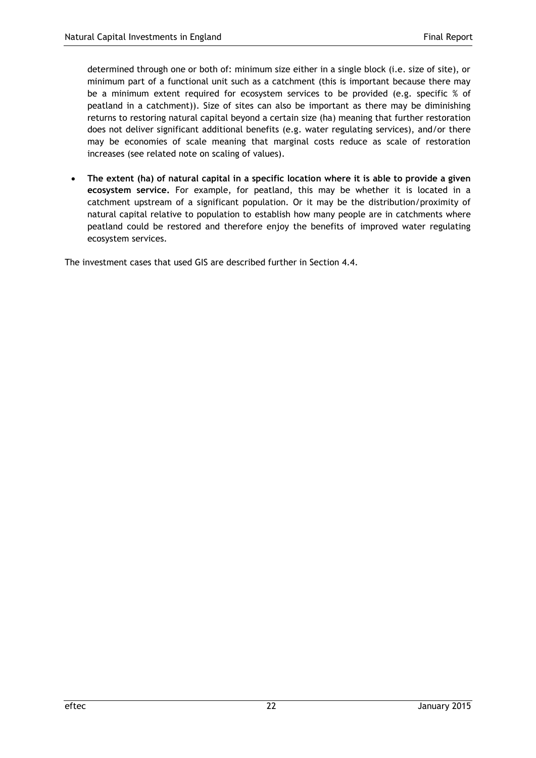determined through one or both of: minimum size either in a single block (i.e. size of site), or minimum part of a functional unit such as a catchment (this is important because there may be a minimum extent required for ecosystem services to be provided (e.g. specific % of peatland in a catchment)). Size of sites can also be important as there may be diminishing returns to restoring natural capital beyond a certain size (ha) meaning that further restoration does not deliver significant additional benefits (e.g. water regulating services), and/or there may be economies of scale meaning that marginal costs reduce as scale of restoration increases (see related note on scaling of values).

- **The extent (ha) of natural capital in a specific location where it is able to provide a given ecosystem service.** For example, for peatland, this may be whether it is located in a catchment upstream of a significant population. Or it may be the distribution/proximity of natural capital relative to population to establish how many people are in catchments where peatland could be restored and therefore enjoy the benefits of improved water regulating ecosystem services.

The investment cases that used GIS are described further in Section 4.4.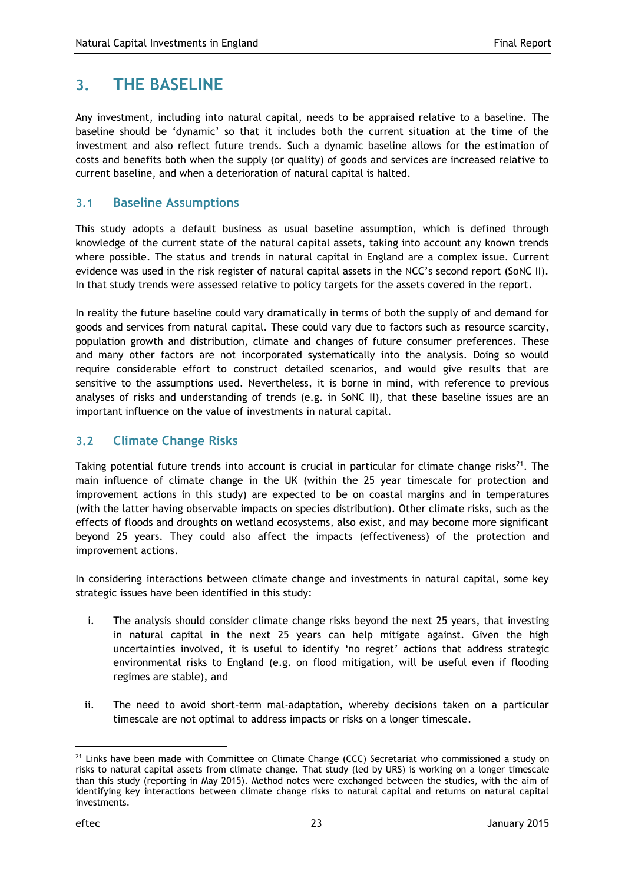# 3. THE BASELINE

Any investment, including into natural capital, needs to be appraised relative to a baseline. The baseline should be 'dynamic' so that it includes both the current situation at the time of the investment and also reflect future trends. Such a dynamic baseline allows for the estimation of costs and benefits both when the supply (or quality) of goods and services are increased relative to current baseline, and when a deterioration of natural capital is halted.

## 3.1 Baseline Assumptions

This study adopts a default business as usual baseline assumption, which is defined through knowledge of the current state of the natural capital assets, taking into account any known trends where possible. The status and trends in natural capital in England are a complex issue. Current evidence was used in the risk register of natural capital assets in the NCC's second report (SoNC II). In that study trends were assessed relative to policy targets for the assets covered in the report.

In reality the future baseline could vary dramatically in terms of both the supply of and demand for goods and services from natural capital. These could vary due to factors such as resource scarcity, population growth and distribution, climate and changes of future consumer preferences. These and many other factors are not incorporated systematically into the analysis. Doing so would require considerable effort to construct detailed scenarios, and would give results that are sensitive to the assumptions used. Nevertheless, it is borne in mind, with reference to previous analyses of risks and understanding of trends (e.g. in SoNC II), that these baseline issues are an important influence on the value of investments in natural capital.

## 3.2 Climate Change Risks

Taking potential future trends into account is crucial in particular for climate change risks[21]. The main influence of climate change in the UK (within the 25 year timescale for protection and improvement actions in this study) are expected to be on coastal margins and in temperatures (with the latter having observable impacts on species distribution). Other climate risks, such as the effects of floods and droughts on wetland ecosystems, also exist, and may become more significant beyond 25 years. They could also affect the impacts (effectiveness) of the protection and improvement actions.

In considering interactions between climate change and investments in natural capital, some key strategic issues have been identified in this study:

i. The analysis should consider climate change risks beyond the next 25 years, that investing in natural capital in the next 25 years can help mitigate against. Given the high uncertainties involved, it is useful to identify 'no regret' actions that address strategic environmental risks to England (e.g. on flood mitigation, will be useful even if flooding regimes are stable), and

ii. The need to avoid short-term mal-adaptation, whereby decisions taken on a particular timescale are not optimal to address impacts or risks on a longer timescale.

[21] Links have been made with Committee on Climate Change (CCC) Secretariat who commissioned a study on risks to natural capital assets from climate change. That study (led by URS) is working on a longer timescale than this study (reporting in May 2015). Method notes were exchanged between the studies, with the aim of identifying key interactions between climate change risks to natural capital and returns on natural capital investments.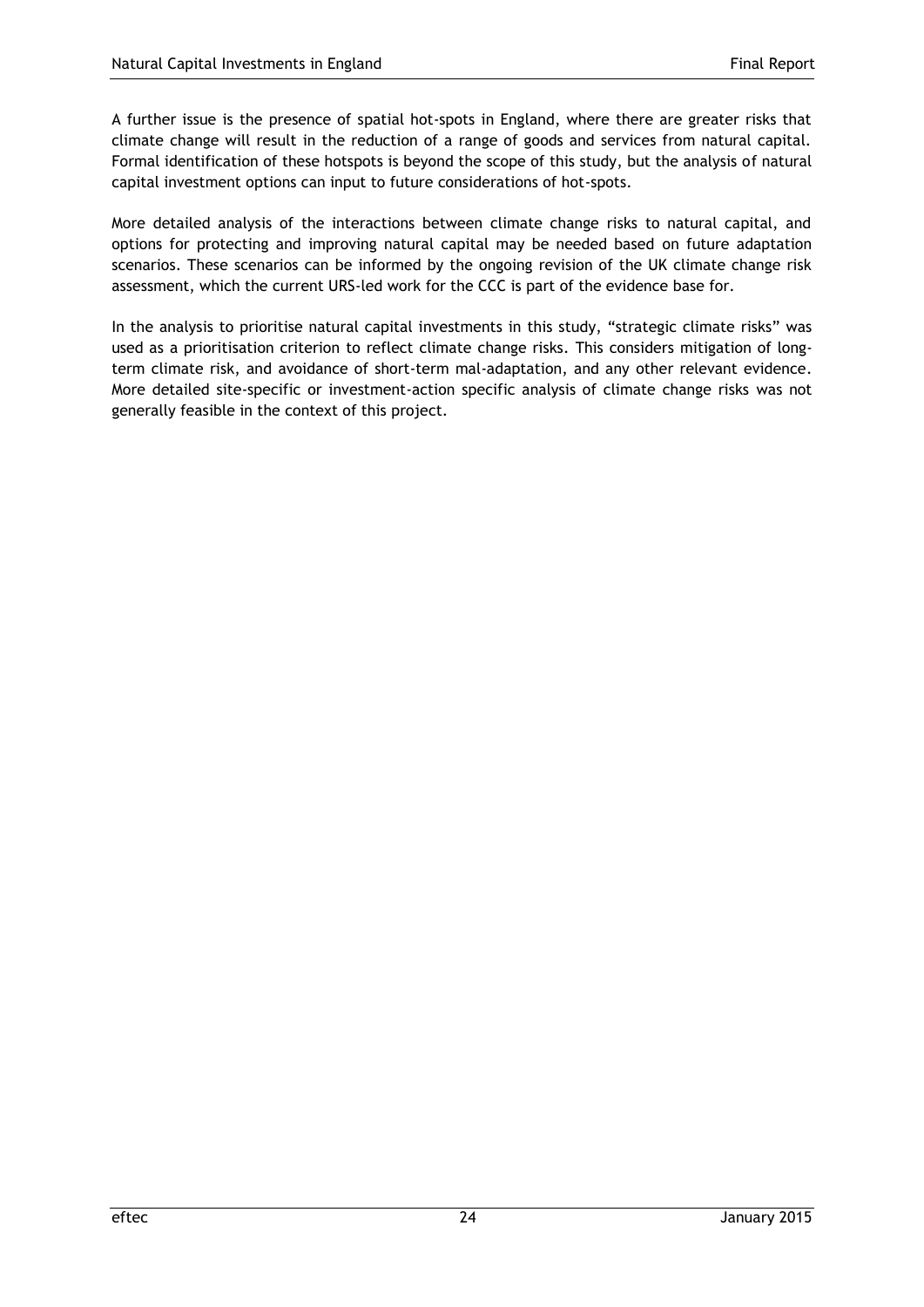A further issue is the presence of spatial hot-spots in England, where there are greater risks that climate change will result in the reduction of a range of goods and services from natural capital. Formal identification of these hotspots is beyond the scope of this study, but the analysis of natural capital investment options can input to future considerations of hot-spots.

More detailed analysis of the interactions between climate change risks to natural capital, and options for protecting and improving natural capital may be needed based on future adaptation scenarios. These scenarios can be informed by the ongoing revision of the UK climate change risk assessment, which the current URS-led work for the CCC is part of the evidence base for.

In the analysis to prioritise natural capital investments in this study, "strategic climate risks" was used as a prioritisation criterion to reflect climate change risks. This considers mitigation of long-term climate risk, and avoidance of short-term mal-adaptation, and any other relevant evidence. More detailed site-specific or investment-action specific analysis of climate change risks was not generally feasible in the context of this project.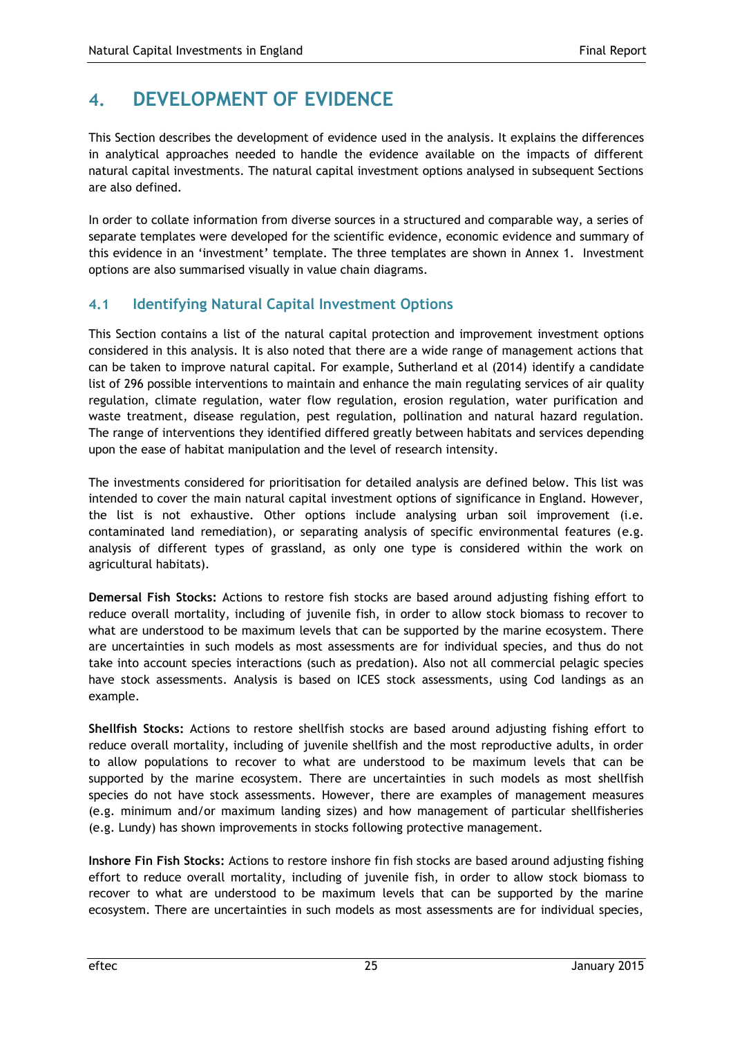# 4. DEVELOPMENT OF EVIDENCE

This Section describes the development of evidence used in the analysis. It explains the differences in analytical approaches needed to handle the evidence available on the impacts of different natural capital investments. The natural capital investment options analysed in subsequent Sections are also defined.

In order to collate information from diverse sources in a structured and comparable way, a series of separate templates were developed for the scientific evidence, economic evidence and summary of this evidence in an 'investment' template. The three templates are shown in Annex 1. Investment options are also summarised visually in value chain diagrams.

## 4.1 Identifying Natural Capital Investment Options

This Section contains a list of the natural capital protection and improvement investment options considered in this analysis. It is also noted that there are a wide range of management actions that can be taken to improve natural capital. For example, Sutherland et al (2014) identify a candidate list of 296 possible interventions to maintain and enhance the main regulating services of air quality regulation, climate regulation, water flow regulation, erosion regulation, water purification and waste treatment, disease regulation, pest regulation, pollination and natural hazard regulation. The range of interventions they identified differed greatly between habitats and services depending upon the ease of habitat manipulation and the level of research intensity.

The investments considered for prioritisation for detailed analysis are defined below. This list was intended to cover the main natural capital investment options of significance in England. However, the list is not exhaustive. Other options include analysing urban soil improvement (i.e. contaminated land remediation), or separating analysis of specific environmental features (e.g. analysis of different types of grassland, as only one type is considered within the work on agricultural habitats).

**Demersal Fish Stocks:** Actions to restore fish stocks are based around adjusting fishing effort to reduce overall mortality, including of juvenile fish, in order to allow stock biomass to recover to what are understood to be maximum levels that can be supported by the marine ecosystem. There are uncertainties in such models as most assessments are for individual species, and thus do not take into account species interactions (such as predation). Also not all commercial pelagic species have stock assessments. Analysis is based on ICES stock assessments, using Cod landings as an example.

**Shellfish Stocks:** Actions to restore shellfish stocks are based around adjusting fishing effort to reduce overall mortality, including of juvenile shellfish and the most reproductive adults, in order to allow populations to recover to what are understood to be maximum levels that can be supported by the marine ecosystem. There are uncertainties in such models as most shellfish species do not have stock assessments. However, there are examples of management measures (e.g. minimum and/or maximum landing sizes) and how management of particular shellfisheries (e.g. Lundy) has shown improvements in stocks following protective management.

**Inshore Fin Fish Stocks:** Actions to restore inshore fin fish stocks are based around adjusting fishing effort to reduce overall mortality, including of juvenile fish, in order to allow stock biomass to recover to what are understood to be maximum levels that can be supported by the marine ecosystem. There are uncertainties in such models as most assessments are for individual species,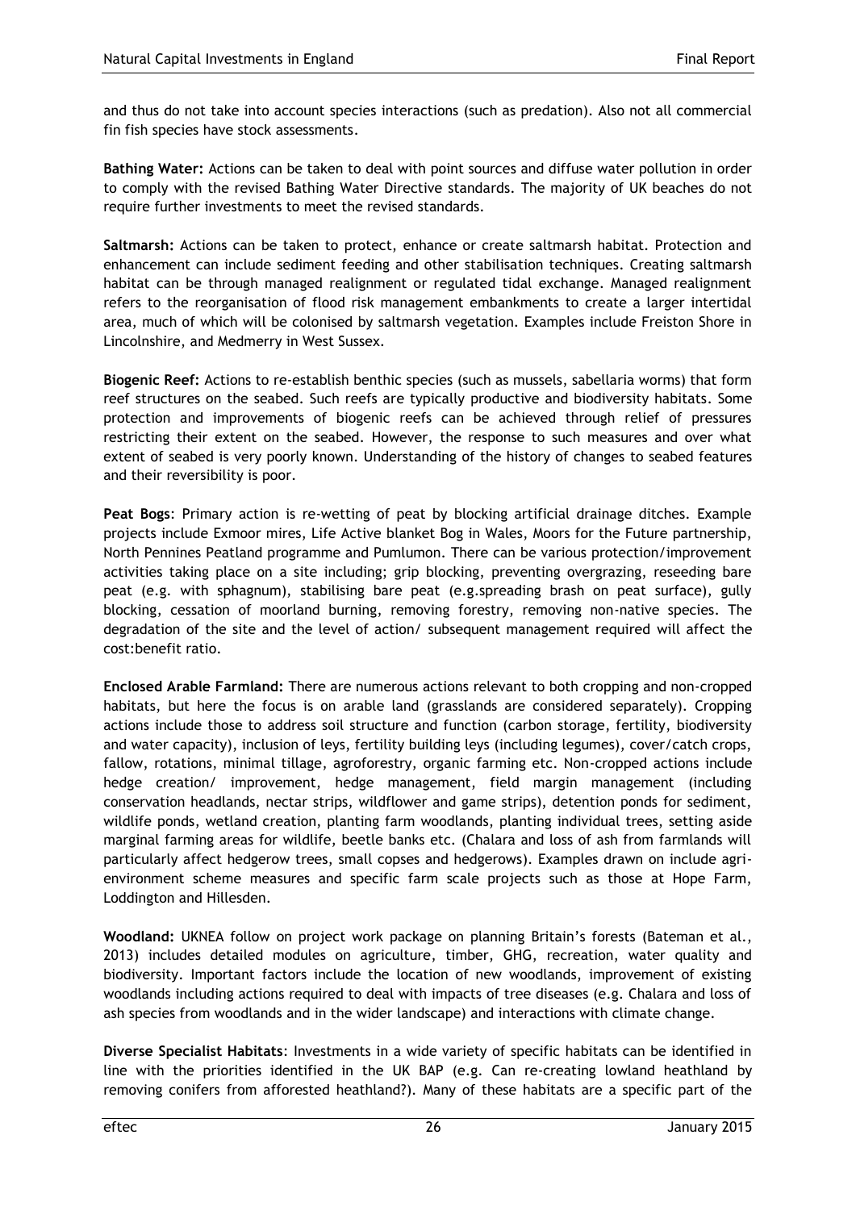and thus do not take into account species interactions (such as predation). Also not all commercial fin fish species have stock assessments.

**Bathing Water:** Actions can be taken to deal with point sources and diffuse water pollution in order to comply with the revised Bathing Water Directive standards. The majority of UK beaches do not require further investments to meet the revised standards.

**Saltmarsh:** Actions can be taken to protect, enhance or create saltmarsh habitat. Protection and enhancement can include sediment feeding and other stabilisation techniques. Creating saltmarsh habitat can be through managed realignment or regulated tidal exchange. Managed realignment refers to the reorganisation of flood risk management embankments to create a larger intertidal area, much of which will be colonised by saltmarsh vegetation. Examples include Freiston Shore in Lincolnshire, and Medmerry in West Sussex.

**Biogenic Reef:** Actions to re-establish benthic species (such as mussels, sabellaria worms) that form reef structures on the seabed. Such reefs are typically productive and biodiversity habitats. Some protection and improvements of biogenic reefs can be achieved through relief of pressures restricting their extent on the seabed. However, the response to such measures and over what extent of seabed is very poorly known. Understanding of the history of changes to seabed features and their reversibility is poor.

**Peat Bogs**: Primary action is re-wetting of peat by blocking artificial drainage ditches. Example projects include Exmoor mires, Life Active blanket Bog in Wales, Moors for the Future partnership, North Pennines Peatland programme and Pumlumon. There can be various protection/improvement activities taking place on a site including; grip blocking, preventing overgrazing, reseeding bare peat (e.g. with sphagnum), stabilising bare peat (e.g.spreading brash on peat surface), gully blocking, cessation of moorland burning, removing forestry, removing non-native species. The degradation of the site and the level of action/ subsequent management required will affect the cost:benefit ratio.

**Enclosed Arable Farmland:** There are numerous actions relevant to both cropping and non-cropped habitats, but here the focus is on arable land (grasslands are considered separately). Cropping actions include those to address soil structure and function (carbon storage, fertility, biodiversity and water capacity), inclusion of leys, fertility building leys (including legumes), cover/catch crops, fallow, rotations, minimal tillage, agroforestry, organic farming etc. Non-cropped actions include hedge creation/ improvement, hedge management, field margin management (including conservation headlands, nectar strips, wildflower and game strips), detention ponds for sediment, wildlife ponds, wetland creation, planting farm woodlands, planting individual trees, setting aside marginal farming areas for wildlife, beetle banks etc. (Chalara and loss of ash from farmlands will particularly affect hedgerow trees, small copses and hedgerows). Examples drawn on include agri-environment scheme measures and specific farm scale projects such as those at Hope Farm, Loddington and Hillesden.

**Woodland:** UKNEA follow on project work package on planning Britain's forests (Bateman et al., 2013) includes detailed modules on agriculture, timber, GHG, recreation, water quality and biodiversity. Important factors include the location of new woodlands, improvement of existing woodlands including actions required to deal with impacts of tree diseases (e.g. Chalara and loss of ash species from woodlands and in the wider landscape) and interactions with climate change.

**Diverse Specialist Habitats**: Investments in a wide variety of specific habitats can be identified in line with the priorities identified in the UK BAP (e.g. Can re-creating lowland heathland by removing conifers from afforested heathland?). Many of these habitats are a specific part of the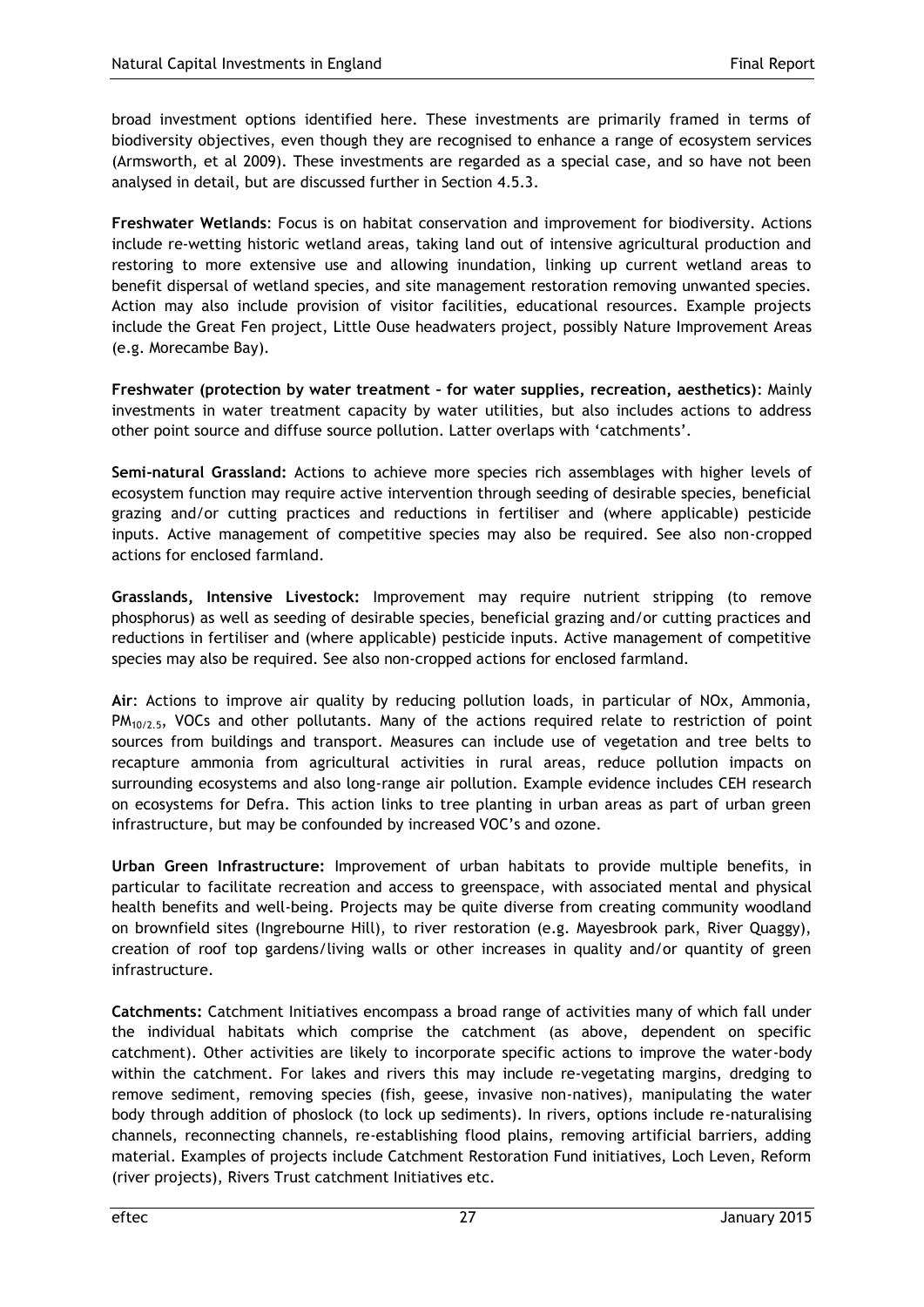broad investment options identified here. These investments are primarily framed in terms of biodiversity objectives, even though they are recognised to enhance a range of ecosystem services (Armsworth, et al 2009). These investments are regarded as a special case, and so have not been analysed in detail, but are discussed further in Section 4.5.3.

**Freshwater Wetlands**: Focus is on habitat conservation and improvement for biodiversity. Actions include re-wetting historic wetland areas, taking land out of intensive agricultural production and restoring to more extensive use and allowing inundation, linking up current wetland areas to benefit dispersal of wetland species, and site management restoration removing unwanted species. Action may also include provision of visitor facilities, educational resources. Example projects include the Great Fen project, Little Ouse headwaters project, possibly Nature Improvement Areas (e.g. Morecambe Bay).

**Freshwater (protection by water treatment – for water supplies, recreation, aesthetics)**: Mainly investments in water treatment capacity by water utilities, but also includes actions to address other point source and diffuse source pollution. Latter overlaps with 'catchments'.

**Semi-natural Grassland:** Actions to achieve more species rich assemblages with higher levels of ecosystem function may require active intervention through seeding of desirable species, beneficial grazing and/or cutting practices and reductions in fertiliser and (where applicable) pesticide inputs. Active management of competitive species may also be required. See also non-cropped actions for enclosed farmland.

**Grasslands, Intensive Livestock:** Improvement may require nutrient stripping (to remove phosphorus) as well as seeding of desirable species, beneficial grazing and/or cutting practices and reductions in fertiliser and (where applicable) pesticide inputs. Active management of competitive species may also be required. See also non-cropped actions for enclosed farmland.

**Air**: Actions to improve air quality by reducing pollution loads, in particular of NOx, Ammonia, $PM_{10/2.5}$, VOCs and other pollutants. Many of the actions required relate to restriction of point sources from buildings and transport. Measures can include use of vegetation and tree belts to recapture ammonia from agricultural activities in rural areas, reduce pollution impacts on surrounding ecosystems and also long-range air pollution. Example evidence includes CEH research on ecosystems for Defra. This action links to tree planting in urban areas as part of urban green infrastructure, but may be confounded by increased VOC's and ozone.

**Urban Green Infrastructure:** Improvement of urban habitats to provide multiple benefits, in particular to facilitate recreation and access to greenspace, with associated mental and physical health benefits and well-being. Projects may be quite diverse from creating community woodland on brownfield sites (Ingrebourne Hill), to river restoration (e.g. Mayesbrook park, River Quaggy), creation of roof top gardens/living walls or other increases in quality and/or quantity of green infrastructure.

**Catchments:** Catchment Initiatives encompass a broad range of activities many of which fall under the individual habitats which comprise the catchment (as above, dependent on specific catchment). Other activities are likely to incorporate specific actions to improve the water-body within the catchment. For lakes and rivers this may include re-vegetating margins, dredging to remove sediment, removing species (fish, geese, invasive non-natives), manipulating the water body through addition of phoslock (to lock up sediments). In rivers, options include re-naturalising channels, reconnecting channels, re-establishing flood plains, removing artificial barriers, adding material. Examples of projects include Catchment Restoration Fund initiatives, Loch Leven, Reform (river projects), Rivers Trust catchment Initiatives etc.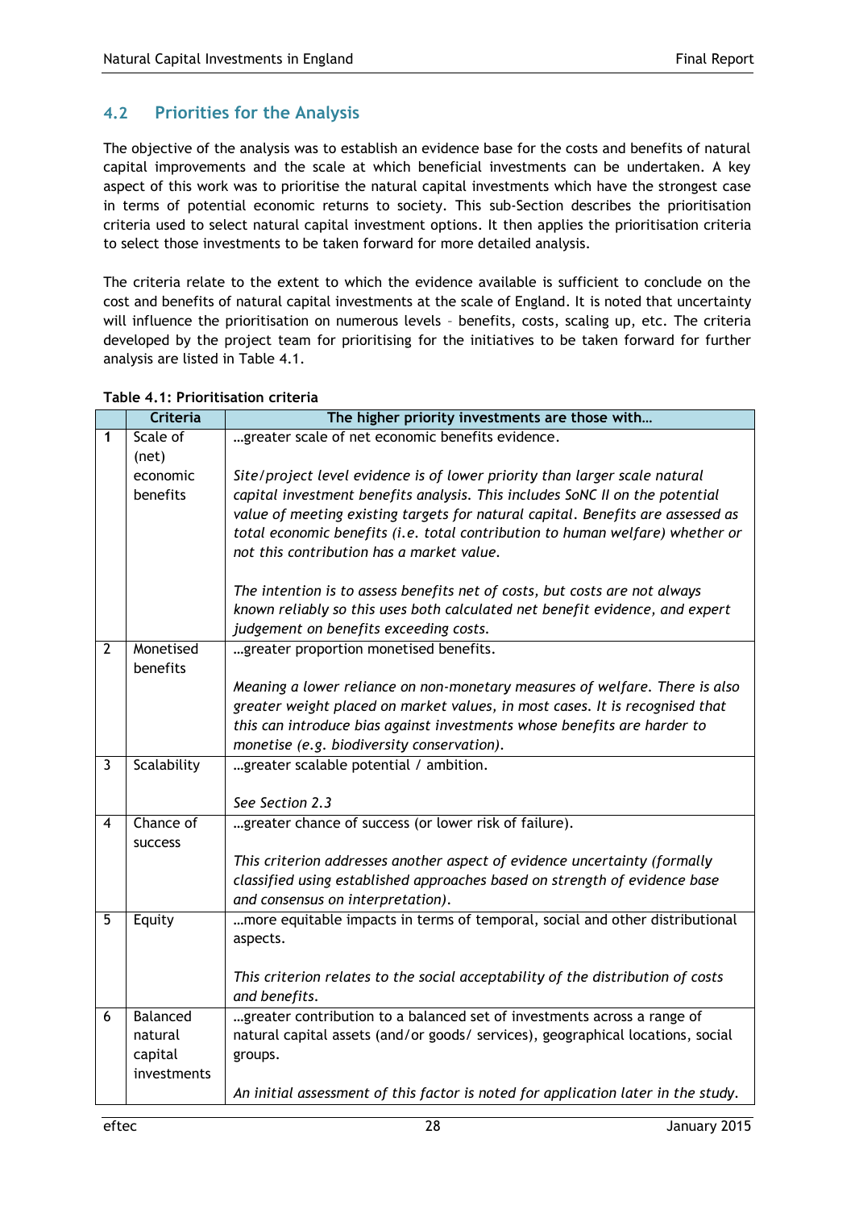## 4.2 Priorities for the Analysis

The objective of the analysis was to establish an evidence base for the costs and benefits of natural capital improvements and the scale at which beneficial investments can be undertaken. A key aspect of this work was to prioritise the natural capital investments which have the strongest case in terms of potential economic returns to society. This sub-Section describes the prioritisation criteria used to select natural capital investment options. It then applies the prioritisation criteria to select those investments to be taken forward for more detailed analysis.

The criteria relate to the extent to which the evidence available is sufficient to conclude on the cost and benefits of natural capital investments at the scale of England. It is noted that uncertainty will influence the prioritisation on numerous levels – benefits, costs, scaling up, etc. The criteria developed by the project team for prioritising for the initiatives to be taken forward for further analysis are listed in Table 4.1.

**Table 4.1: Prioritisation criteria**

| | Criteria | The higher priority investments are those with… |
|---|---|---|
| 1 | Scale of (net) economic benefits | …greater scale of net economic benefits evidence.<br><br>*Site/project level evidence is of lower priority than larger scale natural capital investment benefits analysis. This includes SoNC II on the potential value of meeting existing targets for natural capital. Benefits are assessed as total economic benefits (i.e. total contribution to human welfare) whether or not this contribution has a market value.*<br><br>*The intention is to assess benefits net of costs, but costs are not always known reliably so this uses both calculated net benefit evidence, and expert judgement on benefits exceeding costs.* |
| 2 | Monetised benefits | …greater proportion monetised benefits.<br><br>*Meaning a lower reliance on non-monetary measures of welfare. There is also greater weight placed on market values, in most cases. It is recognised that this can introduce bias against investments whose benefits are harder to monetise (e.g. biodiversity conservation).* |
| 3 | Scalability | …greater scalable potential / ambition.<br><br>*See Section 2.3* |
| 4 | Chance of success | …greater chance of success (or lower risk of failure).<br><br>*This criterion addresses another aspect of evidence uncertainty (formally classified using established approaches based on strength of evidence base and consensus on interpretation).* |
| 5 | Equity | …more equitable impacts in terms of temporal, social and other distributional aspects.<br><br>*This criterion relates to the social acceptability of the distribution of costs and benefits.* |
| 6 | Balanced natural capital investments | …greater contribution to a balanced set of investments across a range of natural capital assets (and/or goods/ services), geographical locations, social groups.<br><br>*An initial assessment of this factor is noted for application later in the study.* |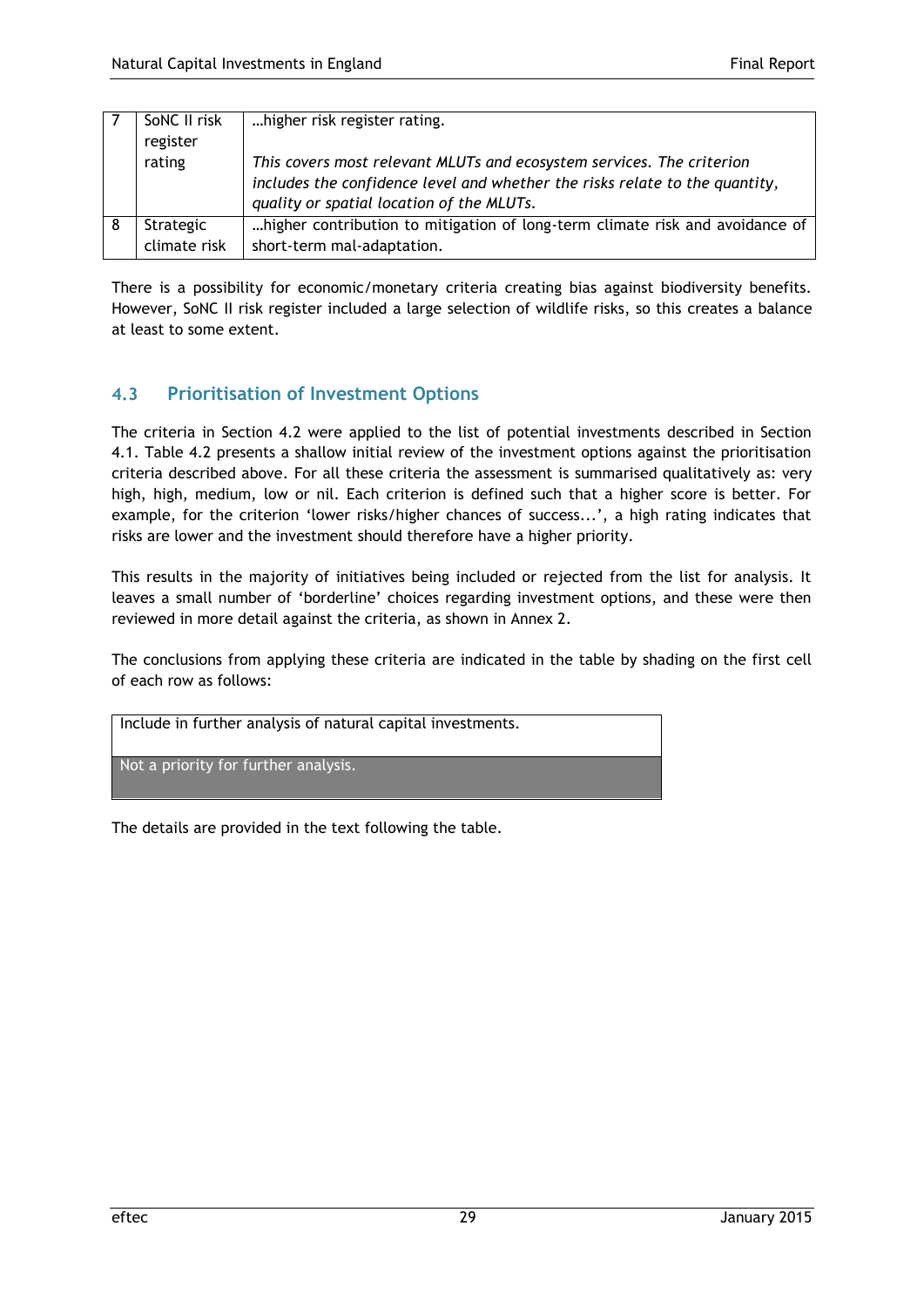| 7 | SoNC II risk register rating | …higher risk register rating. *This covers most relevant MLUTs and ecosystem services. The criterion includes the confidence level and whether the risks relate to the quantity, quality or spatial location of the MLUTs.* |
|---|---|---|
| 8 | Strategic climate risk | …higher contribution to mitigation of long-term climate risk and avoidance of short-term mal-adaptation. |

There is a possibility for economic/monetary criteria creating bias against biodiversity benefits. However, SoNC II risk register included a large selection of wildlife risks, so this creates a balance at least to some extent.

## 4.3 Prioritisation of Investment Options

The criteria in Section 4.2 were applied to the list of potential investments described in Section 4.1. Table 4.2 presents a shallow initial review of the investment options against the prioritisation criteria described above. For all these criteria the assessment is summarised qualitatively as: very high, high, medium, low or nil. Each criterion is defined such that a higher score is better. For example, for the criterion 'lower risks/higher chances of success...', a high rating indicates that risks are lower and the investment should therefore have a higher priority.

This results in the majority of initiatives being included or rejected from the list for analysis. It leaves a small number of 'borderline' choices regarding investment options, and these were then reviewed in more detail against the criteria, as shown in Annex 2.

The conclusions from applying these criteria are indicated in the table by shading on the first cell of each row as follows:

| Include in further analysis of natural capital investments. |
|---|
| Not a priority for further analysis. |

The details are provided in the text following the table.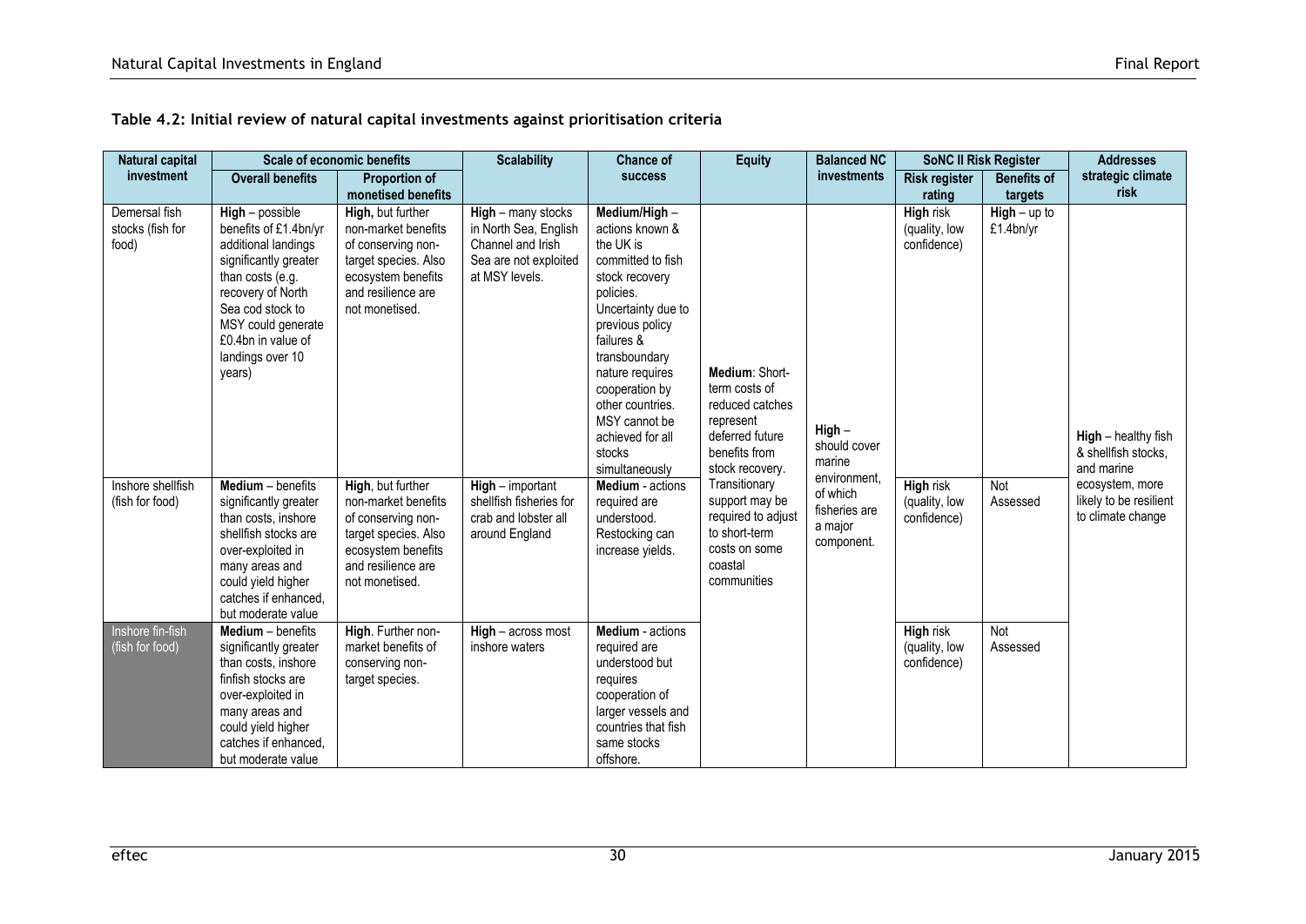**Table 4.2: Initial review of natural capital investments against prioritisation criteria**

| Natural capital investment | Scale of economic benefits | | Scalability | Chance of success | Equity | Balanced NC investments | SoNC II Risk Register | | Addresses strategic climate risk |
|---|---|---|---|---|---|---|---|---|---|
| | Overall benefits | Proportion of monetised benefits | | | | | Risk register rating | Benefits of targets | |
| Demersal fish stocks (fish for food) | **High** – possible benefits of £1.4bn/yr additional landings significantly greater than costs (e.g. recovery of North Sea cod stock to MSY could generate £0.4bn in value of landings over 10 years) | **High,** but further non-market benefits of conserving non-target species. Also ecosystem benefits and resilience are not monetised. | **High** – many stocks in North Sea, English Channel and Irish Sea are not exploited at MSY levels. | **Medium/High** – actions known & the UK is committed to fish stock recovery policies. Uncertainty due to previous policy failures & transboundary nature requires cooperation by other countries. MSY cannot be achieved for all stocks simultaneously | **Medium**: Short-term costs of reduced catches represent deferred future benefits from stock recovery. Transitionary support may be required to adjust to short-term costs on some coastal communities | **High** – should cover marine environment, of which fisheries are a major component. | **High** risk (quality, low confidence) | **High** – up to £1.4bn/yr | **High** – healthy fish & shellfish stocks, and marine ecosystem, more likely to be resilient to climate change |
| Inshore shellfish (fish for food) | **Medium** – benefits significantly greater than costs, inshore shellfish stocks are over-exploited in many areas and could yield higher catches if enhanced, but moderate value | **High**, but further non-market benefits of conserving non-target species. Also ecosystem benefits and resilience are not monetised. | **High** – important shellfish fisheries for crab and lobster all around England | **Medium** - actions required are understood. Restocking can increase yields. | | | **High** risk (quality, low confidence) | Not Assessed | |
| Inshore fin-fish (fish for food) | **Medium** – benefits significantly greater than costs, inshore finfish stocks are over-exploited in many areas and could yield higher catches if enhanced, but moderate value | **High**. Further non-market benefits of conserving non-target species. | **High** – across most inshore waters | **Medium** - actions required are understood but requires cooperation of larger vessels and countries that fish same stocks offshore. | | | **High** risk (quality, low confidence) | Not Assessed | |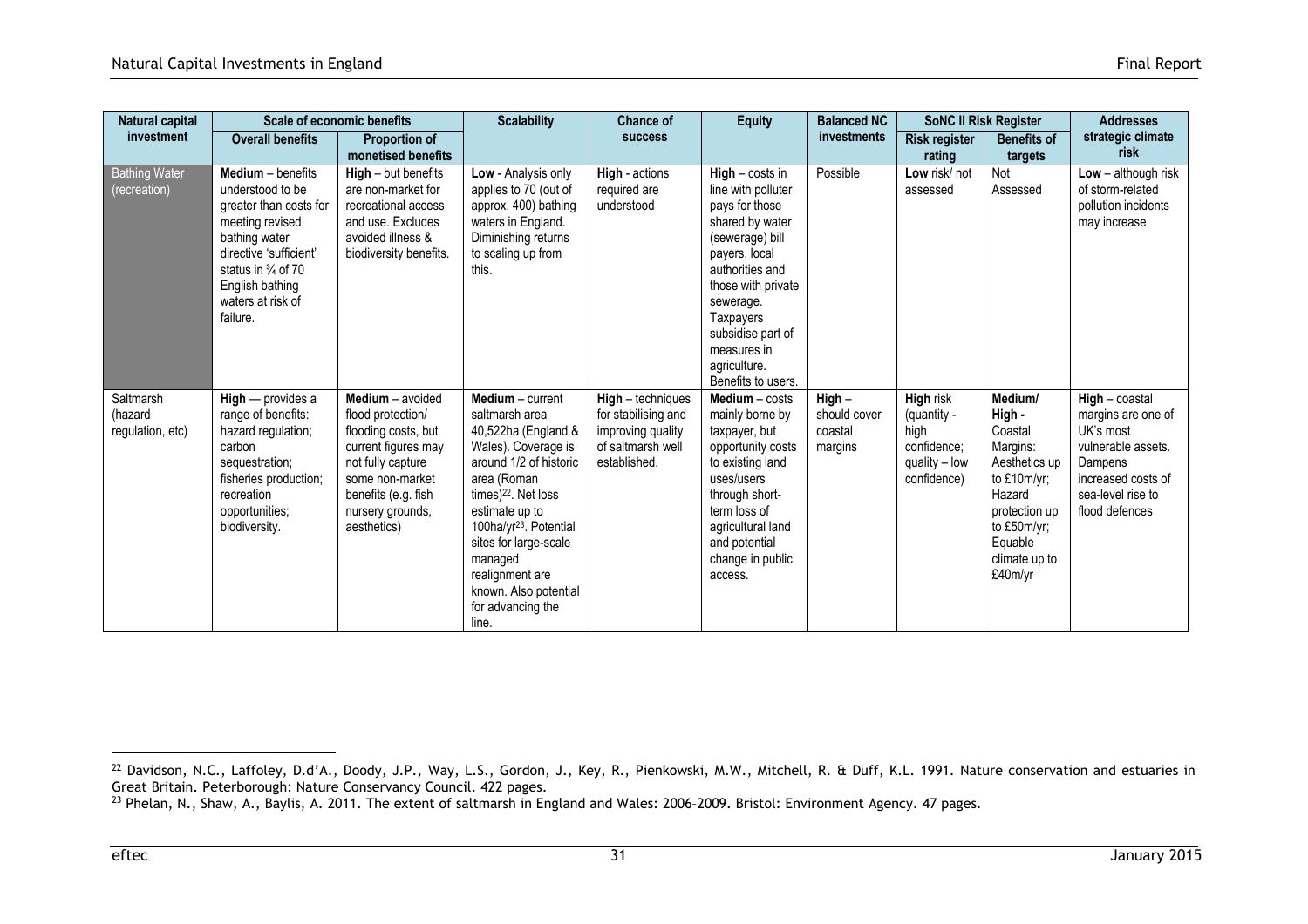| Natural capital investment | Scale of economic benefits | | Scalability | Chance of success | Equity | Balanced NC investments | SoNC II Risk Register | | Addresses strategic climate risk |
|---|---|---|---|---|---|---|---|---|---|
| | Overall benefits | Proportion of monetised benefits | | | | | Risk register rating | Benefits of targets | |
| Bathing Water (recreation) | **Medium** – benefits understood to be greater than costs for meeting revised bathing water directive 'sufficient' status in ¾ of 70 English bathing waters at risk of failure. | **High** – but benefits are non-market for recreational access and use. Excludes avoided illness & biodiversity benefits. | **Low** - Analysis only applies to 70 (out of approx. 400) bathing waters in England. Diminishing returns to scaling up from this. | **High** - actions required are understood | **High** – costs in line with polluter pays for those shared by water (sewerage) bill payers, local authorities and those with private sewerage. Taxpayers subsidise part of measures in agriculture. Benefits to users. | Possible | **Low** risk/ not assessed | Not Assessed | **Low** – although risk of storm-related pollution incidents may increase |
| Saltmarsh (hazard regulation, etc) | **High** — provides a range of benefits: hazard regulation; carbon sequestration; fisheries production; recreation opportunities; biodiversity. | **Medium** – avoided flood protection/ flooding costs, but current figures may not fully capture some non-market benefits (e.g. fish nursery grounds, aesthetics) | **Medium** – current saltmarsh area 40,522ha (England & Wales). Coverage is around 1/2 of historic area (Roman times)[22]. Net loss estimate up to 100ha/yr[23]. Potential sites for large-scale managed realignment are known. Also potential for advancing the line. | **High** – techniques for stabilising and improving quality of saltmarsh well established. | **Medium** – costs mainly borne by taxpayer, but opportunity costs to existing land uses/users through short-term loss of agricultural land and potential change in public access. | **High** – should cover coastal margins | **High** risk (quantity - high confidence; quality – low confidence) | **Medium/ High** - Coastal Margins: Aesthetics up to £10m/yr; Hazard protection up to £50m/yr; Equable climate up to £40m/yr | **High** – coastal margins are one of UK's most vulnerable assets. Dampens increased costs of sea-level rise to flood defences |

[22] Davidson, N.C., Laffoley, D.d'A., Doody, J.P., Way, L.S., Gordon, J., Key, R., Pienkowski, M.W., Mitchell, R. & Duff, K.L. 1991. Nature conservation and estuaries in Great Britain. Peterborough: Nature Conservancy Council. 422 pages.

[23] Phelan, N., Shaw, A., Baylis, A. 2011. The extent of saltmarsh in England and Wales: 2006–2009. Bristol: Environment Agency. 47 pages.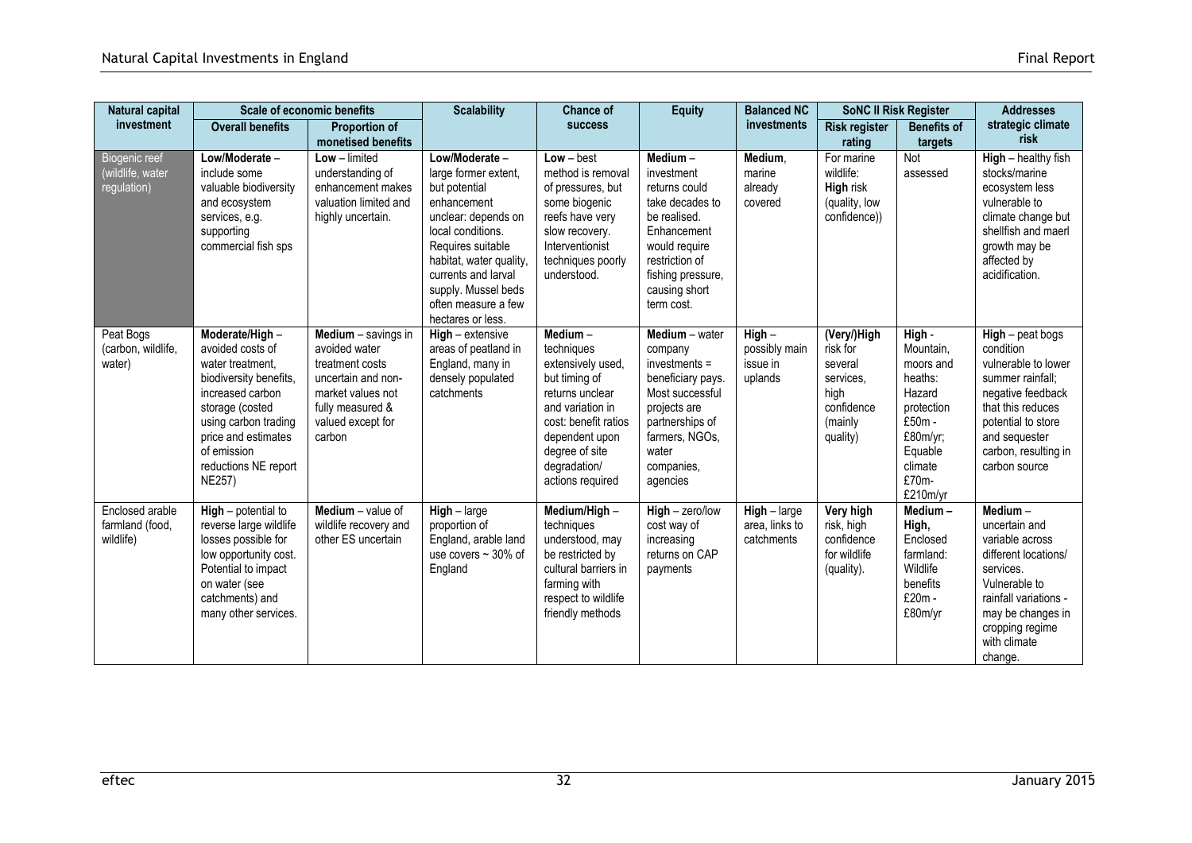| Natural capital investment | Scale of economic benefits | | Scalability | Chance of success | Equity | Balanced NC investments | SoNC II Risk Register | | Addresses strategic climate risk |
|---|---|---|---|---|---|---|---|---|---|
| | **Overall benefits** | **Proportion of monetised benefits** | | | | | **Risk register rating** | **Benefits of targets** | |
| Biogenic reef (wildlife, water regulation) | **Low/Moderate** – include some valuable biodiversity and ecosystem services, e.g. supporting commercial fish sps | **Low** – limited understanding of enhancement makes valuation limited and highly uncertain. | **Low/Moderate** – large former extent, but potential enhancement unclear: depends on local conditions. Requires suitable habitat, water quality, currents and larval supply. Mussel beds often measure a few hectares or less. | **Low** – best method is removal of pressures, but some biogenic reefs have very slow recovery. Interventionist techniques poorly understood. | **Medium** – investment returns could take decades to be realised. Enhancement would require restriction of fishing pressure, causing short term cost. | **Medium**, marine already covered | For marine wildlife: **High** risk (quality, low confidence)) | Not assessed | **High** – healthy fish stocks/marine ecosystem less vulnerable to climate change but shellfish and maerl growth may be affected by acidification. |
| Peat Bogs (carbon, wildlife, water) | **Moderate/High** – avoided costs of water treatment, biodiversity benefits, increased carbon storage (costed using carbon trading price and estimates of emission reductions NE report NE257) | **Medium** – savings in avoided water treatment costs uncertain and non-market values not fully measured & valued except for carbon | **High** – extensive areas of peatland in England, many in densely populated catchments | **Medium** – techniques extensively used, but timing of returns unclear and variation in cost: benefit ratios dependent upon degree of site degradation/ actions required | **Medium** – water company investments = beneficiary pays. Most successful projects are partnerships of farmers, NGOs, water companies, agencies | **High** – possibly main issue in uplands | **(Very/)High** risk for several services, high confidence (mainly quality) | **High** - Mountain, moors and heaths: Hazard protection £50m - £80m/yr; Equable climate £70m-£210m/yr | **High** – peat bogs condition vulnerable to lower summer rainfall; negative feedback that this reduces potential to store and sequester carbon, resulting in carbon source |
| Enclosed arable farmland (food, wildlife) | **High** – potential to reverse large wildlife losses possible for low opportunity cost. Potential to impact on water (see catchments) and many other services. | **Medium** – value of wildlife recovery and other ES uncertain | **High** – large proportion of England, arable land use covers ~ 30% of England | **Medium/High** – techniques understood, may be restricted by cultural barriers in farming with respect to wildlife friendly methods | **High** – zero/low cost way of increasing returns on CAP payments | **High** – large area, links to catchments | **Very high** risk, high confidence for wildlife (quality). | **Medium – High,** Enclosed farmland: Wildlife benefits £20m - £80m/yr | **Medium** – uncertain and variable across different locations/ services. Vulnerable to rainfall variations - may be changes in cropping regime with climate change. |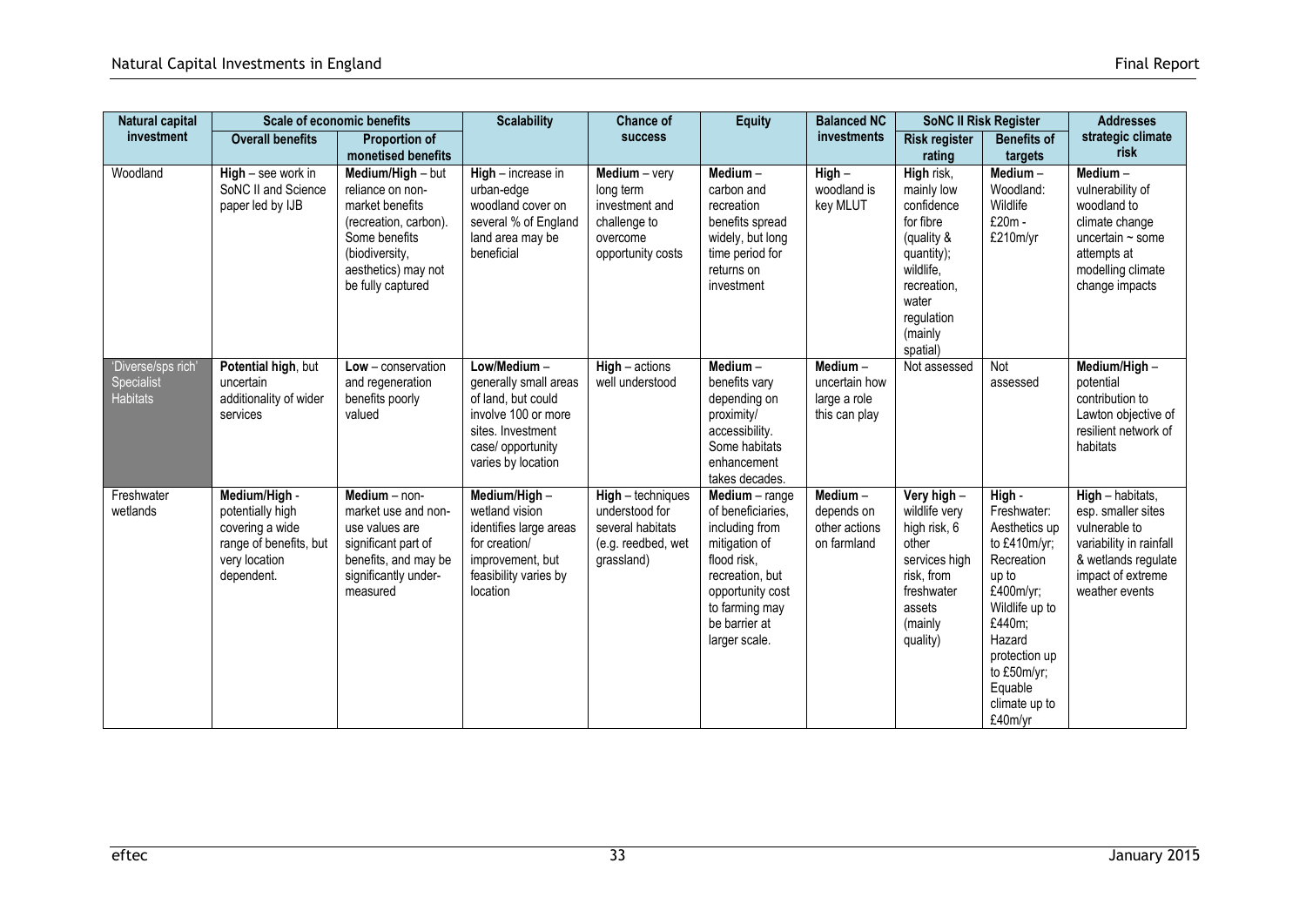| Natural capital investment | Scale of economic benefits | | Scalability | Chance of success | Equity | Balanced NC investments | SoNC II Risk Register | | Addresses strategic climate risk |
|---|---|---|---|---|---|---|---|---|---|
| | Overall benefits | Proportion of monetised benefits | | | | | Risk register rating | Benefits of targets | |
| Woodland | **High** – see work in SoNC II and Science paper led by IJB | **Medium/High** – but reliance on non-market benefits (recreation, carbon). Some benefits (biodiversity, aesthetics) may not be fully captured | **High** – increase in urban-edge woodland cover on several % of England land area may be beneficial | **Medium** – very long term investment and challenge to overcome opportunity costs | **Medium** – carbon and recreation benefits spread widely, but long time period for returns on investment | **High** – woodland is key MLUT | **High** risk, mainly low confidence for fibre (quality & quantity); wildlife, recreation, water regulation (mainly spatial) | **Medium** – Woodland: Wildlife £20m - £210m/yr | **Medium** – vulnerability of woodland to climate change uncertain ~ some attempts at modelling climate change impacts |
| 'Diverse/sps rich' Specialist Habitats | **Potential high**, but uncertain additionality of wider services | **Low** – conservation and regeneration benefits poorly valued | **Low/Medium** – generally small areas of land, but could involve 100 or more sites. Investment case/ opportunity varies by location | **High** – actions well understood | **Medium** – benefits vary depending on proximity/ accessibility. Some habitats enhancement takes decades. | **Medium** – uncertain how large a role this can play | Not assessed | Not assessed | **Medium/High** – potential contribution to Lawton objective of resilient network of habitats |
| Freshwater wetlands | **Medium/High** - potentially high covering a wide range of benefits, but very location dependent. | **Medium** – non-market use and non-use values are significant part of benefits, and may be significantly under-measured | **Medium/High** – wetland vision identifies large areas for creation/ improvement, but feasibility varies by location | **High** – techniques understood for several habitats (e.g. reedbed, wet grassland) | **Medium** – range of beneficiaries, including from mitigation of flood risk, recreation, but opportunity cost to farming may be barrier at larger scale. | **Medium** – depends on other actions on farmland | **Very high** – wildlife very high risk, 6 other services high risk, from freshwater assets (mainly quality) | **High** - Freshwater: Aesthetics up to £410m/yr; Recreation up to £400m/yr; Wildlife up to £440m; Hazard protection up to £50m/yr; Equable climate up to £40m/yr | **High** – habitats, esp. smaller sites vulnerable to variability in rainfall & wetlands regulate impact of extreme weather events |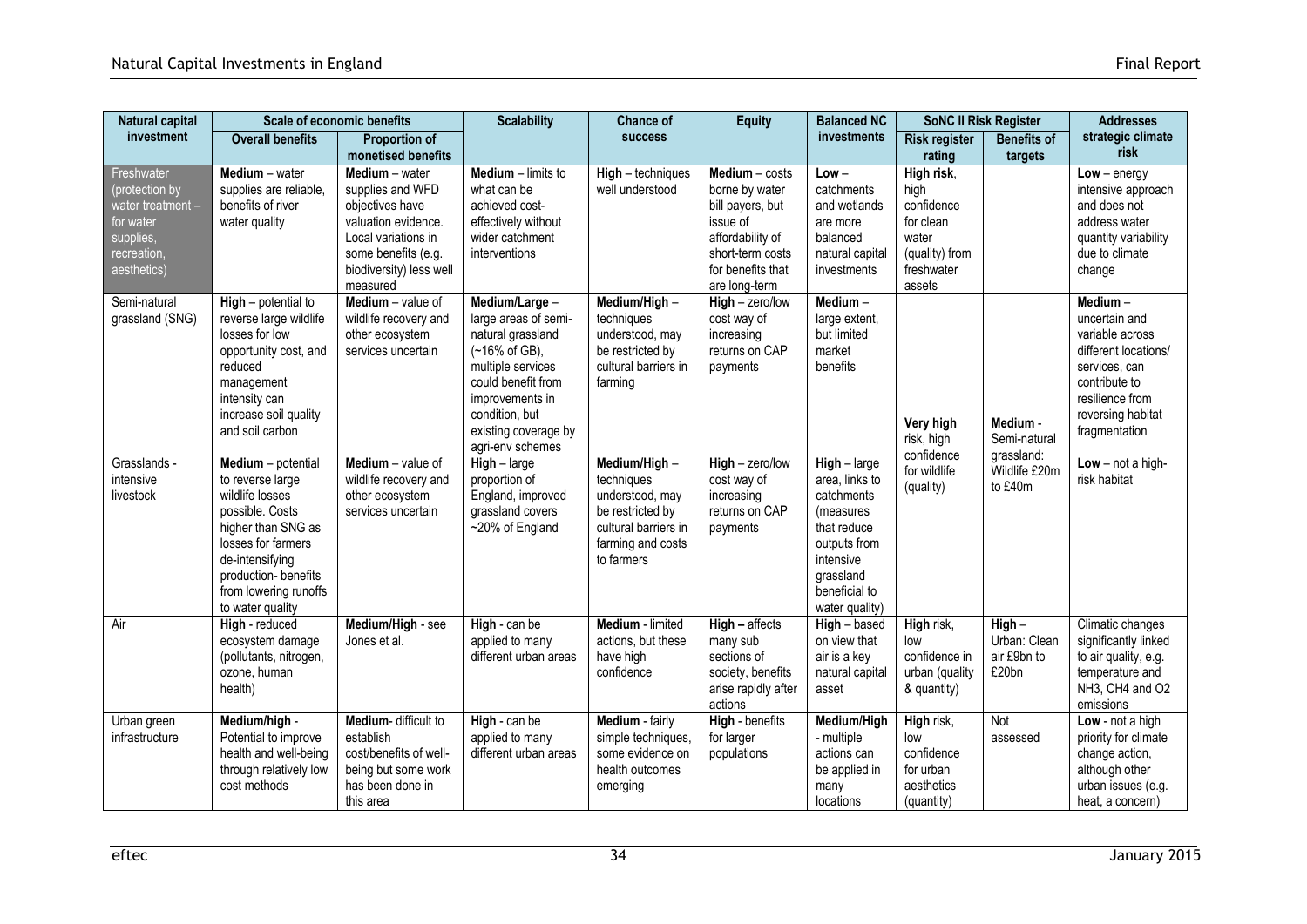| Natural capital investment | Scale of economic benefits | | Scalability | Chance of success | Equity | Balanced NC investments | SoNC II Risk Register | | Addresses strategic climate risk |
|---|---|---|---|---|---|---|---|---|---|
| | Overall benefits | Proportion of monetised benefits | | | | | Risk register rating | Benefits of targets | |
| Freshwater (protection by water treatment – for water supplies, recreation, aesthetics) | **Medium** – water supplies are reliable, benefits of river water quality | **Medium** – water supplies and WFD objectives have valuation evidence. Local variations in some benefits (e.g. biodiversity) less well measured | **Medium** – limits to what can be achieved cost-effectively without wider catchment interventions | **High** – techniques well understood | **Medium** – costs borne by water bill payers, but issue of affordability of short-term costs for benefits that are long-term | **Low** – catchments and wetlands are more balanced natural capital investments | **High risk**, high confidence for clean water (quality) from freshwater assets | | **Low** – energy intensive approach and does not address water quantity variability due to climate change |
| Semi-natural grassland (SNG) | **High** – potential to reverse large wildlife losses for low opportunity cost, and reduced management intensity can increase soil quality and soil carbon | **Medium** – value of wildlife recovery and other ecosystem services uncertain | **Medium/Large** – large areas of semi-natural grassland (~16% of GB), multiple services could benefit from improvements in condition, but existing coverage by agri-env schemes | **Medium/High** – techniques understood, may be restricted by cultural barriers in farming | **High** – zero/low cost way of increasing returns on CAP payments | **Medium** – large extent, but limited market benefits | **Very high** risk, high confidence for wildlife (quality) | **Medium** - Semi-natural grassland: Wildlife £20m to £40m | **Medium** – uncertain and variable across different locations/ services, can contribute to resilience from reversing habitat fragmentation |
| Grasslands - intensive livestock | **Medium** – potential to reverse large wildlife losses possible. Costs higher than SNG as losses for farmers de-intensifying production- benefits from lowering runoffs to water quality | **Medium** – value of wildlife recovery and other ecosystem services uncertain | **High** – large proportion of England, improved grassland covers ~20% of England | **Medium/High** – techniques understood, may be restricted by cultural barriers in farming and costs to farmers | **High** – zero/low cost way of increasing returns on CAP payments | **High** – large area, links to catchments (measures that reduce outputs from intensive grassland beneficial to water quality) | | | **Low** – not a high-risk habitat |
| Air | **High** - reduced ecosystem damage (pollutants, nitrogen, ozone, human health) | **Medium/High** - see Jones et al. | **High** - can be applied to many different urban areas | **Medium** - limited actions, but these have high confidence | **High** – affects many sub sections of society, benefits arise rapidly after actions | **High** – based on view that air is a key natural capital asset | **High** risk, low confidence in urban (quality & quantity) | **High** – Urban: Clean air £9bn to £20bn | Climatic changes significantly linked to air quality, e.g. temperature and NH3, CH4 and O2 emissions |
| Urban green infrastructure | **Medium/high** - Potential to improve health and well-being through relatively low cost methods | **Medium**- difficult to establish cost/benefits of well-being but some work has been done in this area | **High** - can be applied to many different urban areas | **Medium** - fairly simple techniques, some evidence on health outcomes emerging | **High** - benefits for larger populations | **Medium/High** - multiple actions can be applied in many locations | **High** risk, low confidence for urban aesthetics (quantity) | Not assessed | **Low** - not a high priority for climate change action, although other urban issues (e.g. heat, a concern) |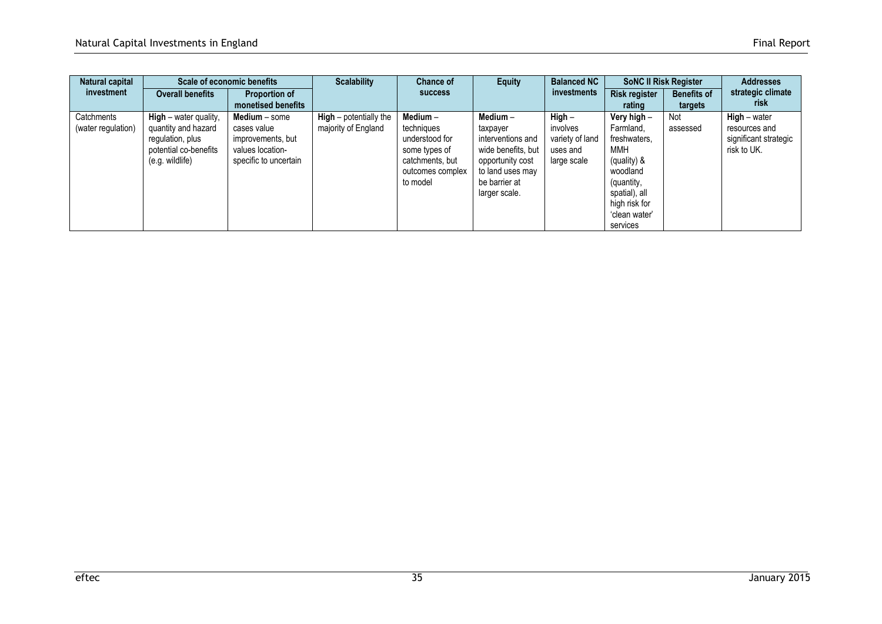| Natural capital investment | Scale of economic benefits | | Scalability | Chance of success | Equity | Balanced NC investments | SoNC II Risk Register | | Addresses strategic climate risk |
|---|---|---|---|---|---|---|---|---|---|
| | Overall benefits | Proportion of monetised benefits | | | | | Risk register rating | Benefits of targets | |
| Catchments (water regulation) | **High** – water quality, quantity and hazard regulation, plus potential co-benefits (e.g. wildlife) | **Medium** – some cases value improvements, but values location-specific to uncertain | **High** – potentially the majority of England | **Medium** – techniques understood for some types of catchments, but outcomes complex to model | **Medium** – taxpayer interventions and wide benefits, but opportunity cost to land uses may be barrier at larger scale. | **High** – involves variety of land uses and large scale | **Very high** – Farmland, freshwaters, MMH (quality) & woodland (quantity, spatial), all high risk for 'clean water' services | Not assessed | **High** – water resources and significant strategic risk to UK. |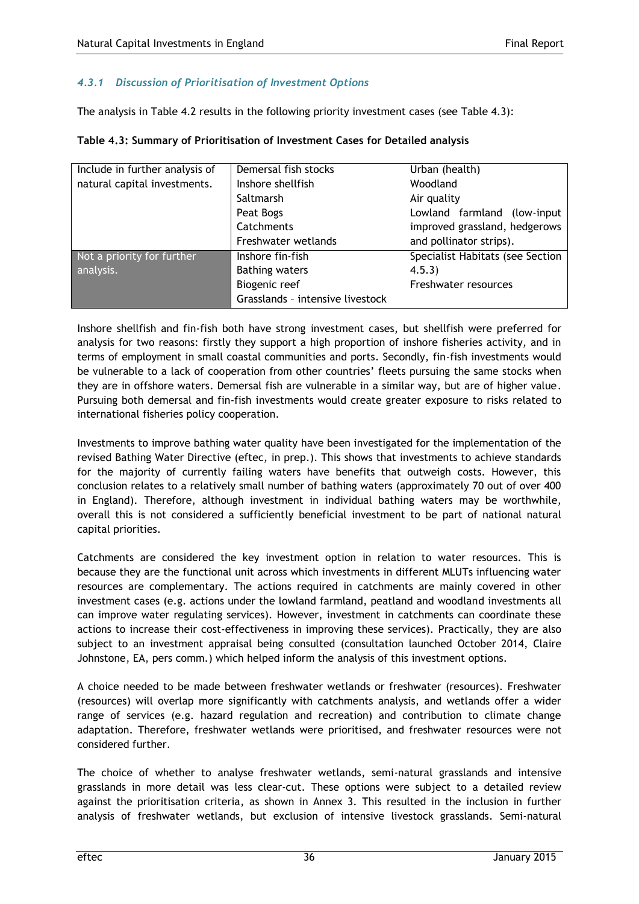### 4.3.1 *Discussion of Prioritisation of Investment Options*

The analysis in Table 4.2 results in the following priority investment cases (see Table 4.3):

**Table 4.3: Summary of Prioritisation of Investment Cases for Detailed analysis**

| | | |
|---|---|---|
| Include in further analysis of natural capital investments. | Demersal fish stocks<br>Inshore shellfish<br>Saltmarsh<br>Peat Bogs<br>Catchments<br>Freshwater wetlands | Urban (health)<br>Woodland<br>Air quality<br>Lowland farmland (low-input improved grassland, hedgerows and pollinator strips). |
| Not a priority for further analysis. | Inshore fin-fish<br>Bathing waters<br>Biogenic reef<br>Grasslands – intensive livestock | Specialist Habitats (see Section 4.5.3)<br>Freshwater resources |

Inshore shellfish and fin-fish both have strong investment cases, but shellfish were preferred for analysis for two reasons: firstly they support a high proportion of inshore fisheries activity, and in terms of employment in small coastal communities and ports. Secondly, fin-fish investments would be vulnerable to a lack of cooperation from other countries' fleets pursuing the same stocks when they are in offshore waters. Demersal fish are vulnerable in a similar way, but are of higher value. Pursuing both demersal and fin-fish investments would create greater exposure to risks related to international fisheries policy cooperation.

Investments to improve bathing water quality have been investigated for the implementation of the revised Bathing Water Directive (eftec, in prep.). This shows that investments to achieve standards for the majority of currently failing waters have benefits that outweigh costs. However, this conclusion relates to a relatively small number of bathing waters (approximately 70 out of over 400 in England). Therefore, although investment in individual bathing waters may be worthwhile, overall this is not considered a sufficiently beneficial investment to be part of national natural capital priorities.

Catchments are considered the key investment option in relation to water resources. This is because they are the functional unit across which investments in different MLUTs influencing water resources are complementary. The actions required in catchments are mainly covered in other investment cases (e.g. actions under the lowland farmland, peatland and woodland investments all can improve water regulating services). However, investment in catchments can coordinate these actions to increase their cost-effectiveness in improving these services). Practically, they are also subject to an investment appraisal being consulted (consultation launched October 2014, Claire Johnstone, EA, pers comm.) which helped inform the analysis of this investment options.

A choice needed to be made between freshwater wetlands or freshwater (resources). Freshwater (resources) will overlap more significantly with catchments analysis, and wetlands offer a wider range of services (e.g. hazard regulation and recreation) and contribution to climate change adaptation. Therefore, freshwater wetlands were prioritised, and freshwater resources were not considered further.

The choice of whether to analyse freshwater wetlands, semi-natural grasslands and intensive grasslands in more detail was less clear-cut. These options were subject to a detailed review against the prioritisation criteria, as shown in Annex 3. This resulted in the inclusion in further analysis of freshwater wetlands, but exclusion of intensive livestock grasslands. Semi-natural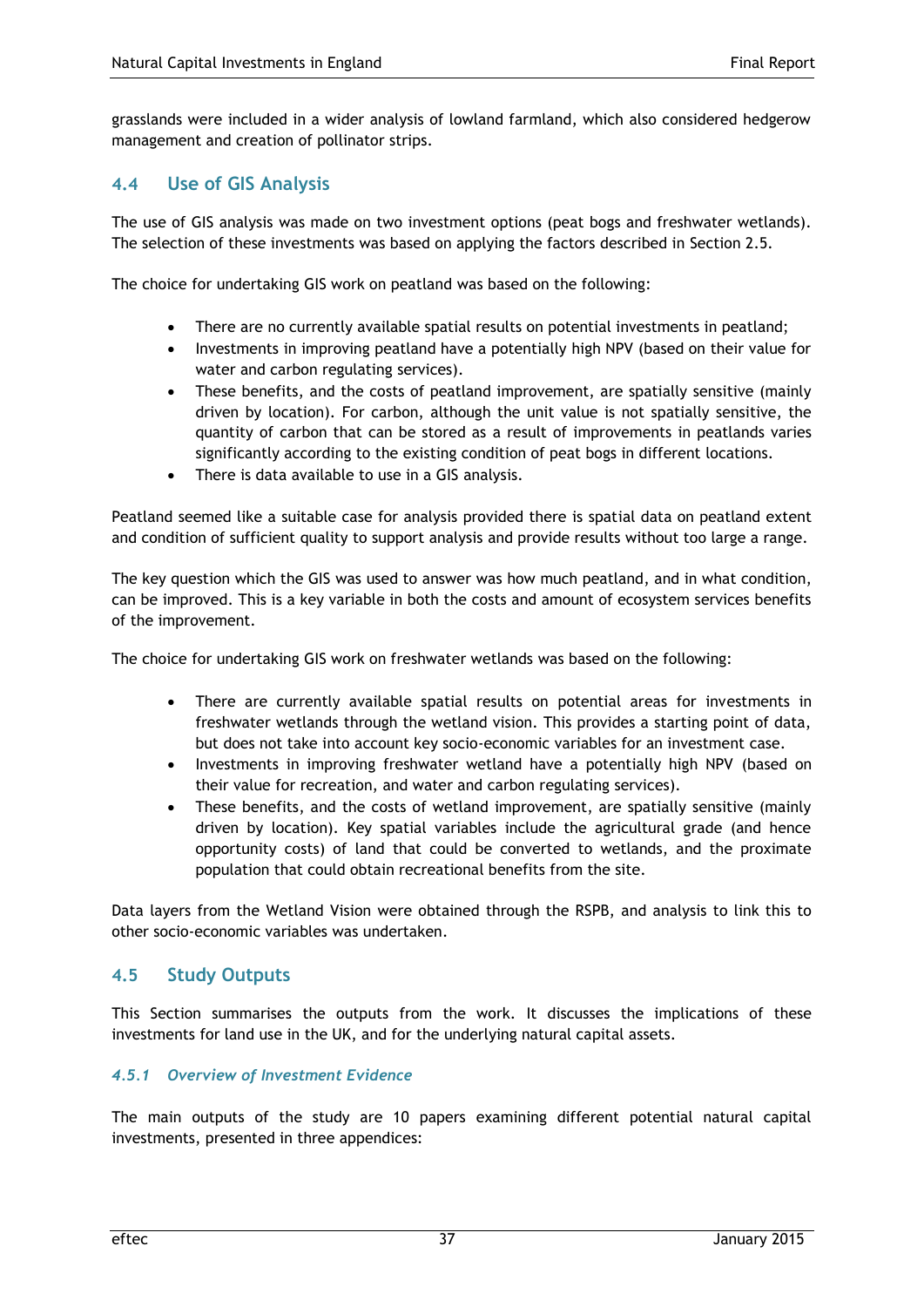grasslands were included in a wider analysis of lowland farmland, which also considered hedgerow management and creation of pollinator strips.

## 4.4 Use of GIS Analysis

The use of GIS analysis was made on two investment options (peat bogs and freshwater wetlands). The selection of these investments was based on applying the factors described in Section 2.5.

The choice for undertaking GIS work on peatland was based on the following:

- There are no currently available spatial results on potential investments in peatland;
- Investments in improving peatland have a potentially high NPV (based on their value for water and carbon regulating services).
- These benefits, and the costs of peatland improvement, are spatially sensitive (mainly driven by location). For carbon, although the unit value is not spatially sensitive, the quantity of carbon that can be stored as a result of improvements in peatlands varies significantly according to the existing condition of peat bogs in different locations.
- There is data available to use in a GIS analysis.

Peatland seemed like a suitable case for analysis provided there is spatial data on peatland extent and condition of sufficient quality to support analysis and provide results without too large a range.

The key question which the GIS was used to answer was how much peatland, and in what condition, can be improved. This is a key variable in both the costs and amount of ecosystem services benefits of the improvement.

The choice for undertaking GIS work on freshwater wetlands was based on the following:

- There are currently available spatial results on potential areas for investments in freshwater wetlands through the wetland vision. This provides a starting point of data, but does not take into account key socio-economic variables for an investment case.
- Investments in improving freshwater wetland have a potentially high NPV (based on their value for recreation, and water and carbon regulating services).
- These benefits, and the costs of wetland improvement, are spatially sensitive (mainly driven by location). Key spatial variables include the agricultural grade (and hence opportunity costs) of land that could be converted to wetlands, and the proximate population that could obtain recreational benefits from the site.

Data layers from the Wetland Vision were obtained through the RSPB, and analysis to link this to other socio-economic variables was undertaken.

## 4.5 Study Outputs

This Section summarises the outputs from the work. It discusses the implications of these investments for land use in the UK, and for the underlying natural capital assets.

### *4.5.1 Overview of Investment Evidence*

The main outputs of the study are 10 papers examining different potential natural capital investments, presented in three appendices: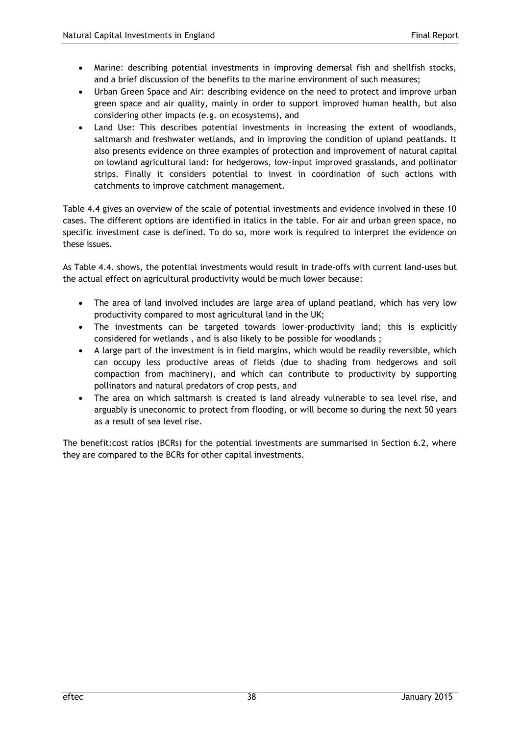- Marine: describing potential investments in improving demersal fish and shellfish stocks, and a brief discussion of the benefits to the marine environment of such measures;
- Urban Green Space and Air: describing evidence on the need to protect and improve urban green space and air quality, mainly in order to support improved human health, but also considering other impacts (e.g. on ecosystems), and
- Land Use: This describes potential investments in increasing the extent of woodlands, saltmarsh and freshwater wetlands, and in improving the condition of upland peatlands. It also presents evidence on three examples of protection and improvement of natural capital on lowland agricultural land: for hedgerows, low-input improved grasslands, and pollinator strips. Finally it considers potential to invest in coordination of such actions with catchments to improve catchment management.

Table 4.4 gives an overview of the scale of potential investments and evidence involved in these 10 cases. The different options are identified in italics in the table. For air and urban green space, no specific investment case is defined. To do so, more work is required to interpret the evidence on these issues.

As Table 4.4. shows, the potential investments would result in trade-offs with current land-uses but the actual effect on agricultural productivity would be much lower because:

- The area of land involved includes are large area of upland peatland, which has very low productivity compared to most agricultural land in the UK;
- The investments can be targeted towards lower-productivity land; this is explicitly considered for wetlands , and is also likely to be possible for woodlands ;
- A large part of the investment is in field margins, which would be readily reversible, which can occupy less productive areas of fields (due to shading from hedgerows and soil compaction from machinery), and which can contribute to productivity by supporting pollinators and natural predators of crop pests, and
- The area on which saltmarsh is created is land already vulnerable to sea level rise, and arguably is uneconomic to protect from flooding, or will become so during the next 50 years as a result of sea level rise.

The benefit:cost ratios (BCRs) for the potential investments are summarised in Section 6.2, where they are compared to the BCRs for other capital investments.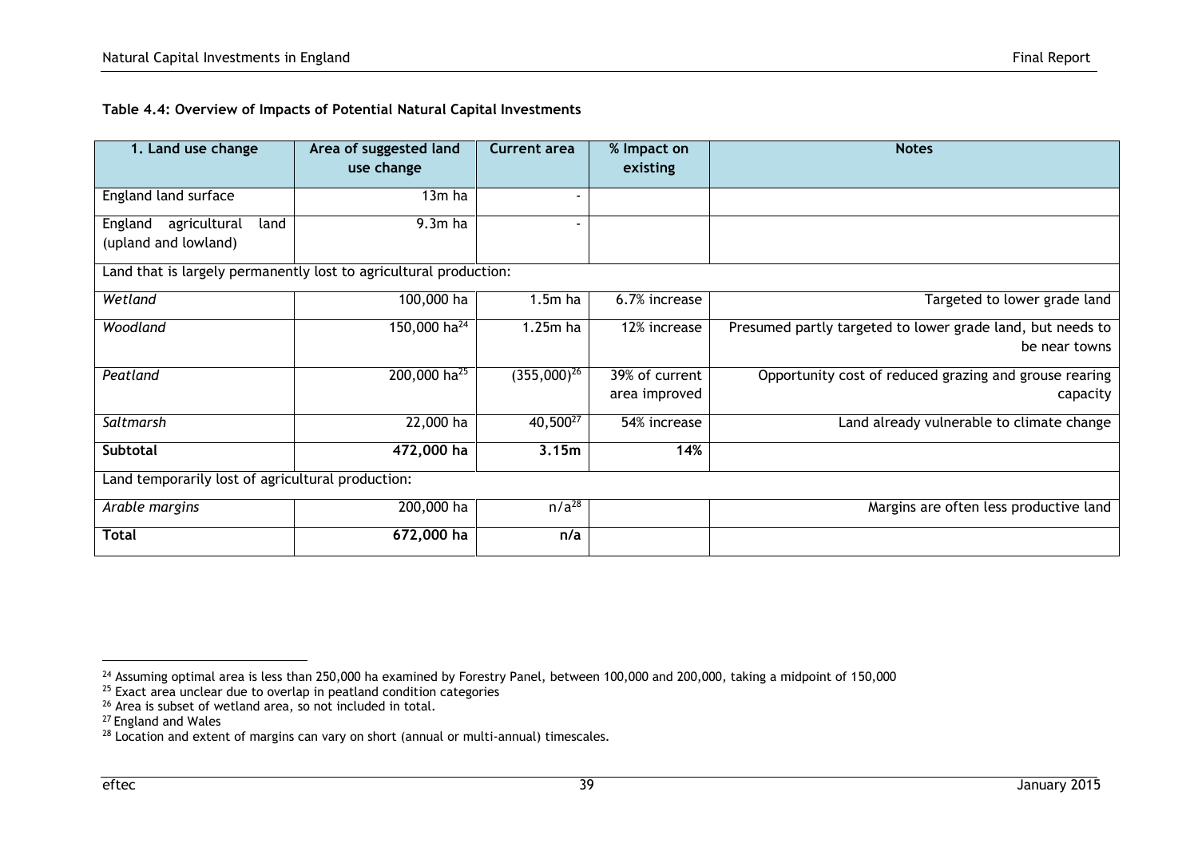**Table 4.4: Overview of Impacts of Potential Natural Capital Investments**

| 1. Land use change | Area of suggested land use change | Current area | % Impact on existing | Notes |
|---|---|---|---|---|
| England land surface | 13m ha | - | | |
| England agricultural land (upland and lowland) | 9.3m ha | - | | |
| Land that is largely permanently lost to agricultural production: | | | | |
| *Wetland* | 100,000 ha | 1.5m ha | 6.7% increase | Targeted to lower grade land |
| *Woodland* | 150,000 ha[24] | 1.25m ha | 12% increase | Presumed partly targeted to lower grade land, but needs to be near towns |
| *Peatland* | 200,000 ha[25] | (355,000)[26] | 39% of current area improved | Opportunity cost of reduced grazing and grouse rearing capacity |
| *Saltmarsh* | 22,000 ha | 40,500[27] | 54% increase | Land already vulnerable to climate change |
| **Subtotal** | **472,000 ha** | **3.15m** | **14%** | |
| Land temporarily lost of agricultural production: | | | | |
| *Arable margins* | 200,000 ha | n/a[28] | | Margins are often less productive land |
| **Total** | **672,000 ha** | **n/a** | | |

---

[24] Assuming optimal area is less than 250,000 ha examined by Forestry Panel, between 100,000 and 200,000, taking a midpoint of 150,000

[25] Exact area unclear due to overlap in peatland condition categories

[26] Area is subset of wetland area, so not included in total.

[27] England and Wales

[28] Location and extent of margins can vary on short (annual or multi-annual) timescales.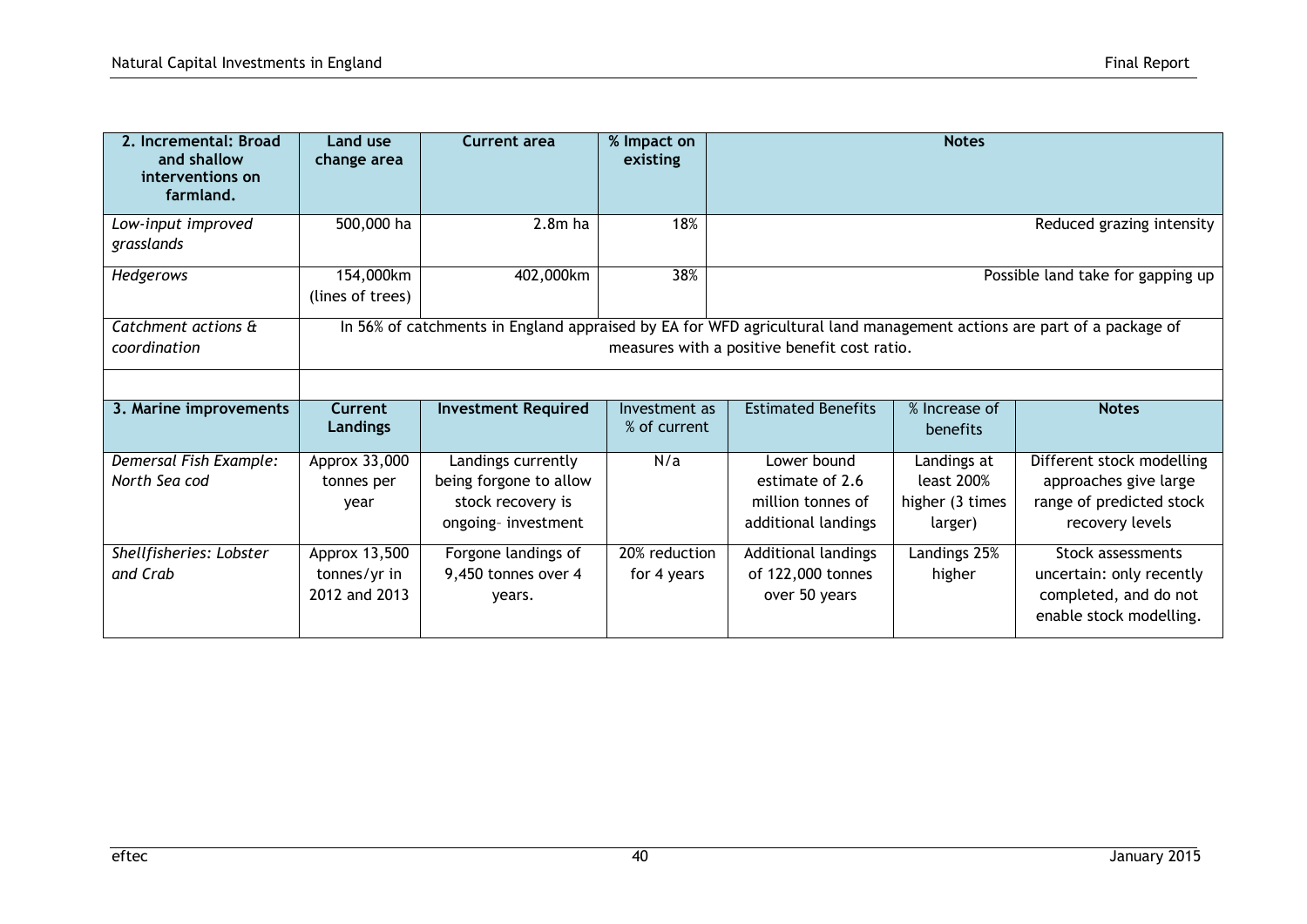| 2. Incremental: Broad and shallow interventions on farmland. | Land use change area | Current area | % Impact on existing | Notes |
|---|---|---|---|---|
| *Low-input improved grasslands* | 500,000 ha | 2.8m ha | 18% | Reduced grazing intensity |
| *Hedgerows* | 154,000km (lines of trees) | 402,000km | 38% | Possible land take for gapping up |
| *Catchment actions & coordination* | In 56% of catchments in England appraised by EA for WFD agricultural land management actions are part of a package of measures with a positive benefit cost ratio. | | | |

| 3. Marine improvements | Current Landings | Investment Required | Investment as % of current | Estimated Benefits | % Increase of benefits | Notes |
|---|---|---|---|---|---|---|
| *Demersal Fish Example: North Sea cod* | Approx 33,000 tonnes per year | Landings currently being forgone to allow stock recovery is ongoing– investment | N/a | Lower bound estimate of 2.6 million tonnes of additional landings | Landings at least 200% higher (3 times larger) | Different stock modelling approaches give large range of predicted stock recovery levels |
| *Shellfisheries: Lobster and Crab* | Approx 13,500 tonnes/yr in 2012 and 2013 | Forgone landings of 9,450 tonnes over 4 years. | 20% reduction for 4 years | Additional landings of 122,000 tonnes over 50 years | Landings 25% higher | Stock assessments uncertain: only recently completed, and do not enable stock modelling. |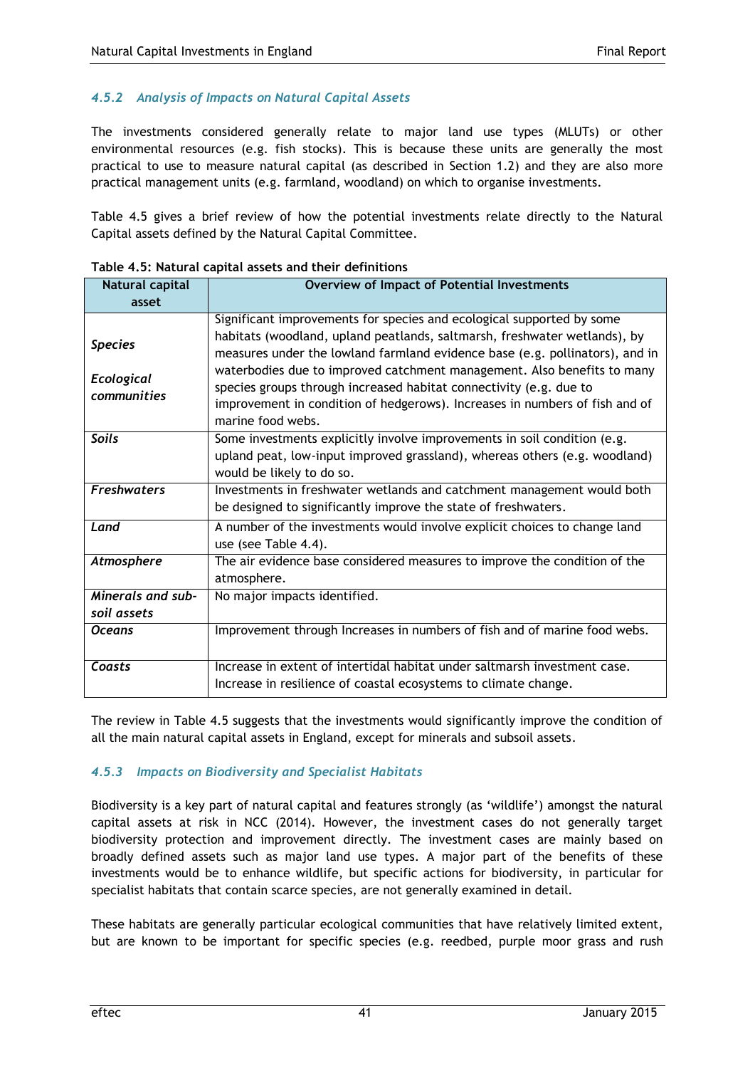### 4.5.2 Analysis of Impacts on Natural Capital Assets

The investments considered generally relate to major land use types (MLUTs) or other environmental resources (e.g. fish stocks). This is because these units are generally the most practical to use to measure natural capital (as described in Section 1.2) and they are also more practical management units (e.g. farmland, woodland) on which to organise investments.

Table 4.5 gives a brief review of how the potential investments relate directly to the Natural Capital assets defined by the Natural Capital Committee.

**Table 4.5: Natural capital assets and their definitions**

| Natural capital asset | Overview of Impact of Potential Investments |
|---|---|
| ***Species*** <br><br> ***Ecological communities*** | Significant improvements for species and ecological supported by some habitats (woodland, upland peatlands, saltmarsh, freshwater wetlands), by measures under the lowland farmland evidence base (e.g. pollinators), and in waterbodies due to improved catchment management. Also benefits to many species groups through increased habitat connectivity (e.g. due to improvement in condition of hedgerows). Increases in numbers of fish and of marine food webs. |
| ***Soils*** | Some investments explicitly involve improvements in soil condition (e.g. upland peat, low-input improved grassland), whereas others (e.g. woodland) would be likely to do so. |
| ***Freshwaters*** | Investments in freshwater wetlands and catchment management would both be designed to significantly improve the state of freshwaters. |
| ***Land*** | A number of the investments would involve explicit choices to change land use (see Table 4.4). |
| ***Atmosphere*** | The air evidence base considered measures to improve the condition of the atmosphere. |
| ***Minerals and sub-soil assets*** | No major impacts identified. |
| ***Oceans*** | Improvement through Increases in numbers of fish and of marine food webs. |
| ***Coasts*** | Increase in extent of intertidal habitat under saltmarsh investment case. Increase in resilience of coastal ecosystems to climate change. |

The review in Table 4.5 suggests that the investments would significantly improve the condition of all the main natural capital assets in England, except for minerals and subsoil assets.

### 4.5.3 Impacts on Biodiversity and Specialist Habitats

Biodiversity is a key part of natural capital and features strongly (as 'wildlife') amongst the natural capital assets at risk in NCC (2014). However, the investment cases do not generally target biodiversity protection and improvement directly. The investment cases are mainly based on broadly defined assets such as major land use types. A major part of the benefits of these investments would be to enhance wildlife, but specific actions for biodiversity, in particular for specialist habitats that contain scarce species, are not generally examined in detail.

These habitats are generally particular ecological communities that have relatively limited extent, but are known to be important for specific species (e.g. reedbed, purple moor grass and rush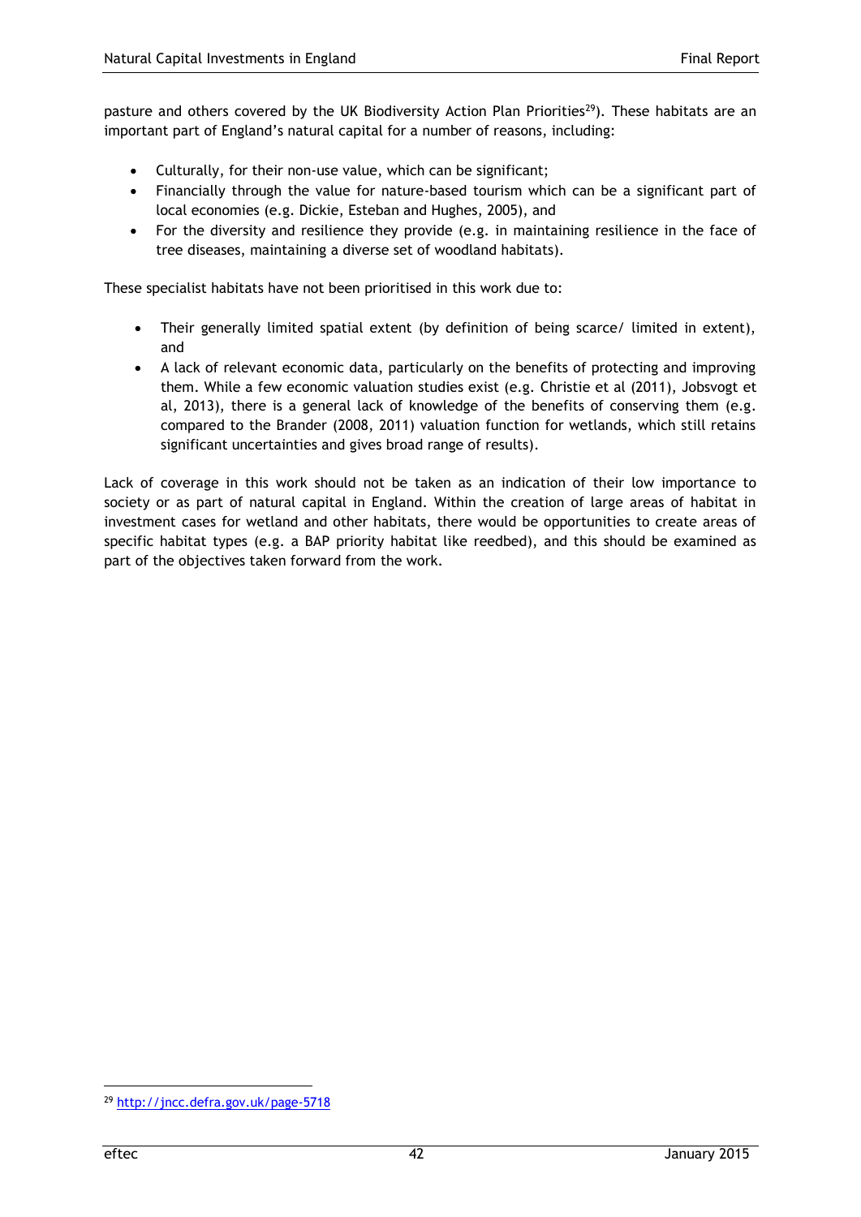pasture and others covered by the UK Biodiversity Action Plan Priorities[29]). These habitats are an important part of England's natural capital for a number of reasons, including:

- Culturally, for their non-use value, which can be significant;
- Financially through the value for nature-based tourism which can be a significant part of local economies (e.g. Dickie, Esteban and Hughes, 2005), and
- For the diversity and resilience they provide (e.g. in maintaining resilience in the face of tree diseases, maintaining a diverse set of woodland habitats).

These specialist habitats have not been prioritised in this work due to:

- Their generally limited spatial extent (by definition of being scarce/ limited in extent), and
- A lack of relevant economic data, particularly on the benefits of protecting and improving them. While a few economic valuation studies exist (e.g. Christie et al (2011), Jobsvogt et al, 2013), there is a general lack of knowledge of the benefits of conserving them (e.g. compared to the Brander (2008, 2011) valuation function for wetlands, which still retains significant uncertainties and gives broad range of results).

Lack of coverage in this work should not be taken as an indication of their low importance to society or as part of natural capital in England. Within the creation of large areas of habitat in investment cases for wetland and other habitats, there would be opportunities to create areas of specific habitat types (e.g. a BAP priority habitat like reedbed), and this should be examined as part of the objectives taken forward from the work.

[29] http://jncc.defra.gov.uk/page-5718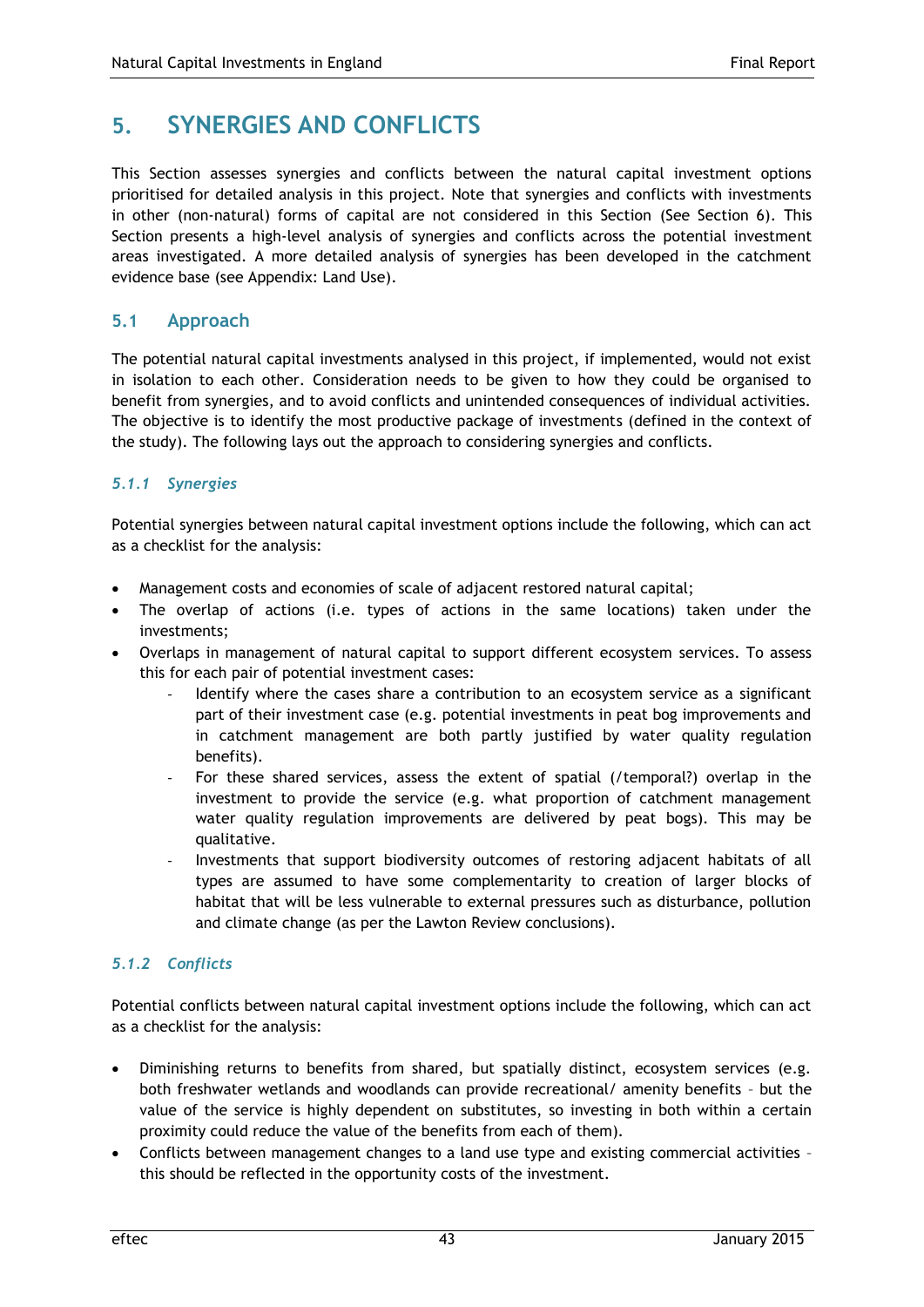# 5. SYNERGIES AND CONFLICTS

This Section assesses synergies and conflicts between the natural capital investment options prioritised for detailed analysis in this project. Note that synergies and conflicts with investments in other (non-natural) forms of capital are not considered in this Section (See Section 6). This Section presents a high-level analysis of synergies and conflicts across the potential investment areas investigated. A more detailed analysis of synergies has been developed in the catchment evidence base (see Appendix: Land Use).

## 5.1 Approach

The potential natural capital investments analysed in this project, if implemented, would not exist in isolation to each other. Consideration needs to be given to how they could be organised to benefit from synergies, and to avoid conflicts and unintended consequences of individual activities. The objective is to identify the most productive package of investments (defined in the context of the study). The following lays out the approach to considering synergies and conflicts.

### *5.1.1 Synergies*

Potential synergies between natural capital investment options include the following, which can act as a checklist for the analysis:

- Management costs and economies of scale of adjacent restored natural capital;
- The overlap of actions (i.e. types of actions in the same locations) taken under the investments;
- Overlaps in management of natural capital to support different ecosystem services. To assess this for each pair of potential investment cases:
  - Identify where the cases share a contribution to an ecosystem service as a significant part of their investment case (e.g. potential investments in peat bog improvements and in catchment management are both partly justified by water quality regulation benefits).
  - For these shared services, assess the extent of spatial (/temporal?) overlap in the investment to provide the service (e.g. what proportion of catchment management water quality regulation improvements are delivered by peat bogs). This may be qualitative.
  - Investments that support biodiversity outcomes of restoring adjacent habitats of all types are assumed to have some complementarity to creation of larger blocks of habitat that will be less vulnerable to external pressures such as disturbance, pollution and climate change (as per the Lawton Review conclusions).

### *5.1.2 Conflicts*

Potential conflicts between natural capital investment options include the following, which can act as a checklist for the analysis:

- Diminishing returns to benefits from shared, but spatially distinct, ecosystem services (e.g. both freshwater wetlands and woodlands can provide recreational/ amenity benefits – but the value of the service is highly dependent on substitutes, so investing in both within a certain proximity could reduce the value of the benefits from each of them).
- Conflicts between management changes to a land use type and existing commercial activities – this should be reflected in the opportunity costs of the investment.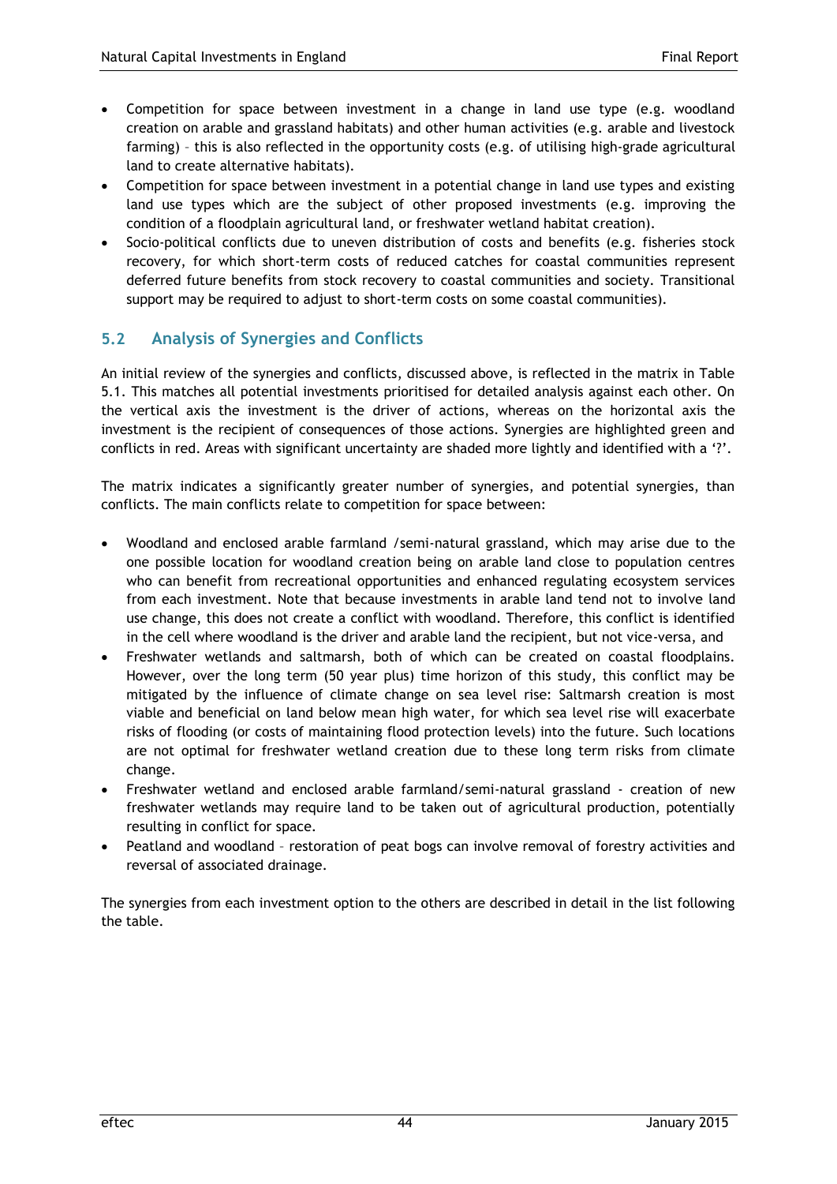- Competition for space between investment in a change in land use type (e.g. woodland creation on arable and grassland habitats) and other human activities (e.g. arable and livestock farming) – this is also reflected in the opportunity costs (e.g. of utilising high-grade agricultural land to create alternative habitats).
- Competition for space between investment in a potential change in land use types and existing land use types which are the subject of other proposed investments (e.g. improving the condition of a floodplain agricultural land, or freshwater wetland habitat creation).
- Socio-political conflicts due to uneven distribution of costs and benefits (e.g. fisheries stock recovery, for which short-term costs of reduced catches for coastal communities represent deferred future benefits from stock recovery to coastal communities and society. Transitional support may be required to adjust to short-term costs on some coastal communities).

## 5.2 Analysis of Synergies and Conflicts

An initial review of the synergies and conflicts, discussed above, is reflected in the matrix in Table 5.1. This matches all potential investments prioritised for detailed analysis against each other. On the vertical axis the investment is the driver of actions, whereas on the horizontal axis the investment is the recipient of consequences of those actions. Synergies are highlighted green and conflicts in red. Areas with significant uncertainty are shaded more lightly and identified with a '?'.

The matrix indicates a significantly greater number of synergies, and potential synergies, than conflicts. The main conflicts relate to competition for space between:

- Woodland and enclosed arable farmland /semi-natural grassland, which may arise due to the one possible location for woodland creation being on arable land close to population centres who can benefit from recreational opportunities and enhanced regulating ecosystem services from each investment. Note that because investments in arable land tend not to involve land use change, this does not create a conflict with woodland. Therefore, this conflict is identified in the cell where woodland is the driver and arable land the recipient, but not vice-versa, and
- Freshwater wetlands and saltmarsh, both of which can be created on coastal floodplains. However, over the long term (50 year plus) time horizon of this study, this conflict may be mitigated by the influence of climate change on sea level rise: Saltmarsh creation is most viable and beneficial on land below mean high water, for which sea level rise will exacerbate risks of flooding (or costs of maintaining flood protection levels) into the future. Such locations are not optimal for freshwater wetland creation due to these long term risks from climate change.
- Freshwater wetland and enclosed arable farmland/semi-natural grassland - creation of new freshwater wetlands may require land to be taken out of agricultural production, potentially resulting in conflict for space.
- Peatland and woodland – restoration of peat bogs can involve removal of forestry activities and reversal of associated drainage.

The synergies from each investment option to the others are described in detail in the list following the table.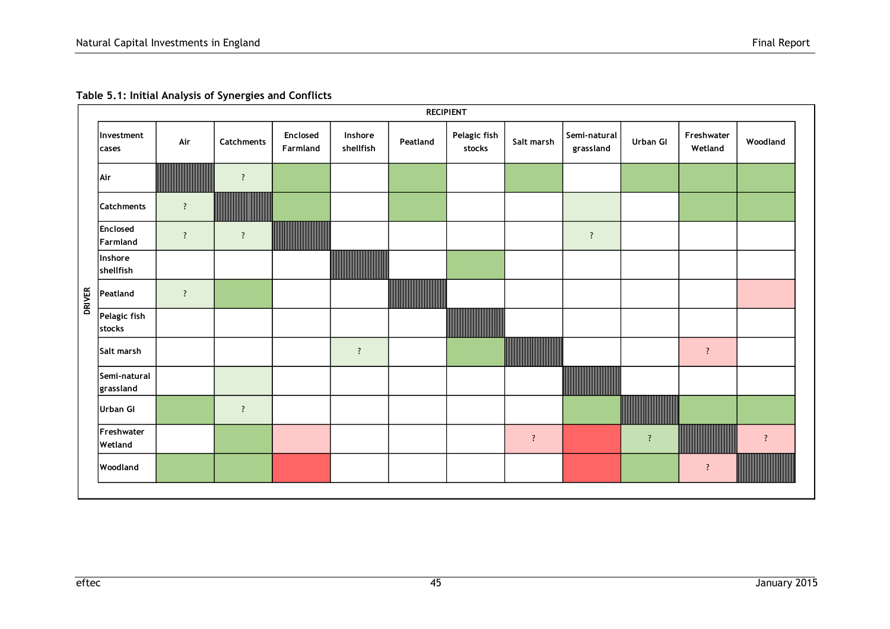**Table 5.1: Initial Analysis of Synergies and Conflicts**

| DRIVER \ RECIPIENT: Investment cases | Air | Catchments | Enclosed Farmland | Inshore shellfish | Peatland | Pelagic fish stocks | Salt marsh | Semi-natural grassland | Urban GI | Freshwater Wetland | Woodland |
|---|---|---|---|---|---|---|---|---|---|---|---|
| Air | | ? | | | | | | | | | |
| Catchments | ? | | | | | | | | | | |
| Enclosed Farmland | ? | ? | | | | | | ? | | | |
| Inshore shellfish | | | | | | | | | | | |
| Peatland | ? | | | | | | | | | | |
| Pelagic fish stocks | | | | | | | | | | | |
| Salt marsh | | | | ? | | | | | | ? | |
| Semi-natural grassland | | | | | | | | | | | |
| Urban GI | | ? | | | | | | | | | |
| Freshwater Wetland | | | | | | | ? | | ? | | ? |
| Woodland | | | | | | | | | | ? | |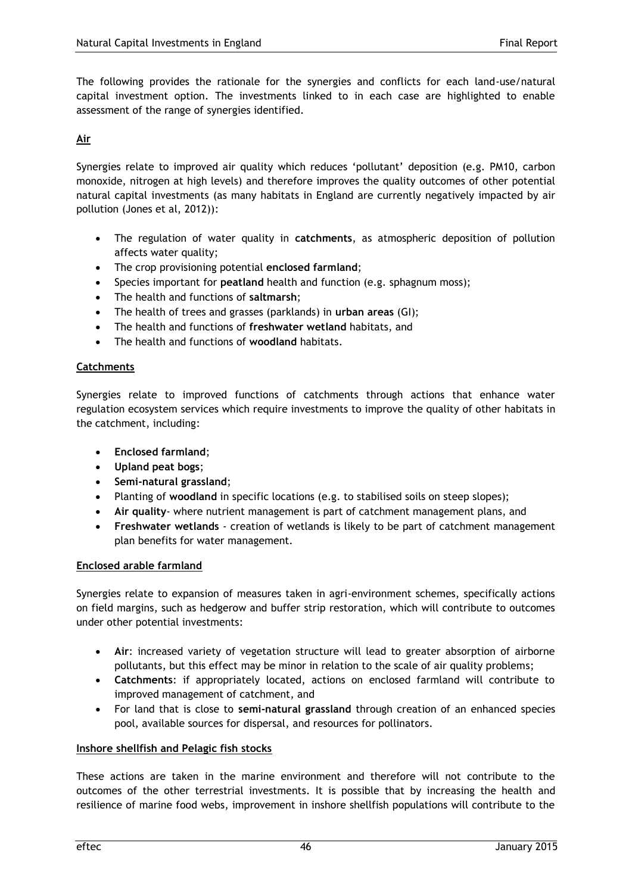The following provides the rationale for the synergies and conflicts for each land-use/natural capital investment option. The investments linked to in each case are highlighted to enable assessment of the range of synergies identified.

**Air**

Synergies relate to improved air quality which reduces 'pollutant' deposition (e.g. PM10, carbon monoxide, nitrogen at high levels) and therefore improves the quality outcomes of other potential natural capital investments (as many habitats in England are currently negatively impacted by air pollution (Jones et al, 2012)):

- The regulation of water quality in **catchments**, as atmospheric deposition of pollution affects water quality;
- The crop provisioning potential **enclosed farmland**;
- Species important for **peatland** health and function (e.g. sphagnum moss);
- The health and functions of **saltmarsh**;
- The health of trees and grasses (parklands) in **urban areas** (GI);
- The health and functions of **freshwater wetland** habitats, and
- The health and functions of **woodland** habitats.

**Catchments**

Synergies relate to improved functions of catchments through actions that enhance water regulation ecosystem services which require investments to improve the quality of other habitats in the catchment, including:

- **Enclosed farmland**;
- **Upland peat bogs**;
- **Semi-natural grassland**;
- Planting of **woodland** in specific locations (e.g. to stabilised soils on steep slopes);
- **Air quality**- where nutrient management is part of catchment management plans, and
- **Freshwater wetlands** - creation of wetlands is likely to be part of catchment management plan benefits for water management.

**Enclosed arable farmland**

Synergies relate to expansion of measures taken in agri-environment schemes, specifically actions on field margins, such as hedgerow and buffer strip restoration, which will contribute to outcomes under other potential investments:

- **Air**: increased variety of vegetation structure will lead to greater absorption of airborne pollutants, but this effect may be minor in relation to the scale of air quality problems;
- **Catchments**: if appropriately located, actions on enclosed farmland will contribute to improved management of catchment, and
- For land that is close to **semi-natural grassland** through creation of an enhanced species pool, available sources for dispersal, and resources for pollinators.

**Inshore shellfish and Pelagic fish stocks**

These actions are taken in the marine environment and therefore will not contribute to the outcomes of the other terrestrial investments. It is possible that by increasing the health and resilience of marine food webs, improvement in inshore shellfish populations will contribute to the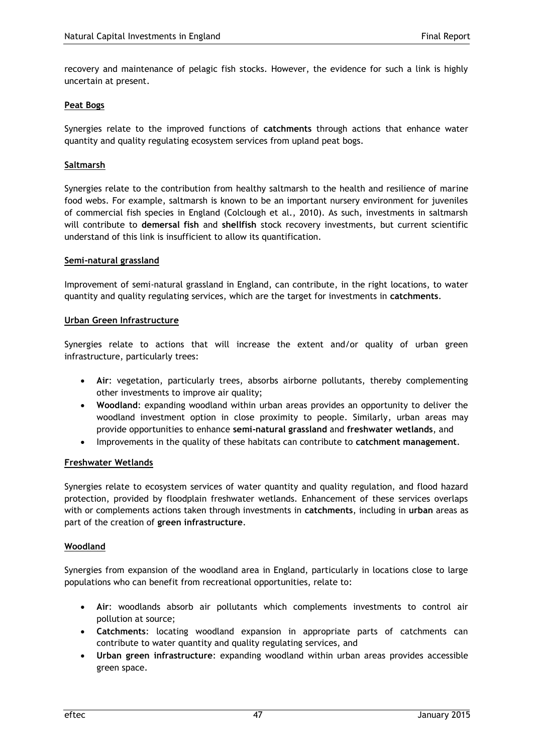recovery and maintenance of pelagic fish stocks. However, the evidence for such a link is highly uncertain at present.

**Peat Bogs**

Synergies relate to the improved functions of **catchments** through actions that enhance water quantity and quality regulating ecosystem services from upland peat bogs.

**Saltmarsh**

Synergies relate to the contribution from healthy saltmarsh to the health and resilience of marine food webs. For example, saltmarsh is known to be an important nursery environment for juveniles of commercial fish species in England (Colclough et al., 2010). As such, investments in saltmarsh will contribute to **demersal fish** and **shellfish** stock recovery investments, but current scientific understand of this link is insufficient to allow its quantification.

**Semi-natural grassland**

Improvement of semi-natural grassland in England, can contribute, in the right locations, to water quantity and quality regulating services, which are the target for investments in **catchments**.

**Urban Green Infrastructure**

Synergies relate to actions that will increase the extent and/or quality of urban green infrastructure, particularly trees:

- **Air**: vegetation, particularly trees, absorbs airborne pollutants, thereby complementing other investments to improve air quality;
- **Woodland**: expanding woodland within urban areas provides an opportunity to deliver the woodland investment option in close proximity to people. Similarly, urban areas may provide opportunities to enhance **semi-natural grassland** and **freshwater wetlands**, and
- Improvements in the quality of these habitats can contribute to **catchment management**.

**Freshwater Wetlands**

Synergies relate to ecosystem services of water quantity and quality regulation, and flood hazard protection, provided by floodplain freshwater wetlands. Enhancement of these services overlaps with or complements actions taken through investments in **catchments**, including in **urban** areas as part of the creation of **green infrastructure**.

**Woodland**

Synergies from expansion of the woodland area in England, particularly in locations close to large populations who can benefit from recreational opportunities, relate to:

- **Air**: woodlands absorb air pollutants which complements investments to control air pollution at source;
- **Catchments**: locating woodland expansion in appropriate parts of catchments can contribute to water quantity and quality regulating services, and
- **Urban green infrastructure**: expanding woodland within urban areas provides accessible green space.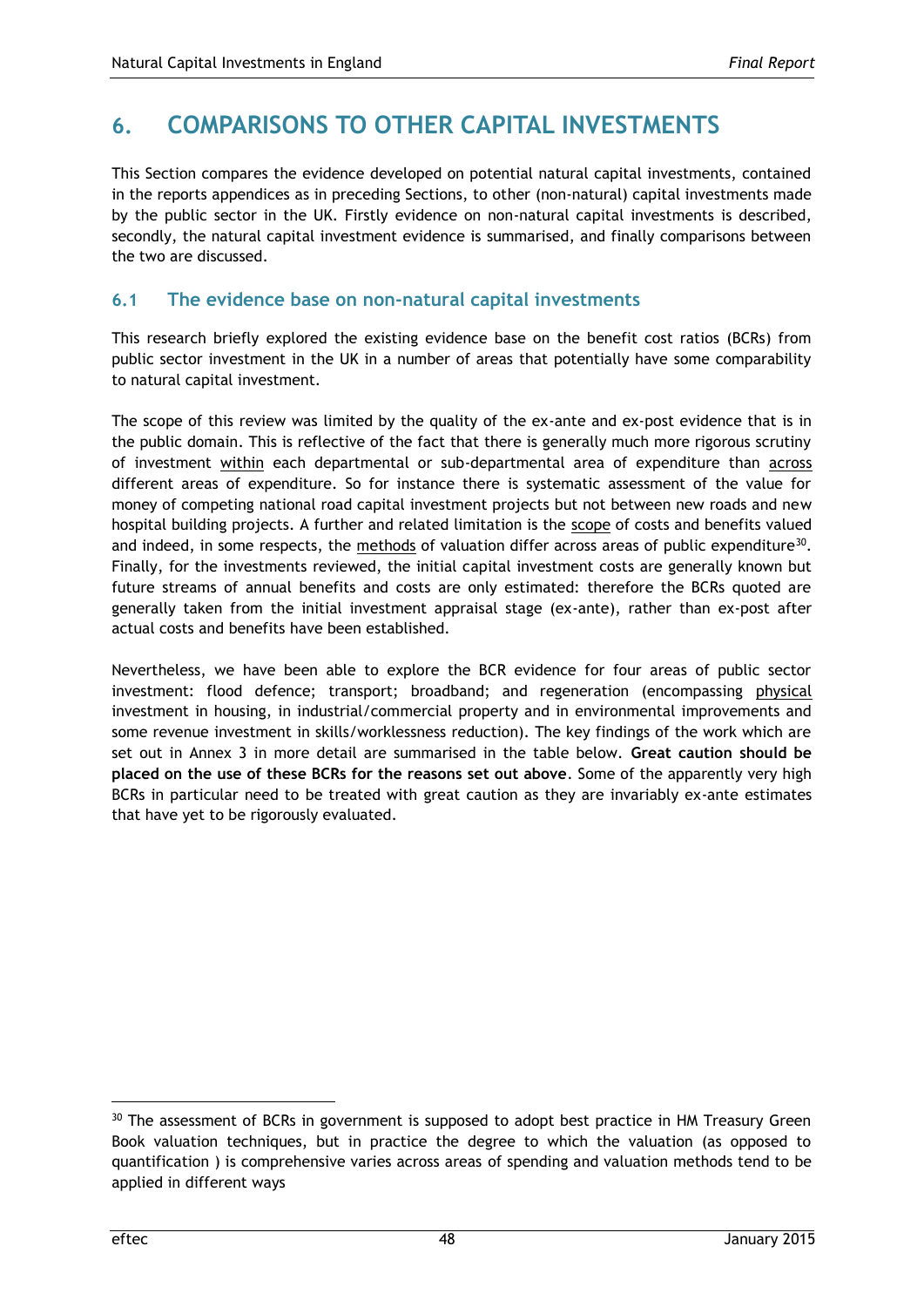# 6. COMPARISONS TO OTHER CAPITAL INVESTMENTS

This Section compares the evidence developed on potential natural capital investments, contained in the reports appendices as in preceding Sections, to other (non-natural) capital investments made by the public sector in the UK. Firstly evidence on non-natural capital investments is described, secondly, the natural capital investment evidence is summarised, and finally comparisons between the two are discussed.

## 6.1 The evidence base on non-natural capital investments

This research briefly explored the existing evidence base on the benefit cost ratios (BCRs) from public sector investment in the UK in a number of areas that potentially have some comparability to natural capital investment.

The scope of this review was limited by the quality of the ex-ante and ex-post evidence that is in the public domain. This is reflective of the fact that there is generally much more rigorous scrutiny of investment within each departmental or sub-departmental area of expenditure than across different areas of expenditure. So for instance there is systematic assessment of the value for money of competing national road capital investment projects but not between new roads and new hospital building projects. A further and related limitation is the scope of costs and benefits valued and indeed, in some respects, the methods of valuation differ across areas of public expenditure[30]. Finally, for the investments reviewed, the initial capital investment costs are generally known but future streams of annual benefits and costs are only estimated: therefore the BCRs quoted are generally taken from the initial investment appraisal stage (ex-ante), rather than ex-post after actual costs and benefits have been established.

Nevertheless, we have been able to explore the BCR evidence for four areas of public sector investment: flood defence; transport; broadband; and regeneration (encompassing physical investment in housing, in industrial/commercial property and in environmental improvements and some revenue investment in skills/worklessness reduction). The key findings of the work which are set out in Annex 3 in more detail are summarised in the table below. **Great caution should be placed on the use of these BCRs for the reasons set out above**. Some of the apparently very high BCRs in particular need to be treated with great caution as they are invariably ex-ante estimates that have yet to be rigorously evaluated.

[30] The assessment of BCRs in government is supposed to adopt best practice in HM Treasury Green Book valuation techniques, but in practice the degree to which the valuation (as opposed to quantification ) is comprehensive varies across areas of spending and valuation methods tend to be applied in different ways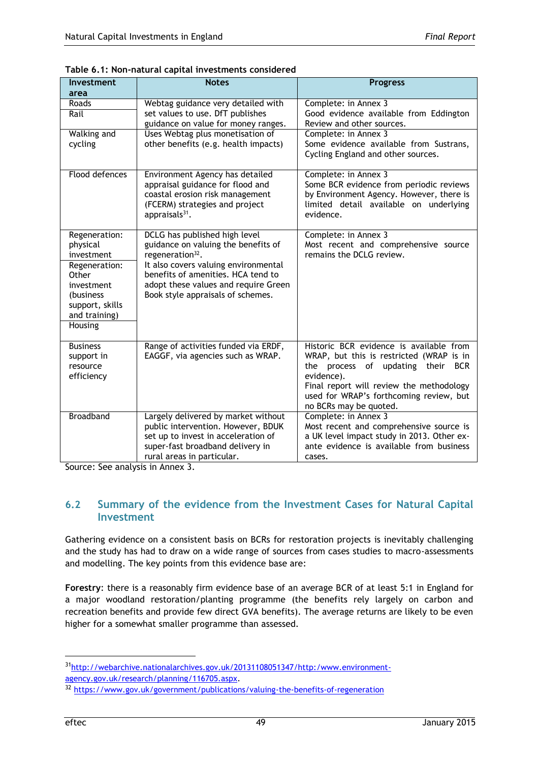**Table 6.1: Non-natural capital investments considered**

| Investment area | Notes | Progress |
|---|---|---|
| Roads | Webtag guidance very detailed with set values to use. DfT publishes guidance on value for money ranges. | Complete: in Annex 3<br>Good evidence available from Eddington Review and other sources. |
| Rail | | |
| Walking and cycling | Uses Webtag plus monetisation of other benefits (e.g. health impacts) | Complete: in Annex 3<br>Some evidence available from Sustrans, Cycling England and other sources. |
| Flood defences | Environment Agency has detailed appraisal guidance for flood and coastal erosion risk management (FCERM) strategies and project appraisals[31]. | Complete: in Annex 3<br>Some BCR evidence from periodic reviews by Environment Agency. However, there is limited detail available on underlying evidence. |
| Regeneration: physical investment | DCLG has published high level guidance on valuing the benefits of regeneration[32].<br>It also covers valuing environmental benefits of amenities. HCA tend to adopt these values and require Green Book style appraisals of schemes. | Complete: in Annex 3<br>Most recent and comprehensive source remains the DCLG review. |
| Regeneration: Other investment (business support, skills and training) | | |
| Housing | | |
| Business support in resource efficiency | Range of activities funded via ERDF, EAGGF, via agencies such as WRAP. | Historic BCR evidence is available from WRAP, but this is restricted (WRAP is in the process of updating their BCR evidence).<br>Final report will review the methodology used for WRAP's forthcoming review, but no BCRs may be quoted. |
| Broadband | Largely delivered by market without public intervention. However, BDUK set up to invest in acceleration of super-fast broadband delivery in rural areas in particular. | Complete: in Annex 3<br>Most recent and comprehensive source is a UK level impact study in 2013. Other ex-ante evidence is available from business cases. |

Source: See analysis in Annex 3.

## 6.2 Summary of the evidence from the Investment Cases for Natural Capital Investment

Gathering evidence on a consistent basis on BCRs for restoration projects is inevitably challenging and the study has had to draw on a wide range of sources from cases studies to macro-assessments and modelling. The key points from this evidence base are:

**Forestry**: there is a reasonably firm evidence base of an average BCR of at least 5:1 in England for a major woodland restoration/planting programme (the benefits rely largely on carbon and recreation benefits and provide few direct GVA benefits). The average returns are likely to be even higher for a somewhat smaller programme than assessed.

---

[31] http://webarchive.nationalarchives.gov.uk/20131108051347/http:/www.environment-agency.gov.uk/research/planning/116705.aspx.

[32] https://www.gov.uk/government/publications/valuing-the-benefits-of-regeneration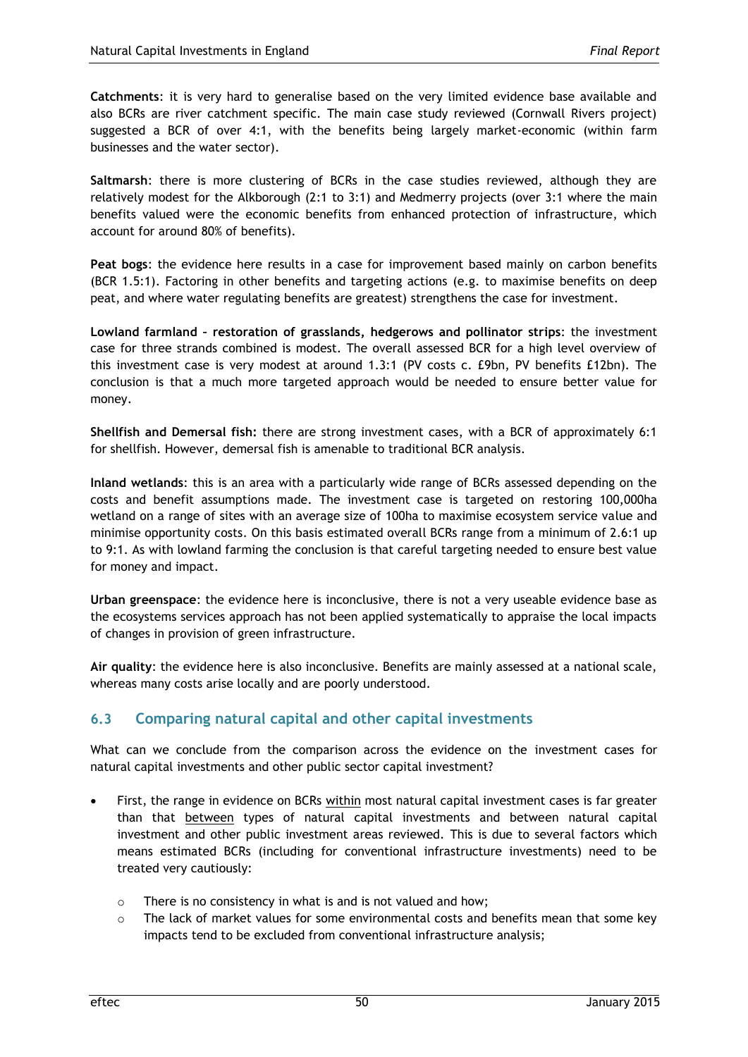**Catchments**: it is very hard to generalise based on the very limited evidence base available and also BCRs are river catchment specific. The main case study reviewed (Cornwall Rivers project) suggested a BCR of over 4:1, with the benefits being largely market-economic (within farm businesses and the water sector).

**Saltmarsh**: there is more clustering of BCRs in the case studies reviewed, although they are relatively modest for the Alkborough (2:1 to 3:1) and Medmerry projects (over 3:1 where the main benefits valued were the economic benefits from enhanced protection of infrastructure, which account for around 80% of benefits).

**Peat bogs**: the evidence here results in a case for improvement based mainly on carbon benefits (BCR 1.5:1). Factoring in other benefits and targeting actions (e.g. to maximise benefits on deep peat, and where water regulating benefits are greatest) strengthens the case for investment.

**Lowland farmland – restoration of grasslands, hedgerows and pollinator strips**: the investment case for three strands combined is modest. The overall assessed BCR for a high level overview of this investment case is very modest at around 1.3:1 (PV costs c. £9bn, PV benefits £12bn). The conclusion is that a much more targeted approach would be needed to ensure better value for money.

**Shellfish and Demersal fish:** there are strong investment cases, with a BCR of approximately 6:1 for shellfish. However, demersal fish is amenable to traditional BCR analysis.

**Inland wetlands**: this is an area with a particularly wide range of BCRs assessed depending on the costs and benefit assumptions made. The investment case is targeted on restoring 100,000ha wetland on a range of sites with an average size of 100ha to maximise ecosystem service value and minimise opportunity costs. On this basis estimated overall BCRs range from a minimum of 2.6:1 up to 9:1. As with lowland farming the conclusion is that careful targeting needed to ensure best value for money and impact.

**Urban greenspace**: the evidence here is inconclusive, there is not a very useable evidence base as the ecosystems services approach has not been applied systematically to appraise the local impacts of changes in provision of green infrastructure.

**Air quality**: the evidence here is also inconclusive. Benefits are mainly assessed at a national scale, whereas many costs arise locally and are poorly understood.

## 6.3 Comparing natural capital and other capital investments

What can we conclude from the comparison across the evidence on the investment cases for natural capital investments and other public sector capital investment?

- First, the range in evidence on BCRs within most natural capital investment cases is far greater than that between types of natural capital investments and between natural capital investment and other public investment areas reviewed. This is due to several factors which means estimated BCRs (including for conventional infrastructure investments) need to be treated very cautiously:
  - There is no consistency in what is and is not valued and how;
  - The lack of market values for some environmental costs and benefits mean that some key impacts tend to be excluded from conventional infrastructure analysis;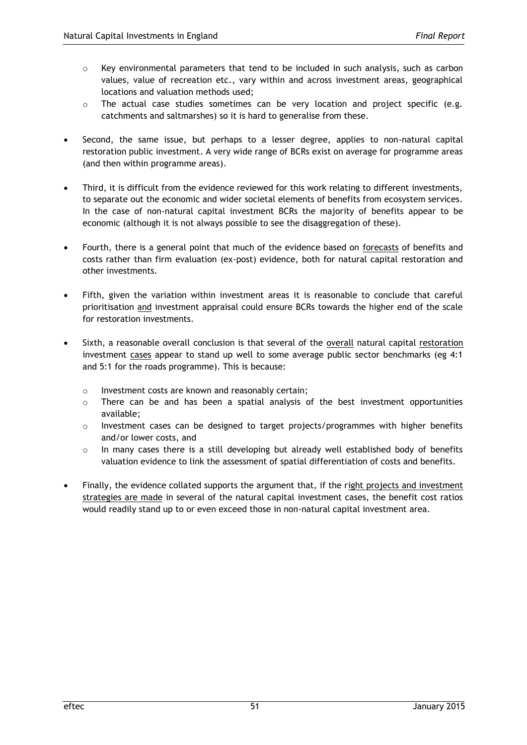- Key environmental parameters that tend to be included in such analysis, such as carbon values, value of recreation etc., vary within and across investment areas, geographical locations and valuation methods used;
    - The actual case studies sometimes can be very location and project specific (e.g. catchments and saltmarshes) so it is hard to generalise from these.

- Second, the same issue, but perhaps to a lesser degree, applies to non-natural capital restoration public investment. A very wide range of BCRs exist on average for programme areas (and then within programme areas).

- Third, it is difficult from the evidence reviewed for this work relating to different investments, to separate out the economic and wider societal elements of benefits from ecosystem services. In the case of non-natural capital investment BCRs the majority of benefits appear to be economic (although it is not always possible to see the disaggregation of these).

- Fourth, there is a general point that much of the evidence based on forecasts of benefits and costs rather than firm evaluation (ex-post) evidence, both for natural capital restoration and other investments.

- Fifth, given the variation within investment areas it is reasonable to conclude that careful prioritisation and investment appraisal could ensure BCRs towards the higher end of the scale for restoration investments.

- Sixth, a reasonable overall conclusion is that several of the overall natural capital restoration investment cases appear to stand up well to some average public sector benchmarks (eg 4:1 and 5:1 for the roads programme). This is because:

    - Investment costs are known and reasonably certain;
    - There can be and has been a spatial analysis of the best investment opportunities available;
    - Investment cases can be designed to target projects/programmes with higher benefits and/or lower costs, and
    - In many cases there is a still developing but already well established body of benefits valuation evidence to link the assessment of spatial differentiation of costs and benefits.

- Finally, the evidence collated supports the argument that, if the right projects and investment strategies are made in several of the natural capital investment cases, the benefit cost ratios would readily stand up to or even exceed those in non-natural capital investment area.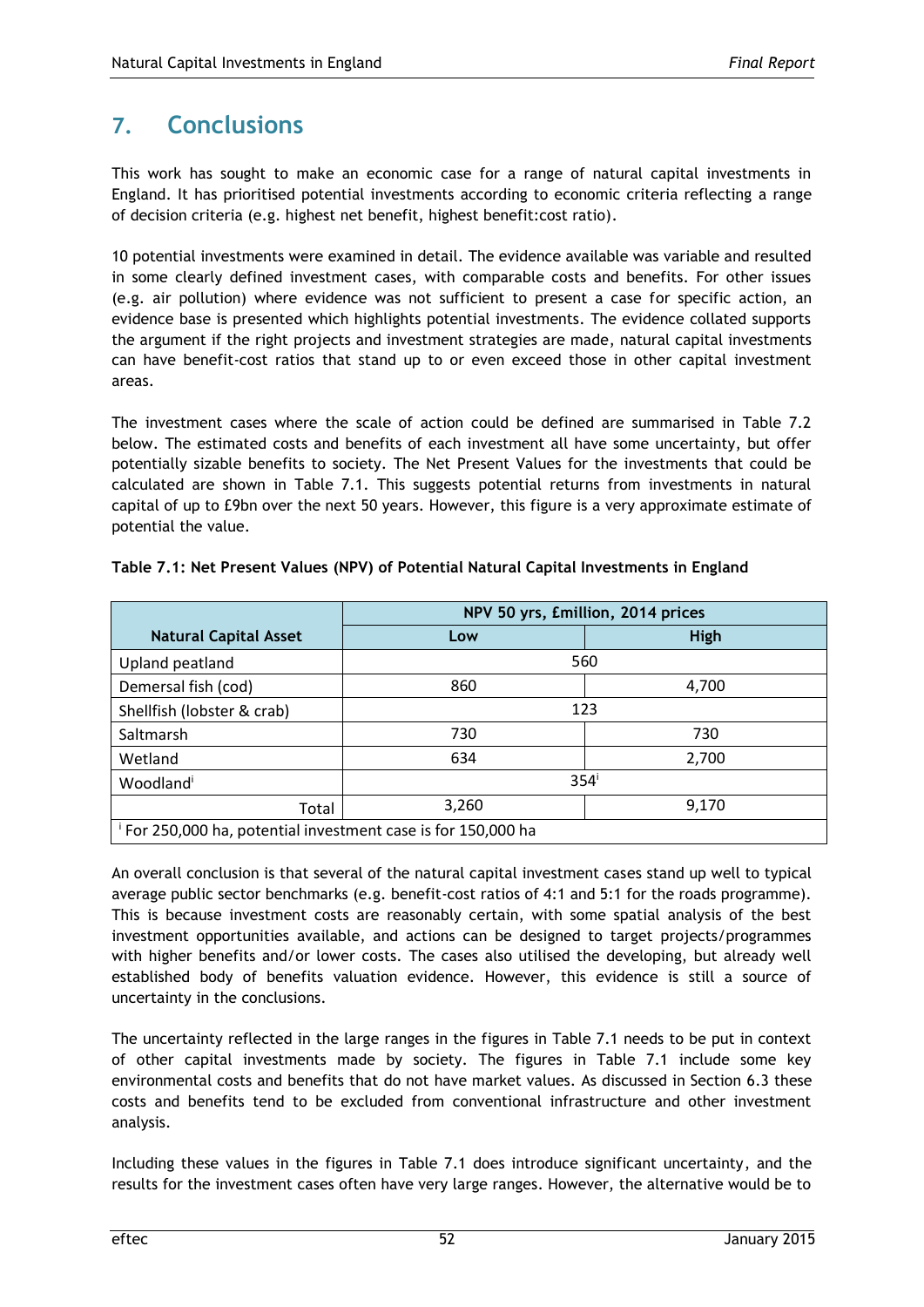# 7. Conclusions

This work has sought to make an economic case for a range of natural capital investments in England. It has prioritised potential investments according to economic criteria reflecting a range of decision criteria (e.g. highest net benefit, highest benefit:cost ratio).

10 potential investments were examined in detail. The evidence available was variable and resulted in some clearly defined investment cases, with comparable costs and benefits. For other issues (e.g. air pollution) where evidence was not sufficient to present a case for specific action, an evidence base is presented which highlights potential investments. The evidence collated supports the argument if the right projects and investment strategies are made, natural capital investments can have benefit-cost ratios that stand up to or even exceed those in other capital investment areas.

The investment cases where the scale of action could be defined are summarised in Table 7.2 below. The estimated costs and benefits of each investment all have some uncertainty, but offer potentially sizable benefits to society. The Net Present Values for the investments that could be calculated are shown in Table 7.1. This suggests potential returns from investments in natural capital of up to £9bn over the next 50 years. However, this figure is a very approximate estimate of potential the value.

**Table 7.1: Net Present Values (NPV) of Potential Natural Capital Investments in England**

| Natural Capital Asset | NPV 50 yrs, £million, 2014 prices | |
|---|---|---|
| | **Low** | **High** |
| Upland peatland | 560 | |
| Demersal fish (cod) | 860 | 4,700 |
| Shellfish (lobster & crab) | 123 | |
| Saltmarsh | 730 | 730 |
| Wetland | 634 | 2,700 |
| Woodland[i] | 354[i] | |
| Total | 3,260 | 9,170 |

[i] For 250,000 ha, potential investment case is for 150,000 ha

An overall conclusion is that several of the natural capital investment cases stand up well to typical average public sector benchmarks (e.g. benefit-cost ratios of 4:1 and 5:1 for the roads programme). This is because investment costs are reasonably certain, with some spatial analysis of the best investment opportunities available, and actions can be designed to target projects/programmes with higher benefits and/or lower costs. The cases also utilised the developing, but already well established body of benefits valuation evidence. However, this evidence is still a source of uncertainty in the conclusions.

The uncertainty reflected in the large ranges in the figures in Table 7.1 needs to be put in context of other capital investments made by society. The figures in Table 7.1 include some key environmental costs and benefits that do not have market values. As discussed in Section 6.3 these costs and benefits tend to be excluded from conventional infrastructure and other investment analysis.

Including these values in the figures in Table 7.1 does introduce significant uncertainty, and the results for the investment cases often have very large ranges. However, the alternative would be to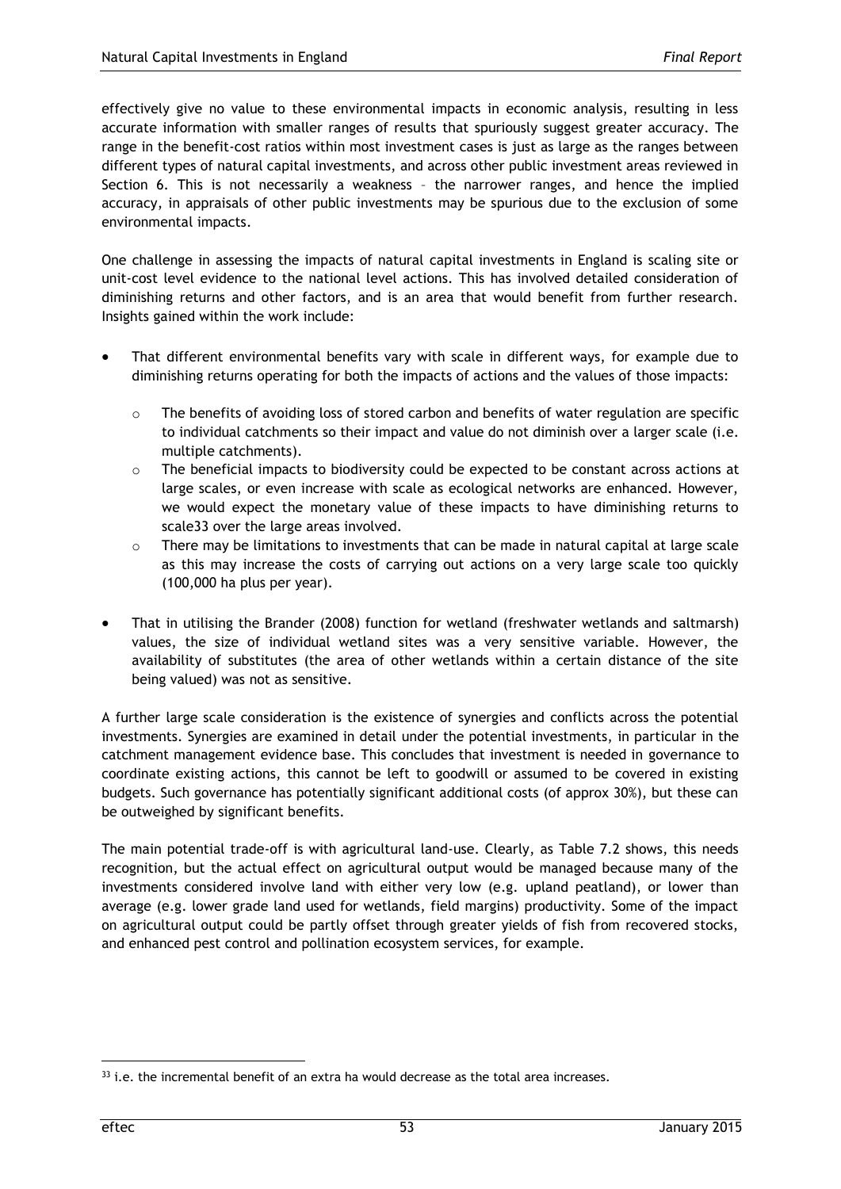effectively give no value to these environmental impacts in economic analysis, resulting in less accurate information with smaller ranges of results that spuriously suggest greater accuracy. The range in the benefit-cost ratios within most investment cases is just as large as the ranges between different types of natural capital investments, and across other public investment areas reviewed in Section 6. This is not necessarily a weakness – the narrower ranges, and hence the implied accuracy, in appraisals of other public investments may be spurious due to the exclusion of some environmental impacts.

One challenge in assessing the impacts of natural capital investments in England is scaling site or unit-cost level evidence to the national level actions. This has involved detailed consideration of diminishing returns and other factors, and is an area that would benefit from further research. Insights gained within the work include:

- That different environmental benefits vary with scale in different ways, for example due to diminishing returns operating for both the impacts of actions and the values of those impacts:
  - The benefits of avoiding loss of stored carbon and benefits of water regulation are specific to individual catchments so their impact and value do not diminish over a larger scale (i.e. multiple catchments).
  - The beneficial impacts to biodiversity could be expected to be constant across actions at large scales, or even increase with scale as ecological networks are enhanced. However, we would expect the monetary value of these impacts to have diminishing returns to scale[33] over the large areas involved.
  - There may be limitations to investments that can be made in natural capital at large scale as this may increase the costs of carrying out actions on a very large scale too quickly (100,000 ha plus per year).
- That in utilising the Brander (2008) function for wetland (freshwater wetlands and saltmarsh) values, the size of individual wetland sites was a very sensitive variable. However, the availability of substitutes (the area of other wetlands within a certain distance of the site being valued) was not as sensitive.

A further large scale consideration is the existence of synergies and conflicts across the potential investments. Synergies are examined in detail under the potential investments, in particular in the catchment management evidence base. This concludes that investment is needed in governance to coordinate existing actions, this cannot be left to goodwill or assumed to be covered in existing budgets. Such governance has potentially significant additional costs (of approx 30%), but these can be outweighed by significant benefits.

The main potential trade-off is with agricultural land-use. Clearly, as Table 7.2 shows, this needs recognition, but the actual effect on agricultural output would be managed because many of the investments considered involve land with either very low (e.g. upland peatland), or lower than average (e.g. lower grade land used for wetlands, field margins) productivity. Some of the impact on agricultural output could be partly offset through greater yields of fish from recovered stocks, and enhanced pest control and pollination ecosystem services, for example.

[33] i.e. the incremental benefit of an extra ha would decrease as the total area increases.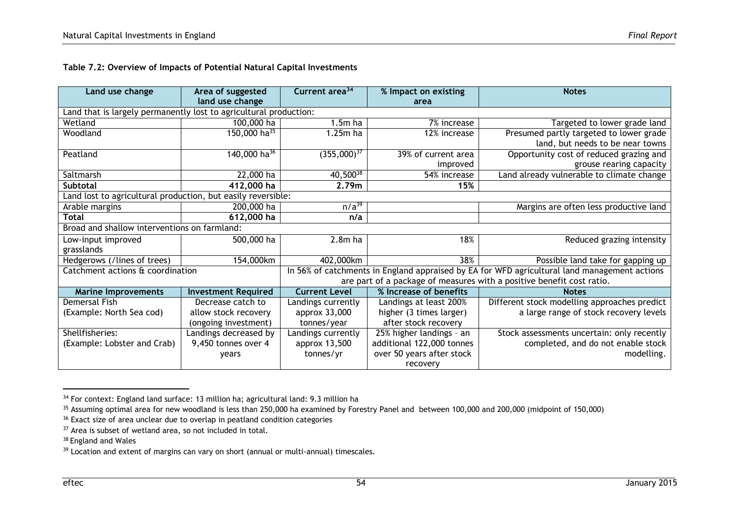**Table 7.2: Overview of Impacts of Potential Natural Capital Investments**

| Land use change | Area of suggested land use change | Current area[34] | % Impact on existing area | Notes |
|---|---|---|---|---|
| Land that is largely permanently lost to agricultural production: | | | | |
| Wetland | 100,000 ha | 1.5m ha | 7% increase | Targeted to lower grade land |
| Woodland | 150,000 ha[35] | 1.25m ha | 12% increase | Presumed partly targeted to lower grade land, but needs to be near towns |
| Peatland | 140,000 ha[36] | (355,000)[37] | 39% of current area improved | Opportunity cost of reduced grazing and grouse rearing capacity |
| Saltmarsh | 22,000 ha | 40,500[38] | 54% increase | Land already vulnerable to climate change |
| **Subtotal** | **412,000 ha** | **2.79m** | **15%** | |
| Land lost to agricultural production, but easily reversible: | | | | |
| Arable margins | 200,000 ha | n/a[39] | | Margins are often less productive land |
| **Total** | **612,000 ha** | **n/a** | | |
| Broad and shallow interventions on farmland: | | | | |
| Low-input improved grasslands | 500,000 ha | 2.8m ha | 18% | Reduced grazing intensity |
| Hedgerows (/lines of trees) | 154,000km | 402,000km | 38% | Possible land take for gapping up |
| Catchment actions & coordination | | In 56% of catchments in England appraised by EA for WFD agricultural land management actions are part of a package of measures with a positive benefit cost ratio. | | |
| **Marine Improvements** | **Investment Required** | **Current Level** | **% Increase of benefits** | **Notes** |
| Demersal Fish (Example: North Sea cod) | Decrease catch to allow stock recovery (ongoing investment) | Landings currently approx 33,000 tonnes/year | Landings at least 200% higher (3 times larger) after stock recovery | Different stock modelling approaches predict a large range of stock recovery levels |
| Shellfisheries: (Example: Lobster and Crab) | Landings decreased by 9,450 tonnes over 4 years | Landings currently approx 13,500 tonnes/yr | 25% higher landings - an additional 122,000 tonnes over 50 years after stock recovery | Stock assessments uncertain: only recently completed, and do not enable stock modelling. |

[34] For context: England land surface: 13 million ha; agricultural land: 9.3 million ha

[35] Assuming optimal area for new woodland is less than 250,000 ha examined by Forestry Panel and between 100,000 and 200,000 (midpoint of 150,000)

[36] Exact size of area unclear due to overlap in peatland condition categories

[37] Area is subset of wetland area, so not included in total.

[38] England and Wales

[39] Location and extent of margins can vary on short (annual or multi-annual) timescales.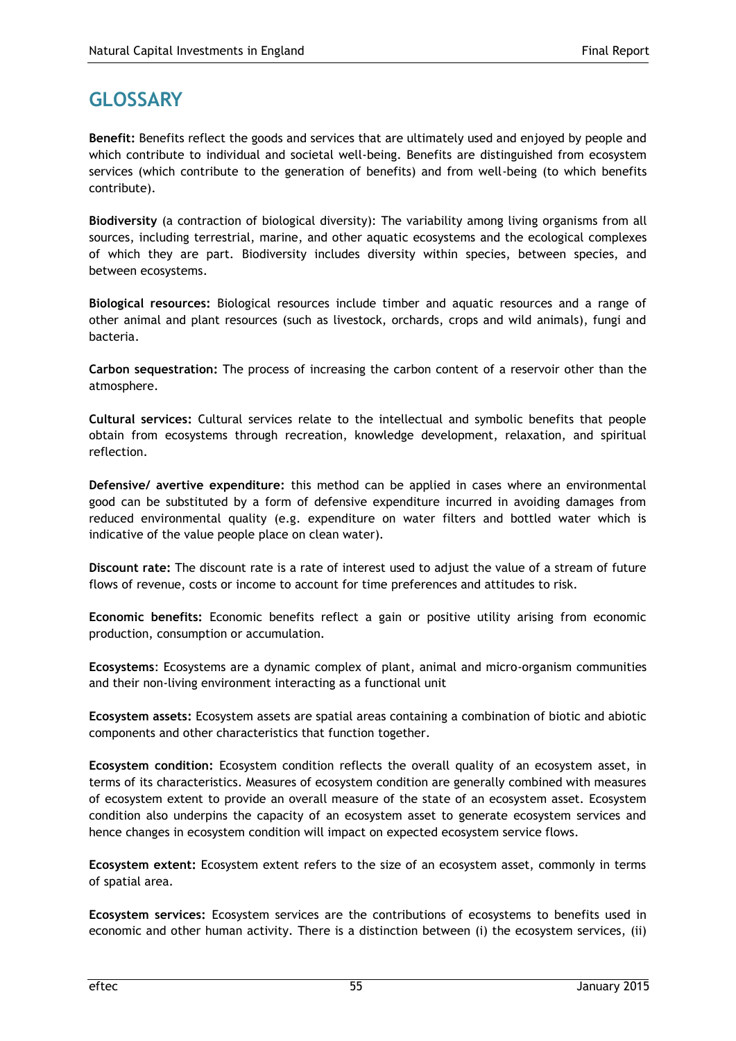# GLOSSARY

**Benefit:** Benefits reflect the goods and services that are ultimately used and enjoyed by people and which contribute to individual and societal well-being. Benefits are distinguished from ecosystem services (which contribute to the generation of benefits) and from well-being (to which benefits contribute).

**Biodiversity** (a contraction of biological diversity): The variability among living organisms from all sources, including terrestrial, marine, and other aquatic ecosystems and the ecological complexes of which they are part. Biodiversity includes diversity within species, between species, and between ecosystems.

**Biological resources:** Biological resources include timber and aquatic resources and a range of other animal and plant resources (such as livestock, orchards, crops and wild animals), fungi and bacteria.

**Carbon sequestration:** The process of increasing the carbon content of a reservoir other than the atmosphere.

**Cultural services:** Cultural services relate to the intellectual and symbolic benefits that people obtain from ecosystems through recreation, knowledge development, relaxation, and spiritual reflection.

**Defensive/ avertive expenditure:** this method can be applied in cases where an environmental good can be substituted by a form of defensive expenditure incurred in avoiding damages from reduced environmental quality (e.g. expenditure on water filters and bottled water which is indicative of the value people place on clean water).

**Discount rate:** The discount rate is a rate of interest used to adjust the value of a stream of future flows of revenue, costs or income to account for time preferences and attitudes to risk.

**Economic benefits:** Economic benefits reflect a gain or positive utility arising from economic production, consumption or accumulation.

**Ecosystems**: Ecosystems are a dynamic complex of plant, animal and micro-organism communities and their non-living environment interacting as a functional unit

**Ecosystem assets:** Ecosystem assets are spatial areas containing a combination of biotic and abiotic components and other characteristics that function together.

**Ecosystem condition:** Ecosystem condition reflects the overall quality of an ecosystem asset, in terms of its characteristics. Measures of ecosystem condition are generally combined with measures of ecosystem extent to provide an overall measure of the state of an ecosystem asset. Ecosystem condition also underpins the capacity of an ecosystem asset to generate ecosystem services and hence changes in ecosystem condition will impact on expected ecosystem service flows.

**Ecosystem extent:** Ecosystem extent refers to the size of an ecosystem asset, commonly in terms of spatial area.

**Ecosystem services:** Ecosystem services are the contributions of ecosystems to benefits used in economic and other human activity. There is a distinction between (i) the ecosystem services, (ii)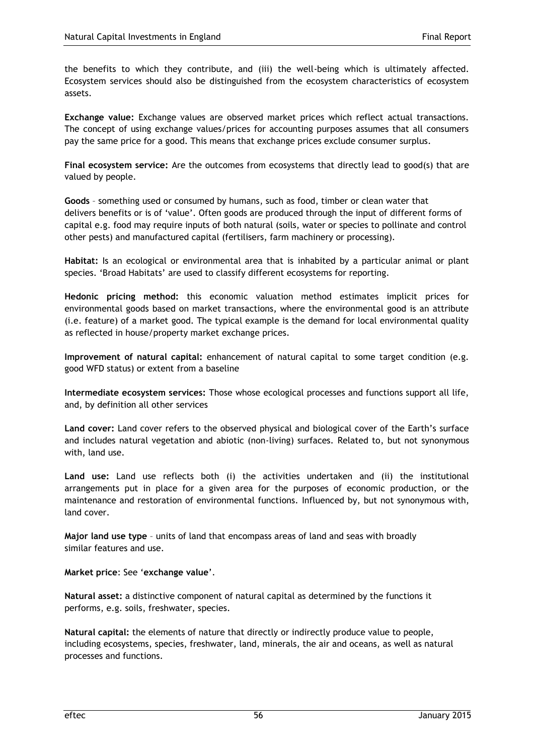the benefits to which they contribute, and (iii) the well-being which is ultimately affected. Ecosystem services should also be distinguished from the ecosystem characteristics of ecosystem assets.

**Exchange value:** Exchange values are observed market prices which reflect actual transactions. The concept of using exchange values/prices for accounting purposes assumes that all consumers pay the same price for a good. This means that exchange prices exclude consumer surplus.

**Final ecosystem service:** Are the outcomes from ecosystems that directly lead to good(s) that are valued by people.

**Goods** – something used or consumed by humans, such as food, timber or clean water that delivers benefits or is of 'value'. Often goods are produced through the input of different forms of capital e.g. food may require inputs of both natural (soils, water or species to pollinate and control other pests) and manufactured capital (fertilisers, farm machinery or processing).

**Habitat:** Is an ecological or environmental area that is inhabited by a particular animal or plant species. 'Broad Habitats' are used to classify different ecosystems for reporting.

**Hedonic pricing method:** this economic valuation method estimates implicit prices for environmental goods based on market transactions, where the environmental good is an attribute (i.e. feature) of a market good. The typical example is the demand for local environmental quality as reflected in house/property market exchange prices.

**Improvement of natural capital:** enhancement of natural capital to some target condition (e.g. good WFD status) or extent from a baseline

**Intermediate ecosystem services:** Those whose ecological processes and functions support all life, and, by definition all other services

**Land cover:** Land cover refers to the observed physical and biological cover of the Earth's surface and includes natural vegetation and abiotic (non-living) surfaces. Related to, but not synonymous with, land use.

**Land use:** Land use reflects both (i) the activities undertaken and (ii) the institutional arrangements put in place for a given area for the purposes of economic production, or the maintenance and restoration of environmental functions. Influenced by, but not synonymous with, land cover.

**Major land use type** – units of land that encompass areas of land and seas with broadly similar features and use.

**Market price**: See '**exchange value**'.

**Natural asset:** a distinctive component of natural capital as determined by the functions it performs, e.g. soils, freshwater, species.

**Natural capital:** the elements of nature that directly or indirectly produce value to people, including ecosystems, species, freshwater, land, minerals, the air and oceans, as well as natural processes and functions.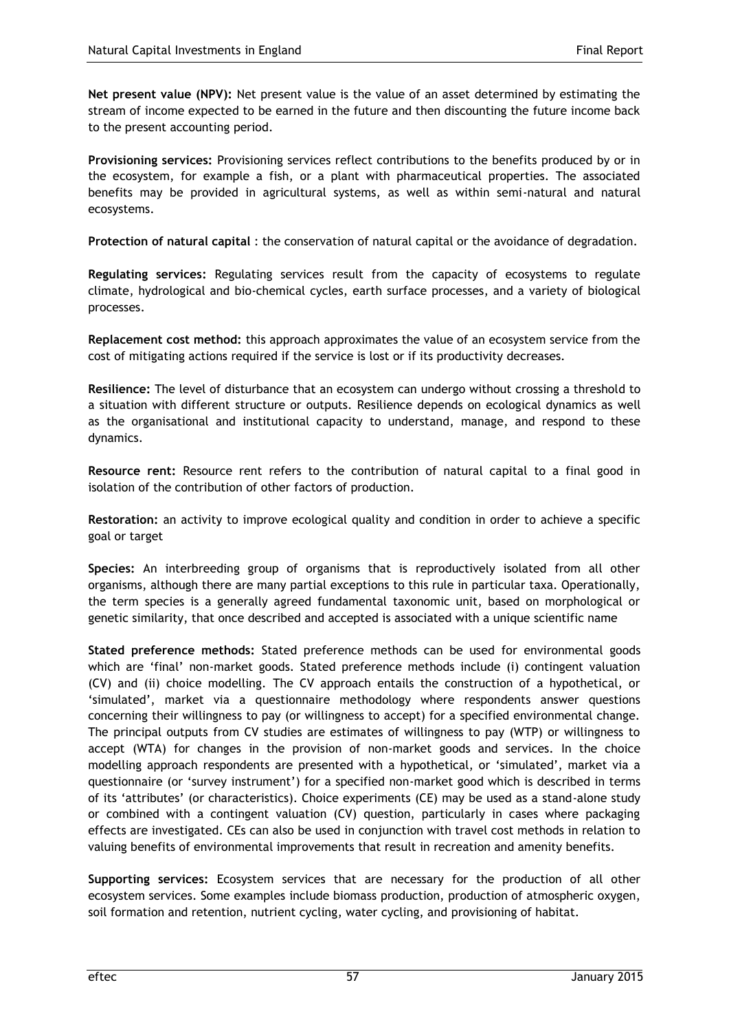**Net present value (NPV):** Net present value is the value of an asset determined by estimating the stream of income expected to be earned in the future and then discounting the future income back to the present accounting period.

**Provisioning services:** Provisioning services reflect contributions to the benefits produced by or in the ecosystem, for example a fish, or a plant with pharmaceutical properties. The associated benefits may be provided in agricultural systems, as well as within semi-natural and natural ecosystems.

**Protection of natural capital** : the conservation of natural capital or the avoidance of degradation.

**Regulating services:** Regulating services result from the capacity of ecosystems to regulate climate, hydrological and bio-chemical cycles, earth surface processes, and a variety of biological processes.

**Replacement cost method:** this approach approximates the value of an ecosystem service from the cost of mitigating actions required if the service is lost or if its productivity decreases.

**Resilience:** The level of disturbance that an ecosystem can undergo without crossing a threshold to a situation with different structure or outputs. Resilience depends on ecological dynamics as well as the organisational and institutional capacity to understand, manage, and respond to these dynamics.

**Resource rent:** Resource rent refers to the contribution of natural capital to a final good in isolation of the contribution of other factors of production.

**Restoration:** an activity to improve ecological quality and condition in order to achieve a specific goal or target

**Species:** An interbreeding group of organisms that is reproductively isolated from all other organisms, although there are many partial exceptions to this rule in particular taxa. Operationally, the term species is a generally agreed fundamental taxonomic unit, based on morphological or genetic similarity, that once described and accepted is associated with a unique scientific name

**Stated preference methods:** Stated preference methods can be used for environmental goods which are 'final' non-market goods. Stated preference methods include (i) contingent valuation (CV) and (ii) choice modelling. The CV approach entails the construction of a hypothetical, or 'simulated', market via a questionnaire methodology where respondents answer questions concerning their willingness to pay (or willingness to accept) for a specified environmental change. The principal outputs from CV studies are estimates of willingness to pay (WTP) or willingness to accept (WTA) for changes in the provision of non-market goods and services. In the choice modelling approach respondents are presented with a hypothetical, or 'simulated', market via a questionnaire (or 'survey instrument') for a specified non-market good which is described in terms of its 'attributes' (or characteristics). Choice experiments (CE) may be used as a stand-alone study or combined with a contingent valuation (CV) question, particularly in cases where packaging effects are investigated. CEs can also be used in conjunction with travel cost methods in relation to valuing benefits of environmental improvements that result in recreation and amenity benefits.

**Supporting services:** Ecosystem services that are necessary for the production of all other ecosystem services. Some examples include biomass production, production of atmospheric oxygen, soil formation and retention, nutrient cycling, water cycling, and provisioning of habitat.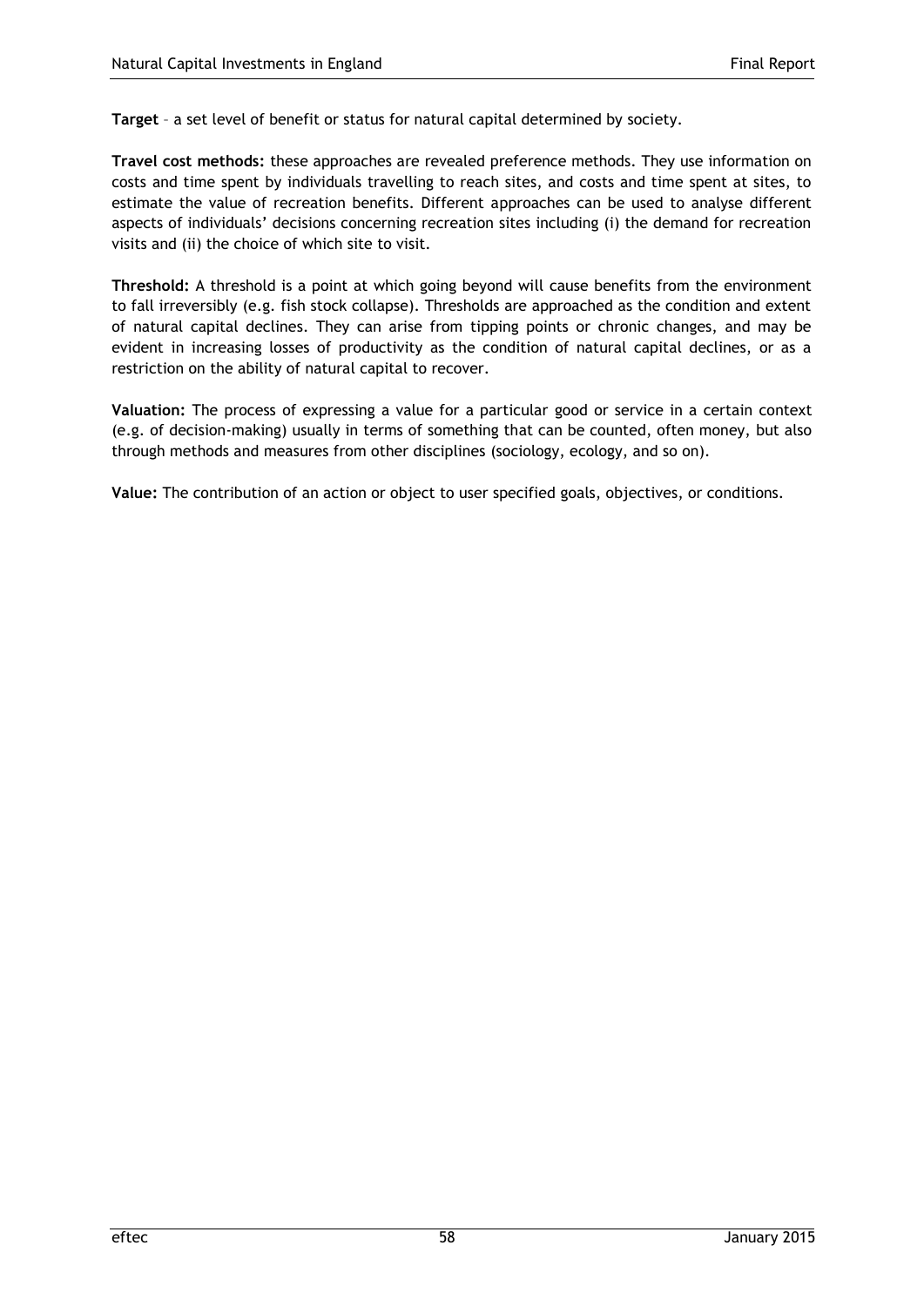**Target** – a set level of benefit or status for natural capital determined by society.

**Travel cost methods:** these approaches are revealed preference methods. They use information on costs and time spent by individuals travelling to reach sites, and costs and time spent at sites, to estimate the value of recreation benefits. Different approaches can be used to analyse different aspects of individuals' decisions concerning recreation sites including (i) the demand for recreation visits and (ii) the choice of which site to visit.

**Threshold:** A threshold is a point at which going beyond will cause benefits from the environment to fall irreversibly (e.g. fish stock collapse). Thresholds are approached as the condition and extent of natural capital declines. They can arise from tipping points or chronic changes, and may be evident in increasing losses of productivity as the condition of natural capital declines, or as a restriction on the ability of natural capital to recover.

**Valuation:** The process of expressing a value for a particular good or service in a certain context (e.g. of decision-making) usually in terms of something that can be counted, often money, but also through methods and measures from other disciplines (sociology, ecology, and so on).

**Value:** The contribution of an action or object to user specified goals, objectives, or conditions.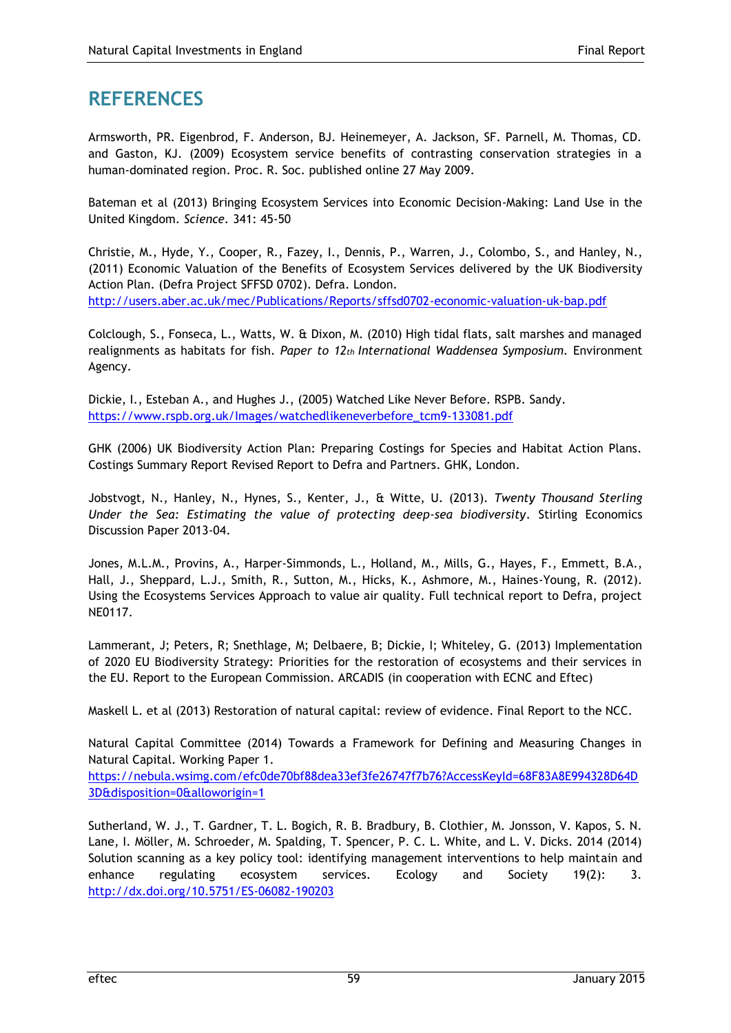# REFERENCES

Armsworth, PR. Eigenbrod, F. Anderson, BJ. Heinemeyer, A. Jackson, SF. Parnell, M. Thomas, CD. and Gaston, KJ. (2009) Ecosystem service benefits of contrasting conservation strategies in a human-dominated region. Proc. R. Soc. published online 27 May 2009.

Bateman et al (2013) Bringing Ecosystem Services into Economic Decision-Making: Land Use in the United Kingdom. *Science*. 341: 45-50

Christie, M., Hyde, Y., Cooper, R., Fazey, I., Dennis, P., Warren, J., Colombo, S., and Hanley, N., (2011) Economic Valuation of the Benefits of Ecosystem Services delivered by the UK Biodiversity Action Plan. (Defra Project SFFSD 0702). Defra. London. http://users.aber.ac.uk/mec/Publications/Reports/sffsd0702-economic-valuation-uk-bap.pdf

Colclough, S., Fonseca, L., Watts, W. & Dixon, M. (2010) High tidal flats, salt marshes and managed realignments as habitats for fish. *Paper to 12th International Waddensea Symposium*. Environment Agency.

Dickie, I., Esteban A., and Hughes J., (2005) Watched Like Never Before. RSPB. Sandy. https://www.rspb.org.uk/Images/watchedlikeneverbefore_tcm9-133081.pdf

GHK (2006) UK Biodiversity Action Plan: Preparing Costings for Species and Habitat Action Plans. Costings Summary Report Revised Report to Defra and Partners. GHK, London.

Jobstvogt, N., Hanley, N., Hynes, S., Kenter, J., & Witte, U. (2013). *Twenty Thousand Sterling Under the Sea: Estimating the value of protecting deep-sea biodiversity*. Stirling Economics Discussion Paper 2013-04.

Jones, M.L.M., Provins, A., Harper-Simmonds, L., Holland, M., Mills, G., Hayes, F., Emmett, B.A., Hall, J., Sheppard, L.J., Smith, R., Sutton, M., Hicks, K., Ashmore, M., Haines-Young, R. (2012). Using the Ecosystems Services Approach to value air quality. Full technical report to Defra, project NE0117.

Lammerant, J; Peters, R; Snethlage, M; Delbaere, B; Dickie, I; Whiteley, G. (2013) Implementation of 2020 EU Biodiversity Strategy: Priorities for the restoration of ecosystems and their services in the EU. Report to the European Commission. ARCADIS (in cooperation with ECNC and Eftec)

Maskell L. et al (2013) Restoration of natural capital: review of evidence. Final Report to the NCC.

Natural Capital Committee (2014) Towards a Framework for Defining and Measuring Changes in Natural Capital. Working Paper 1. https://nebula.wsimg.com/efc0de70bf88dea33ef3fe26747f7b76?AccessKeyId=68F83A8E994328D64D3D&disposition=0&alloworigin=1

Sutherland, W. J., T. Gardner, T. L. Bogich, R. B. Bradbury, B. Clothier, M. Jonsson, V. Kapos, S. N. Lane, I. Möller, M. Schroeder, M. Spalding, T. Spencer, P. C. L. White, and L. V. Dicks. 2014 (2014) Solution scanning as a key policy tool: identifying management interventions to help maintain and enhance regulating ecosystem services. Ecology and Society 19(2): 3. http://dx.doi.org/10.5751/ES-06082-190203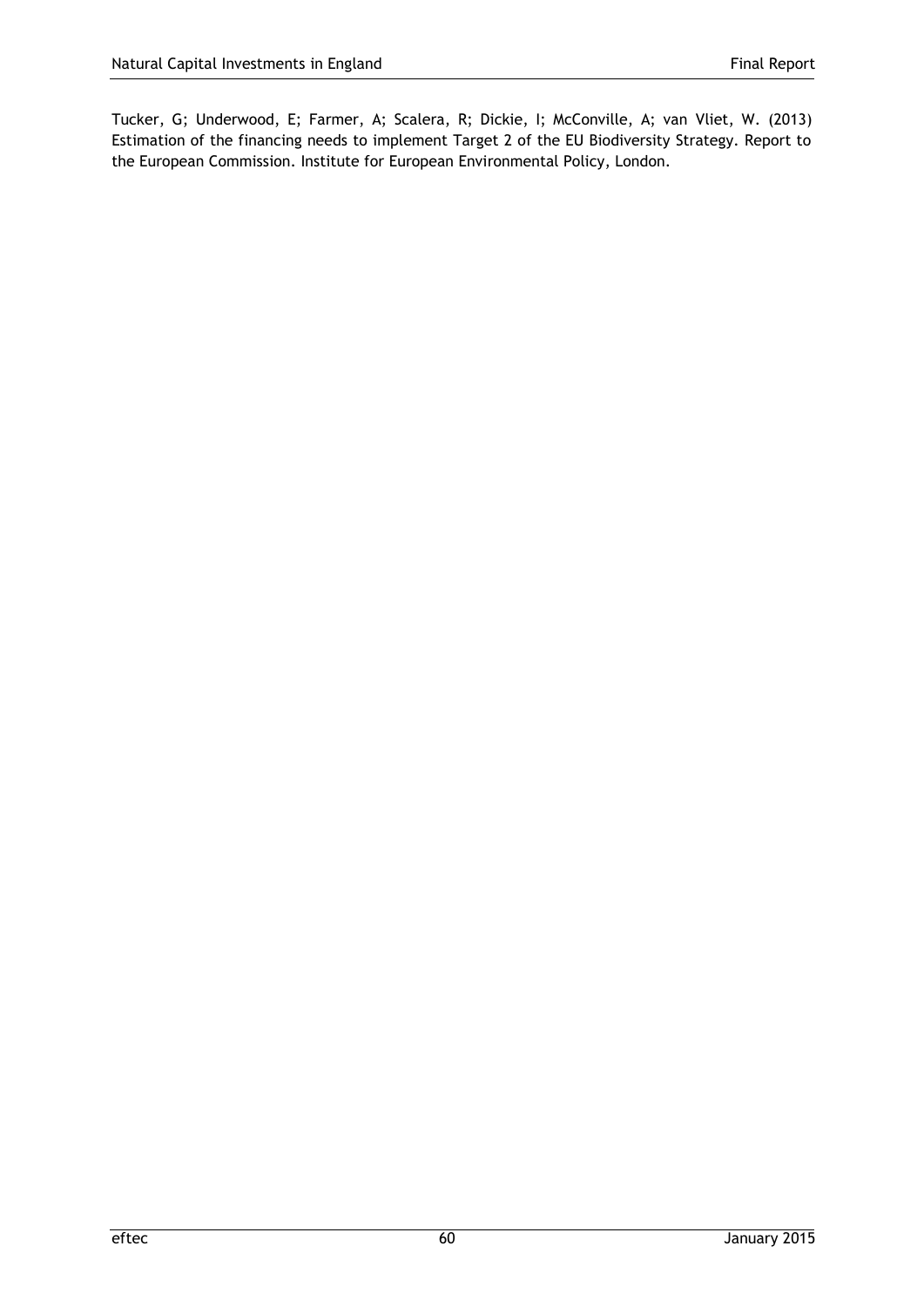Tucker, G; Underwood, E; Farmer, A; Scalera, R; Dickie, I; McConville, A; van Vliet, W. (2013) Estimation of the financing needs to implement Target 2 of the EU Biodiversity Strategy. Report to the European Commission. Institute for European Environmental Policy, London.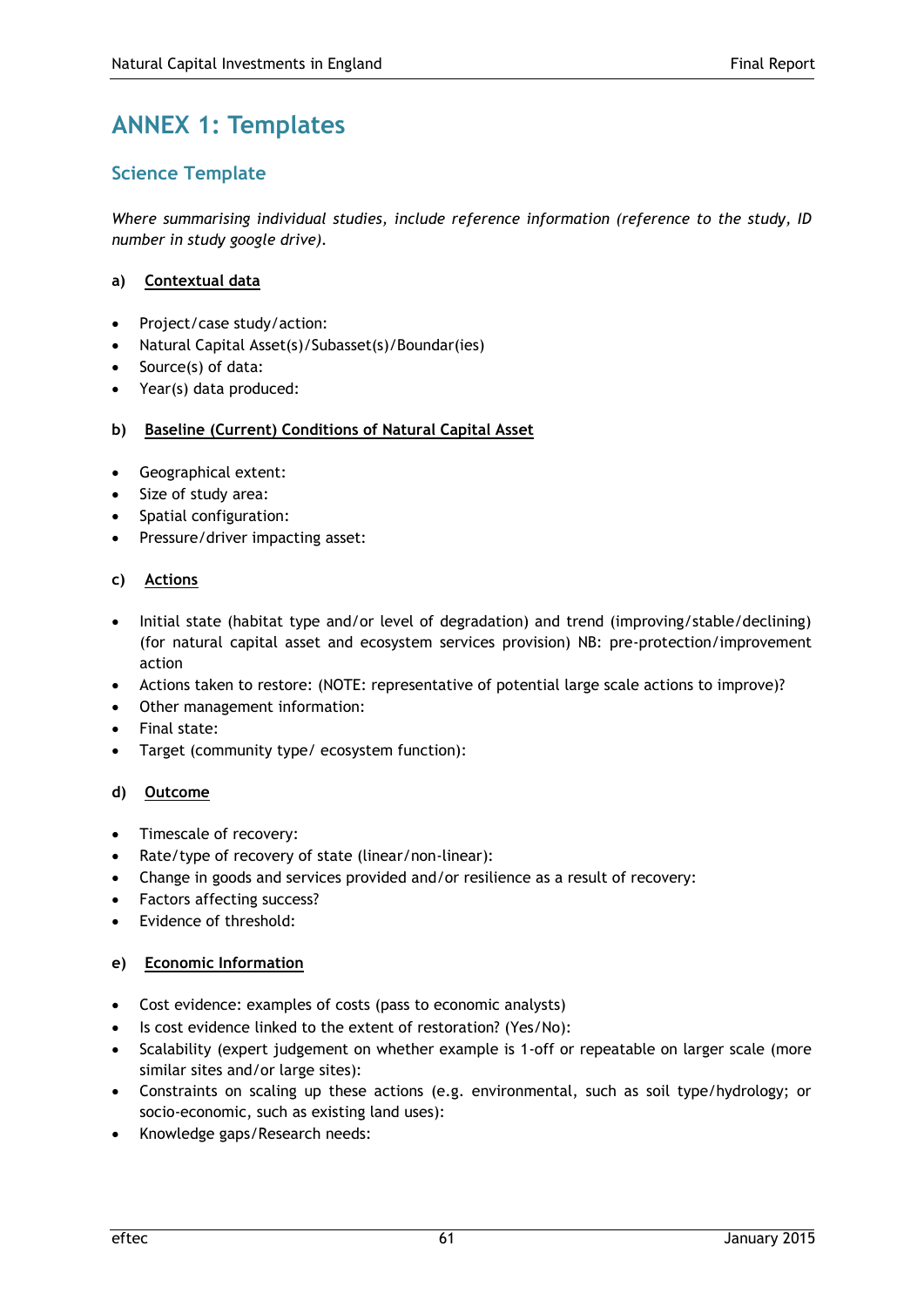# ANNEX 1: Templates

## Science Template

*Where summarising individual studies, include reference information (reference to the study, ID number in study google drive).*

**a) Contextual data**

- Project/case study/action:
- Natural Capital Asset(s)/Subasset(s)/Boundar(ies)
- Source(s) of data:
- Year(s) data produced:

**b) Baseline (Current) Conditions of Natural Capital Asset**

- Geographical extent:
- Size of study area:
- Spatial configuration:
- Pressure/driver impacting asset:

**c) Actions**

- Initial state (habitat type and/or level of degradation) and trend (improving/stable/declining) (for natural capital asset and ecosystem services provision) NB: pre-protection/improvement action
- Actions taken to restore: (NOTE: representative of potential large scale actions to improve)?
- Other management information:
- Final state:
- Target (community type/ ecosystem function):

**d) Outcome**

- Timescale of recovery:
- Rate/type of recovery of state (linear/non-linear):
- Change in goods and services provided and/or resilience as a result of recovery:
- Factors affecting success?
- Evidence of threshold:

**e) Economic Information**

- Cost evidence: examples of costs (pass to economic analysts)
- Is cost evidence linked to the extent of restoration? (Yes/No):
- Scalability (expert judgement on whether example is 1-off or repeatable on larger scale (more similar sites and/or large sites):
- Constraints on scaling up these actions (e.g. environmental, such as soil type/hydrology; or socio-economic, such as existing land uses):
- Knowledge gaps/Research needs: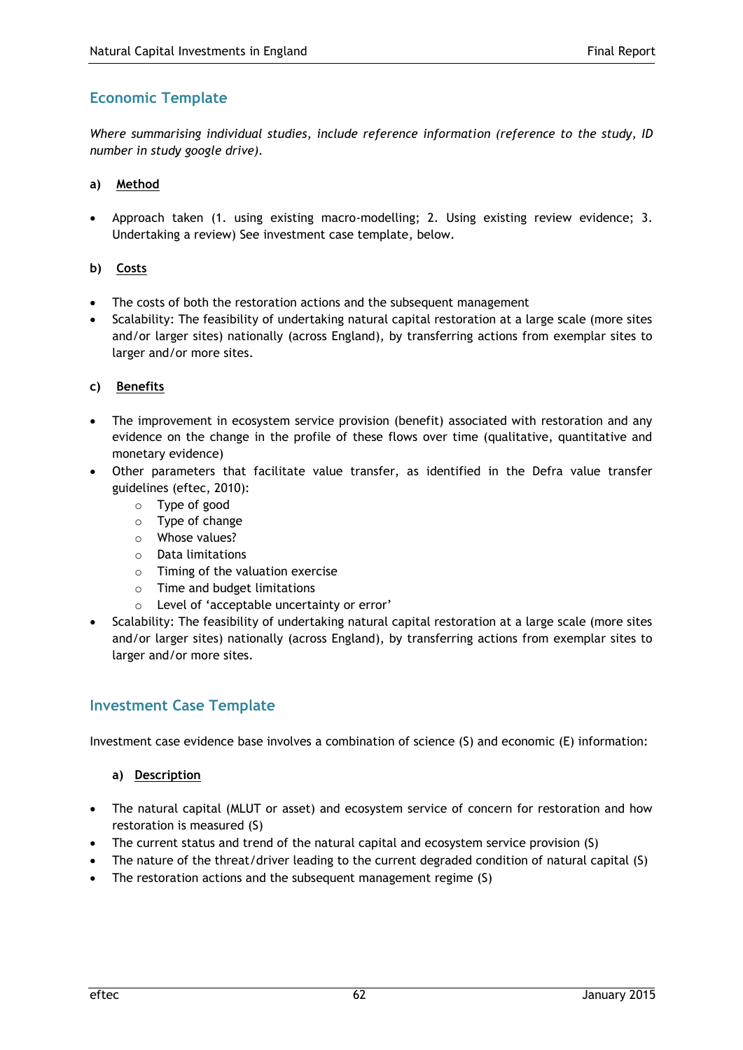## Economic Template

*Where summarising individual studies, include reference information (reference to the study, ID number in study google drive).*

**a) <u>Method</u>**

- Approach taken (1. using existing macro-modelling; 2. Using existing review evidence; 3. Undertaking a review) See investment case template, below.

**b) <u>Costs</u>**

- The costs of both the restoration actions and the subsequent management
- Scalability: The feasibility of undertaking natural capital restoration at a large scale (more sites and/or larger sites) nationally (across England), by transferring actions from exemplar sites to larger and/or more sites.

**c) <u>Benefits</u>**

- The improvement in ecosystem service provision (benefit) associated with restoration and any evidence on the change in the profile of these flows over time (qualitative, quantitative and monetary evidence)
- Other parameters that facilitate value transfer, as identified in the Defra value transfer guidelines (eftec, 2010):
    - Type of good
    - Type of change
    - Whose values?
    - Data limitations
    - Timing of the valuation exercise
    - Time and budget limitations
    - Level of 'acceptable uncertainty or error'
- Scalability: The feasibility of undertaking natural capital restoration at a large scale (more sites and/or larger sites) nationally (across England), by transferring actions from exemplar sites to larger and/or more sites.

## Investment Case Template

Investment case evidence base involves a combination of science (S) and economic (E) information:

**a) <u>Description</u>**

- The natural capital (MLUT or asset) and ecosystem service of concern for restoration and how restoration is measured (S)
- The current status and trend of the natural capital and ecosystem service provision (S)
- The nature of the threat/driver leading to the current degraded condition of natural capital (S)
- The restoration actions and the subsequent management regime (S)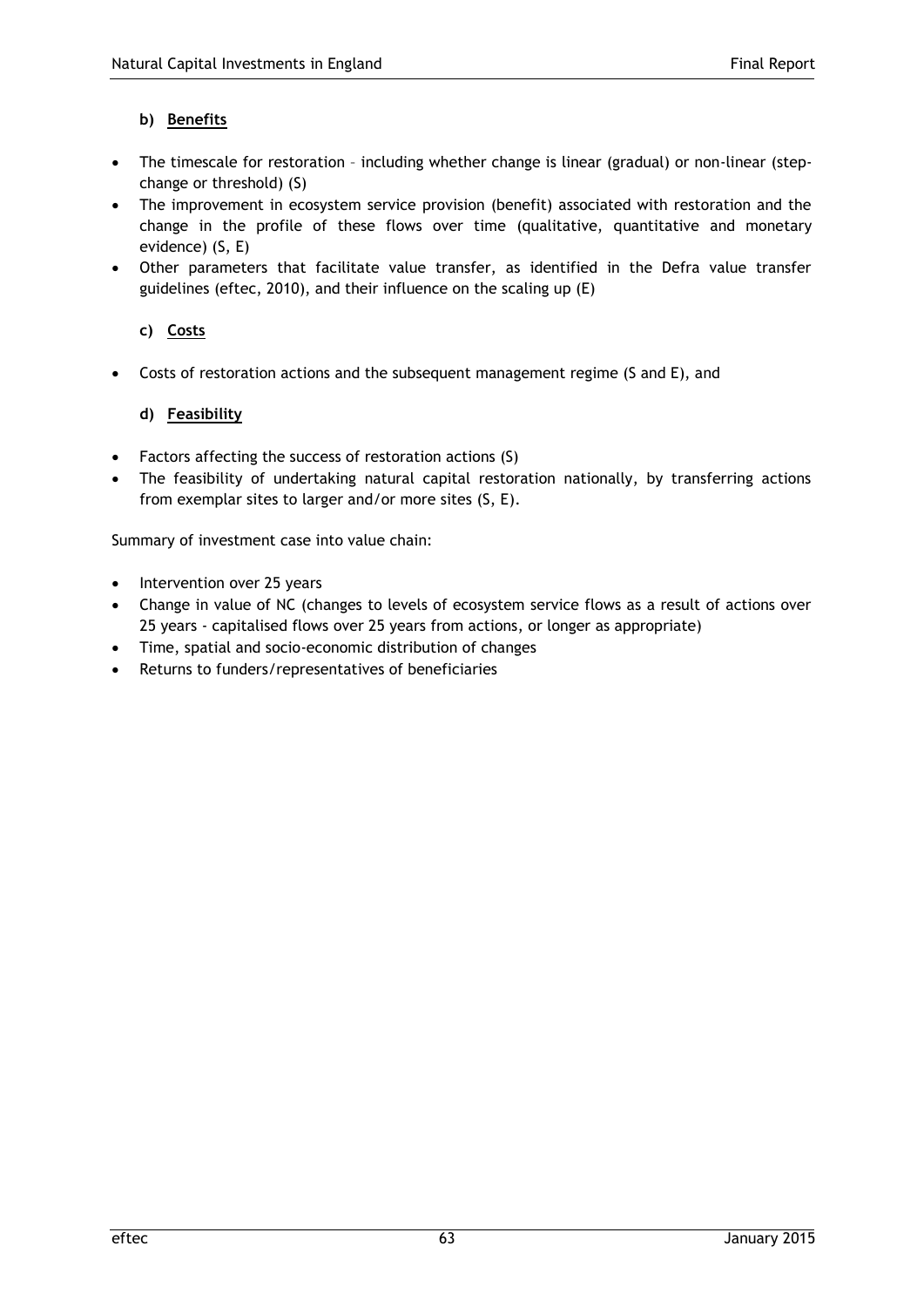**b) Benefits**

- The timescale for restoration – including whether change is linear (gradual) or non-linear (step-change or threshold) (S)
- The improvement in ecosystem service provision (benefit) associated with restoration and the change in the profile of these flows over time (qualitative, quantitative and monetary evidence) (S, E)
- Other parameters that facilitate value transfer, as identified in the Defra value transfer guidelines (eftec, 2010), and their influence on the scaling up (E)

**c) Costs**

- Costs of restoration actions and the subsequent management regime (S and E), and

**d) Feasibility**

- Factors affecting the success of restoration actions (S)
- The feasibility of undertaking natural capital restoration nationally, by transferring actions from exemplar sites to larger and/or more sites (S, E).

Summary of investment case into value chain:

- Intervention over 25 years
- Change in value of NC (changes to levels of ecosystem service flows as a result of actions over 25 years - capitalised flows over 25 years from actions, or longer as appropriate)
- Time, spatial and socio-economic distribution of changes
- Returns to funders/representatives of beneficiaries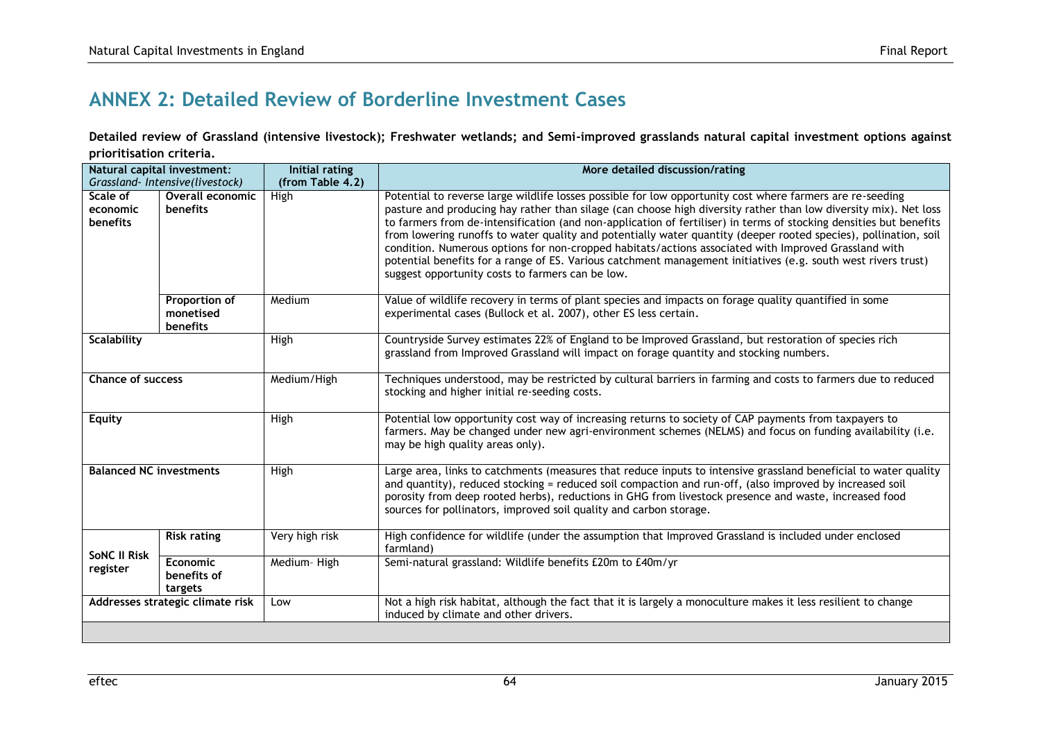## ANNEX 2: Detailed Review of Borderline Investment Cases

**Detailed review of Grassland (intensive livestock); Freshwater wetlands; and Semi-improved grasslands natural capital investment options against prioritisation criteria.**

| **Natural capital investment:** *Grassland- Intensive(livestock)* | | **Initial rating (from Table 4.2)** | **More detailed discussion/rating** |
|---|---|---|---|
| **Scale of economic benefits** | **Overall economic benefits** | High | Potential to reverse large wildlife losses possible for low opportunity cost where farmers are re-seeding pasture and producing hay rather than silage (can choose high diversity rather than low diversity mix). Net loss to farmers from de-intensification (and non-application of fertiliser) in terms of stocking densities but benefits from lowering runoffs to water quality and potentially water quantity (deeper rooted species), pollination, soil condition. Numerous options for non-cropped habitats/actions associated with Improved Grassland with potential benefits for a range of ES. Various catchment management initiatives (e.g. south west rivers trust) suggest opportunity costs to farmers can be low. |
| | **Proportion of monetised benefits** | Medium | Value of wildlife recovery in terms of plant species and impacts on forage quality quantified in some experimental cases (Bullock et al. 2007), other ES less certain. |
| **Scalability** | | High | Countryside Survey estimates 22% of England to be Improved Grassland, but restoration of species rich grassland from Improved Grassland will impact on forage quantity and stocking numbers. |
| **Chance of success** | | Medium/High | Techniques understood, may be restricted by cultural barriers in farming and costs to farmers due to reduced stocking and higher initial re-seeding costs. |
| **Equity** | | High | Potential low opportunity cost way of increasing returns to society of CAP payments from taxpayers to farmers. May be changed under new agri-environment schemes (NELMS) and focus on funding availability (i.e. may be high quality areas only). |
| **Balanced NC investments** | | High | Large area, links to catchments (measures that reduce inputs to intensive grassland beneficial to water quality and quantity), reduced stocking = reduced soil compaction and run-off, (also improved by increased soil porosity from deep rooted herbs), reductions in GHG from livestock presence and waste, increased food sources for pollinators, improved soil quality and carbon storage. |
| **SoNC II Risk register** | **Risk rating** | Very high risk | High confidence for wildlife (under the assumption that Improved Grassland is included under enclosed farmland) |
| | **Economic benefits of targets** | Medium- High | Semi-natural grassland: Wildlife benefits £20m to £40m/yr |
| **Addresses strategic climate risk** | | Low | Not a high risk habitat, although the fact that it is largely a monoculture makes it less resilient to change induced by climate and other drivers. |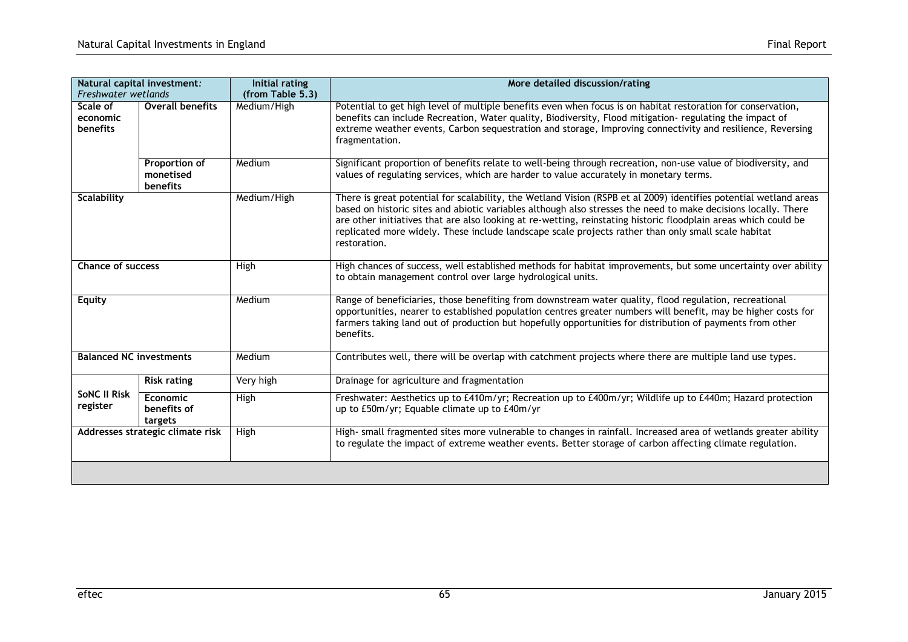| Natural capital investment: *Freshwater wetlands* | | Initial rating (from Table 5.3) | More detailed discussion/rating |
|---|---|---|---|
| Scale of economic benefits | Overall benefits | Medium/High | Potential to get high level of multiple benefits even when focus is on habitat restoration for conservation, benefits can include Recreation, Water quality, Biodiversity, Flood mitigation- regulating the impact of extreme weather events, Carbon sequestration and storage, Improving connectivity and resilience, Reversing fragmentation. |
| | Proportion of monetised benefits | Medium | Significant proportion of benefits relate to well-being through recreation, non-use value of biodiversity, and values of regulating services, which are harder to value accurately in monetary terms. |
| Scalability | | Medium/High | There is great potential for scalability, the Wetland Vision (RSPB et al 2009) identifies potential wetland areas based on historic sites and abiotic variables although also stresses the need to make decisions locally. There are other initiatives that are also looking at re-wetting, reinstating historic floodplain areas which could be replicated more widely. These include landscape scale projects rather than only small scale habitat restoration. |
| Chance of success | | High | High chances of success, well established methods for habitat improvements, but some uncertainty over ability to obtain management control over large hydrological units. |
| Equity | | Medium | Range of beneficiaries, those benefiting from downstream water quality, flood regulation, recreational opportunities, nearer to established population centres greater numbers will benefit, may be higher costs for farmers taking land out of production but hopefully opportunities for distribution of payments from other benefits. |
| Balanced NC investments | | Medium | Contributes well, there will be overlap with catchment projects where there are multiple land use types. |
| SoNC II Risk register | Risk rating | Very high | Drainage for agriculture and fragmentation |
| | Economic benefits of targets | High | Freshwater: Aesthetics up to £410m/yr; Recreation up to £400m/yr; Wildlife up to £440m; Hazard protection up to £50m/yr; Equable climate up to £40m/yr |
| Addresses strategic climate risk | | High | High- small fragmented sites more vulnerable to changes in rainfall. Increased area of wetlands greater ability to regulate the impact of extreme weather events. Better storage of carbon affecting climate regulation. |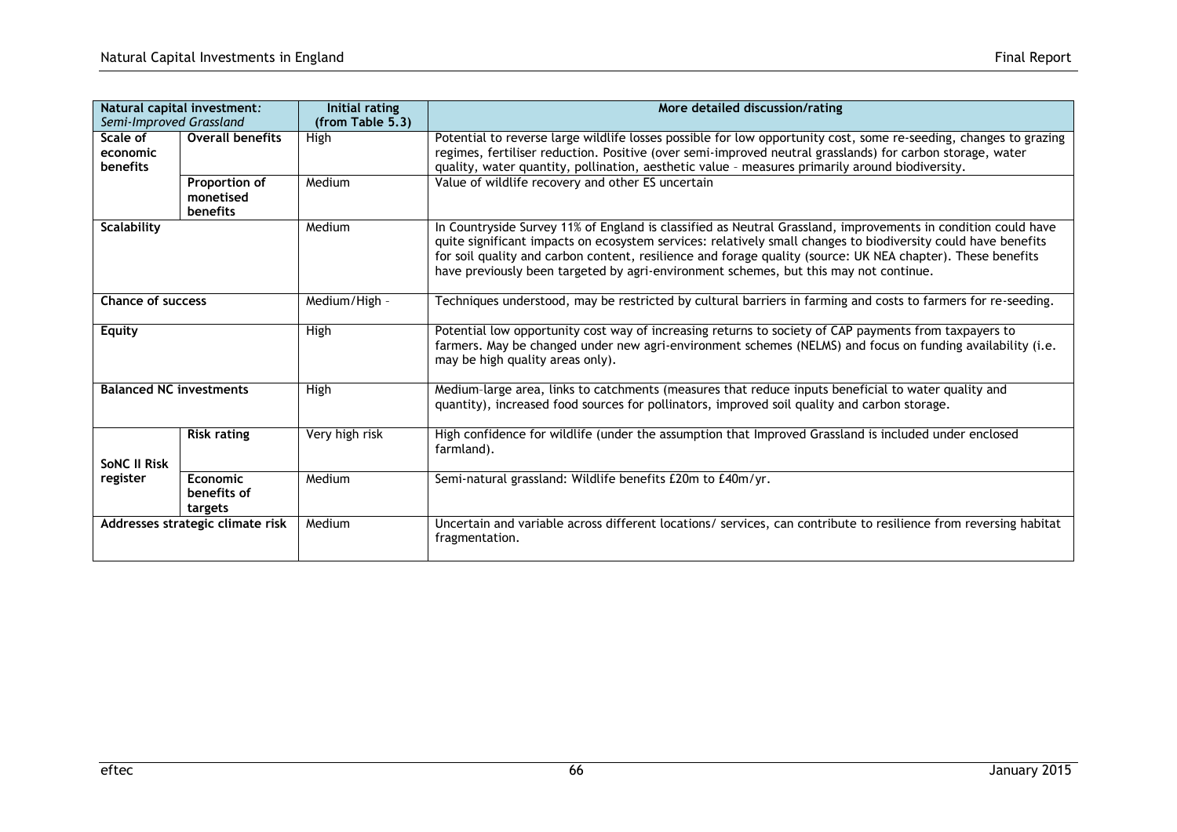| **Natural capital investment:** *Semi-Improved Grassland* | | **Initial rating (from Table 5.3)** | **More detailed discussion/rating** |
|---|---|---|---|
| **Scale of economic benefits** | **Overall benefits** | High | Potential to reverse large wildlife losses possible for low opportunity cost, some re-seeding, changes to grazing regimes, fertiliser reduction. Positive (over semi-improved neutral grasslands) for carbon storage, water quality, water quantity, pollination, aesthetic value – measures primarily around biodiversity. |
| | **Proportion of monetised benefits** | Medium | Value of wildlife recovery and other ES uncertain |
| **Scalability** | | Medium | In Countryside Survey 11% of England is classified as Neutral Grassland, improvements in condition could have quite significant impacts on ecosystem services: relatively small changes to biodiversity could have benefits for soil quality and carbon content, resilience and forage quality (source: UK NEA chapter). These benefits have previously been targeted by agri-environment schemes, but this may not continue. |
| **Chance of success** | | Medium/High – | Techniques understood, may be restricted by cultural barriers in farming and costs to farmers for re-seeding. |
| **Equity** | | High | Potential low opportunity cost way of increasing returns to society of CAP payments from taxpayers to farmers. May be changed under new agri-environment schemes (NELMS) and focus on funding availability (i.e. may be high quality areas only). |
| **Balanced NC investments** | | High | Medium-large area, links to catchments (measures that reduce inputs beneficial to water quality and quantity), increased food sources for pollinators, improved soil quality and carbon storage. |
| **SoNC II Risk register** | **Risk rating** | Very high risk | High confidence for wildlife (under the assumption that Improved Grassland is included under enclosed farmland). |
| | **Economic benefits of targets** | Medium | Semi-natural grassland: Wildlife benefits £20m to £40m/yr. |
| **Addresses strategic climate risk** | | Medium | Uncertain and variable across different locations/ services, can contribute to resilience from reversing habitat fragmentation. |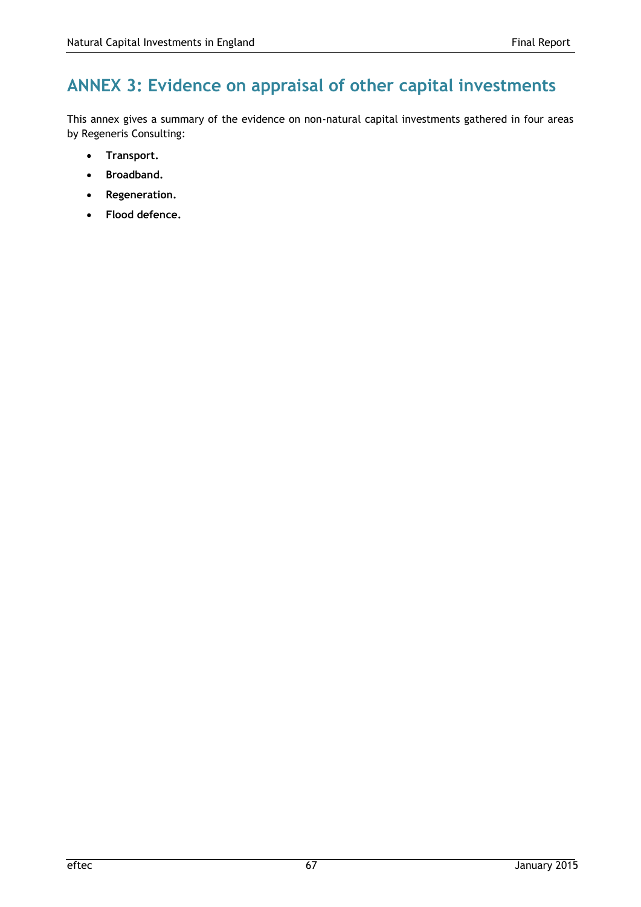# ANNEX 3: Evidence on appraisal of other capital investments

This annex gives a summary of the evidence on non-natural capital investments gathered in four areas by Regeneris Consulting:

- **Transport.**
- **Broadband.**
- **Regeneration.**
- **Flood defence.**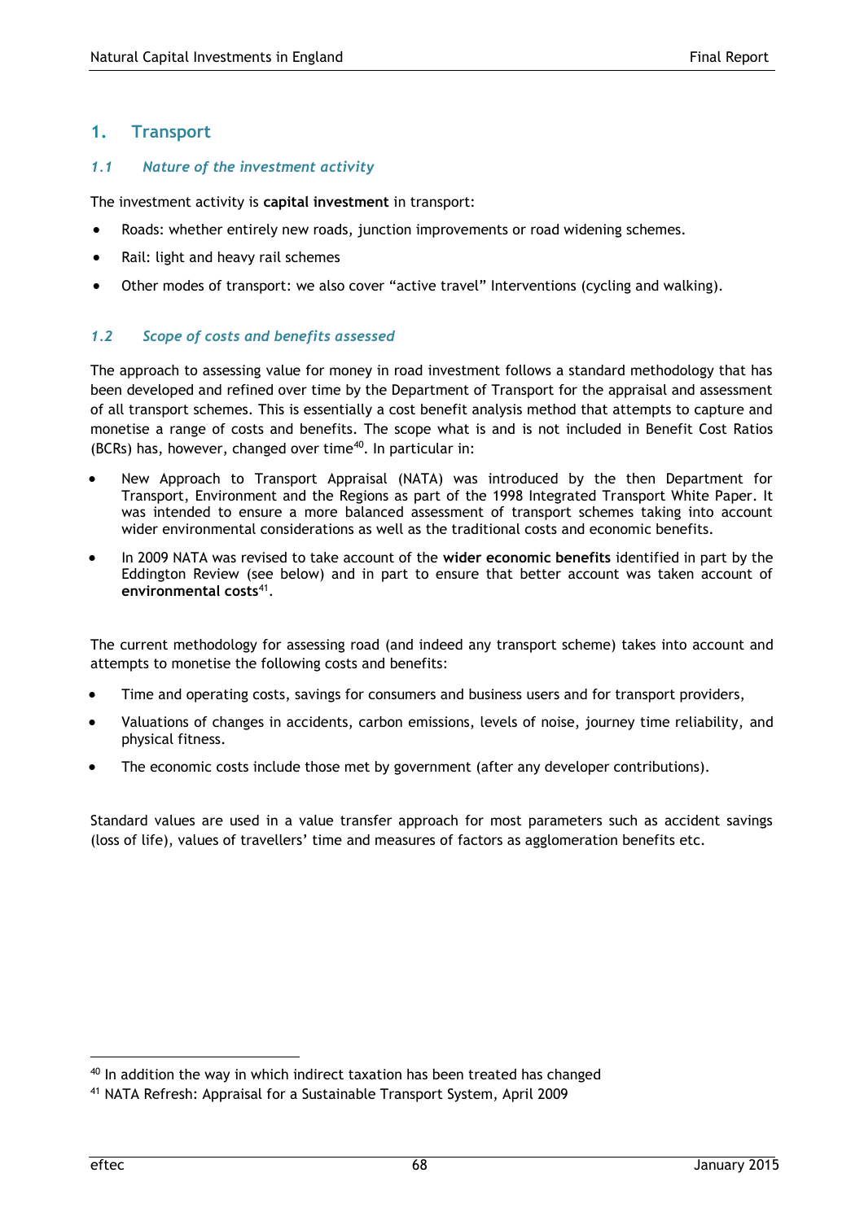# 1. Transport

## *1.1 Nature of the investment activity*

The investment activity is **capital investment** in transport:

- Roads: whether entirely new roads, junction improvements or road widening schemes.
- Rail: light and heavy rail schemes
- Other modes of transport: we also cover "active travel" Interventions (cycling and walking).

## *1.2 Scope of costs and benefits assessed*

The approach to assessing value for money in road investment follows a standard methodology that has been developed and refined over time by the Department of Transport for the appraisal and assessment of all transport schemes. This is essentially a cost benefit analysis method that attempts to capture and monetise a range of costs and benefits. The scope what is and is not included in Benefit Cost Ratios (BCRs) has, however, changed over time[40]. In particular in:

- New Approach to Transport Appraisal (NATA) was introduced by the then Department for Transport, Environment and the Regions as part of the 1998 Integrated Transport White Paper. It was intended to ensure a more balanced assessment of transport schemes taking into account wider environmental considerations as well as the traditional costs and economic benefits.
- In 2009 NATA was revised to take account of the **wider economic benefits** identified in part by the Eddington Review (see below) and in part to ensure that better account was taken account of **environmental costs**[41].

The current methodology for assessing road (and indeed any transport scheme) takes into account and attempts to monetise the following costs and benefits:

- Time and operating costs, savings for consumers and business users and for transport providers,
- Valuations of changes in accidents, carbon emissions, levels of noise, journey time reliability, and physical fitness.
- The economic costs include those met by government (after any developer contributions).

Standard values are used in a value transfer approach for most parameters such as accident savings (loss of life), values of travellers' time and measures of factors as agglomeration benefits etc.

[40] In addition the way in which indirect taxation has been treated has changed

[41] NATA Refresh: Appraisal for a Sustainable Transport System, April 2009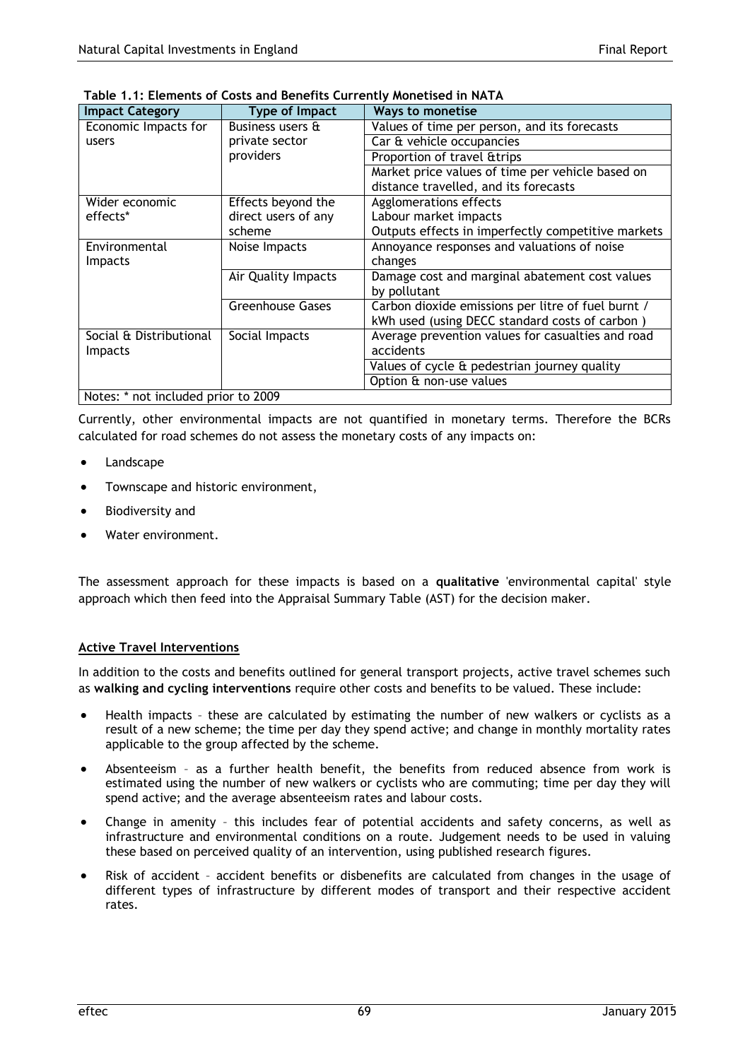**Table 1.1: Elements of Costs and Benefits Currently Monetised in NATA**

| Impact Category | Type of Impact | Ways to monetise |
|---|---|---|
| Economic Impacts for users | Business users & private sector providers | Values of time per person, and its forecasts |
| | | Car & vehicle occupancies |
| | | Proportion of travel &trips |
| | | Market price values of time per vehicle based on distance travelled, and its forecasts |
| Wider economic effects* | Effects beyond the direct users of any scheme | Agglomerations effects<br>Labour market impacts<br>Outputs effects in imperfectly competitive markets |
| Environmental Impacts | Noise Impacts | Annoyance responses and valuations of noise changes |
| | Air Quality Impacts | Damage cost and marginal abatement cost values by pollutant |
| | Greenhouse Gases | Carbon dioxide emissions per litre of fuel burnt / kWh used (using DECC standard costs of carbon ) |
| Social & Distributional Impacts | Social Impacts | Average prevention values for casualties and road accidents |
| | | Values of cycle & pedestrian journey quality |
| | | Option & non-use values |

Notes: * not included prior to 2009

Currently, other environmental impacts are not quantified in monetary terms. Therefore the BCRs calculated for road schemes do not assess the monetary costs of any impacts on:

- Landscape
- Townscape and historic environment,
- Biodiversity and
- Water environment.

The assessment approach for these impacts is based on a **qualitative** 'environmental capital' style approach which then feed into the Appraisal Summary Table (AST) for the decision maker.

**Active Travel Interventions**

In addition to the costs and benefits outlined for general transport projects, active travel schemes such as **walking and cycling interventions** require other costs and benefits to be valued. These include:

- Health impacts – these are calculated by estimating the number of new walkers or cyclists as a result of a new scheme; the time per day they spend active; and change in monthly mortality rates applicable to the group affected by the scheme.
- Absenteeism – as a further health benefit, the benefits from reduced absence from work is estimated using the number of new walkers or cyclists who are commuting; time per day they will spend active; and the average absenteeism rates and labour costs.
- Change in amenity – this includes fear of potential accidents and safety concerns, as well as infrastructure and environmental conditions on a route. Judgement needs to be used in valuing these based on perceived quality of an intervention, using published research figures.
- Risk of accident – accident benefits or disbenefits are calculated from changes in the usage of different types of infrastructure by different modes of transport and their respective accident rates.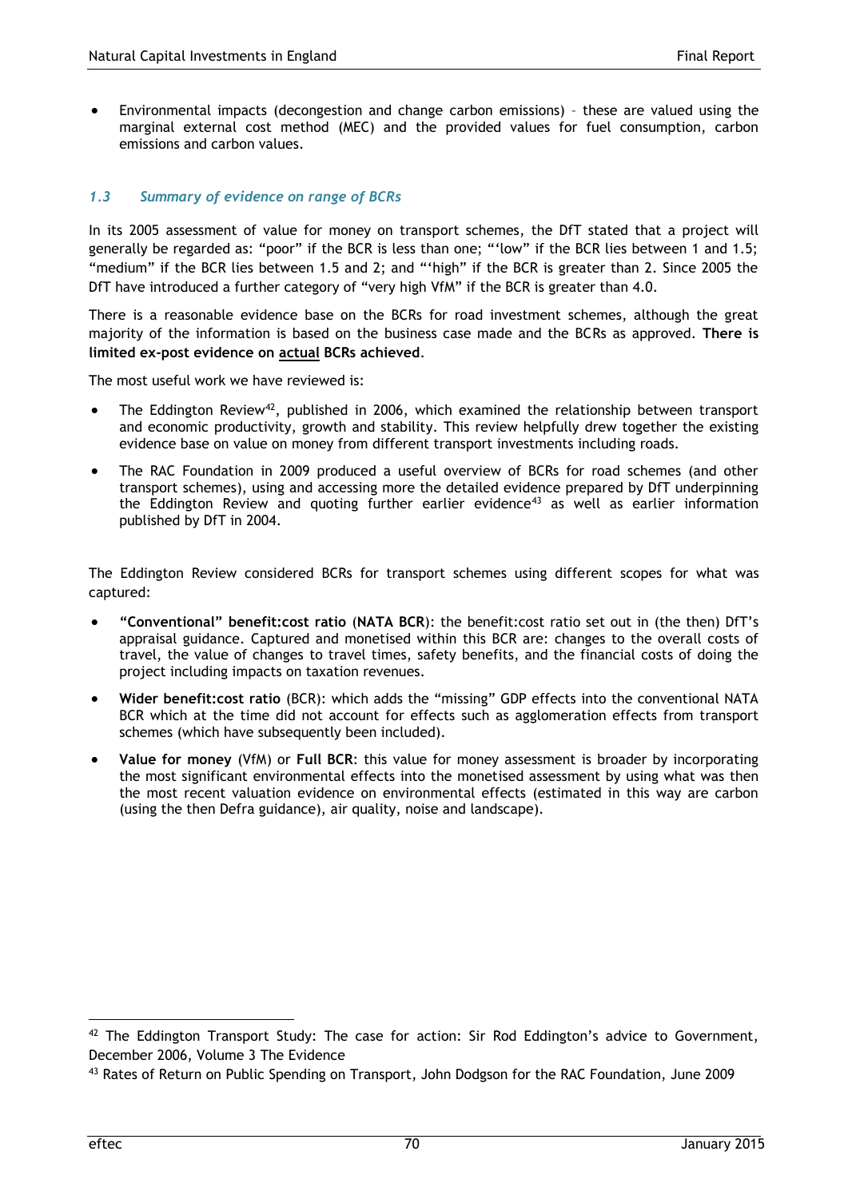- Environmental impacts (decongestion and change carbon emissions) – these are valued using the marginal external cost method (MEC) and the provided values for fuel consumption, carbon emissions and carbon values.

### *1.3 Summary of evidence on range of BCRs*

In its 2005 assessment of value for money on transport schemes, the DfT stated that a project will generally be regarded as: "poor" if the BCR is less than one; "'low" if the BCR lies between 1 and 1.5; "medium" if the BCR lies between 1.5 and 2; and "'high" if the BCR is greater than 2. Since 2005 the DfT have introduced a further category of "very high VfM" if the BCR is greater than 4.0.

There is a reasonable evidence base on the BCRs for road investment schemes, although the great majority of the information is based on the business case made and the BCRs as approved. **There is limited ex-post evidence on actual BCRs achieved**.

The most useful work we have reviewed is:

- The Eddington Review[42], published in 2006, which examined the relationship between transport and economic productivity, growth and stability. This review helpfully drew together the existing evidence base on value on money from different transport investments including roads.
- The RAC Foundation in 2009 produced a useful overview of BCRs for road schemes (and other transport schemes), using and accessing more the detailed evidence prepared by DfT underpinning the Eddington Review and quoting further earlier evidence[43] as well as earlier information published by DfT in 2004.

The Eddington Review considered BCRs for transport schemes using different scopes for what was captured:

- **"Conventional" benefit:cost ratio** (**NATA BCR**): the benefit:cost ratio set out in (the then) DfT's appraisal guidance. Captured and monetised within this BCR are: changes to the overall costs of travel, the value of changes to travel times, safety benefits, and the financial costs of doing the project including impacts on taxation revenues.
- **Wider benefit:cost ratio** (BCR): which adds the "missing" GDP effects into the conventional NATA BCR which at the time did not account for effects such as agglomeration effects from transport schemes (which have subsequently been included).
- **Value for money** (VfM) or **Full BCR**: this value for money assessment is broader by incorporating the most significant environmental effects into the monetised assessment by using what was then the most recent valuation evidence on environmental effects (estimated in this way are carbon (using the then Defra guidance), air quality, noise and landscape).

---

[42] The Eddington Transport Study: The case for action: Sir Rod Eddington's advice to Government, December 2006, Volume 3 The Evidence

[43] Rates of Return on Public Spending on Transport, John Dodgson for the RAC Foundation, June 2009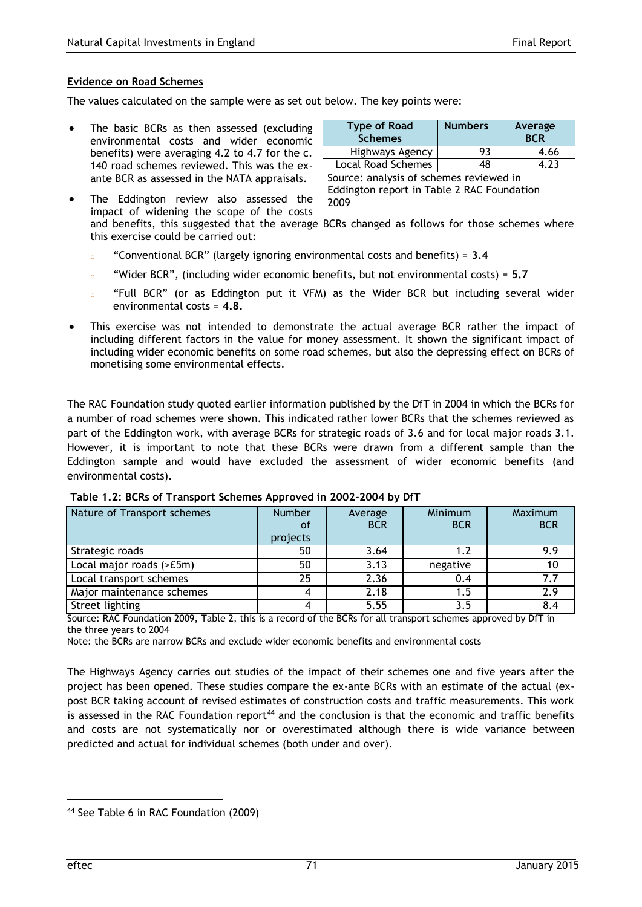**Evidence on Road Schemes**

The values calculated on the sample were as set out below. The key points were:

| Type of Road Schemes | Numbers | Average BCR |
|---|---|---|
| Highways Agency | 93 | 4.66 |
| Local Road Schemes | 48 | 4.23 |
| Source: analysis of schemes reviewed in Eddington report in Table 2 RAC Foundation 2009 | | |

- The basic BCRs as then assessed (excluding environmental costs and wider economic benefits) were averaging 4.2 to 4.7 for the c. 140 road schemes reviewed. This was the ex-ante BCR as assessed in the NATA appraisals.
- The Eddington review also assessed the impact of widening the scope of the costs and benefits, this suggested that the average BCRs changed as follows for those schemes where this exercise could be carried out:
  - "Conventional BCR" (largely ignoring environmental costs and benefits) = **3.4**
  - "Wider BCR", (including wider economic benefits, but not environmental costs) = **5.7**
  - "Full BCR" (or as Eddington put it VFM) as the Wider BCR but including several wider environmental costs = **4.8.**
- This exercise was not intended to demonstrate the actual average BCR rather the impact of including different factors in the value for money assessment. It shown the significant impact of including wider economic benefits on some road schemes, but also the depressing effect on BCRs of monetising some environmental effects.

The RAC Foundation study quoted earlier information published by the DfT in 2004 in which the BCRs for a number of road schemes were shown. This indicated rather lower BCRs that the schemes reviewed as part of the Eddington work, with average BCRs for strategic roads of 3.6 and for local major roads 3.1. However, it is important to note that these BCRs were drawn from a different sample than the Eddington sample and would have excluded the assessment of wider economic benefits (and environmental costs).

**Table 1.2: BCRs of Transport Schemes Approved in 2002-2004 by DfT**

| Nature of Transport schemes | Number of projects | Average BCR | Minimum BCR | Maximum BCR |
|---|---|---|---|---|
| Strategic roads | 50 | 3.64 | 1.2 | 9.9 |
| Local major roads (>£5m) | 50 | 3.13 | negative | 10 |
| Local transport schemes | 25 | 2.36 | 0.4 | 7.7 |
| Major maintenance schemes | 4 | 2.18 | 1.5 | 2.9 |
| Street lighting | 4 | 5.55 | 3.5 | 8.4 |

Source: RAC Foundation 2009, Table 2, this is a record of the BCRs for all transport schemes approved by DfT in the three years to 2004

Note: the BCRs are narrow BCRs and exclude wider economic benefits and environmental costs

The Highways Agency carries out studies of the impact of their schemes one and five years after the project has been opened. These studies compare the ex-ante BCRs with an estimate of the actual (ex-post BCR taking account of revised estimates of construction costs and traffic measurements. This work is assessed in the RAC Foundation report[44] and the conclusion is that the economic and traffic benefits and costs are not systematically nor or overestimated although there is wide variance between predicted and actual for individual schemes (both under and over).

[44] See Table 6 in RAC Foundation (2009)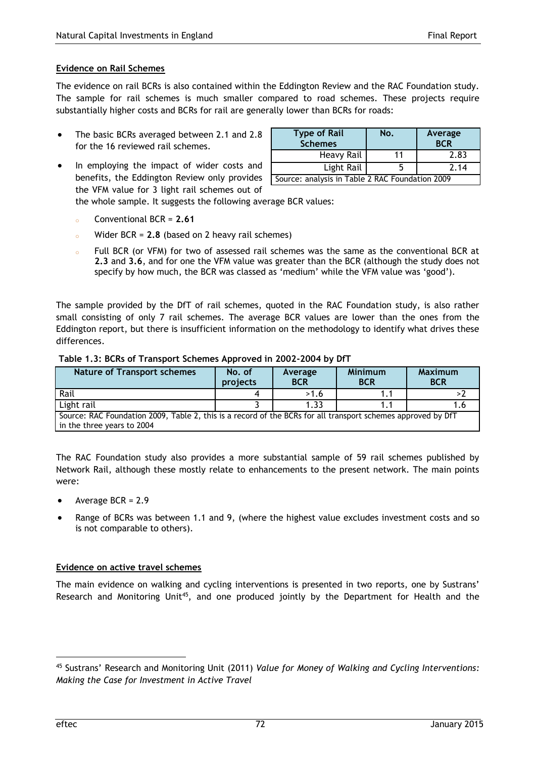**Evidence on Rail Schemes**

The evidence on rail BCRs is also contained within the Eddington Review and the RAC Foundation study. The sample for rail schemes is much smaller compared to road schemes. These projects require substantially higher costs and BCRs for rail are generally lower than BCRs for roads:

- The basic BCRs averaged between 2.1 and 2.8 for the 16 reviewed rail schemes.

| Type of Rail Schemes | No. | Average BCR |
|---|---|---|
| Heavy Rail | 11 | 2.83 |
| Light Rail | 5 | 2.14 |
| Source: analysis in Table 2 RAC Foundation 2009 | | |

- In employing the impact of wider costs and benefits, the Eddington Review only provides the VFM value for 3 light rail schemes out of the whole sample. It suggests the following average BCR values:
  - Conventional BCR = **2.61**
  - Wider BCR = **2.8** (based on 2 heavy rail schemes)
  - Full BCR (or VFM) for two of assessed rail schemes was the same as the conventional BCR at **2.3** and **3.6**, and for one the VFM value was greater than the BCR (although the study does not specify by how much, the BCR was classed as 'medium' while the VFM value was 'good').

The sample provided by the DfT of rail schemes, quoted in the RAC Foundation study, is also rather small consisting of only 7 rail schemes. The average BCR values are lower than the ones from the Eddington report, but there is insufficient information on the methodology to identify what drives these differences.

**Table 1.3: BCRs of Transport Schemes Approved in 2002-2004 by DfT**

| Nature of Transport schemes | No. of projects | Average BCR | Minimum BCR | Maximum BCR |
|---|---|---|---|---|
| Rail | 4 | >1.6 | 1.1 | >2 |
| Light rail | 3 | 1.33 | 1.1 | 1.6 |
| Source: RAC Foundation 2009, Table 2, this is a record of the BCRs for all transport schemes approved by DfT in the three years to 2004 | | | | |

The RAC Foundation study also provides a more substantial sample of 59 rail schemes published by Network Rail, although these mostly relate to enhancements to the present network. The main points were:

- Average BCR = 2.9
- Range of BCRs was between 1.1 and 9, (where the highest value excludes investment costs and so is not comparable to others).

**Evidence on active travel schemes**

The main evidence on walking and cycling interventions is presented in two reports, one by Sustrans' Research and Monitoring Unit[45], and one produced jointly by the Department for Health and the

[45] Sustrans' Research and Monitoring Unit (2011) *Value for Money of Walking and Cycling Interventions: Making the Case for Investment in Active Travel*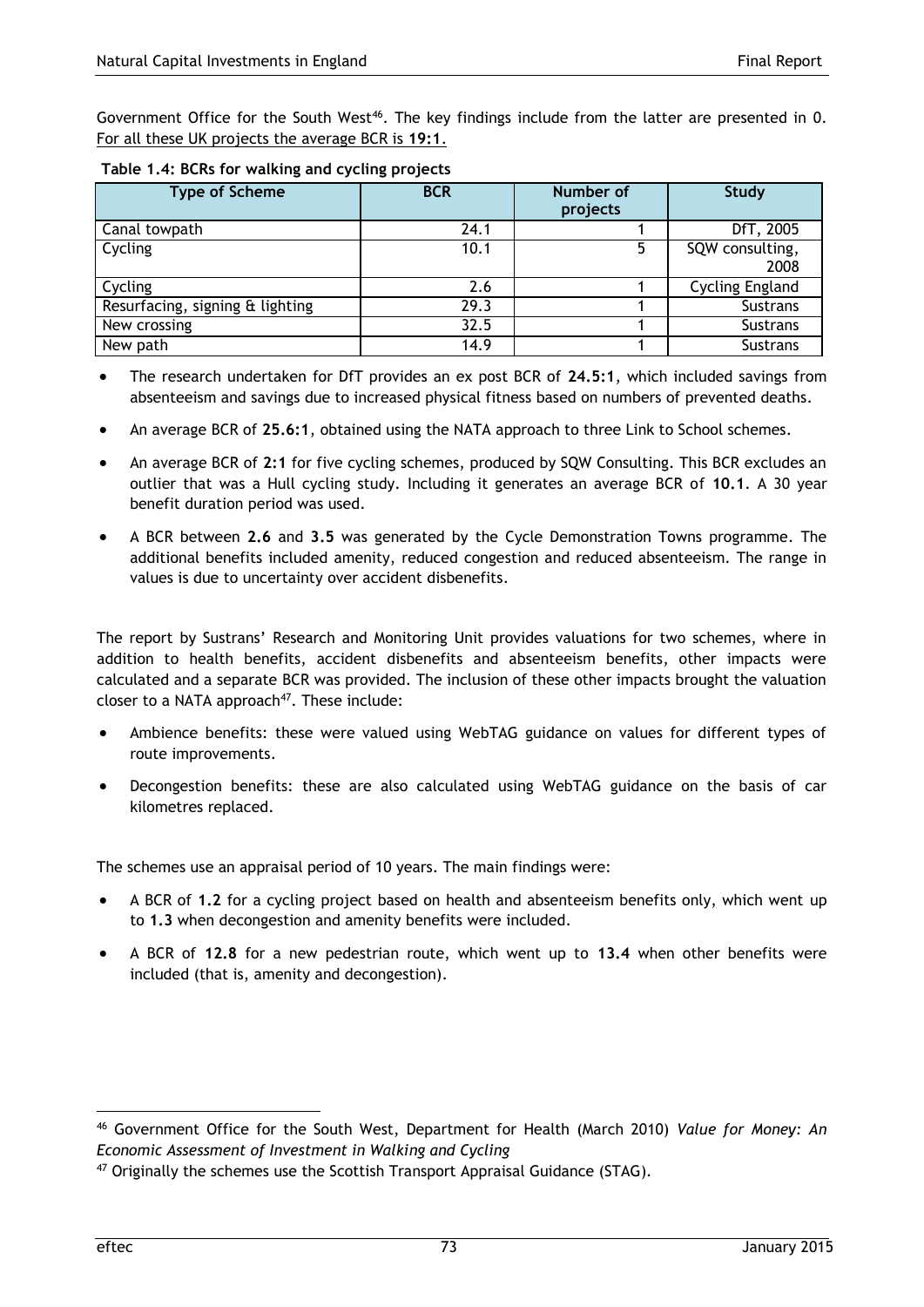Government Office for the South West[46]. The key findings include from the latter are presented in 0. For all these UK projects the average BCR is **19:1**.

**Table 1.4: BCRs for walking and cycling projects**

| Type of Scheme | BCR | Number of projects | Study |
|---|---|---|---|
| Canal towpath | 24.1 | 1 | DfT, 2005 |
| Cycling | 10.1 | 5 | SQW consulting, 2008 |
| Cycling | 2.6 | 1 | Cycling England |
| Resurfacing, signing & lighting | 29.3 | 1 | Sustrans |
| New crossing | 32.5 | 1 | Sustrans |
| New path | 14.9 | 1 | Sustrans |

- The research undertaken for DfT provides an ex post BCR of **24.5:1**, which included savings from absenteeism and savings due to increased physical fitness based on numbers of prevented deaths.
- An average BCR of **25.6:1**, obtained using the NATA approach to three Link to School schemes.
- An average BCR of **2:1** for five cycling schemes, produced by SQW Consulting. This BCR excludes an outlier that was a Hull cycling study. Including it generates an average BCR of **10.1**. A 30 year benefit duration period was used.
- A BCR between **2.6** and **3.5** was generated by the Cycle Demonstration Towns programme. The additional benefits included amenity, reduced congestion and reduced absenteeism. The range in values is due to uncertainty over accident disbenefits.

The report by Sustrans' Research and Monitoring Unit provides valuations for two schemes, where in addition to health benefits, accident disbenefits and absenteeism benefits, other impacts were calculated and a separate BCR was provided. The inclusion of these other impacts brought the valuation closer to a NATA approach[47]. These include:

- Ambience benefits: these were valued using WebTAG guidance on values for different types of route improvements.
- Decongestion benefits: these are also calculated using WebTAG guidance on the basis of car kilometres replaced.

The schemes use an appraisal period of 10 years. The main findings were:

- A BCR of **1.2** for a cycling project based on health and absenteeism benefits only, which went up to **1.3** when decongestion and amenity benefits were included.
- A BCR of **12.8** for a new pedestrian route, which went up to **13.4** when other benefits were included (that is, amenity and decongestion).

---

[46] Government Office for the South West, Department for Health (March 2010) *Value for Money: An Economic Assessment of Investment in Walking and Cycling*

[47] Originally the schemes use the Scottish Transport Appraisal Guidance (STAG).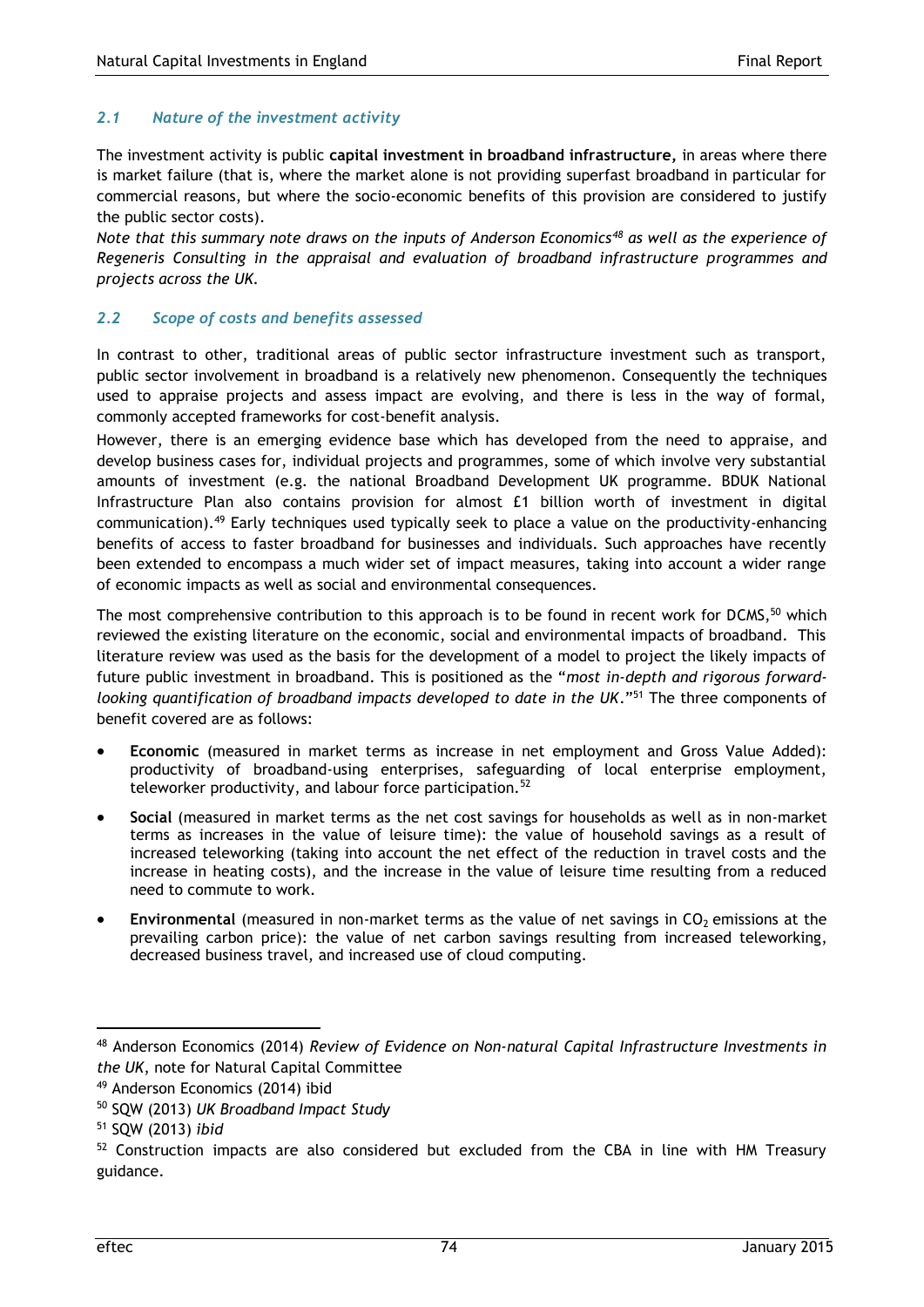### *2.1 Nature of the investment activity*

The investment activity is public **capital investment in broadband infrastructure,** in areas where there is market failure (that is, where the market alone is not providing superfast broadband in particular for commercial reasons, but where the socio-economic benefits of this provision are considered to justify the public sector costs).

*Note that this summary note draws on the inputs of Anderson Economics*[48] *as well as the experience of Regeneris Consulting in the appraisal and evaluation of broadband infrastructure programmes and projects across the UK.*

### *2.2 Scope of costs and benefits assessed*

In contrast to other, traditional areas of public sector infrastructure investment such as transport, public sector involvement in broadband is a relatively new phenomenon. Consequently the techniques used to appraise projects and assess impact are evolving, and there is less in the way of formal, commonly accepted frameworks for cost-benefit analysis.

However, there is an emerging evidence base which has developed from the need to appraise, and develop business cases for, individual projects and programmes, some of which involve very substantial amounts of investment (e.g. the national Broadband Development UK programme. BDUK National Infrastructure Plan also contains provision for almost £1 billion worth of investment in digital communication).[49] Early techniques used typically seek to place a value on the productivity-enhancing benefits of access to faster broadband for businesses and individuals. Such approaches have recently been extended to encompass a much wider set of impact measures, taking into account a wider range of economic impacts as well as social and environmental consequences.

The most comprehensive contribution to this approach is to be found in recent work for DCMS,[50] which reviewed the existing literature on the economic, social and environmental impacts of broadband. This literature review was used as the basis for the development of a model to project the likely impacts of future public investment in broadband. This is positioned as the "*most in-depth and rigorous forward-looking quantification of broadband impacts developed to date in the UK*."[51] The three components of benefit covered are as follows:

- **Economic** (measured in market terms as increase in net employment and Gross Value Added): productivity of broadband-using enterprises, safeguarding of local enterprise employment, teleworker productivity, and labour force participation.[52]
- **Social** (measured in market terms as the net cost savings for households as well as in non-market terms as increases in the value of leisure time): the value of household savings as a result of increased teleworking (taking into account the net effect of the reduction in travel costs and the increase in heating costs), and the increase in the value of leisure time resulting from a reduced need to commute to work.
- **Environmental** (measured in non-market terms as the value of net savings in $CO_2$ emissions at the prevailing carbon price): the value of net carbon savings resulting from increased teleworking, decreased business travel, and increased use of cloud computing.

---

[48] Anderson Economics (2014) *Review of Evidence on Non-natural Capital Infrastructure Investments in the UK*, note for Natural Capital Committee

[49] Anderson Economics (2014) ibid

[50] SQW (2013) *UK Broadband Impact Study*

[51] SQW (2013) *ibid*

[52] Construction impacts are also considered but excluded from the CBA in line with HM Treasury guidance.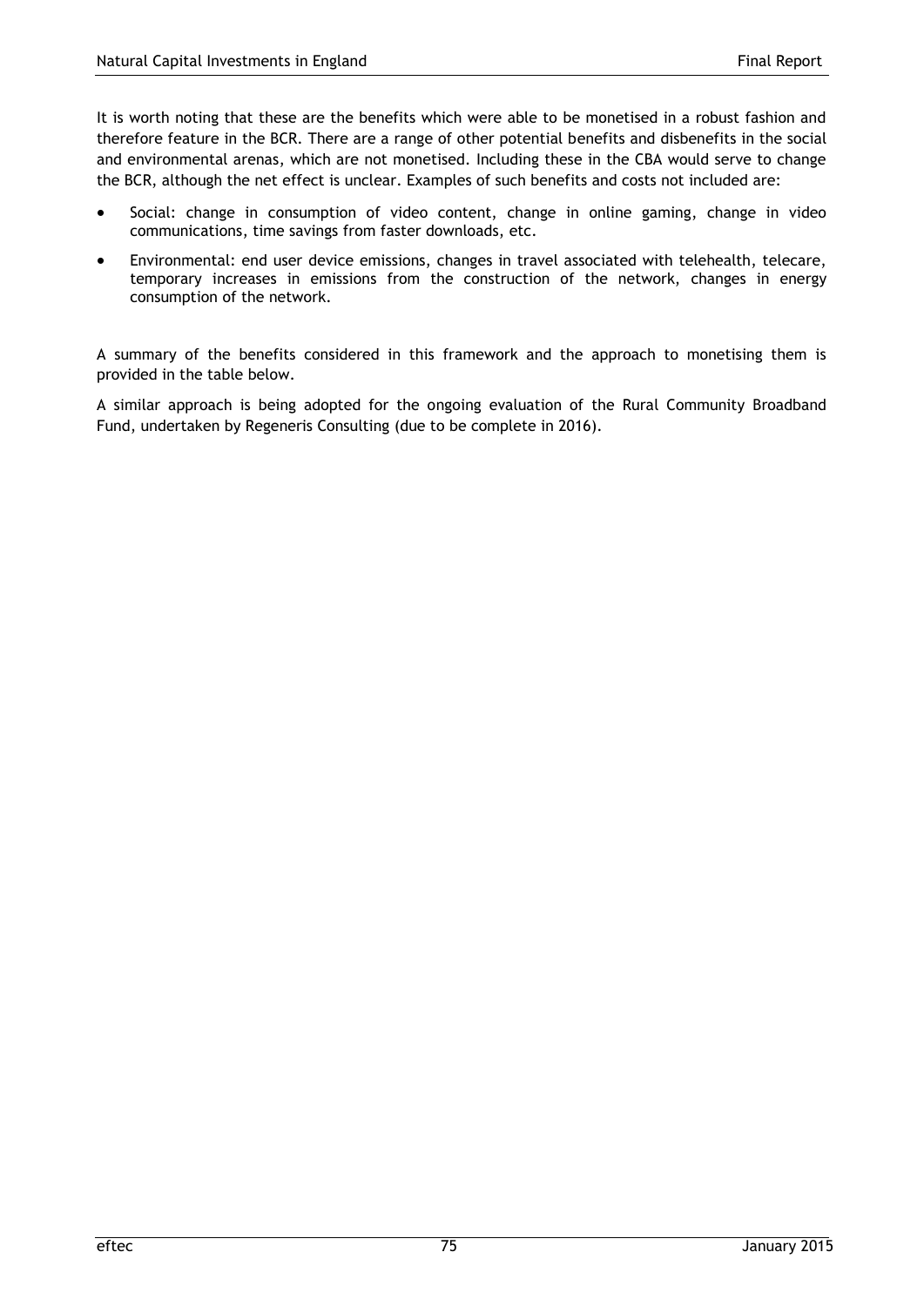It is worth noting that these are the benefits which were able to be monetised in a robust fashion and therefore feature in the BCR. There are a range of other potential benefits and disbenefits in the social and environmental arenas, which are not monetised. Including these in the CBA would serve to change the BCR, although the net effect is unclear. Examples of such benefits and costs not included are:

- Social: change in consumption of video content, change in online gaming, change in video communications, time savings from faster downloads, etc.
- Environmental: end user device emissions, changes in travel associated with telehealth, telecare, temporary increases in emissions from the construction of the network, changes in energy consumption of the network.

A summary of the benefits considered in this framework and the approach to monetising them is provided in the table below.

A similar approach is being adopted for the ongoing evaluation of the Rural Community Broadband Fund, undertaken by Regeneris Consulting (due to be complete in 2016).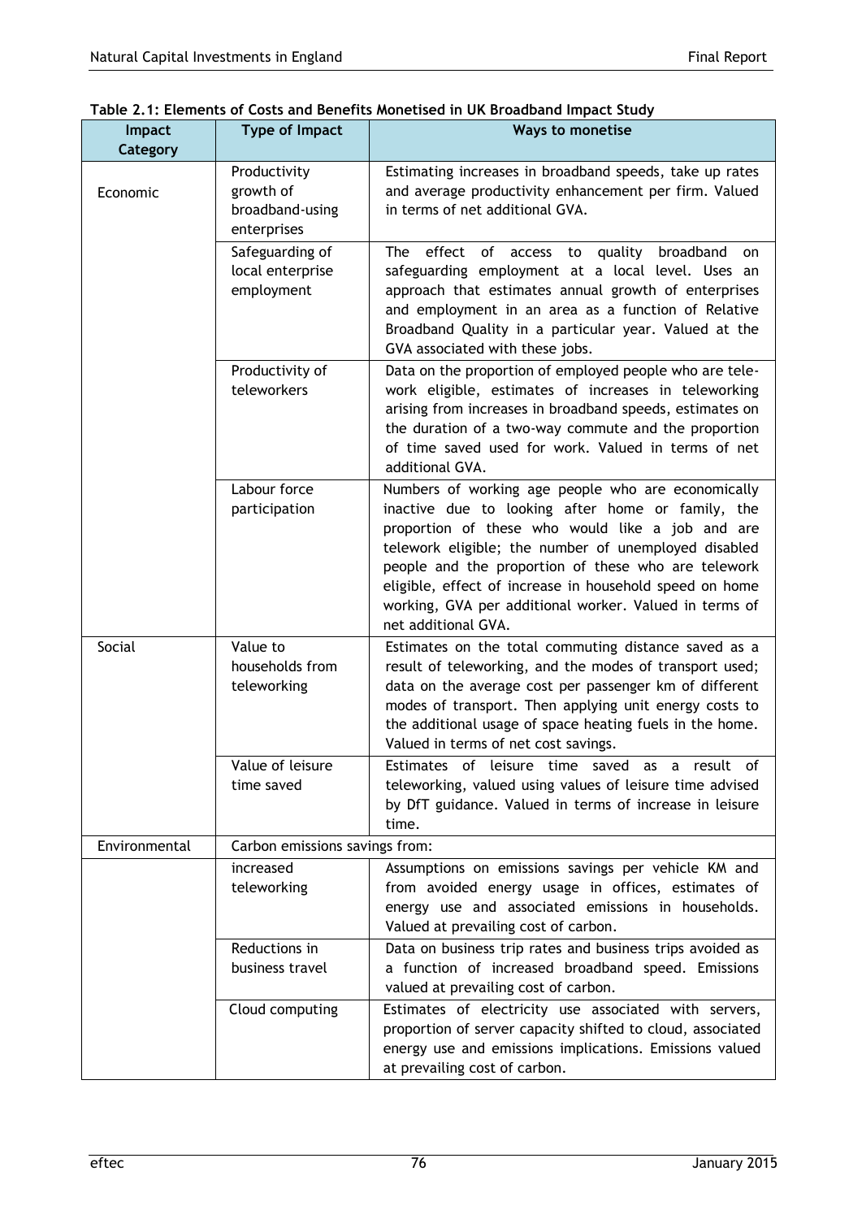**Table 2.1: Elements of Costs and Benefits Monetised in UK Broadband Impact Study**

| Impact Category | Type of Impact | Ways to monetise |
|---|---|---|
| Economic | Productivity growth of broadband-using enterprises | Estimating increases in broadband speeds, take up rates and average productivity enhancement per firm. Valued in terms of net additional GVA. |
| | Safeguarding of local enterprise employment | The effect of access to quality broadband on safeguarding employment at a local level. Uses an approach that estimates annual growth of enterprises and employment in an area as a function of Relative Broadband Quality in a particular year. Valued at the GVA associated with these jobs. |
| | Productivity of teleworkers | Data on the proportion of employed people who are tele-work eligible, estimates of increases in teleworking arising from increases in broadband speeds, estimates on the duration of a two-way commute and the proportion of time saved used for work. Valued in terms of net additional GVA. |
| | Labour force participation | Numbers of working age people who are economically inactive due to looking after home or family, the proportion of these who would like a job and are telework eligible; the number of unemployed disabled people and the proportion of these who are telework eligible, effect of increase in household speed on home working, GVA per additional worker. Valued in terms of net additional GVA. |
| Social | Value to households from teleworking | Estimates on the total commuting distance saved as a result of teleworking, and the modes of transport used; data on the average cost per passenger km of different modes of transport. Then applying unit energy costs to the additional usage of space heating fuels in the home. Valued in terms of net cost savings. |
| | Value of leisure time saved | Estimates of leisure time saved as a result of teleworking, valued using values of leisure time advised by DfT guidance. Valued in terms of increase in leisure time. |
| Environmental | Carbon emissions savings from: | |
| | increased teleworking | Assumptions on emissions savings per vehicle KM and from avoided energy usage in offices, estimates of energy use and associated emissions in households. Valued at prevailing cost of carbon. |
| | Reductions in business travel | Data on business trip rates and business trips avoided as a function of increased broadband speed. Emissions valued at prevailing cost of carbon. |
| | Cloud computing | Estimates of electricity use associated with servers, proportion of server capacity shifted to cloud, associated energy use and emissions implications. Emissions valued at prevailing cost of carbon. |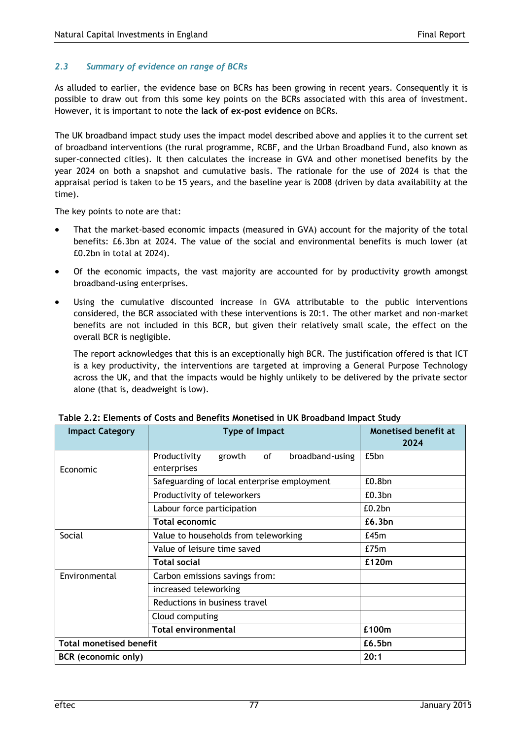### 2.3 Summary of evidence on range of BCRs

As alluded to earlier, the evidence base on BCRs has been growing in recent years. Consequently it is possible to draw out from this some key points on the BCRs associated with this area of investment. However, it is important to note the **lack of ex-post evidence** on BCRs.

The UK broadband impact study uses the impact model described above and applies it to the current set of broadband interventions (the rural programme, RCBF, and the Urban Broadband Fund, also known as super-connected cities). It then calculates the increase in GVA and other monetised benefits by the year 2024 on both a snapshot and cumulative basis. The rationale for the use of 2024 is that the appraisal period is taken to be 15 years, and the baseline year is 2008 (driven by data availability at the time).

The key points to note are that:

- That the market-based economic impacts (measured in GVA) account for the majority of the total benefits: £6.3bn at 2024. The value of the social and environmental benefits is much lower (at £0.2bn in total at 2024).
- Of the economic impacts, the vast majority are accounted for by productivity growth amongst broadband-using enterprises.
- Using the cumulative discounted increase in GVA attributable to the public interventions considered, the BCR associated with these interventions is 20:1. The other market and non-market benefits are not included in this BCR, but given their relatively small scale, the effect on the overall BCR is negligible.

  The report acknowledges that this is an exceptionally high BCR. The justification offered is that ICT is a key productivity, the interventions are targeted at improving a General Purpose Technology across the UK, and that the impacts would be highly unlikely to be delivered by the private sector alone (that is, deadweight is low).

**Table 2.2: Elements of Costs and Benefits Monetised in UK Broadband Impact Study**

| Impact Category | Type of Impact | Monetised benefit at 2024 |
|---|---|---|
| Economic | Productivity growth of broadband-using enterprises | £5bn |
| | Safeguarding of local enterprise employment | £0.8bn |
| | Productivity of teleworkers | £0.3bn |
| | Labour force participation | £0.2bn |
| | **Total economic** | **£6.3bn** |
| Social | Value to households from teleworking | £45m |
| | Value of leisure time saved | £75m |
| | **Total social** | **£120m** |
| Environmental | Carbon emissions savings from: | |
| | increased teleworking | |
| | Reductions in business travel | |
| | Cloud computing | |
| | **Total environmental** | **£100m** |
| **Total monetised benefit** | | **£6.5bn** |
| **BCR (economic only)** | | **20:1** |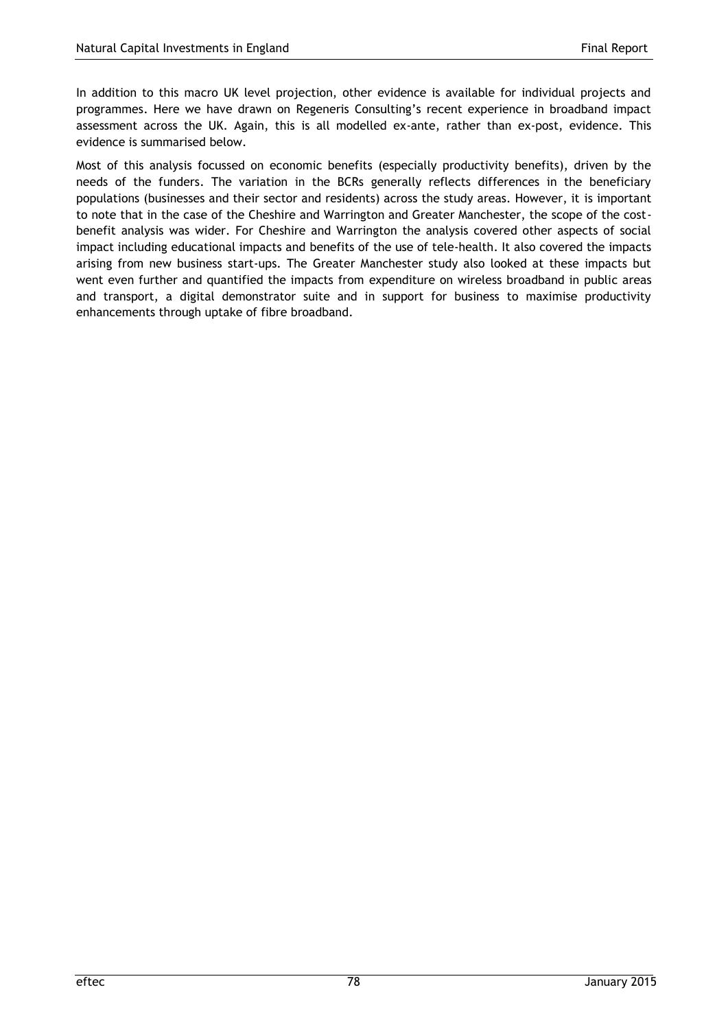In addition to this macro UK level projection, other evidence is available for individual projects and programmes. Here we have drawn on Regeneris Consulting's recent experience in broadband impact assessment across the UK. Again, this is all modelled ex-ante, rather than ex-post, evidence. This evidence is summarised below.

Most of this analysis focussed on economic benefits (especially productivity benefits), driven by the needs of the funders. The variation in the BCRs generally reflects differences in the beneficiary populations (businesses and their sector and residents) across the study areas. However, it is important to note that in the case of the Cheshire and Warrington and Greater Manchester, the scope of the cost-benefit analysis was wider. For Cheshire and Warrington the analysis covered other aspects of social impact including educational impacts and benefits of the use of tele-health. It also covered the impacts arising from new business start-ups. The Greater Manchester study also looked at these impacts but went even further and quantified the impacts from expenditure on wireless broadband in public areas and transport, a digital demonstrator suite and in support for business to maximise productivity enhancements through uptake of fibre broadband.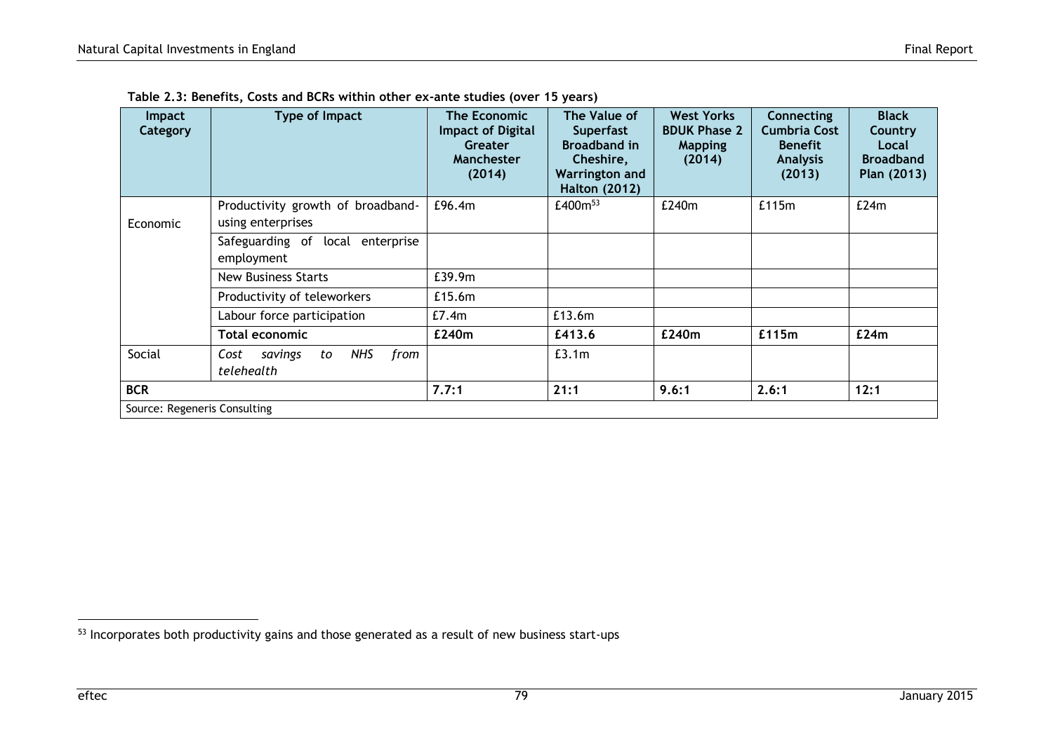**Table 2.3: Benefits, Costs and BCRs within other ex-ante studies (over 15 years)**

| Impact Category | Type of Impact | The Economic Impact of Digital Greater Manchester (2014) | The Value of Superfast Broadband in Cheshire, Warrington and Halton (2012) | West Yorks BDUK Phase 2 Mapping (2014) | Connecting Cumbria Cost Benefit Analysis (2013) | Black Country Local Broadband Plan (2013) |
|---|---|---|---|---|---|---|
| Economic | Productivity growth of broadband-using enterprises | £96.4m | £400m[53] | £240m | £115m | £24m |
| | Safeguarding of local enterprise employment | | | | | |
| | New Business Starts | £39.9m | | | | |
| | Productivity of teleworkers | £15.6m | | | | |
| | Labour force participation | £7.4m | £13.6m | | | |
| | **Total economic** | **£240m** | **£413.6** | **£240m** | **£115m** | **£24m** |
| Social | *Cost savings to NHS from telehealth* | | £3.1m | | | |
| **BCR** | | **7.7:1** | **21:1** | **9.6:1** | **2.6:1** | **12:1** |
| Source: Regeneris Consulting | | | | | | |

[53] Incorporates both productivity gains and those generated as a result of new business start-ups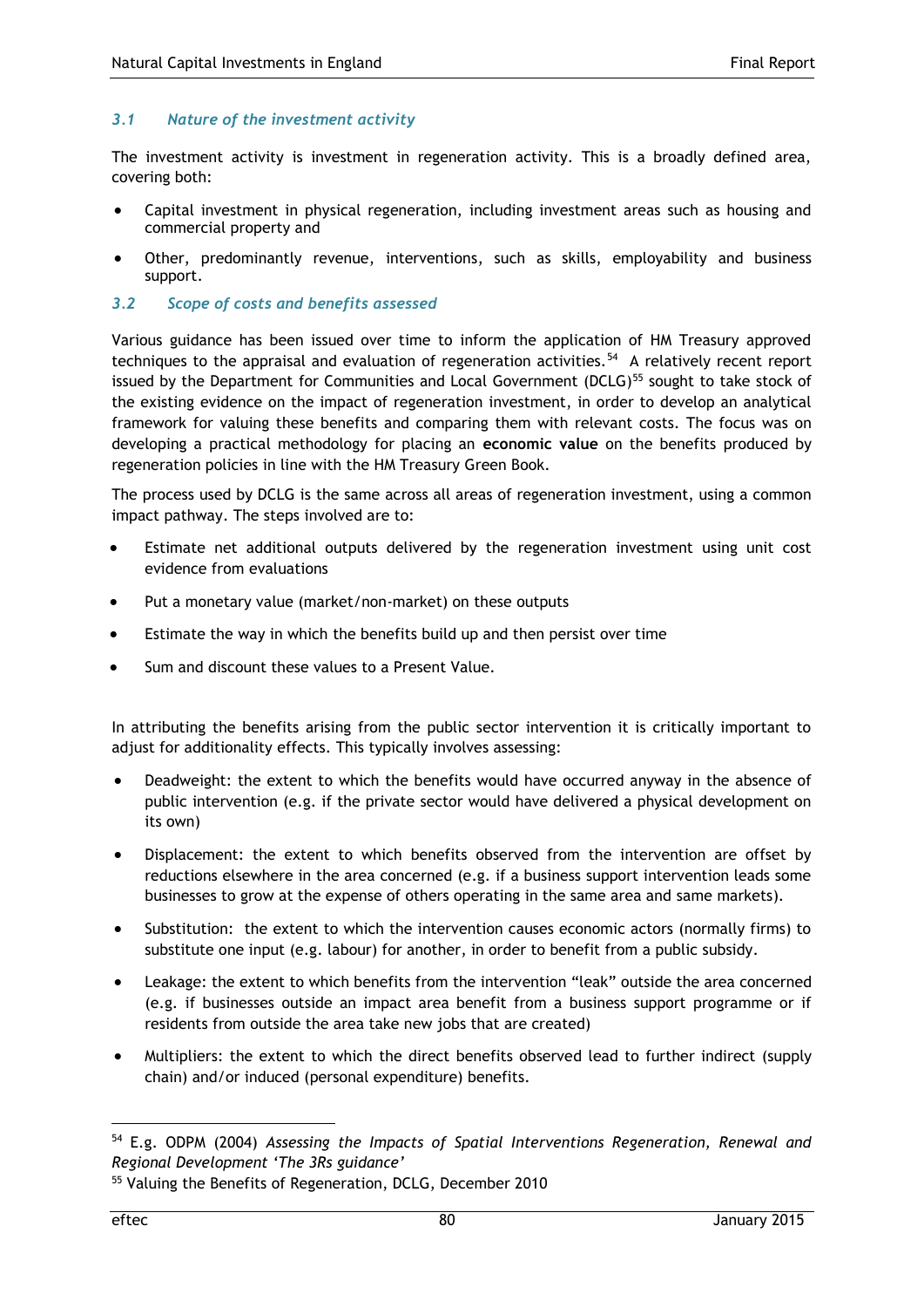### *3.1 Nature of the investment activity*

The investment activity is investment in regeneration activity. This is a broadly defined area, covering both:

- Capital investment in physical regeneration, including investment areas such as housing and commercial property and
- Other, predominantly revenue, interventions, such as skills, employability and business support.

### *3.2 Scope of costs and benefits assessed*

Various guidance has been issued over time to inform the application of HM Treasury approved techniques to the appraisal and evaluation of regeneration activities.[54] A relatively recent report issued by the Department for Communities and Local Government (DCLG)[55] sought to take stock of the existing evidence on the impact of regeneration investment, in order to develop an analytical framework for valuing these benefits and comparing them with relevant costs. The focus was on developing a practical methodology for placing an **economic value** on the benefits produced by regeneration policies in line with the HM Treasury Green Book.

The process used by DCLG is the same across all areas of regeneration investment, using a common impact pathway. The steps involved are to:

- Estimate net additional outputs delivered by the regeneration investment using unit cost evidence from evaluations
- Put a monetary value (market/non-market) on these outputs
- Estimate the way in which the benefits build up and then persist over time
- Sum and discount these values to a Present Value.

In attributing the benefits arising from the public sector intervention it is critically important to adjust for additionality effects. This typically involves assessing:

- Deadweight: the extent to which the benefits would have occurred anyway in the absence of public intervention (e.g. if the private sector would have delivered a physical development on its own)
- Displacement: the extent to which benefits observed from the intervention are offset by reductions elsewhere in the area concerned (e.g. if a business support intervention leads some businesses to grow at the expense of others operating in the same area and same markets).
- Substitution: the extent to which the intervention causes economic actors (normally firms) to substitute one input (e.g. labour) for another, in order to benefit from a public subsidy.
- Leakage: the extent to which benefits from the intervention "leak" outside the area concerned (e.g. if businesses outside an impact area benefit from a business support programme or if residents from outside the area take new jobs that are created)
- Multipliers: the extent to which the direct benefits observed lead to further indirect (supply chain) and/or induced (personal expenditure) benefits.

---

[54] E.g. ODPM (2004) *Assessing the Impacts of Spatial Interventions Regeneration, Renewal and Regional Development 'The 3Rs guidance'*

[55] Valuing the Benefits of Regeneration, DCLG, December 2010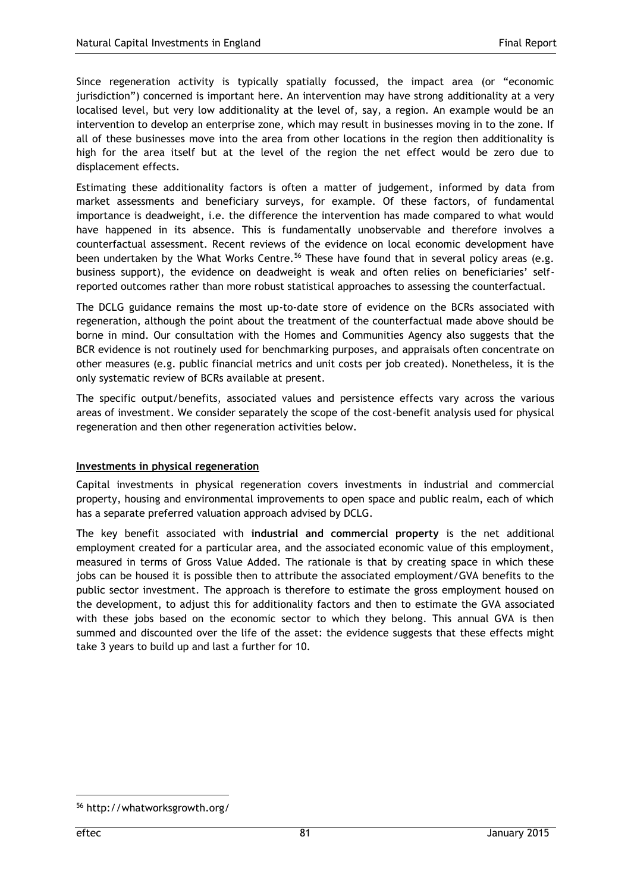Since regeneration activity is typically spatially focussed, the impact area (or "economic jurisdiction") concerned is important here. An intervention may have strong additionality at a very localised level, but very low additionality at the level of, say, a region. An example would be an intervention to develop an enterprise zone, which may result in businesses moving in to the zone. If all of these businesses move into the area from other locations in the region then additionality is high for the area itself but at the level of the region the net effect would be zero due to displacement effects.

Estimating these additionality factors is often a matter of judgement, informed by data from market assessments and beneficiary surveys, for example. Of these factors, of fundamental importance is deadweight, i.e. the difference the intervention has made compared to what would have happened in its absence. This is fundamentally unobservable and therefore involves a counterfactual assessment. Recent reviews of the evidence on local economic development have been undertaken by the What Works Centre.[56] These have found that in several policy areas (e.g. business support), the evidence on deadweight is weak and often relies on beneficiaries' self-reported outcomes rather than more robust statistical approaches to assessing the counterfactual.

The DCLG guidance remains the most up-to-date store of evidence on the BCRs associated with regeneration, although the point about the treatment of the counterfactual made above should be borne in mind. Our consultation with the Homes and Communities Agency also suggests that the BCR evidence is not routinely used for benchmarking purposes, and appraisals often concentrate on other measures (e.g. public financial metrics and unit costs per job created). Nonetheless, it is the only systematic review of BCRs available at present.

The specific output/benefits, associated values and persistence effects vary across the various areas of investment. We consider separately the scope of the cost-benefit analysis used for physical regeneration and then other regeneration activities below.

**Investments in physical regeneration**

Capital investments in physical regeneration covers investments in industrial and commercial property, housing and environmental improvements to open space and public realm, each of which has a separate preferred valuation approach advised by DCLG.

The key benefit associated with **industrial and commercial property** is the net additional employment created for a particular area, and the associated economic value of this employment, measured in terms of Gross Value Added. The rationale is that by creating space in which these jobs can be housed it is possible then to attribute the associated employment/GVA benefits to the public sector investment. The approach is therefore to estimate the gross employment housed on the development, to adjust this for additionality factors and then to estimate the GVA associated with these jobs based on the economic sector to which they belong. This annual GVA is then summed and discounted over the life of the asset: the evidence suggests that these effects might take 3 years to build up and last a further for 10.

[56] http://whatworksgrowth.org/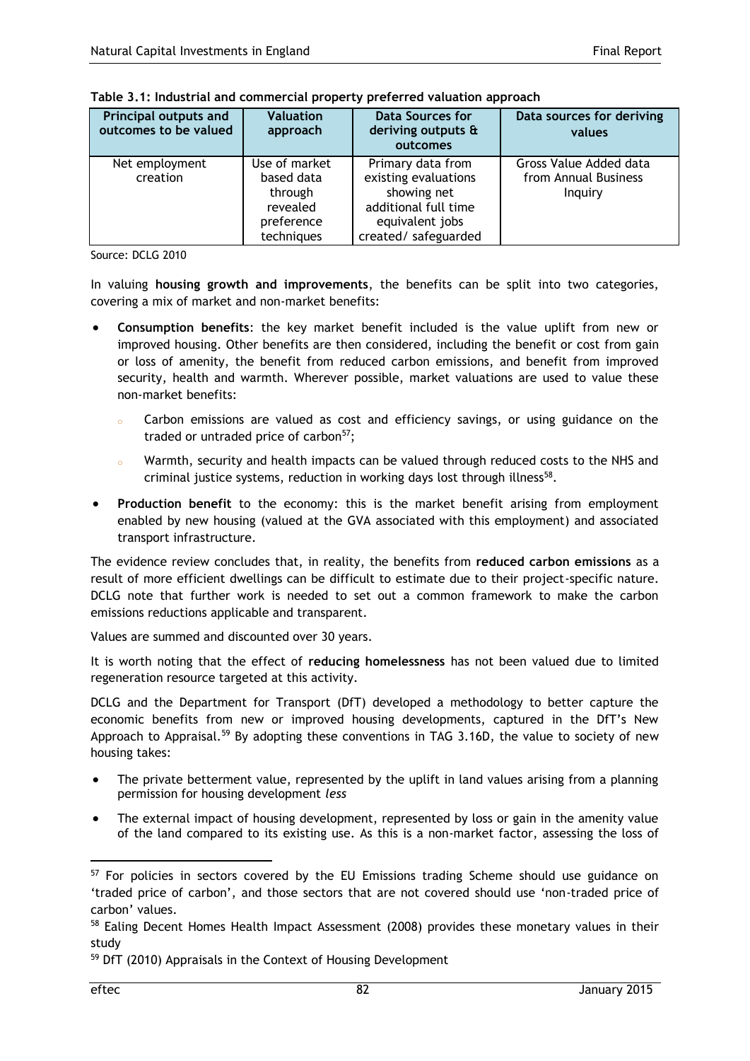**Table 3.1: Industrial and commercial property preferred valuation approach**

| Principal outputs and outcomes to be valued | Valuation approach | Data Sources for deriving outputs & outcomes | Data sources for deriving values |
|---|---|---|---|
| Net employment creation | Use of market based data through revealed preference techniques | Primary data from existing evaluations showing net additional full time equivalent jobs created/ safeguarded | Gross Value Added data from Annual Business Inquiry |

Source: DCLG 2010

In valuing **housing growth and improvements**, the benefits can be split into two categories, covering a mix of market and non-market benefits:

- **Consumption benefits**: the key market benefit included is the value uplift from new or improved housing. Other benefits are then considered, including the benefit or cost from gain or loss of amenity, the benefit from reduced carbon emissions, and benefit from improved security, health and warmth. Wherever possible, market valuations are used to value these non-market benefits:
  - Carbon emissions are valued as cost and efficiency savings, or using guidance on the traded or untraded price of carbon[57];
  - Warmth, security and health impacts can be valued through reduced costs to the NHS and criminal justice systems, reduction in working days lost through illness[58].
- **Production benefit** to the economy: this is the market benefit arising from employment enabled by new housing (valued at the GVA associated with this employment) and associated transport infrastructure.

The evidence review concludes that, in reality, the benefits from **reduced carbon emissions** as a result of more efficient dwellings can be difficult to estimate due to their project-specific nature. DCLG note that further work is needed to set out a common framework to make the carbon emissions reductions applicable and transparent.

Values are summed and discounted over 30 years.

It is worth noting that the effect of **reducing homelessness** has not been valued due to limited regeneration resource targeted at this activity.

DCLG and the Department for Transport (DfT) developed a methodology to better capture the economic benefits from new or improved housing developments, captured in the DfT's New Approach to Appraisal.[59] By adopting these conventions in TAG 3.16D, the value to society of new housing takes:

- The private betterment value, represented by the uplift in land values arising from a planning permission for housing development *less*
- The external impact of housing development, represented by loss or gain in the amenity value of the land compared to its existing use. As this is a non-market factor, assessing the loss of

---

[57] For policies in sectors covered by the EU Emissions trading Scheme should use guidance on 'traded price of carbon', and those sectors that are not covered should use 'non-traded price of carbon' values.

[58] Ealing Decent Homes Health Impact Assessment (2008) provides these monetary values in their study

[59] DfT (2010) Appraisals in the Context of Housing Development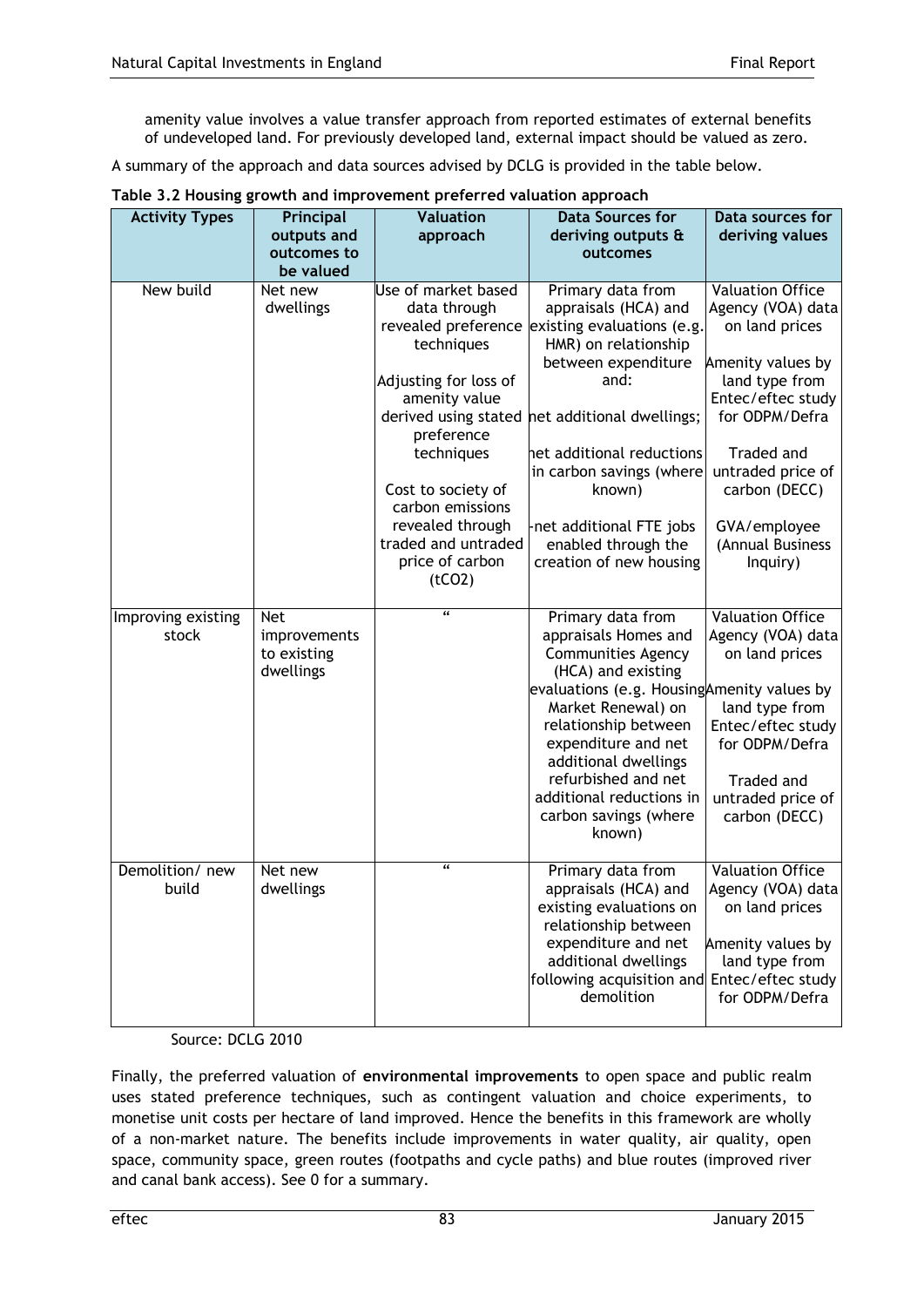amenity value involves a value transfer approach from reported estimates of external benefits of undeveloped land. For previously developed land, external impact should be valued as zero.

A summary of the approach and data sources advised by DCLG is provided in the table below.

**Table 3.2 Housing growth and improvement preferred valuation approach**

| Activity Types | Principal outputs and outcomes to be valued | Valuation approach | Data Sources for deriving outputs & outcomes | Data sources for deriving values |
|---|---|---|---|---|
| New build | Net new dwellings | Use of market based data through revealed preference techniques<br><br>Adjusting for loss of amenity value derived using stated preference techniques<br><br>Cost to society of carbon emissions revealed through traded and untraded price of carbon (tCO2) | Primary data from appraisals (HCA) and existing evaluations (e.g. HMR) on relationship between expenditure and:<br><br>net additional dwellings;<br><br>net additional reductions in carbon savings (where known)<br><br>-net additional FTE jobs enabled through the creation of new housing | Valuation Office Agency (VOA) data on land prices<br><br>Amenity values by land type from Entec/eftec study for ODPM/Defra<br><br>Traded and untraded price of carbon (DECC)<br><br>GVA/employee (Annual Business Inquiry) |
| Improving existing stock | Net improvements to existing dwellings | " | Primary data from appraisals Homes and Communities Agency (HCA) and existing evaluations (e.g. Housing Market Renewal) on relationship between expenditure and net additional dwellings refurbished and net additional reductions in carbon savings (where known) | Valuation Office Agency (VOA) data on land prices<br><br>Amenity values by land type from Entec/eftec study for ODPM/Defra<br><br>Traded and untraded price of carbon (DECC) |
| Demolition/ new build | Net new dwellings | " | Primary data from appraisals (HCA) and existing evaluations on relationship between expenditure and net additional dwellings following acquisition and demolition | Valuation Office Agency (VOA) data on land prices<br><br>Amenity values by land type from Entec/eftec study for ODPM/Defra |

Source: DCLG 2010

Finally, the preferred valuation of **environmental improvements** to open space and public realm uses stated preference techniques, such as contingent valuation and choice experiments, to monetise unit costs per hectare of land improved. Hence the benefits in this framework are wholly of a non-market nature. The benefits include improvements in water quality, air quality, open space, community space, green routes (footpaths and cycle paths) and blue routes (improved river and canal bank access). See 0 for a summary.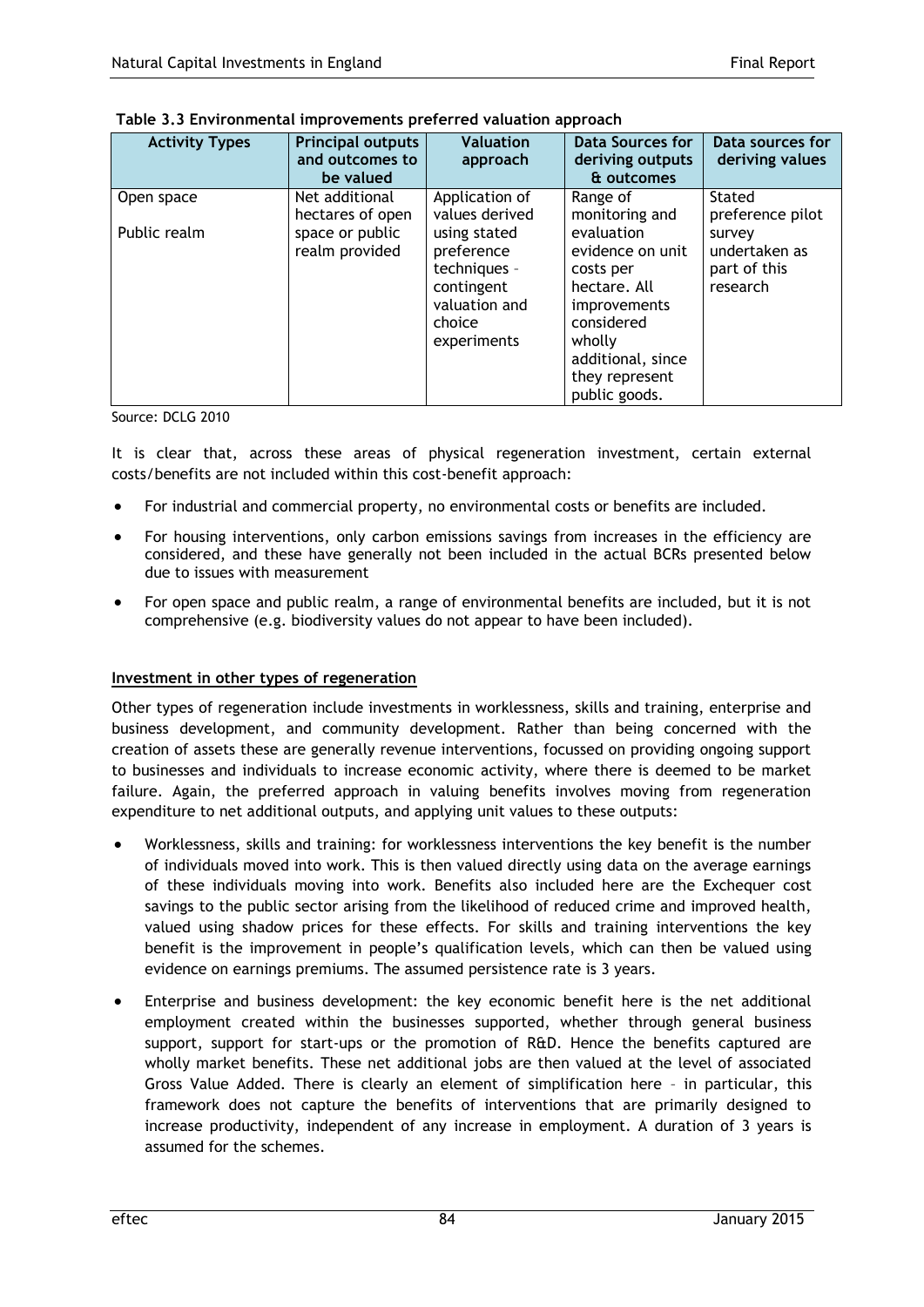**Table 3.3 Environmental improvements preferred valuation approach**

| Activity Types | Principal outputs and outcomes to be valued | Valuation approach | Data Sources for deriving outputs & outcomes | Data sources for deriving values |
|---|---|---|---|---|
| Open space<br><br>Public realm | Net additional hectares of open space or public realm provided | Application of values derived using stated preference techniques – contingent valuation and choice experiments | Range of monitoring and evaluation evidence on unit costs per hectare. All improvements considered wholly additional, since they represent public goods. | Stated preference pilot survey undertaken as part of this research |

Source: DCLG 2010

It is clear that, across these areas of physical regeneration investment, certain external costs/benefits are not included within this cost-benefit approach:

- For industrial and commercial property, no environmental costs or benefits are included.
- For housing interventions, only carbon emissions savings from increases in the efficiency are considered, and these have generally not been included in the actual BCRs presented below due to issues with measurement
- For open space and public realm, a range of environmental benefits are included, but it is not comprehensive (e.g. biodiversity values do not appear to have been included).

**Investment in other types of regeneration**

Other types of regeneration include investments in worklessness, skills and training, enterprise and business development, and community development. Rather than being concerned with the creation of assets these are generally revenue interventions, focussed on providing ongoing support to businesses and individuals to increase economic activity, where there is deemed to be market failure. Again, the preferred approach in valuing benefits involves moving from regeneration expenditure to net additional outputs, and applying unit values to these outputs:

- Worklessness, skills and training: for worklessness interventions the key benefit is the number of individuals moved into work. This is then valued directly using data on the average earnings of these individuals moving into work. Benefits also included here are the Exchequer cost savings to the public sector arising from the likelihood of reduced crime and improved health, valued using shadow prices for these effects. For skills and training interventions the key benefit is the improvement in people's qualification levels, which can then be valued using evidence on earnings premiums. The assumed persistence rate is 3 years.
- Enterprise and business development: the key economic benefit here is the net additional employment created within the businesses supported, whether through general business support, support for start-ups or the promotion of R&D. Hence the benefits captured are wholly market benefits. These net additional jobs are then valued at the level of associated Gross Value Added. There is clearly an element of simplification here – in particular, this framework does not capture the benefits of interventions that are primarily designed to increase productivity, independent of any increase in employment. A duration of 3 years is assumed for the schemes.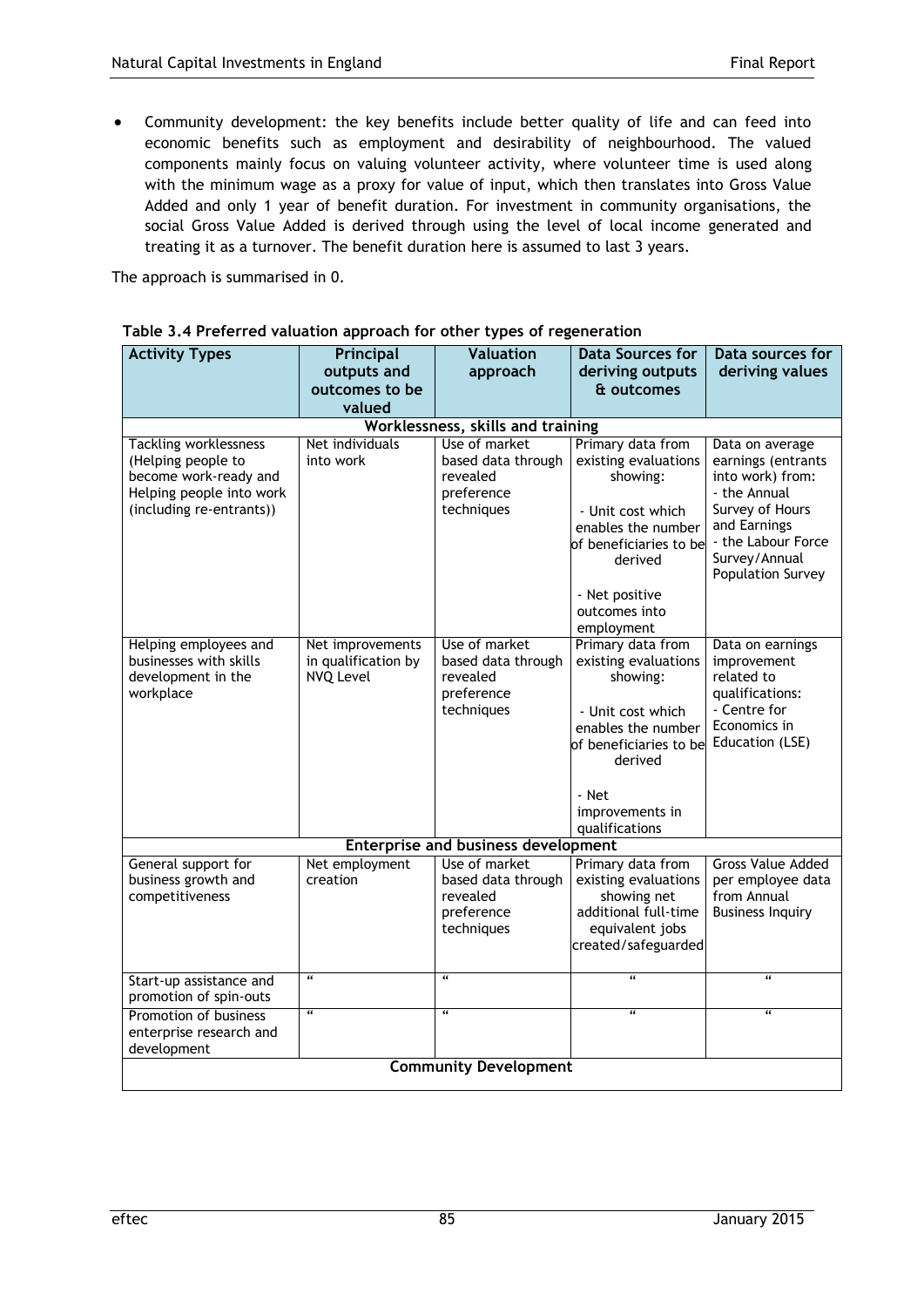- Community development: the key benefits include better quality of life and can feed into economic benefits such as employment and desirability of neighbourhood. The valued components mainly focus on valuing volunteer activity, where volunteer time is used along with the minimum wage as a proxy for value of input, which then translates into Gross Value Added and only 1 year of benefit duration. For investment in community organisations, the social Gross Value Added is derived through using the level of local income generated and treating it as a turnover. The benefit duration here is assumed to last 3 years.

The approach is summarised in 0.

**Table 3.4 Preferred valuation approach for other types of regeneration**

| Activity Types | Principal outputs and outcomes to be valued | Valuation approach | Data Sources for deriving outputs & outcomes | Data sources for deriving values |
|---|---|---|---|---|
| **Worklessness, skills and training** | | | | |
| Tackling worklessness (Helping people to become work-ready and Helping people into work (including re-entrants)) | Net individuals into work | Use of market based data through revealed preference techniques | Primary data from existing evaluations showing:<br>- Unit cost which enables the number of beneficiaries to be derived<br>- Net positive outcomes into employment | Data on average earnings (entrants into work) from:<br>- the Annual Survey of Hours and Earnings<br>- the Labour Force Survey/Annual Population Survey |
| Helping employees and businesses with skills development in the workplace | Net improvements in qualification by NVQ Level | Use of market based data through revealed preference techniques | Primary data from existing evaluations showing:<br>- Unit cost which enables the number of beneficiaries to be derived<br>- Net improvements in qualifications | Data on earnings improvement related to qualifications:<br>- Centre for Economics in Education (LSE) |
| **Enterprise and business development** | | | | |
| General support for business growth and competitiveness | Net employment creation | Use of market based data through revealed preference techniques | Primary data from existing evaluations showing net additional full-time equivalent jobs created/safeguarded | Gross Value Added per employee data from Annual Business Inquiry |
| Start-up assistance and promotion of spin-outs | " | " | " | " |
| Promotion of business enterprise research and development | " | " | " | " |
| **Community Development** | | | | |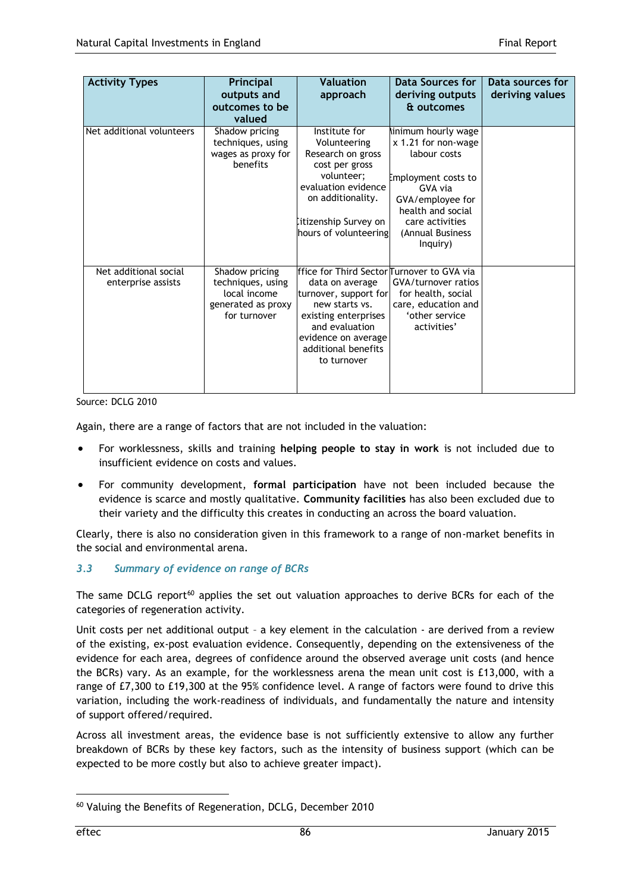| Activity Types | Principal outputs and outcomes to be valued | Valuation approach | Data Sources for deriving outputs & outcomes | Data sources for deriving values |
|---|---|---|---|---|
| Net additional volunteers | Shadow pricing techniques, using wages as proxy for benefits | Institute for Volunteering Research on gross cost per gross volunteer; evaluation evidence on additionality.<br><br>Citizenship Survey on hours of volunteering | Minimum hourly wage x 1.21 for non-wage labour costs<br><br>Employment costs to GVA via GVA/employee for health and social care activities (Annual Business Inquiry) | |
| Net additional social enterprise assists | Shadow pricing techniques, using local income generated as proxy for turnover | Office for Third Sector data on average turnover, support for new starts vs. existing enterprises and evaluation evidence on average additional benefits to turnover | Turnover to GVA via GVA/turnover ratios for health, social care, education and 'other service activities' | |

Source: DCLG 2010

Again, there are a range of factors that are not included in the valuation:

- For worklessness, skills and training **helping people to stay in work** is not included due to insufficient evidence on costs and values.
- For community development, **formal participation** have not been included because the evidence is scarce and mostly qualitative. **Community facilities** has also been excluded due to their variety and the difficulty this creates in conducting an across the board valuation.

Clearly, there is also no consideration given in this framework to a range of non-market benefits in the social and environmental arena.

### *3.3 Summary of evidence on range of BCRs*

The same DCLG report[60] applies the set out valuation approaches to derive BCRs for each of the categories of regeneration activity.

Unit costs per net additional output – a key element in the calculation - are derived from a review of the existing, ex-post evaluation evidence. Consequently, depending on the extensiveness of the evidence for each area, degrees of confidence around the observed average unit costs (and hence the BCRs) vary. As an example, for the worklessness arena the mean unit cost is £13,000, with a range of £7,300 to £19,300 at the 95% confidence level. A range of factors were found to drive this variation, including the work-readiness of individuals, and fundamentally the nature and intensity of support offered/required.

Across all investment areas, the evidence base is not sufficiently extensive to allow any further breakdown of BCRs by these key factors, such as the intensity of business support (which can be expected to be more costly but also to achieve greater impact).

[60] Valuing the Benefits of Regeneration, DCLG, December 2010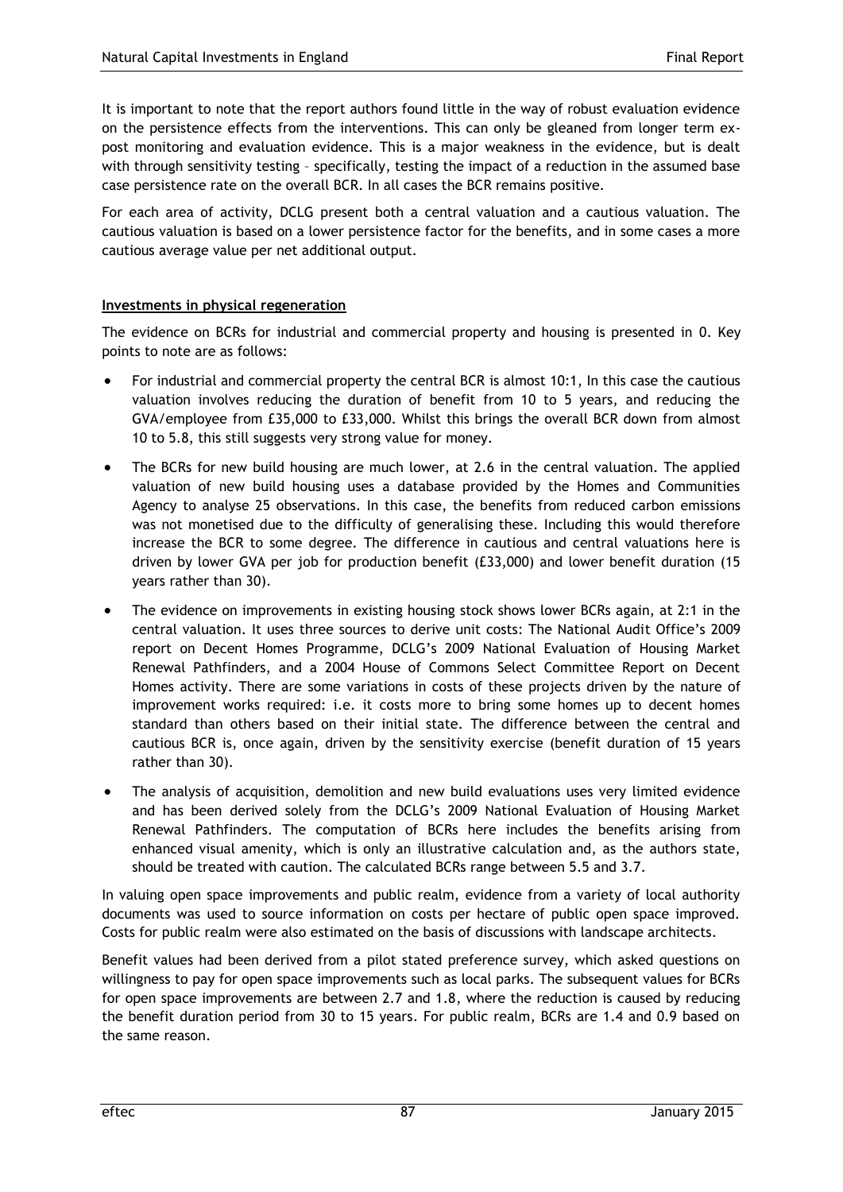It is important to note that the report authors found little in the way of robust evaluation evidence on the persistence effects from the interventions. This can only be gleaned from longer term ex-post monitoring and evaluation evidence. This is a major weakness in the evidence, but is dealt with through sensitivity testing – specifically, testing the impact of a reduction in the assumed base case persistence rate on the overall BCR. In all cases the BCR remains positive.

For each area of activity, DCLG present both a central valuation and a cautious valuation. The cautious valuation is based on a lower persistence factor for the benefits, and in some cases a more cautious average value per net additional output.

**Investments in physical regeneration**

The evidence on BCRs for industrial and commercial property and housing is presented in 0. Key points to note are as follows:

- For industrial and commercial property the central BCR is almost 10:1, In this case the cautious valuation involves reducing the duration of benefit from 10 to 5 years, and reducing the GVA/employee from £35,000 to £33,000. Whilst this brings the overall BCR down from almost 10 to 5.8, this still suggests very strong value for money.
- The BCRs for new build housing are much lower, at 2.6 in the central valuation. The applied valuation of new build housing uses a database provided by the Homes and Communities Agency to analyse 25 observations. In this case, the benefits from reduced carbon emissions was not monetised due to the difficulty of generalising these. Including this would therefore increase the BCR to some degree. The difference in cautious and central valuations here is driven by lower GVA per job for production benefit (£33,000) and lower benefit duration (15 years rather than 30).
- The evidence on improvements in existing housing stock shows lower BCRs again, at 2:1 in the central valuation. It uses three sources to derive unit costs: The National Audit Office's 2009 report on Decent Homes Programme, DCLG's 2009 National Evaluation of Housing Market Renewal Pathfinders, and a 2004 House of Commons Select Committee Report on Decent Homes activity. There are some variations in costs of these projects driven by the nature of improvement works required: i.e. it costs more to bring some homes up to decent homes standard than others based on their initial state. The difference between the central and cautious BCR is, once again, driven by the sensitivity exercise (benefit duration of 15 years rather than 30).
- The analysis of acquisition, demolition and new build evaluations uses very limited evidence and has been derived solely from the DCLG's 2009 National Evaluation of Housing Market Renewal Pathfinders. The computation of BCRs here includes the benefits arising from enhanced visual amenity, which is only an illustrative calculation and, as the authors state, should be treated with caution. The calculated BCRs range between 5.5 and 3.7.

In valuing open space improvements and public realm, evidence from a variety of local authority documents was used to source information on costs per hectare of public open space improved. Costs for public realm were also estimated on the basis of discussions with landscape architects.

Benefit values had been derived from a pilot stated preference survey, which asked questions on willingness to pay for open space improvements such as local parks. The subsequent values for BCRs for open space improvements are between 2.7 and 1.8, where the reduction is caused by reducing the benefit duration period from 30 to 15 years. For public realm, BCRs are 1.4 and 0.9 based on the same reason.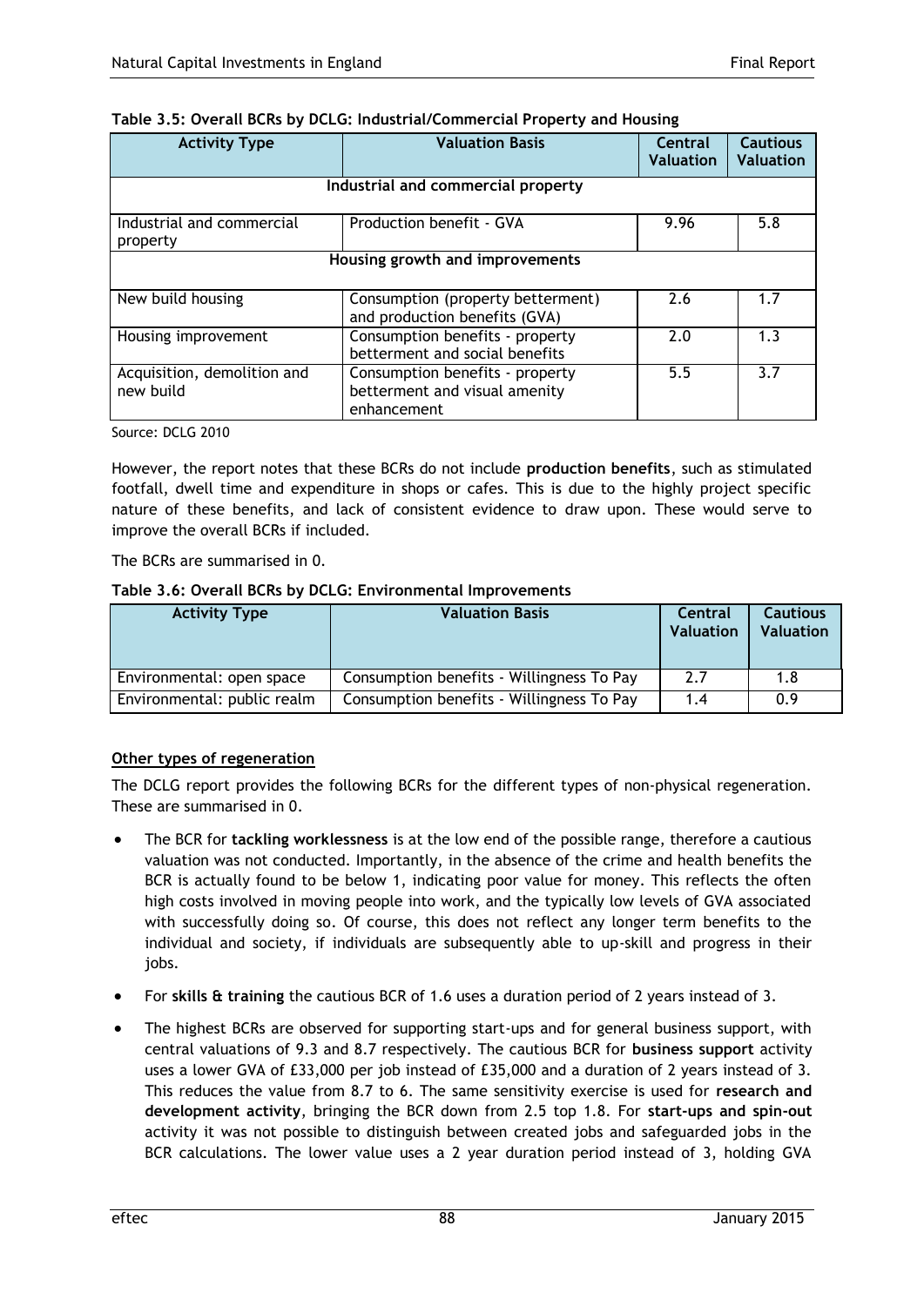**Table 3.5: Overall BCRs by DCLG: Industrial/Commercial Property and Housing**

| Activity Type | Valuation Basis | Central Valuation | Cautious Valuation |
|---|---|---|---|
| **Industrial and commercial property** | | | |
| Industrial and commercial property | Production benefit - GVA | 9.96 | 5.8 |
| **Housing growth and improvements** | | | |
| New build housing | Consumption (property betterment) and production benefits (GVA) | 2.6 | 1.7 |
| Housing improvement | Consumption benefits - property betterment and social benefits | 2.0 | 1.3 |
| Acquisition, demolition and new build | Consumption benefits - property betterment and visual amenity enhancement | 5.5 | 3.7 |

Source: DCLG 2010

However, the report notes that these BCRs do not include **production benefits**, such as stimulated footfall, dwell time and expenditure in shops or cafes. This is due to the highly project specific nature of these benefits, and lack of consistent evidence to draw upon. These would serve to improve the overall BCRs if included.

The BCRs are summarised in 0.

**Table 3.6: Overall BCRs by DCLG: Environmental Improvements**

| Activity Type | Valuation Basis | Central Valuation | Cautious Valuation |
|---|---|---|---|
| Environmental: open space | Consumption benefits - Willingness To Pay | 2.7 | 1.8 |
| Environmental: public realm | Consumption benefits - Willingness To Pay | 1.4 | 0.9 |

**Other types of regeneration**

The DCLG report provides the following BCRs for the different types of non-physical regeneration. These are summarised in 0.

- The BCR for **tackling worklessness** is at the low end of the possible range, therefore a cautious valuation was not conducted. Importantly, in the absence of the crime and health benefits the BCR is actually found to be below 1, indicating poor value for money. This reflects the often high costs involved in moving people into work, and the typically low levels of GVA associated with successfully doing so. Of course, this does not reflect any longer term benefits to the individual and society, if individuals are subsequently able to up-skill and progress in their jobs.
- For **skills & training** the cautious BCR of 1.6 uses a duration period of 2 years instead of 3.
- The highest BCRs are observed for supporting start-ups and for general business support, with central valuations of 9.3 and 8.7 respectively. The cautious BCR for **business support** activity uses a lower GVA of £33,000 per job instead of £35,000 and a duration of 2 years instead of 3. This reduces the value from 8.7 to 6. The same sensitivity exercise is used for **research and development activity**, bringing the BCR down from 2.5 top 1.8. For **start-ups and spin-out** activity it was not possible to distinguish between created jobs and safeguarded jobs in the BCR calculations. The lower value uses a 2 year duration period instead of 3, holding GVA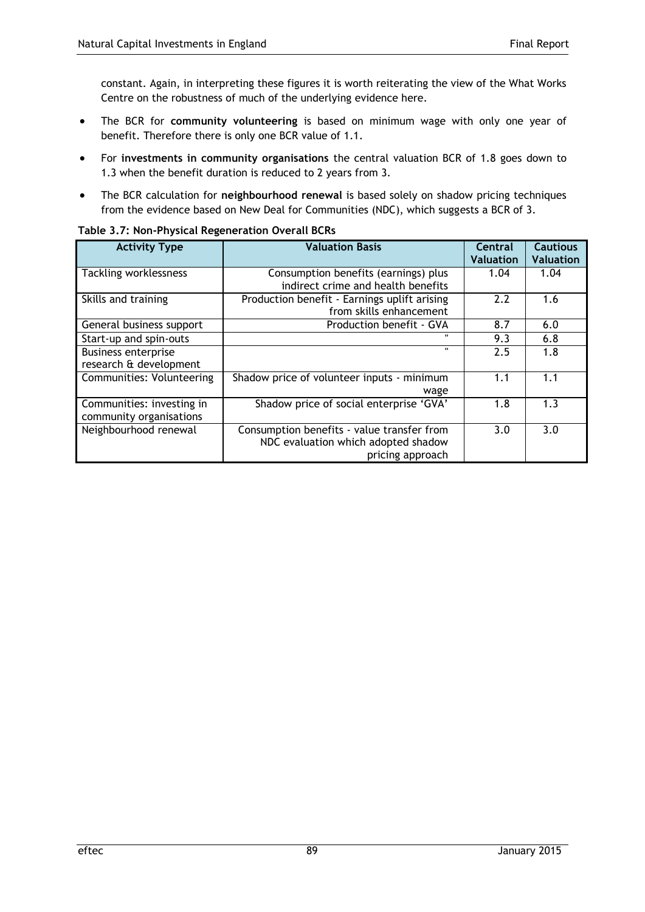constant. Again, in interpreting these figures it is worth reiterating the view of the What Works Centre on the robustness of much of the underlying evidence here.

- The BCR for **community volunteering** is based on minimum wage with only one year of benefit. Therefore there is only one BCR value of 1.1.
- For **investments in community organisations** the central valuation BCR of 1.8 goes down to 1.3 when the benefit duration is reduced to 2 years from 3.
- The BCR calculation for **neighbourhood renewal** is based solely on shadow pricing techniques from the evidence based on New Deal for Communities (NDC), which suggests a BCR of 3.

**Table 3.7: Non-Physical Regeneration Overall BCRs**

| Activity Type | Valuation Basis | Central Valuation | Cautious Valuation |
|---|---|---|---|
| Tackling worklessness | Consumption benefits (earnings) plus indirect crime and health benefits | 1.04 | 1.04 |
| Skills and training | Production benefit - Earnings uplift arising from skills enhancement | 2.2 | 1.6 |
| General business support | Production benefit - GVA | 8.7 | 6.0 |
| Start-up and spin-outs | " | 9.3 | 6.8 |
| Business enterprise research & development | " | 2.5 | 1.8 |
| Communities: Volunteering | Shadow price of volunteer inputs - minimum wage | 1.1 | 1.1 |
| Communities: investing in community organisations | Shadow price of social enterprise 'GVA' | 1.8 | 1.3 |
| Neighbourhood renewal | Consumption benefits - value transfer from NDC evaluation which adopted shadow pricing approach | 3.0 | 3.0 |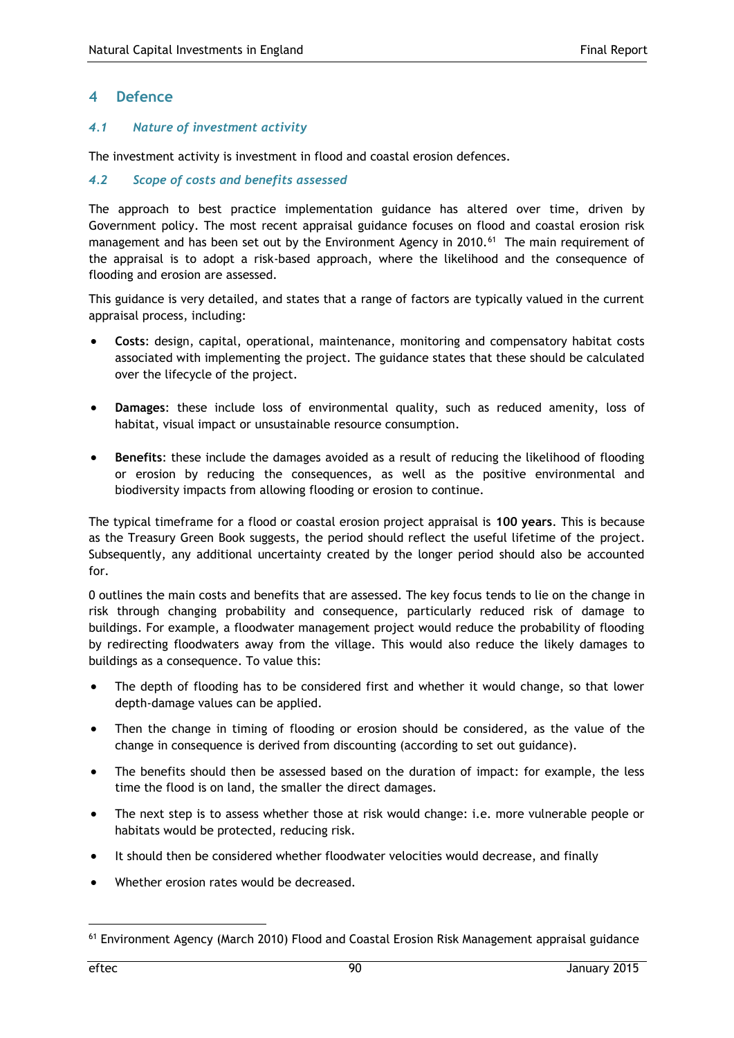# 4 Defence

## 4.1 Nature of investment activity

The investment activity is investment in flood and coastal erosion defences.

## 4.2 Scope of costs and benefits assessed

The approach to best practice implementation guidance has altered over time, driven by Government policy. The most recent appraisal guidance focuses on flood and coastal erosion risk management and has been set out by the Environment Agency in 2010.[61] The main requirement of the appraisal is to adopt a risk-based approach, where the likelihood and the consequence of flooding and erosion are assessed.

This guidance is very detailed, and states that a range of factors are typically valued in the current appraisal process, including:

- **Costs**: design, capital, operational, maintenance, monitoring and compensatory habitat costs associated with implementing the project. The guidance states that these should be calculated over the lifecycle of the project.
- **Damages**: these include loss of environmental quality, such as reduced amenity, loss of habitat, visual impact or unsustainable resource consumption.
- **Benefits**: these include the damages avoided as a result of reducing the likelihood of flooding or erosion by reducing the consequences, as well as the positive environmental and biodiversity impacts from allowing flooding or erosion to continue.

The typical timeframe for a flood or coastal erosion project appraisal is **100 years**. This is because as the Treasury Green Book suggests, the period should reflect the useful lifetime of the project. Subsequently, any additional uncertainty created by the longer period should also be accounted for.

0 outlines the main costs and benefits that are assessed. The key focus tends to lie on the change in risk through changing probability and consequence, particularly reduced risk of damage to buildings. For example, a floodwater management project would reduce the probability of flooding by redirecting floodwaters away from the village. This would also reduce the likely damages to buildings as a consequence. To value this:

- The depth of flooding has to be considered first and whether it would change, so that lower depth-damage values can be applied.
- Then the change in timing of flooding or erosion should be considered, as the value of the change in consequence is derived from discounting (according to set out guidance).
- The benefits should then be assessed based on the duration of impact: for example, the less time the flood is on land, the smaller the direct damages.
- The next step is to assess whether those at risk would change: i.e. more vulnerable people or habitats would be protected, reducing risk.
- It should then be considered whether floodwater velocities would decrease, and finally
- Whether erosion rates would be decreased.

[61] Environment Agency (March 2010) Flood and Coastal Erosion Risk Management appraisal guidance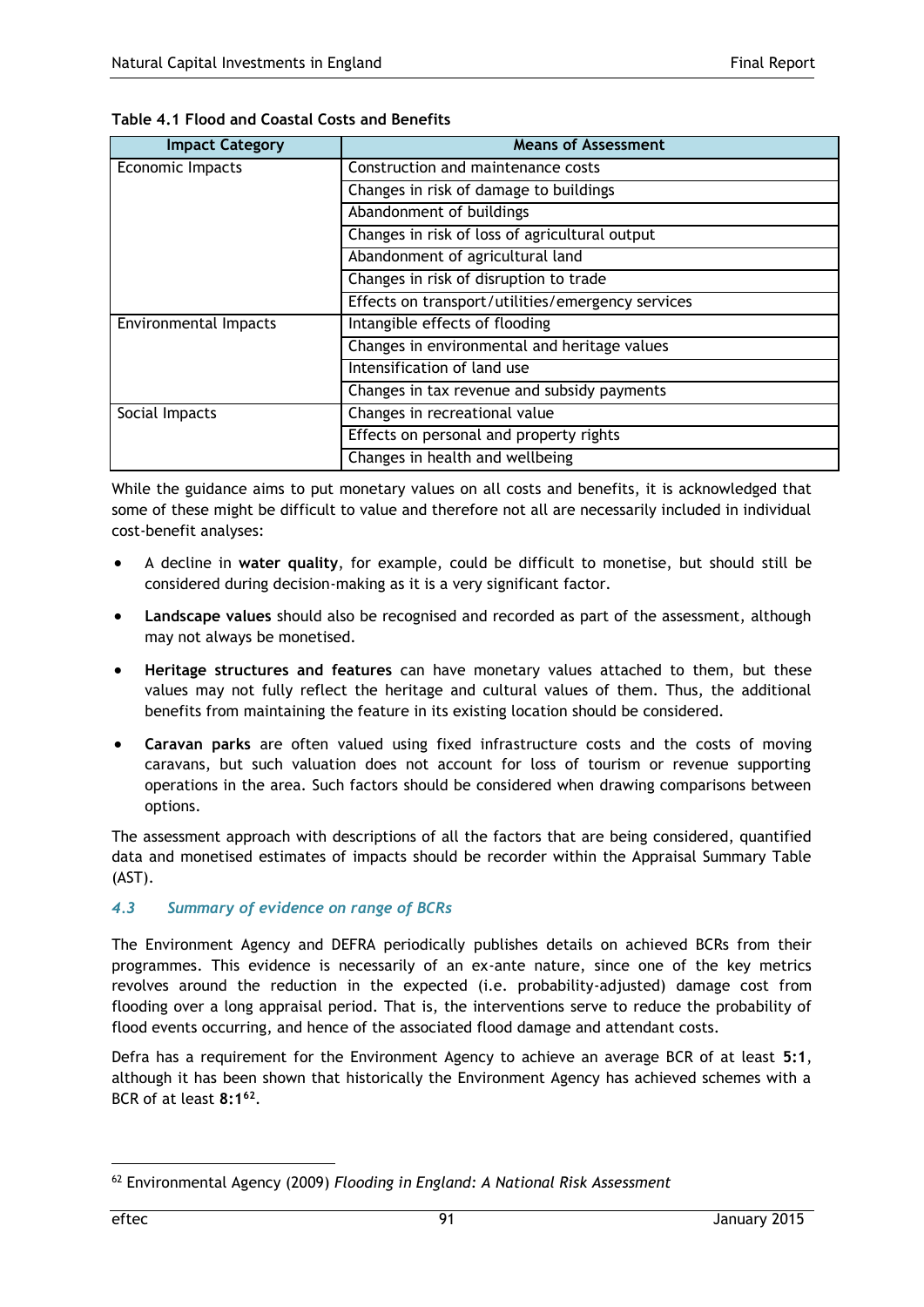**Table 4.1 Flood and Coastal Costs and Benefits**

| Impact Category | Means of Assessment |
|---|---|
| Economic Impacts | Construction and maintenance costs |
| | Changes in risk of damage to buildings |
| | Abandonment of buildings |
| | Changes in risk of loss of agricultural output |
| | Abandonment of agricultural land |
| | Changes in risk of disruption to trade |
| | Effects on transport/utilities/emergency services |
| Environmental Impacts | Intangible effects of flooding |
| | Changes in environmental and heritage values |
| | Intensification of land use |
| | Changes in tax revenue and subsidy payments |
| Social Impacts | Changes in recreational value |
| | Effects on personal and property rights |
| | Changes in health and wellbeing |

While the guidance aims to put monetary values on all costs and benefits, it is acknowledged that some of these might be difficult to value and therefore not all are necessarily included in individual cost-benefit analyses:

- A decline in **water quality**, for example, could be difficult to monetise, but should still be considered during decision-making as it is a very significant factor.
- **Landscape values** should also be recognised and recorded as part of the assessment, although may not always be monetised.
- **Heritage structures and features** can have monetary values attached to them, but these values may not fully reflect the heritage and cultural values of them. Thus, the additional benefits from maintaining the feature in its existing location should be considered.
- **Caravan parks** are often valued using fixed infrastructure costs and the costs of moving caravans, but such valuation does not account for loss of tourism or revenue supporting operations in the area. Such factors should be considered when drawing comparisons between options.

The assessment approach with descriptions of all the factors that are being considered, quantified data and monetised estimates of impacts should be recorder within the Appraisal Summary Table (AST).

### *4.3 Summary of evidence on range of BCRs*

The Environment Agency and DEFRA periodically publishes details on achieved BCRs from their programmes. This evidence is necessarily of an ex-ante nature, since one of the key metrics revolves around the reduction in the expected (i.e. probability-adjusted) damage cost from flooding over a long appraisal period. That is, the interventions serve to reduce the probability of flood events occurring, and hence of the associated flood damage and attendant costs.

Defra has a requirement for the Environment Agency to achieve an average BCR of at least **5:1**, although it has been shown that historically the Environment Agency has achieved schemes with a BCR of at least **8:1**[62].

[62] Environmental Agency (2009) *Flooding in England: A National Risk Assessment*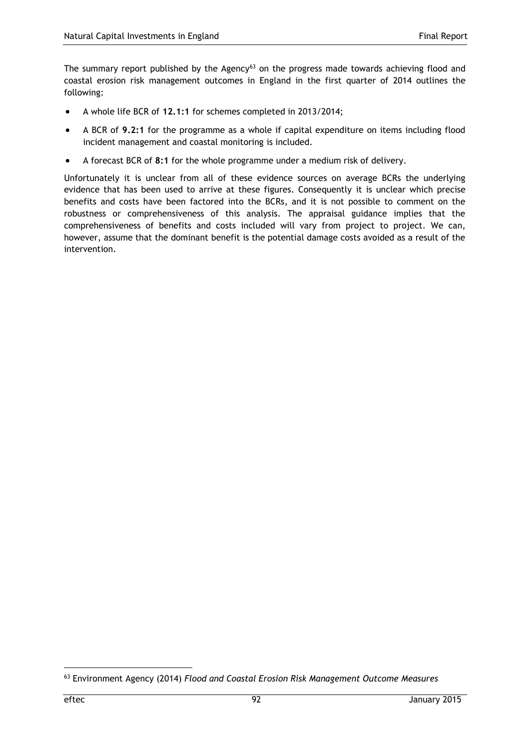The summary report published by the Agency[63] on the progress made towards achieving flood and coastal erosion risk management outcomes in England in the first quarter of 2014 outlines the following:

- A whole life BCR of **12.1:1** for schemes completed in 2013/2014;
- A BCR of **9.2:1** for the programme as a whole if capital expenditure on items including flood incident management and coastal monitoring is included.
- A forecast BCR of **8:1** for the whole programme under a medium risk of delivery.

Unfortunately it is unclear from all of these evidence sources on average BCRs the underlying evidence that has been used to arrive at these figures. Consequently it is unclear which precise benefits and costs have been factored into the BCRs, and it is not possible to comment on the robustness or comprehensiveness of this analysis. The appraisal guidance implies that the comprehensiveness of benefits and costs included will vary from project to project. We can, however, assume that the dominant benefit is the potential damage costs avoided as a result of the intervention.

---

[63] Environment Agency (2014) *Flood and Coastal Erosion Risk Management Outcome Measures*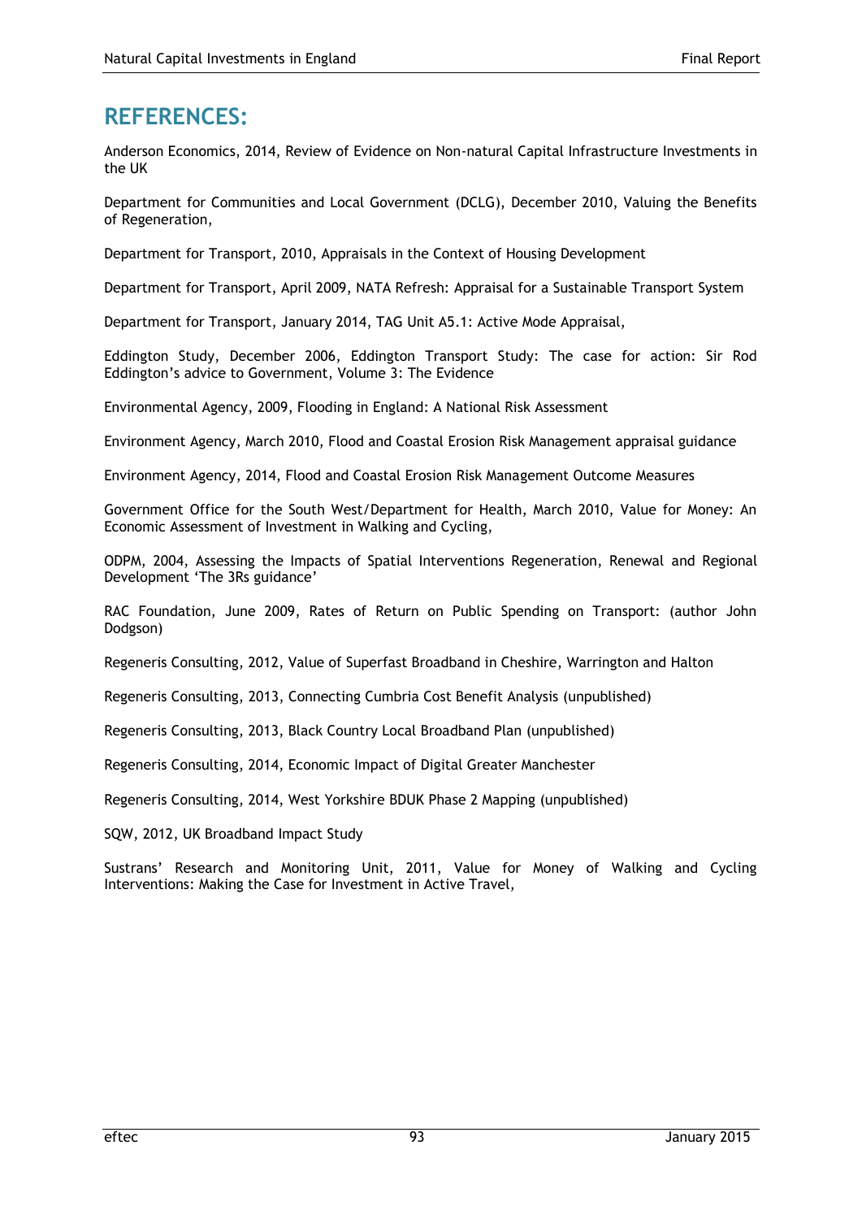# REFERENCES:

Anderson Economics, 2014, Review of Evidence on Non-natural Capital Infrastructure Investments in the UK

Department for Communities and Local Government (DCLG), December 2010, Valuing the Benefits of Regeneration,

Department for Transport, 2010, Appraisals in the Context of Housing Development

Department for Transport, April 2009, NATA Refresh: Appraisal for a Sustainable Transport System

Department for Transport, January 2014, TAG Unit A5.1: Active Mode Appraisal,

Eddington Study, December 2006, Eddington Transport Study: The case for action: Sir Rod Eddington's advice to Government, Volume 3: The Evidence

Environmental Agency, 2009, Flooding in England: A National Risk Assessment

Environment Agency, March 2010, Flood and Coastal Erosion Risk Management appraisal guidance

Environment Agency, 2014, Flood and Coastal Erosion Risk Management Outcome Measures

Government Office for the South West/Department for Health, March 2010, Value for Money: An Economic Assessment of Investment in Walking and Cycling,

ODPM, 2004, Assessing the Impacts of Spatial Interventions Regeneration, Renewal and Regional Development 'The 3Rs guidance'

RAC Foundation, June 2009, Rates of Return on Public Spending on Transport: (author John Dodgson)

Regeneris Consulting, 2012, Value of Superfast Broadband in Cheshire, Warrington and Halton

Regeneris Consulting, 2013, Connecting Cumbria Cost Benefit Analysis (unpublished)

Regeneris Consulting, 2013, Black Country Local Broadband Plan (unpublished)

Regeneris Consulting, 2014, Economic Impact of Digital Greater Manchester

Regeneris Consulting, 2014, West Yorkshire BDUK Phase 2 Mapping (unpublished)

SQW, 2012, UK Broadband Impact Study

Sustrans' Research and Monitoring Unit, 2011, Value for Money of Walking and Cycling Interventions: Making the Case for Investment in Active Travel,